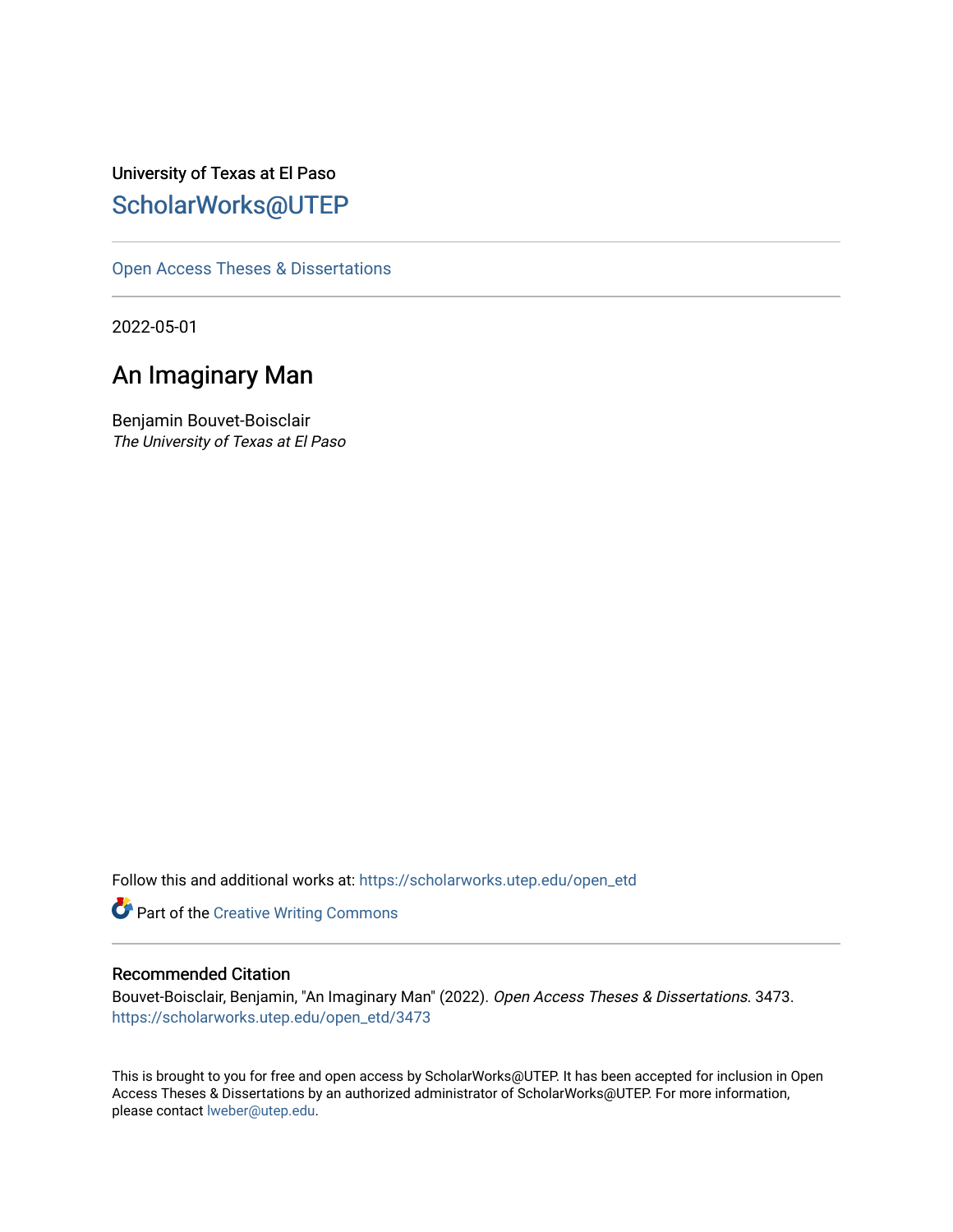University of Texas at El Paso

# ScholarWorks@UTEP

Open Access Theses & Dissertations

2022-05-01

## An Imaginary Man

Benjamin Bouvet-Boisclair
*The University of Texas at El Paso*

Follow this and additional works at: https://scholarworks.utep.edu/open_etd

Part of the Creative Writing Commons

### Recommended Citation

Bouvet-Boisclair, Benjamin, "An Imaginary Man" (2022). *Open Access Theses & Dissertations*. 3473.
https://scholarworks.utep.edu/open_etd/3473

This is brought to you for free and open access by ScholarWorks@UTEP. It has been accepted for inclusion in Open Access Theses & Dissertations by an authorized administrator of ScholarWorks@UTEP. For more information, please contact lweber@utep.edu.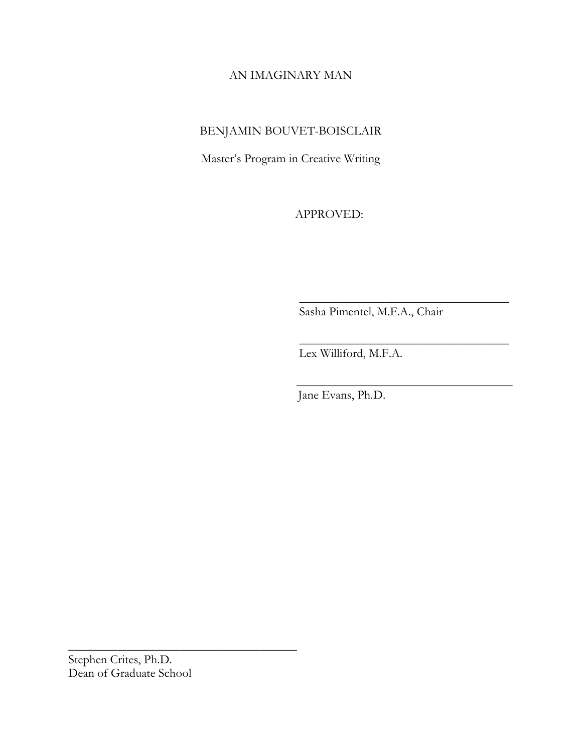AN IMAGINARY MAN

BENJAMIN BOUVET-BOISCLAIR

Master's Program in Creative Writing

APPROVED:

_________________________________
Sasha Pimentel, M.F.A., Chair

_________________________________
Lex Williford, M.F.A.

_________________________________
Jane Evans, Ph.D.

_________________________________
Stephen Crites, Ph.D.
Dean of Graduate School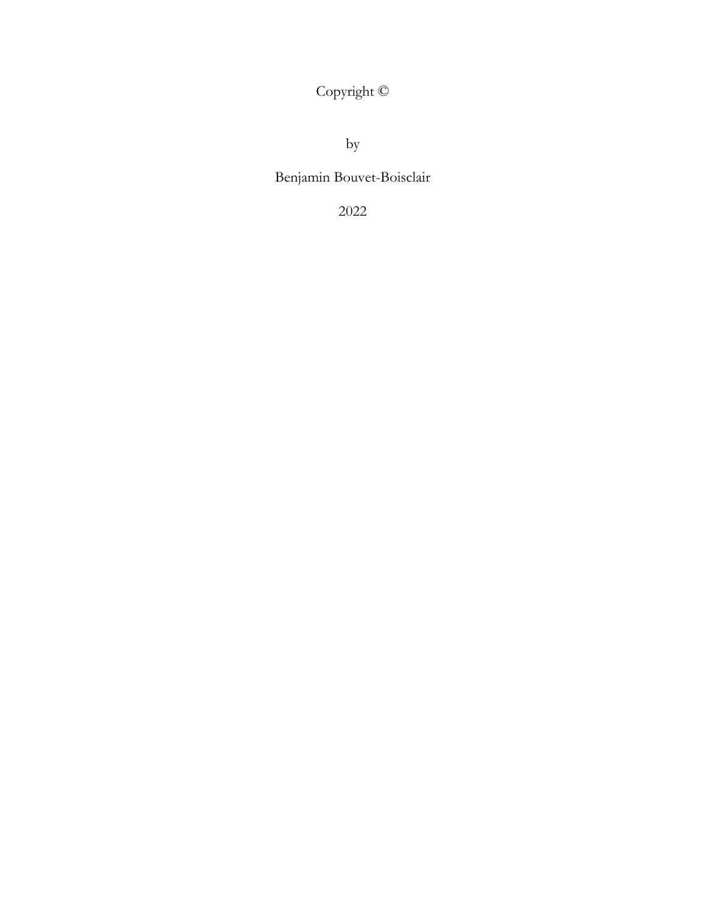Copyright ©

by

Benjamin Bouvet-Boisclair

2022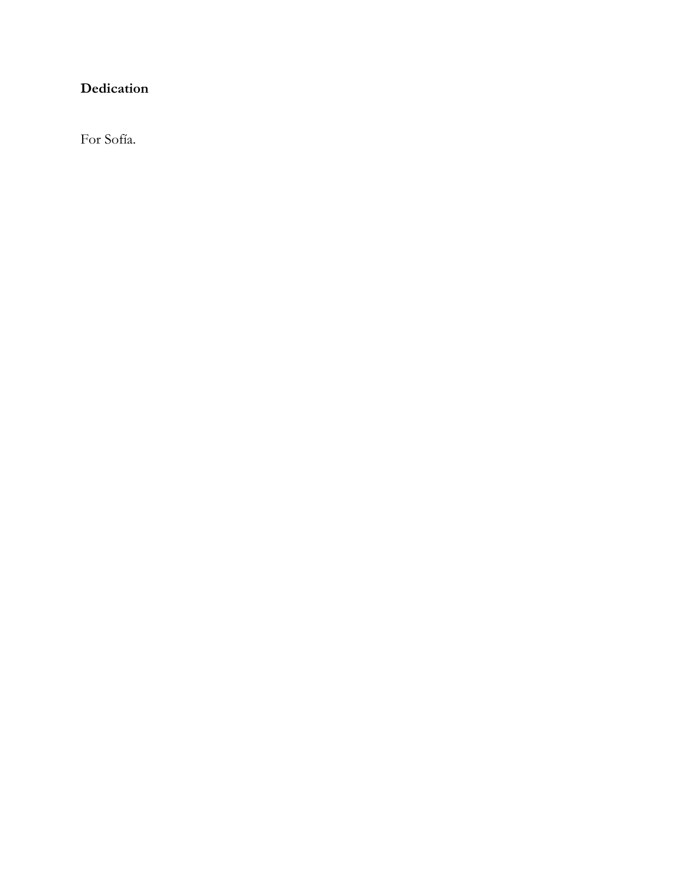## Dedication

For Sofía.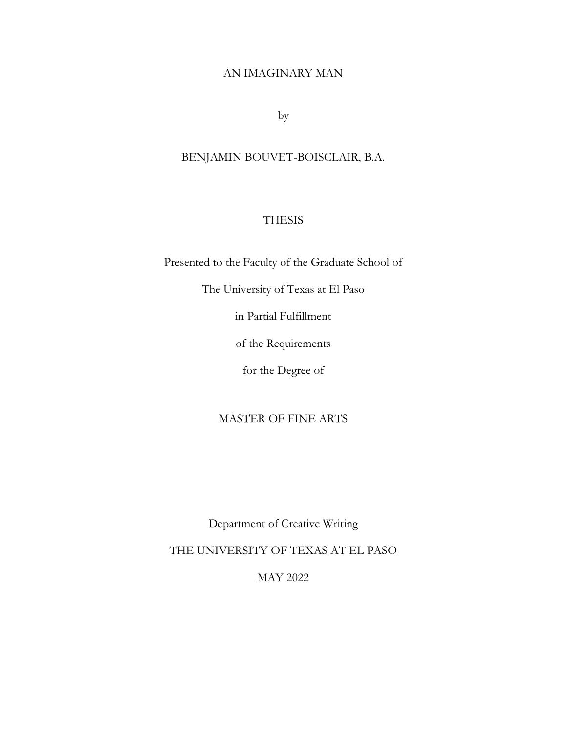AN IMAGINARY MAN

by

BENJAMIN BOUVET-BOISCLAIR, B.A.

THESIS

Presented to the Faculty of the Graduate School of

The University of Texas at El Paso

in Partial Fulfillment

of the Requirements

for the Degree of

MASTER OF FINE ARTS

Department of Creative Writing

THE UNIVERSITY OF TEXAS AT EL PASO

MAY 2022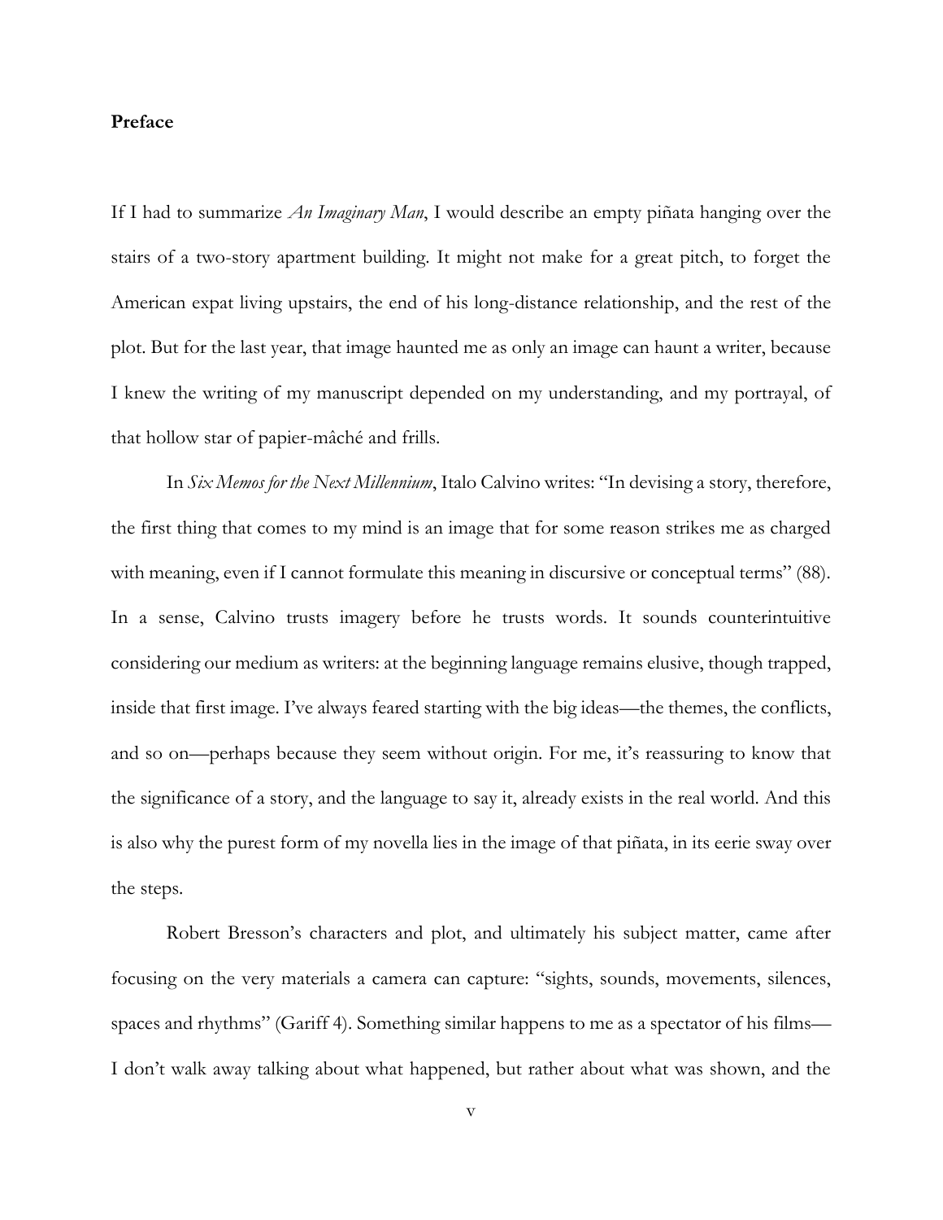**Preface**

If I had to summarize *An Imaginary Man*, I would describe an empty piñata hanging over the stairs of a two-story apartment building. It might not make for a great pitch, to forget the American expat living upstairs, the end of his long-distance relationship, and the rest of the plot. But for the last year, that image haunted me as only an image can haunt a writer, because I knew the writing of my manuscript depended on my understanding, and my portrayal, of that hollow star of papier-mâché and frills.

In *Six Memos for the Next Millennium*, Italo Calvino writes: "In devising a story, therefore, the first thing that comes to my mind is an image that for some reason strikes me as charged with meaning, even if I cannot formulate this meaning in discursive or conceptual terms" (88). In a sense, Calvino trusts imagery before he trusts words. It sounds counterintuitive considering our medium as writers: at the beginning language remains elusive, though trapped, inside that first image. I've always feared starting with the big ideas—the themes, the conflicts, and so on—perhaps because they seem without origin. For me, it's reassuring to know that the significance of a story, and the language to say it, already exists in the real world. And this is also why the purest form of my novella lies in the image of that piñata, in its eerie sway over the steps.

Robert Bresson's characters and plot, and ultimately his subject matter, came after focusing on the very materials a camera can capture: "sights, sounds, movements, silences, spaces and rhythms" (Gariff 4). Something similar happens to me as a spectator of his films—I don't walk away talking about what happened, but rather about what was shown, and the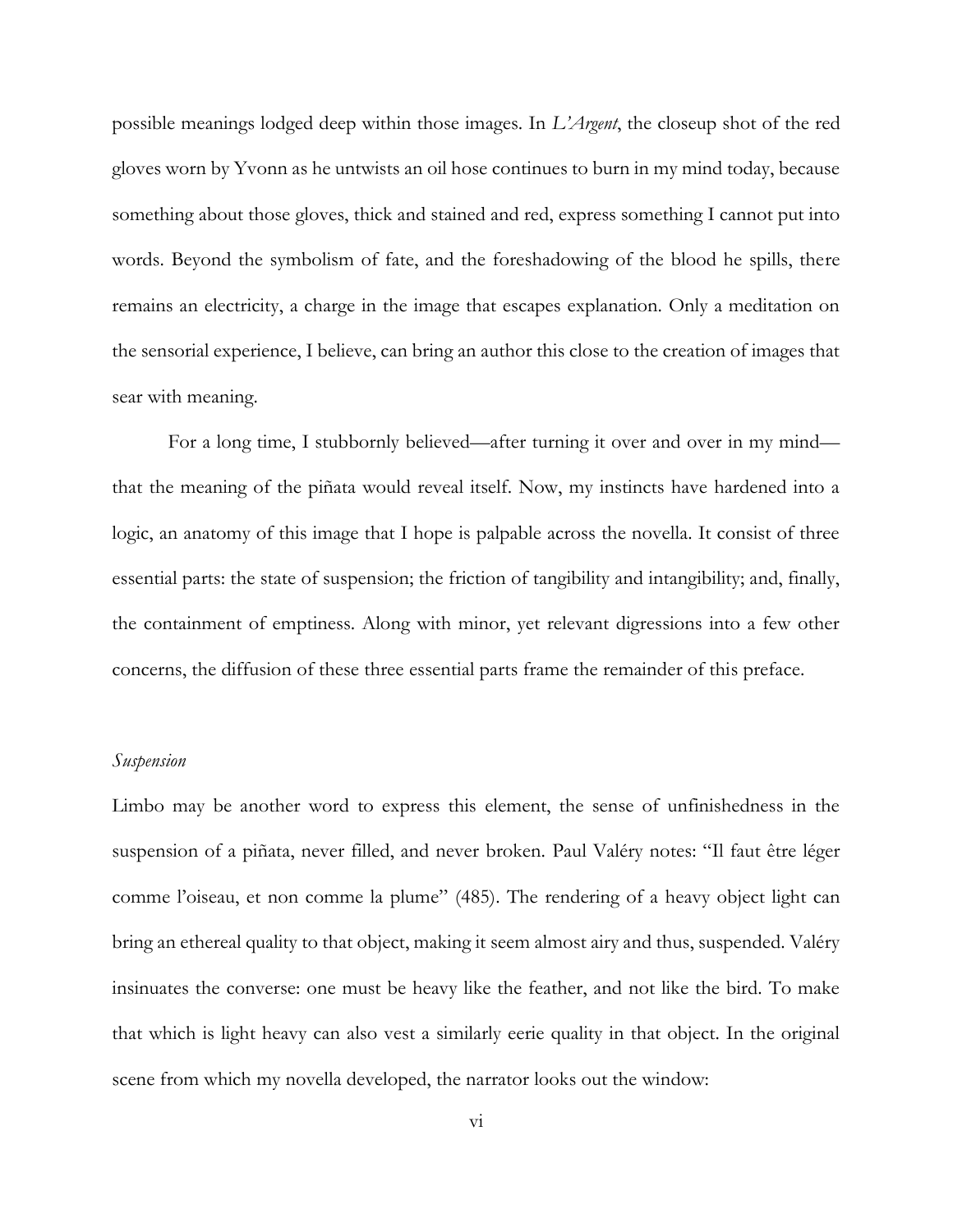possible meanings lodged deep within those images. In *L'Argent*, the closeup shot of the red gloves worn by Yvonn as he untwists an oil hose continues to burn in my mind today, because something about those gloves, thick and stained and red, express something I cannot put into words. Beyond the symbolism of fate, and the foreshadowing of the blood he spills, there remains an electricity, a charge in the image that escapes explanation. Only a meditation on the sensorial experience, I believe, can bring an author this close to the creation of images that sear with meaning.

For a long time, I stubbornly believed—after turning it over and over in my mind—that the meaning of the piñata would reveal itself. Now, my instincts have hardened into a logic, an anatomy of this image that I hope is palpable across the novella. It consist of three essential parts: the state of suspension; the friction of tangibility and intangibility; and, finally, the containment of emptiness. Along with minor, yet relevant digressions into a few other concerns, the diffusion of these three essential parts frame the remainder of this preface.

*Suspension*

Limbo may be another word to express this element, the sense of unfinishedness in the suspension of a piñata, never filled, and never broken. Paul Valéry notes: "Il faut être léger comme l'oiseau, et non comme la plume" (485). The rendering of a heavy object light can bring an ethereal quality to that object, making it seem almost airy and thus, suspended. Valéry insinuates the converse: one must be heavy like the feather, and not like the bird. To make that which is light heavy can also vest a similarly eerie quality in that object. In the original scene from which my novella developed, the narrator looks out the window: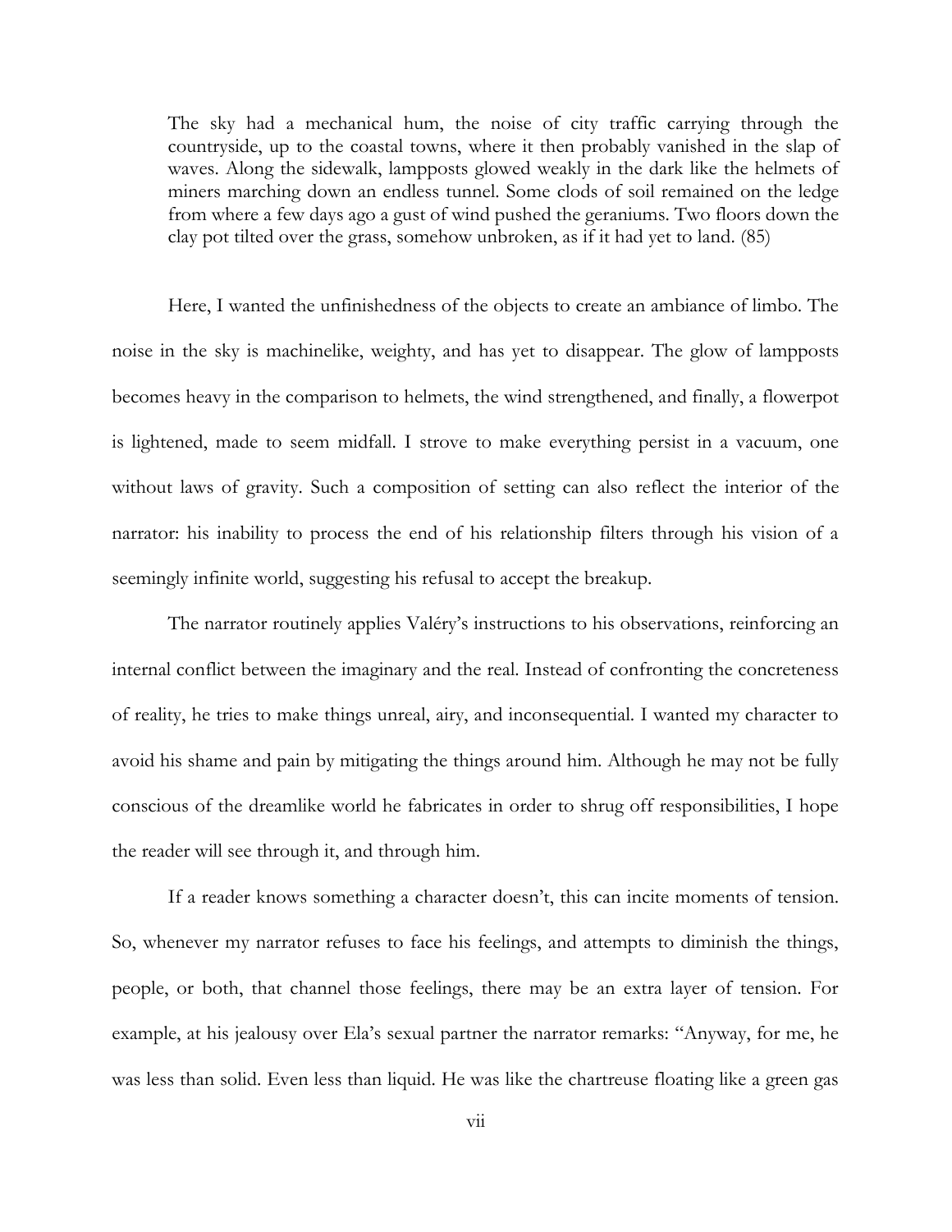> The sky had a mechanical hum, the noise of city traffic carrying through the countryside, up to the coastal towns, where it then probably vanished in the slap of waves. Along the sidewalk, lampposts glowed weakly in the dark like the helmets of miners marching down an endless tunnel. Some clods of soil remained on the ledge from where a few days ago a gust of wind pushed the geraniums. Two floors down the clay pot tilted over the grass, somehow unbroken, as if it had yet to land. (85)

Here, I wanted the unfinishedness of the objects to create an ambiance of limbo. The noise in the sky is machinelike, weighty, and has yet to disappear. The glow of lampposts becomes heavy in the comparison to helmets, the wind strengthened, and finally, a flowerpot is lightened, made to seem midfall. I strove to make everything persist in a vacuum, one without laws of gravity. Such a composition of setting can also reflect the interior of the narrator: his inability to process the end of his relationship filters through his vision of a seemingly infinite world, suggesting his refusal to accept the breakup.

The narrator routinely applies Valéry's instructions to his observations, reinforcing an internal conflict between the imaginary and the real. Instead of confronting the concreteness of reality, he tries to make things unreal, airy, and inconsequential. I wanted my character to avoid his shame and pain by mitigating the things around him. Although he may not be fully conscious of the dreamlike world he fabricates in order to shrug off responsibilities, I hope the reader will see through it, and through him.

If a reader knows something a character doesn't, this can incite moments of tension. So, whenever my narrator refuses to face his feelings, and attempts to diminish the things, people, or both, that channel those feelings, there may be an extra layer of tension. For example, at his jealousy over Ela's sexual partner the narrator remarks: "Anyway, for me, he was less than solid. Even less than liquid. He was like the chartreuse floating like a green gas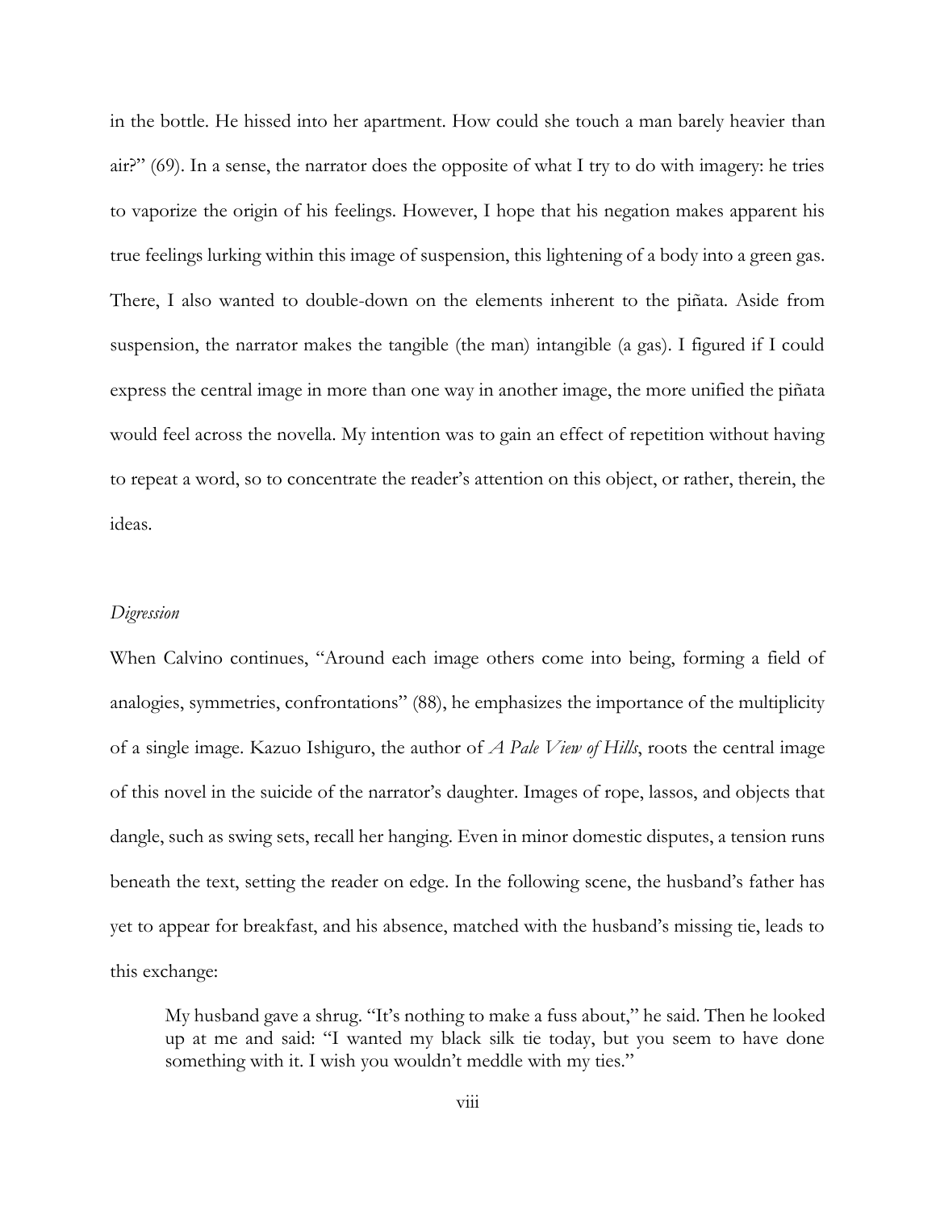in the bottle. He hissed into her apartment. How could she touch a man barely heavier than air?" (69). In a sense, the narrator does the opposite of what I try to do with imagery: he tries to vaporize the origin of his feelings. However, I hope that his negation makes apparent his true feelings lurking within this image of suspension, this lightening of a body into a green gas. There, I also wanted to double-down on the elements inherent to the piñata. Aside from suspension, the narrator makes the tangible (the man) intangible (a gas). I figured if I could express the central image in more than one way in another image, the more unified the piñata would feel across the novella. My intention was to gain an effect of repetition without having to repeat a word, so to concentrate the reader's attention on this object, or rather, therein, the ideas.

### *Digression*

When Calvino continues, "Around each image others come into being, forming a field of analogies, symmetries, confrontations" (88), he emphasizes the importance of the multiplicity of a single image. Kazuo Ishiguro, the author of *A Pale View of Hills*, roots the central image of this novel in the suicide of the narrator's daughter. Images of rope, lassos, and objects that dangle, such as swing sets, recall her hanging. Even in minor domestic disputes, a tension runs beneath the text, setting the reader on edge. In the following scene, the husband's father has yet to appear for breakfast, and his absence, matched with the husband's missing tie, leads to this exchange:

> My husband gave a shrug. "It's nothing to make a fuss about," he said. Then he looked up at me and said: "I wanted my black silk tie today, but you seem to have done something with it. I wish you wouldn't meddle with my ties."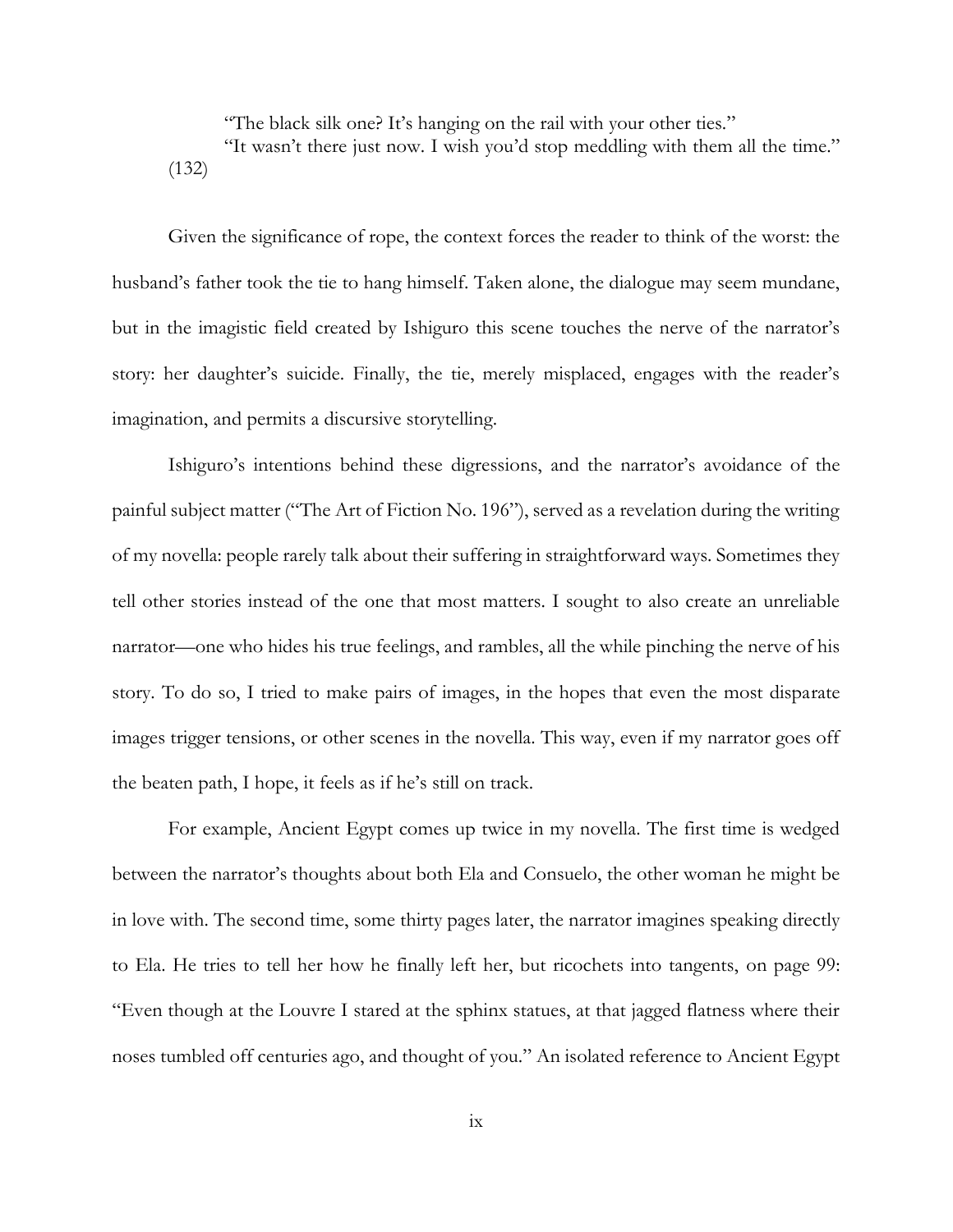"The black silk one? It's hanging on the rail with your other ties."

"It wasn't there just now. I wish you'd stop meddling with them all the time." (132)

Given the significance of rope, the context forces the reader to think of the worst: the husband's father took the tie to hang himself. Taken alone, the dialogue may seem mundane, but in the imagistic field created by Ishiguro this scene touches the nerve of the narrator's story: her daughter's suicide. Finally, the tie, merely misplaced, engages with the reader's imagination, and permits a discursive storytelling.

Ishiguro's intentions behind these digressions, and the narrator's avoidance of the painful subject matter ("The Art of Fiction No. 196"), served as a revelation during the writing of my novella: people rarely talk about their suffering in straightforward ways. Sometimes they tell other stories instead of the one that most matters. I sought to also create an unreliable narrator—one who hides his true feelings, and rambles, all the while pinching the nerve of his story. To do so, I tried to make pairs of images, in the hopes that even the most disparate images trigger tensions, or other scenes in the novella. This way, even if my narrator goes off the beaten path, I hope, it feels as if he's still on track.

For example, Ancient Egypt comes up twice in my novella. The first time is wedged between the narrator's thoughts about both Ela and Consuelo, the other woman he might be in love with. The second time, some thirty pages later, the narrator imagines speaking directly to Ela. He tries to tell her how he finally left her, but ricochets into tangents, on page 99: "Even though at the Louvre I stared at the sphinx statues, at that jagged flatness where their noses tumbled off centuries ago, and thought of you." An isolated reference to Ancient Egypt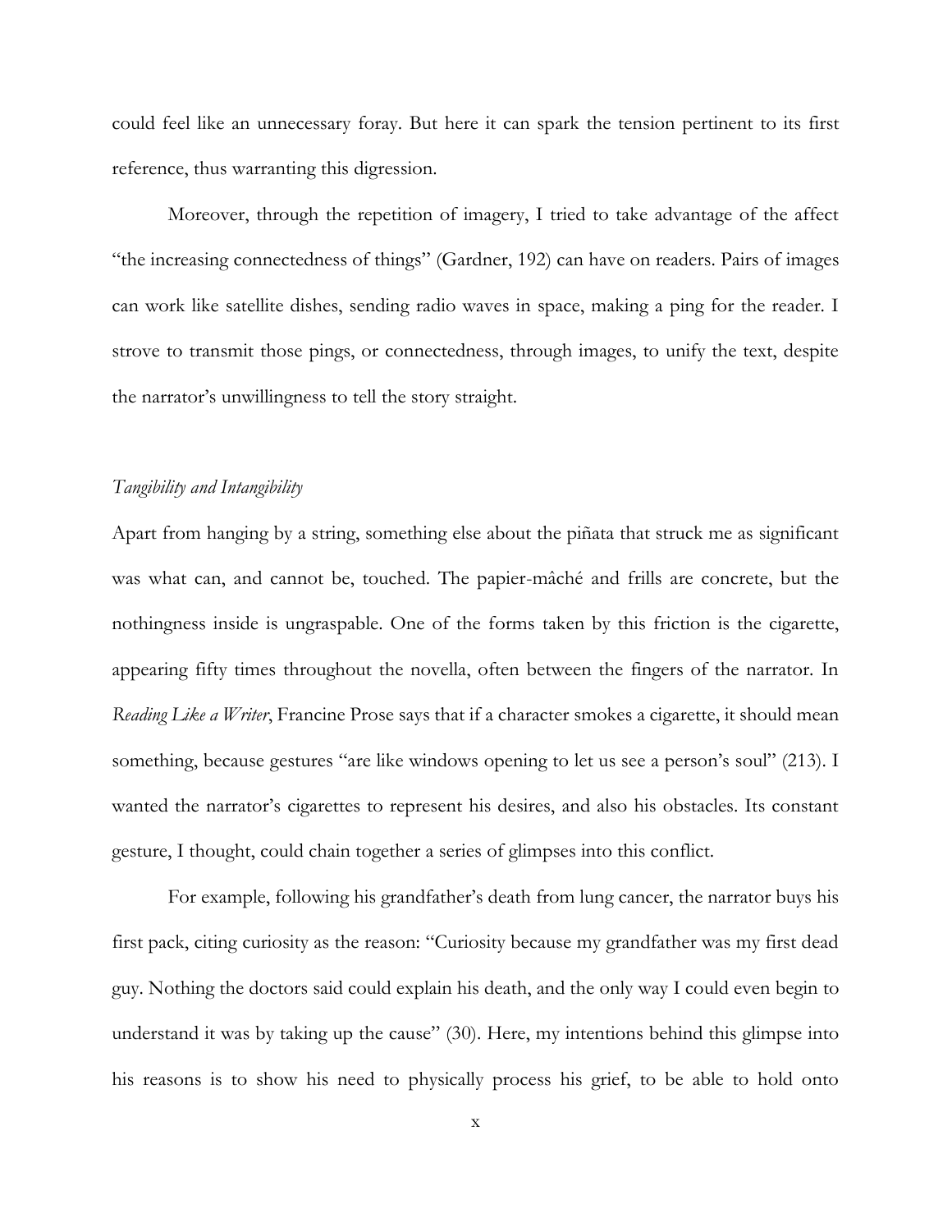could feel like an unnecessary foray. But here it can spark the tension pertinent to its first reference, thus warranting this digression.

Moreover, through the repetition of imagery, I tried to take advantage of the affect "the increasing connectedness of things" (Gardner, 192) can have on readers. Pairs of images can work like satellite dishes, sending radio waves in space, making a ping for the reader. I strove to transmit those pings, or connectedness, through images, to unify the text, despite the narrator's unwillingness to tell the story straight.

*Tangibility and Intangibility*

Apart from hanging by a string, something else about the piñata that struck me as significant was what can, and cannot be, touched. The papier-mâché and frills are concrete, but the nothingness inside is ungraspable. One of the forms taken by this friction is the cigarette, appearing fifty times throughout the novella, often between the fingers of the narrator. In *Reading Like a Writer*, Francine Prose says that if a character smokes a cigarette, it should mean something, because gestures "are like windows opening to let us see a person's soul" (213). I wanted the narrator's cigarettes to represent his desires, and also his obstacles. Its constant gesture, I thought, could chain together a series of glimpses into this conflict.

For example, following his grandfather's death from lung cancer, the narrator buys his first pack, citing curiosity as the reason: "Curiosity because my grandfather was my first dead guy. Nothing the doctors said could explain his death, and the only way I could even begin to understand it was by taking up the cause" (30). Here, my intentions behind this glimpse into his reasons is to show his need to physically process his grief, to be able to hold onto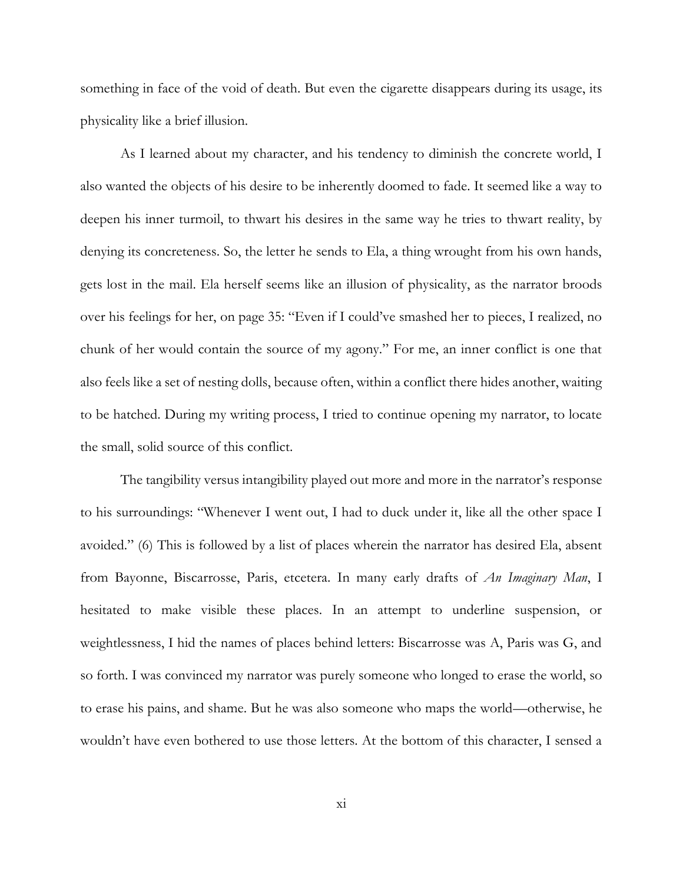something in face of the void of death. But even the cigarette disappears during its usage, its physicality like a brief illusion.

As I learned about my character, and his tendency to diminish the concrete world, I also wanted the objects of his desire to be inherently doomed to fade. It seemed like a way to deepen his inner turmoil, to thwart his desires in the same way he tries to thwart reality, by denying its concreteness. So, the letter he sends to Ela, a thing wrought from his own hands, gets lost in the mail. Ela herself seems like an illusion of physicality, as the narrator broods over his feelings for her, on page 35: "Even if I could've smashed her to pieces, I realized, no chunk of her would contain the source of my agony." For me, an inner conflict is one that also feels like a set of nesting dolls, because often, within a conflict there hides another, waiting to be hatched. During my writing process, I tried to continue opening my narrator, to locate the small, solid source of this conflict.

The tangibility versus intangibility played out more and more in the narrator's response to his surroundings: "Whenever I went out, I had to duck under it, like all the other space I avoided." (6) This is followed by a list of places wherein the narrator has desired Ela, absent from Bayonne, Biscarrosse, Paris, etcetera. In many early drafts of *An Imaginary Man*, I hesitated to make visible these places. In an attempt to underline suspension, or weightlessness, I hid the names of places behind letters: Biscarrosse was A, Paris was G, and so forth. I was convinced my narrator was purely someone who longed to erase the world, so to erase his pains, and shame. But he was also someone who maps the world—otherwise, he wouldn't have even bothered to use those letters. At the bottom of this character, I sensed a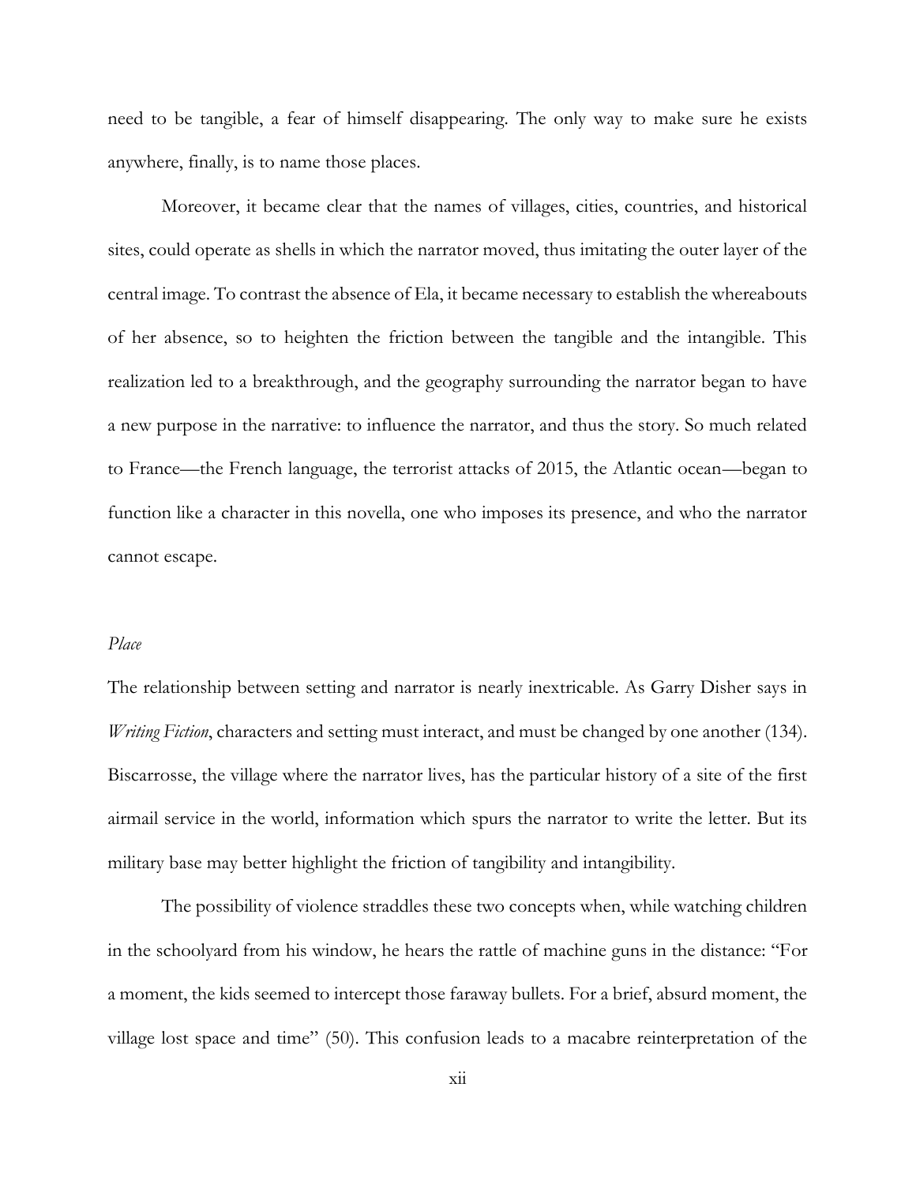need to be tangible, a fear of himself disappearing. The only way to make sure he exists anywhere, finally, is to name those places.

Moreover, it became clear that the names of villages, cities, countries, and historical sites, could operate as shells in which the narrator moved, thus imitating the outer layer of the central image. To contrast the absence of Ela, it became necessary to establish the whereabouts of her absence, so to heighten the friction between the tangible and the intangible. This realization led to a breakthrough, and the geography surrounding the narrator began to have a new purpose in the narrative: to influence the narrator, and thus the story. So much related to France—the French language, the terrorist attacks of 2015, the Atlantic ocean—began to function like a character in this novella, one who imposes its presence, and who the narrator cannot escape.

*Place*

The relationship between setting and narrator is nearly inextricable. As Garry Disher says in *Writing Fiction*, characters and setting must interact, and must be changed by one another (134). Biscarrosse, the village where the narrator lives, has the particular history of a site of the first airmail service in the world, information which spurs the narrator to write the letter. But its military base may better highlight the friction of tangibility and intangibility.

The possibility of violence straddles these two concepts when, while watching children in the schoolyard from his window, he hears the rattle of machine guns in the distance: "For a moment, the kids seemed to intercept those faraway bullets. For a brief, absurd moment, the village lost space and time" (50). This confusion leads to a macabre reinterpretation of the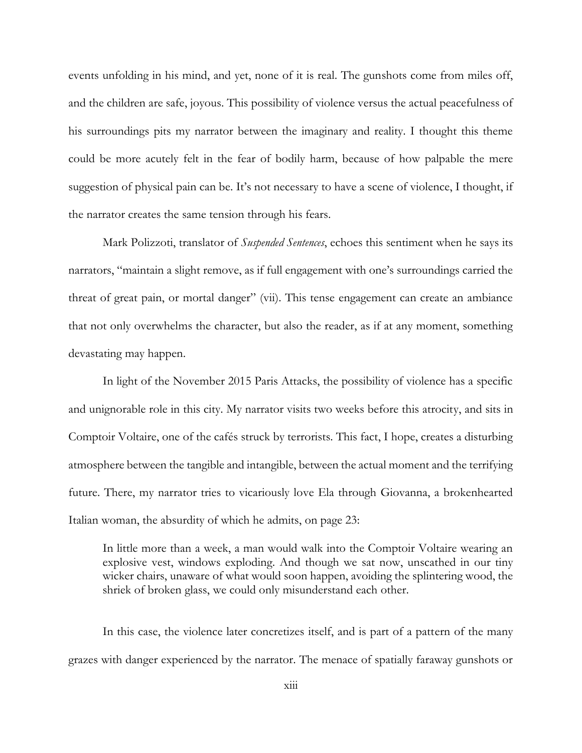events unfolding in his mind, and yet, none of it is real. The gunshots come from miles off, and the children are safe, joyous. This possibility of violence versus the actual peacefulness of his surroundings pits my narrator between the imaginary and reality. I thought this theme could be more acutely felt in the fear of bodily harm, because of how palpable the mere suggestion of physical pain can be. It's not necessary to have a scene of violence, I thought, if the narrator creates the same tension through his fears.

Mark Polizzoti, translator of *Suspended Sentences*, echoes this sentiment when he says its narrators, "maintain a slight remove, as if full engagement with one's surroundings carried the threat of great pain, or mortal danger" (vii). This tense engagement can create an ambiance that not only overwhelms the character, but also the reader, as if at any moment, something devastating may happen.

In light of the November 2015 Paris Attacks, the possibility of violence has a specific and unignorable role in this city. My narrator visits two weeks before this atrocity, and sits in Comptoir Voltaire, one of the cafés struck by terrorists. This fact, I hope, creates a disturbing atmosphere between the tangible and intangible, between the actual moment and the terrifying future. There, my narrator tries to vicariously love Ela through Giovanna, a brokenhearted Italian woman, the absurdity of which he admits, on page 23:

> In little more than a week, a man would walk into the Comptoir Voltaire wearing an explosive vest, windows exploding. And though we sat now, unscathed in our tiny wicker chairs, unaware of what would soon happen, avoiding the splintering wood, the shriek of broken glass, we could only misunderstand each other.

In this case, the violence later concretizes itself, and is part of a pattern of the many grazes with danger experienced by the narrator. The menace of spatially faraway gunshots or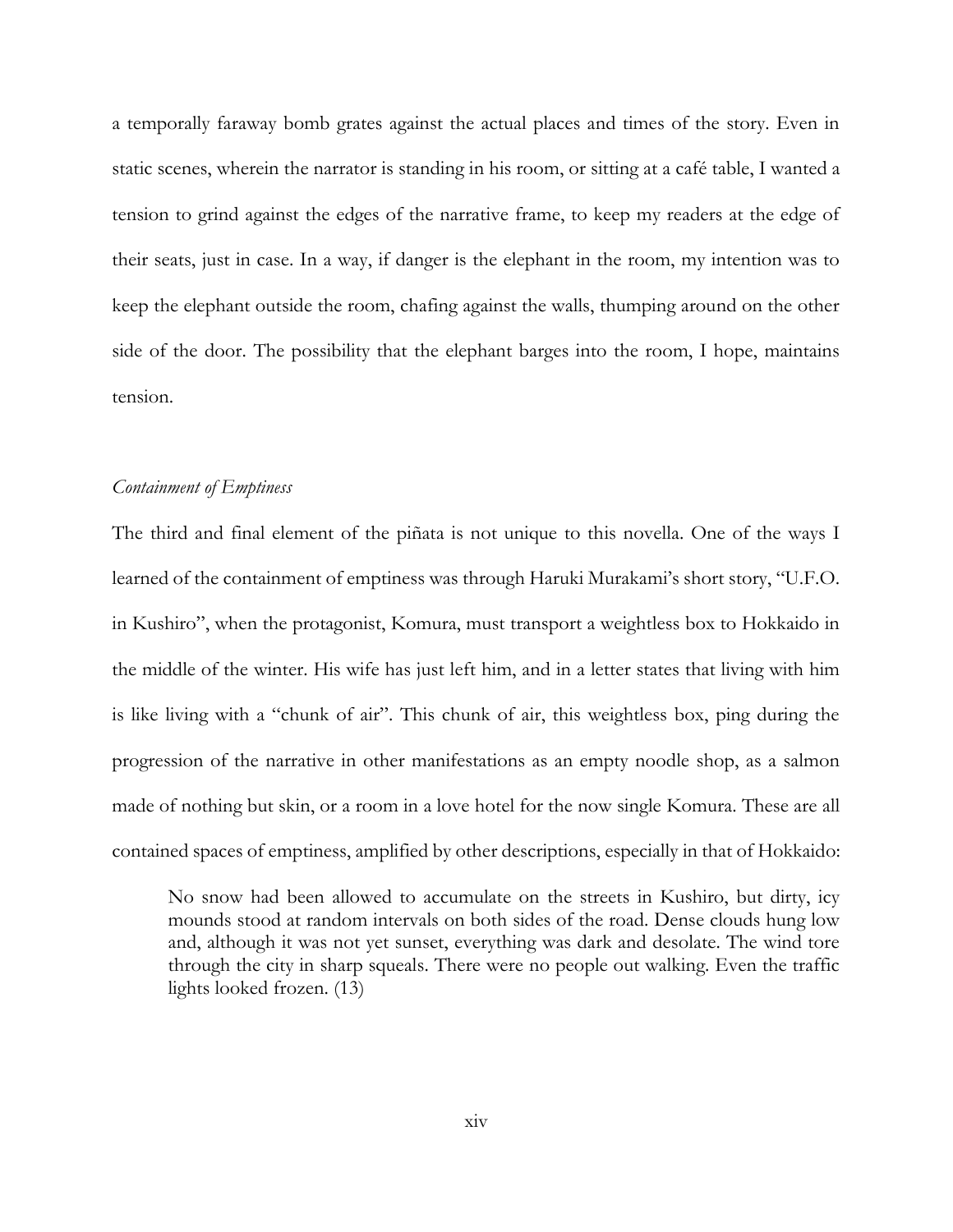a temporally faraway bomb grates against the actual places and times of the story. Even in static scenes, wherein the narrator is standing in his room, or sitting at a café table, I wanted a tension to grind against the edges of the narrative frame, to keep my readers at the edge of their seats, just in case. In a way, if danger is the elephant in the room, my intention was to keep the elephant outside the room, chafing against the walls, thumping around on the other side of the door. The possibility that the elephant barges into the room, I hope, maintains tension.

*Containment of Emptiness*

The third and final element of the piñata is not unique to this novella. One of the ways I learned of the containment of emptiness was through Haruki Murakami's short story, "U.F.O. in Kushiro", when the protagonist, Komura, must transport a weightless box to Hokkaido in the middle of the winter. His wife has just left him, and in a letter states that living with him is like living with a "chunk of air". This chunk of air, this weightless box, ping during the progression of the narrative in other manifestations as an empty noodle shop, as a salmon made of nothing but skin, or a room in a love hotel for the now single Komura. These are all contained spaces of emptiness, amplified by other descriptions, especially in that of Hokkaido:

> No snow had been allowed to accumulate on the streets in Kushiro, but dirty, icy mounds stood at random intervals on both sides of the road. Dense clouds hung low and, although it was not yet sunset, everything was dark and desolate. The wind tore through the city in sharp squeals. There were no people out walking. Even the traffic lights looked frozen. (13)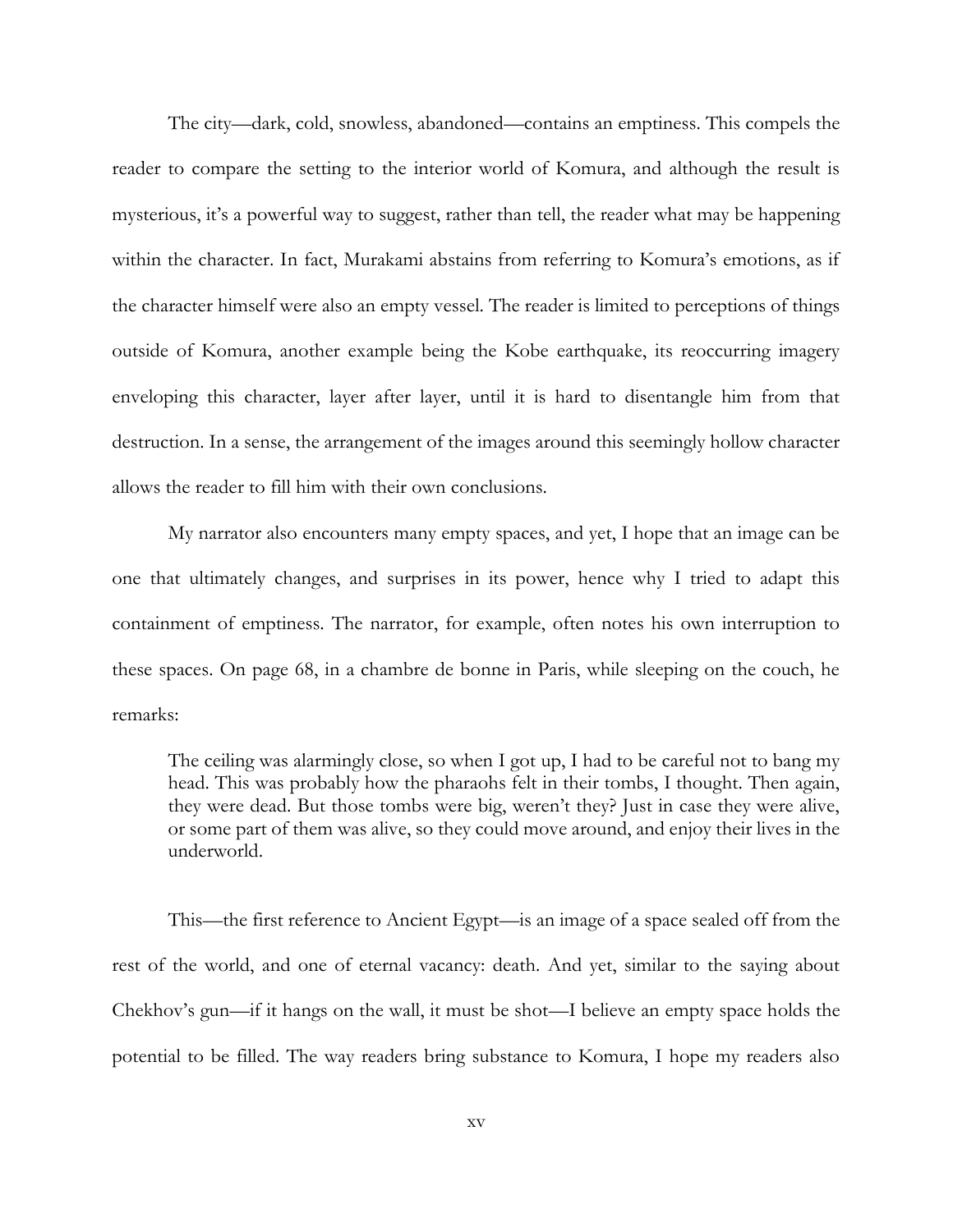The city—dark, cold, snowless, abandoned—contains an emptiness. This compels the reader to compare the setting to the interior world of Komura, and although the result is mysterious, it's a powerful way to suggest, rather than tell, the reader what may be happening within the character. In fact, Murakami abstains from referring to Komura's emotions, as if the character himself were also an empty vessel. The reader is limited to perceptions of things outside of Komura, another example being the Kobe earthquake, its reoccurring imagery enveloping this character, layer after layer, until it is hard to disentangle him from that destruction. In a sense, the arrangement of the images around this seemingly hollow character allows the reader to fill him with their own conclusions.

My narrator also encounters many empty spaces, and yet, I hope that an image can be one that ultimately changes, and surprises in its power, hence why I tried to adapt this containment of emptiness. The narrator, for example, often notes his own interruption to these spaces. On page 68, in a chambre de bonne in Paris, while sleeping on the couch, he remarks:

> The ceiling was alarmingly close, so when I got up, I had to be careful not to bang my head. This was probably how the pharaohs felt in their tombs, I thought. Then again, they were dead. But those tombs were big, weren't they? Just in case they were alive, or some part of them was alive, so they could move around, and enjoy their lives in the underworld.

This—the first reference to Ancient Egypt—is an image of a space sealed off from the rest of the world, and one of eternal vacancy: death. And yet, similar to the saying about Chekhov's gun—if it hangs on the wall, it must be shot—I believe an empty space holds the potential to be filled. The way readers bring substance to Komura, I hope my readers also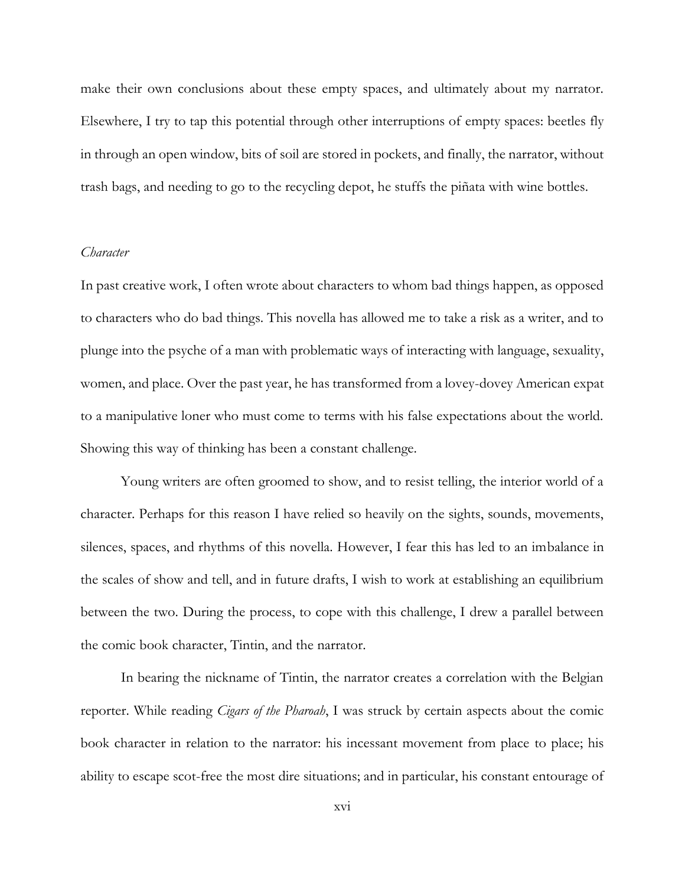make their own conclusions about these empty spaces, and ultimately about my narrator. Elsewhere, I try to tap this potential through other interruptions of empty spaces: beetles fly in through an open window, bits of soil are stored in pockets, and finally, the narrator, without trash bags, and needing to go to the recycling depot, he stuffs the piñata with wine bottles.

*Character*

In past creative work, I often wrote about characters to whom bad things happen, as opposed to characters who do bad things. This novella has allowed me to take a risk as a writer, and to plunge into the psyche of a man with problematic ways of interacting with language, sexuality, women, and place. Over the past year, he has transformed from a lovey-dovey American expat to a manipulative loner who must come to terms with his false expectations about the world. Showing this way of thinking has been a constant challenge.

Young writers are often groomed to show, and to resist telling, the interior world of a character. Perhaps for this reason I have relied so heavily on the sights, sounds, movements, silences, spaces, and rhythms of this novella. However, I fear this has led to an imbalance in the scales of show and tell, and in future drafts, I wish to work at establishing an equilibrium between the two. During the process, to cope with this challenge, I drew a parallel between the comic book character, Tintin, and the narrator.

In bearing the nickname of Tintin, the narrator creates a correlation with the Belgian reporter. While reading *Cigars of the Pharoah*, I was struck by certain aspects about the comic book character in relation to the narrator: his incessant movement from place to place; his ability to escape scot-free the most dire situations; and in particular, his constant entourage of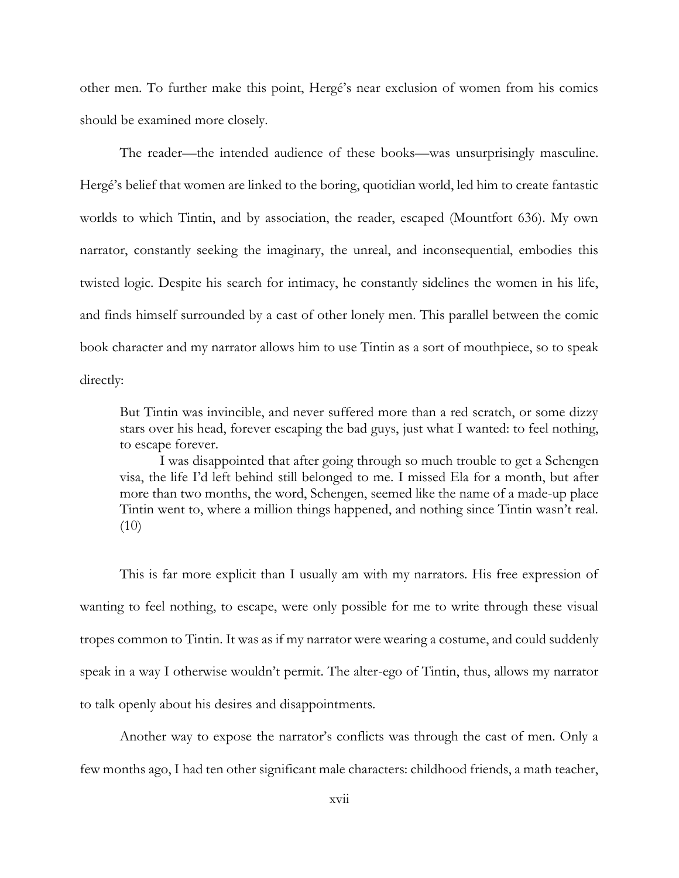other men. To further make this point, Hergé's near exclusion of women from his comics should be examined more closely.

The reader—the intended audience of these books—was unsurprisingly masculine. Hergé's belief that women are linked to the boring, quotidian world, led him to create fantastic worlds to which Tintin, and by association, the reader, escaped (Mountfort 636). My own narrator, constantly seeking the imaginary, the unreal, and inconsequential, embodies this twisted logic. Despite his search for intimacy, he constantly sidelines the women in his life, and finds himself surrounded by a cast of other lonely men. This parallel between the comic book character and my narrator allows him to use Tintin as a sort of mouthpiece, so to speak directly:

> But Tintin was invincible, and never suffered more than a red scratch, or some dizzy stars over his head, forever escaping the bad guys, just what I wanted: to feel nothing, to escape forever.
>
> I was disappointed that after going through so much trouble to get a Schengen visa, the life I'd left behind still belonged to me. I missed Ela for a month, but after more than two months, the word, Schengen, seemed like the name of a made-up place Tintin went to, where a million things happened, and nothing since Tintin wasn't real. (10)

This is far more explicit than I usually am with my narrators. His free expression of wanting to feel nothing, to escape, were only possible for me to write through these visual tropes common to Tintin. It was as if my narrator were wearing a costume, and could suddenly speak in a way I otherwise wouldn't permit. The alter-ego of Tintin, thus, allows my narrator to talk openly about his desires and disappointments.

Another way to expose the narrator's conflicts was through the cast of men. Only a few months ago, I had ten other significant male characters: childhood friends, a math teacher,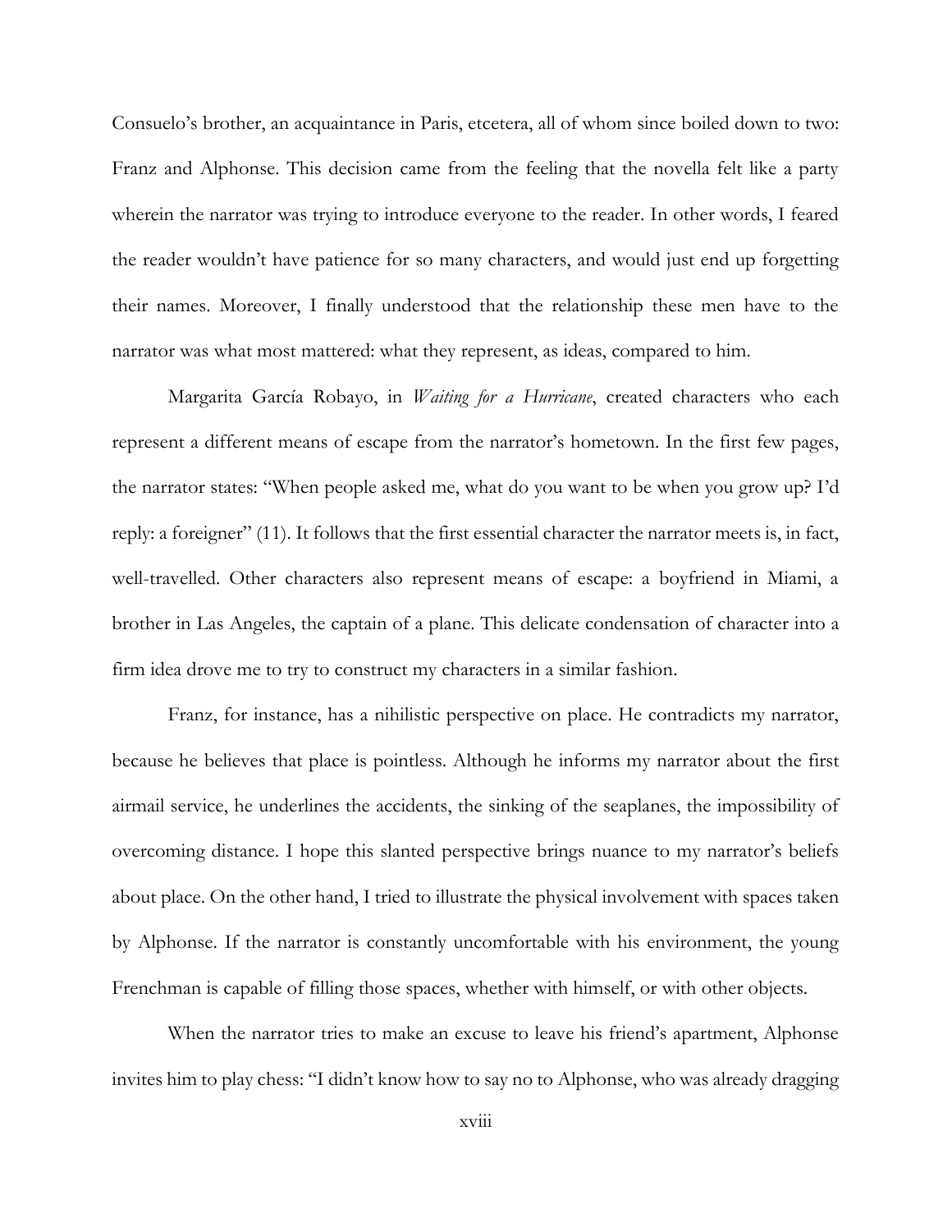Consuelo's brother, an acquaintance in Paris, etcetera, all of whom since boiled down to two: Franz and Alphonse. This decision came from the feeling that the novella felt like a party wherein the narrator was trying to introduce everyone to the reader. In other words, I feared the reader wouldn't have patience for so many characters, and would just end up forgetting their names. Moreover, I finally understood that the relationship these men have to the narrator was what most mattered: what they represent, as ideas, compared to him.

Margarita García Robayo, in *Waiting for a Hurricane*, created characters who each represent a different means of escape from the narrator's hometown. In the first few pages, the narrator states: "When people asked me, what do you want to be when you grow up? I'd reply: a foreigner" (11). It follows that the first essential character the narrator meets is, in fact, well-travelled. Other characters also represent means of escape: a boyfriend in Miami, a brother in Las Angeles, the captain of a plane. This delicate condensation of character into a firm idea drove me to try to construct my characters in a similar fashion.

Franz, for instance, has a nihilistic perspective on place. He contradicts my narrator, because he believes that place is pointless. Although he informs my narrator about the first airmail service, he underlines the accidents, the sinking of the seaplanes, the impossibility of overcoming distance. I hope this slanted perspective brings nuance to my narrator's beliefs about place. On the other hand, I tried to illustrate the physical involvement with spaces taken by Alphonse. If the narrator is constantly uncomfortable with his environment, the young Frenchman is capable of filling those spaces, whether with himself, or with other objects.

When the narrator tries to make an excuse to leave his friend's apartment, Alphonse invites him to play chess: "I didn't know how to say no to Alphonse, who was already dragging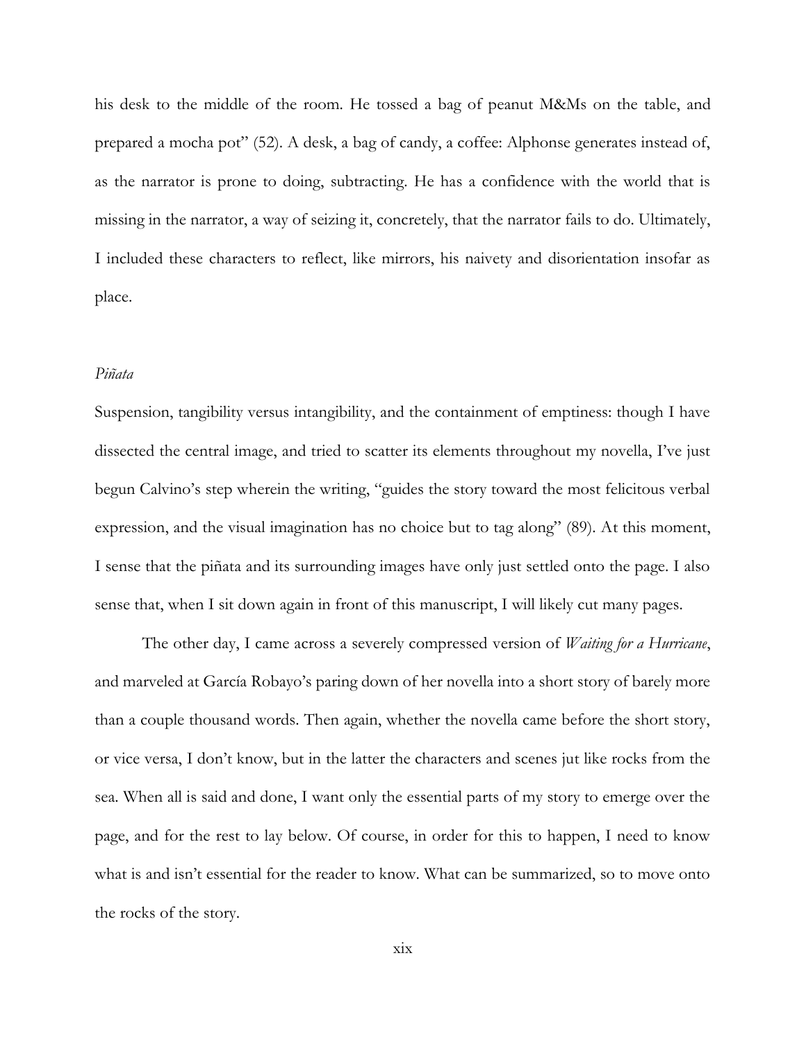his desk to the middle of the room. He tossed a bag of peanut M&Ms on the table, and prepared a mocha pot" (52). A desk, a bag of candy, a coffee: Alphonse generates instead of, as the narrator is prone to doing, subtracting. He has a confidence with the world that is missing in the narrator, a way of seizing it, concretely, that the narrator fails to do. Ultimately, I included these characters to reflect, like mirrors, his naivety and disorientation insofar as place.

*Piñata*

Suspension, tangibility versus intangibility, and the containment of emptiness: though I have dissected the central image, and tried to scatter its elements throughout my novella, I've just begun Calvino's step wherein the writing, "guides the story toward the most felicitous verbal expression, and the visual imagination has no choice but to tag along" (89). At this moment, I sense that the piñata and its surrounding images have only just settled onto the page. I also sense that, when I sit down again in front of this manuscript, I will likely cut many pages.

The other day, I came across a severely compressed version of *Waiting for a Hurricane*, and marveled at García Robayo's paring down of her novella into a short story of barely more than a couple thousand words. Then again, whether the novella came before the short story, or vice versa, I don't know, but in the latter the characters and scenes jut like rocks from the sea. When all is said and done, I want only the essential parts of my story to emerge over the page, and for the rest to lay below. Of course, in order for this to happen, I need to know what is and isn't essential for the reader to know. What can be summarized, so to move onto the rocks of the story.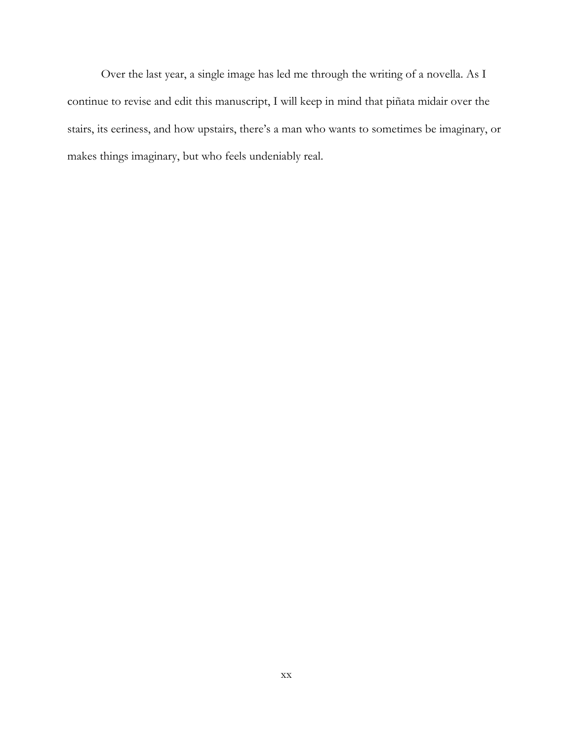Over the last year, a single image has led me through the writing of a novella. As I continue to revise and edit this manuscript, I will keep in mind that piñata midair over the stairs, its eeriness, and how upstairs, there's a man who wants to sometimes be imaginary, or makes things imaginary, but who feels undeniably real.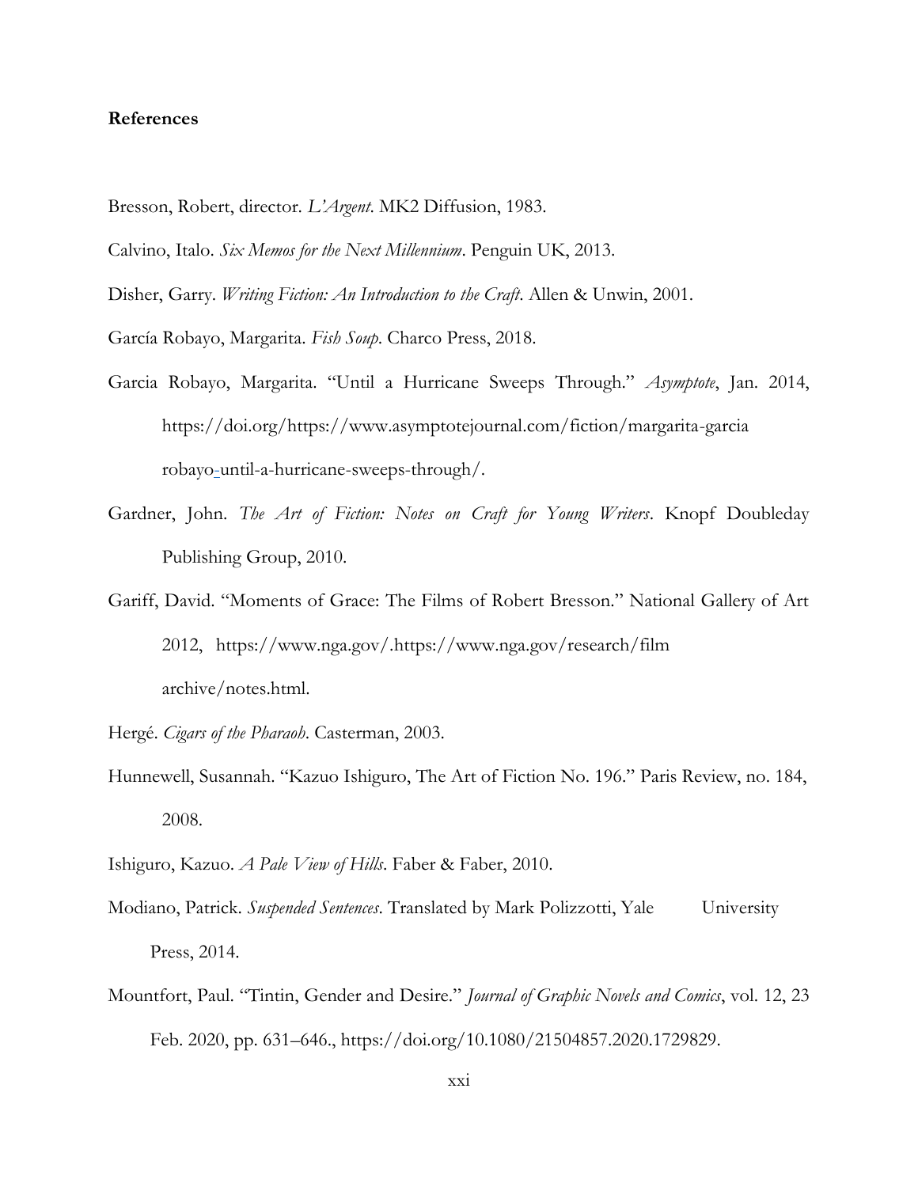**References**

Bresson, Robert, director. *L'Argent*. MK2 Diffusion, 1983.

Calvino, Italo. *Six Memos for the Next Millennium*. Penguin UK, 2013.

Disher, Garry. *Writing Fiction: An Introduction to the Craft*. Allen & Unwin, 2001.

García Robayo, Margarita. *Fish Soup*. Charco Press, 2018.

Garcia Robayo, Margarita. "Until a Hurricane Sweeps Through." *Asymptote*, Jan. 2014, https://doi.org/https://www.asymptotejournal.com/fiction/margarita-garcia robayo-until-a-hurricane-sweeps-through/.

Gardner, John. *The Art of Fiction: Notes on Craft for Young Writers*. Knopf Doubleday Publishing Group, 2010.

Gariff, David. "Moments of Grace: The Films of Robert Bresson." National Gallery of Art 2012, https://www.nga.gov/.https://www.nga.gov/research/film archive/notes.html.

Hergé. *Cigars of the Pharaoh*. Casterman, 2003.

Hunnewell, Susannah. "Kazuo Ishiguro, The Art of Fiction No. 196." Paris Review, no. 184, 2008.

Ishiguro, Kazuo. *A Pale View of Hills*. Faber & Faber, 2010.

Modiano, Patrick. *Suspended Sentences*. Translated by Mark Polizzotti, Yale University Press, 2014.

Mountfort, Paul. "Tintin, Gender and Desire." *Journal of Graphic Novels and Comics*, vol. 12, 23 Feb. 2020, pp. 631–646., https://doi.org/10.1080/21504857.2020.1729829.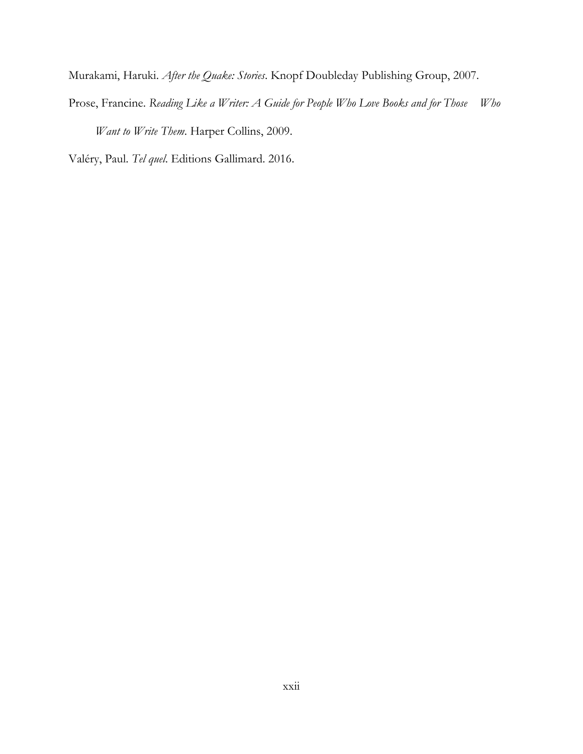Murakami, Haruki. *After the Quake: Stories*. Knopf Doubleday Publishing Group, 2007.

Prose, Francine. *Reading Like a Writer: A Guide for People Who Love Books and for Those Who Want to Write Them*. Harper Collins, 2009.

Valéry, Paul. *Tel quel*. Editions Gallimard. 2016.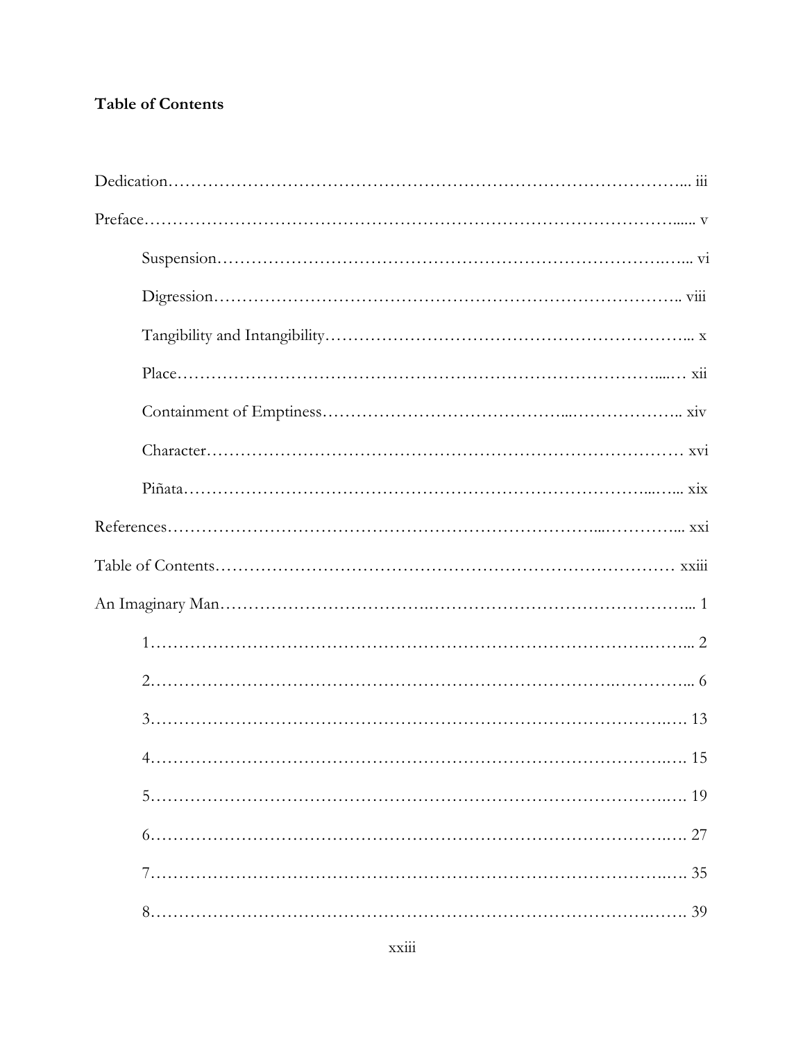**Table of Contents**

Dedication………………………………………………………………………………... iii

Preface…………………………………………………………………………………...... v

Suspension……………………………………………………………………….….. vi

Digression……………………………………………………………………….. viii

Tangibility and Intangibility……………………………………………………….... x

Place………………………………………………………………………....… xii

Containment of Emptiness…………………………………...……………….. xiv

Character………………………………………………………………………… xvi

Piñata……………………………………………………………………...…... xix

References……………………………………………………………...…………... xxi

Table of Contents……………………………………………………………………… xxiii

An Imaginary Man……………………………….…………………………………….... 1

1…………………………………………………………………………….……... 2

2………………………………………………………………………….………... 6

3…………………………………………………………………………….…. 13

4…………………………………………………………………………….…. 15

5…………………………………………………………………………….…. 19

6…………………………………………………………………………….…. 27

7…………………………………………………………………………….…. 35

8…………………………………………………………………………….……. 39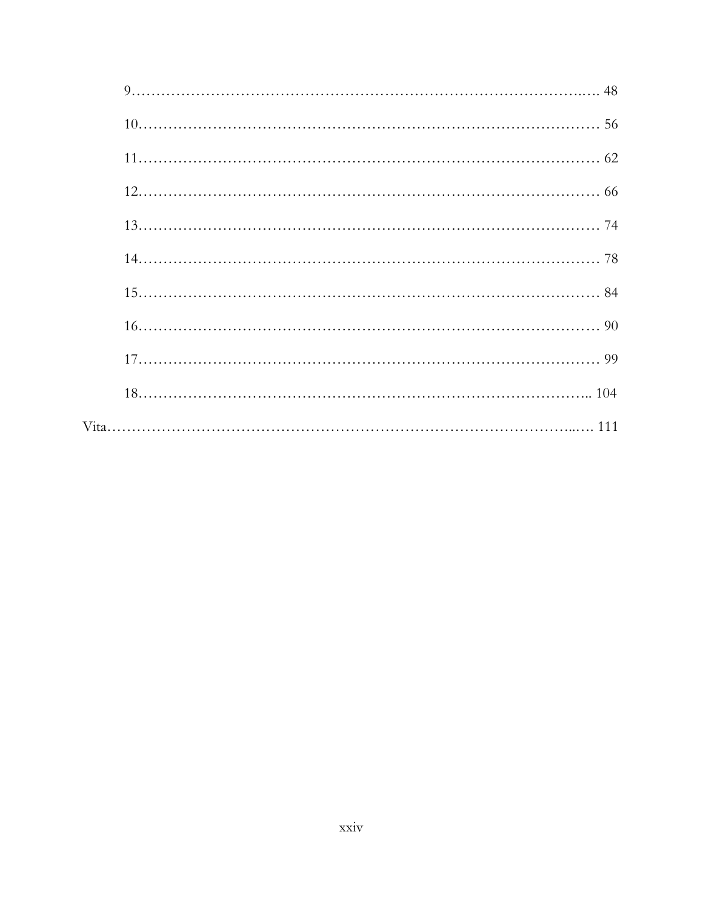9……………………………………………………………………………….…. 48

10……………………………………………………………………………… 56

11……………………………………………………………………………… 62

12……………………………………………………………………………… 66

13……………………………………………………………………………… 74

14……………………………………………………………………………… 78

15……………………………………………………………………………… 84

16……………………………………………………………………………… 90

17……………………………………………………………………………… 99

18…………………………………………………………………………….. 104

Vita…………………………………………………………………………...…. 111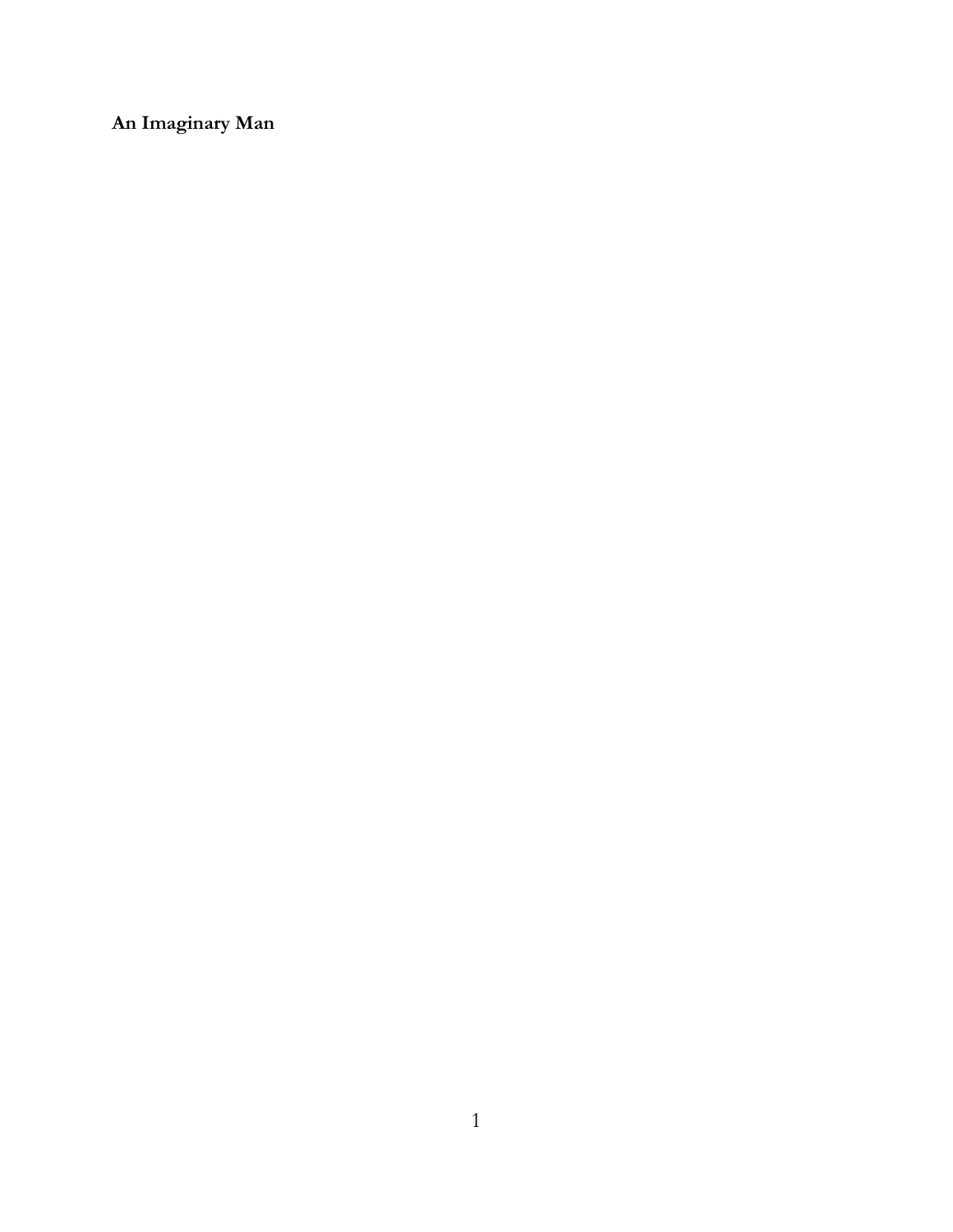**An Imaginary Man**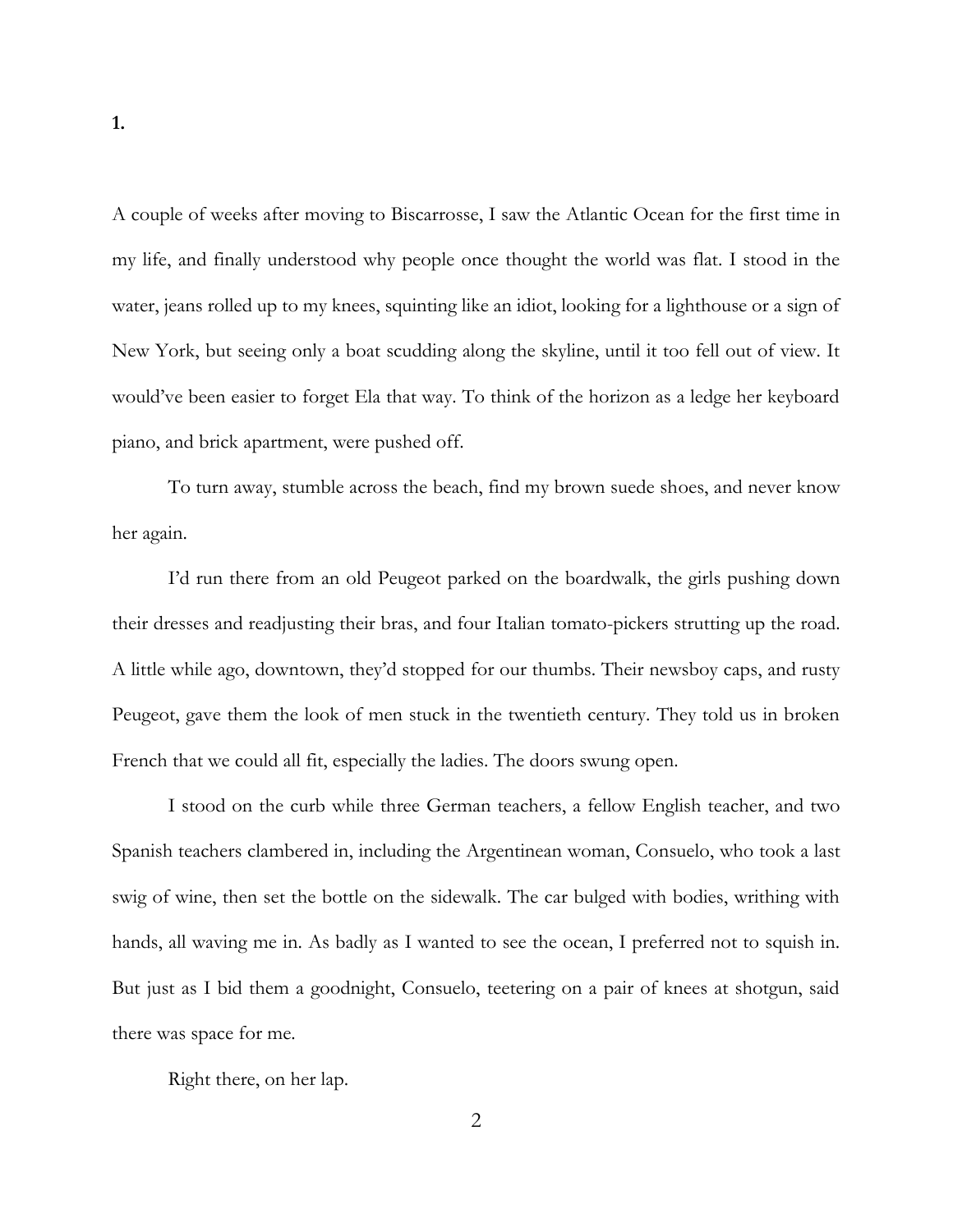**1.**

A couple of weeks after moving to Biscarrosse, I saw the Atlantic Ocean for the first time in my life, and finally understood why people once thought the world was flat. I stood in the water, jeans rolled up to my knees, squinting like an idiot, looking for a lighthouse or a sign of New York, but seeing only a boat scudding along the skyline, until it too fell out of view. It would've been easier to forget Ela that way. To think of the horizon as a ledge her keyboard piano, and brick apartment, were pushed off.

To turn away, stumble across the beach, find my brown suede shoes, and never know her again.

I'd run there from an old Peugeot parked on the boardwalk, the girls pushing down their dresses and readjusting their bras, and four Italian tomato-pickers strutting up the road. A little while ago, downtown, they'd stopped for our thumbs. Their newsboy caps, and rusty Peugeot, gave them the look of men stuck in the twentieth century. They told us in broken French that we could all fit, especially the ladies. The doors swung open.

I stood on the curb while three German teachers, a fellow English teacher, and two Spanish teachers clambered in, including the Argentinean woman, Consuelo, who took a last swig of wine, then set the bottle on the sidewalk. The car bulged with bodies, writhing with hands, all waving me in. As badly as I wanted to see the ocean, I preferred not to squish in. But just as I bid them a goodnight, Consuelo, teetering on a pair of knees at shotgun, said there was space for me.

Right there, on her lap.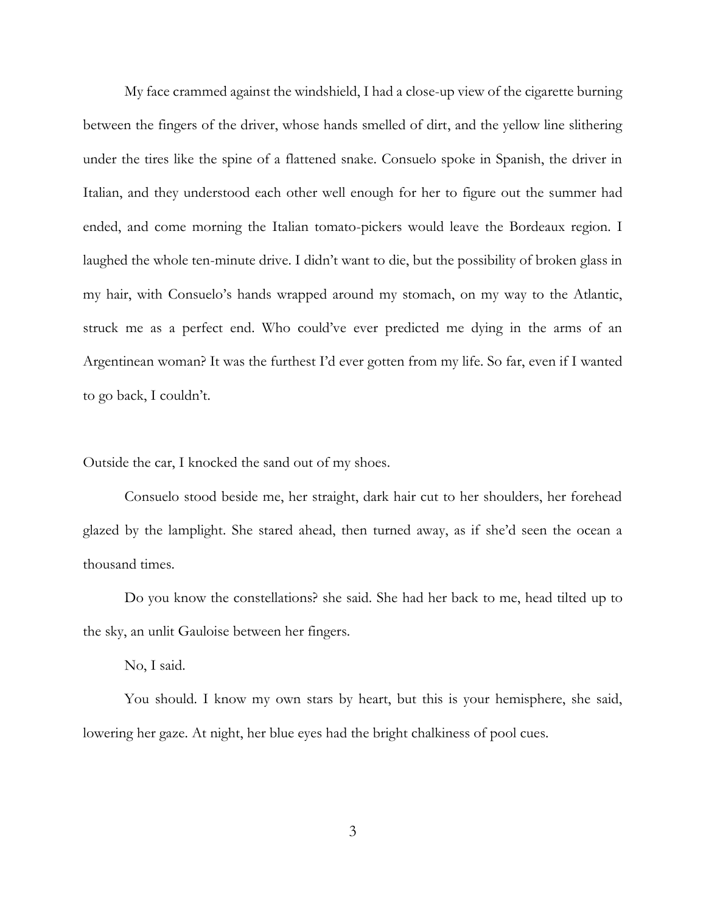My face crammed against the windshield, I had a close-up view of the cigarette burning between the fingers of the driver, whose hands smelled of dirt, and the yellow line slithering under the tires like the spine of a flattened snake. Consuelo spoke in Spanish, the driver in Italian, and they understood each other well enough for her to figure out the summer had ended, and come morning the Italian tomato-pickers would leave the Bordeaux region. I laughed the whole ten-minute drive. I didn't want to die, but the possibility of broken glass in my hair, with Consuelo's hands wrapped around my stomach, on my way to the Atlantic, struck me as a perfect end. Who could've ever predicted me dying in the arms of an Argentinean woman? It was the furthest I'd ever gotten from my life. So far, even if I wanted to go back, I couldn't.

Outside the car, I knocked the sand out of my shoes.

Consuelo stood beside me, her straight, dark hair cut to her shoulders, her forehead glazed by the lamplight. She stared ahead, then turned away, as if she'd seen the ocean a thousand times.

Do you know the constellations? she said. She had her back to me, head tilted up to the sky, an unlit Gauloise between her fingers.

No, I said.

You should. I know my own stars by heart, but this is your hemisphere, she said, lowering her gaze. At night, her blue eyes had the bright chalkiness of pool cues.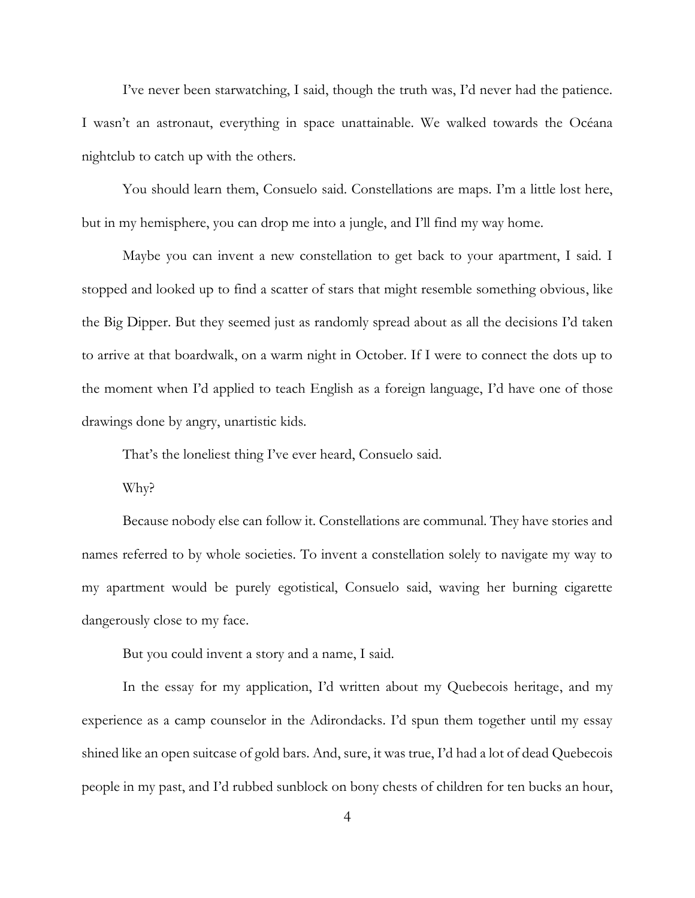I've never been starwatching, I said, though the truth was, I'd never had the patience. I wasn't an astronaut, everything in space unattainable. We walked towards the Océana nightclub to catch up with the others.

You should learn them, Consuelo said. Constellations are maps. I'm a little lost here, but in my hemisphere, you can drop me into a jungle, and I'll find my way home.

Maybe you can invent a new constellation to get back to your apartment, I said. I stopped and looked up to find a scatter of stars that might resemble something obvious, like the Big Dipper. But they seemed just as randomly spread about as all the decisions I'd taken to arrive at that boardwalk, on a warm night in October. If I were to connect the dots up to the moment when I'd applied to teach English as a foreign language, I'd have one of those drawings done by angry, unartistic kids.

That's the loneliest thing I've ever heard, Consuelo said.

Why?

Because nobody else can follow it. Constellations are communal. They have stories and names referred to by whole societies. To invent a constellation solely to navigate my way to my apartment would be purely egotistical, Consuelo said, waving her burning cigarette dangerously close to my face.

But you could invent a story and a name, I said.

In the essay for my application, I'd written about my Quebecois heritage, and my experience as a camp counselor in the Adirondacks. I'd spun them together until my essay shined like an open suitcase of gold bars. And, sure, it was true, I'd had a lot of dead Quebecois people in my past, and I'd rubbed sunblock on bony chests of children for ten bucks an hour,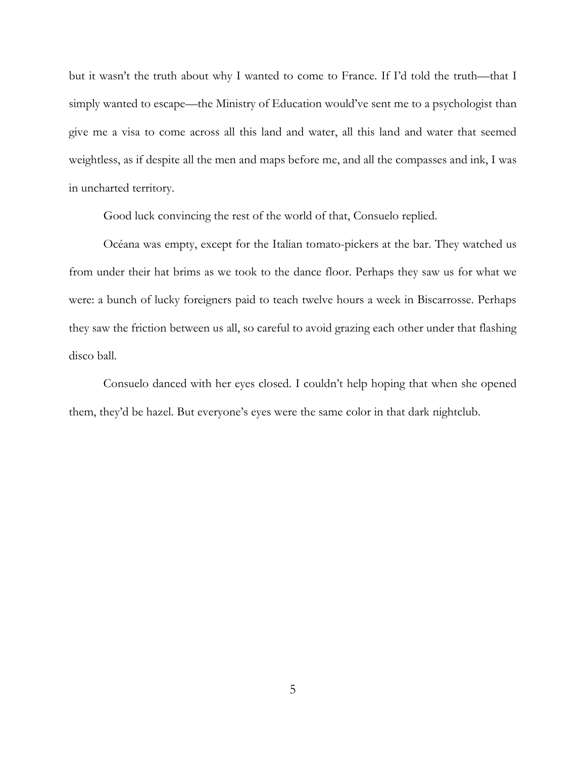but it wasn't the truth about why I wanted to come to France. If I'd told the truth—that I simply wanted to escape—the Ministry of Education would've sent me to a psychologist than give me a visa to come across all this land and water, all this land and water that seemed weightless, as if despite all the men and maps before me, and all the compasses and ink, I was in uncharted territory.

Good luck convincing the rest of the world of that, Consuelo replied.

Océana was empty, except for the Italian tomato-pickers at the bar. They watched us from under their hat brims as we took to the dance floor. Perhaps they saw us for what we were: a bunch of lucky foreigners paid to teach twelve hours a week in Biscarrosse. Perhaps they saw the friction between us all, so careful to avoid grazing each other under that flashing disco ball.

Consuelo danced with her eyes closed. I couldn't help hoping that when she opened them, they'd be hazel. But everyone's eyes were the same color in that dark nightclub.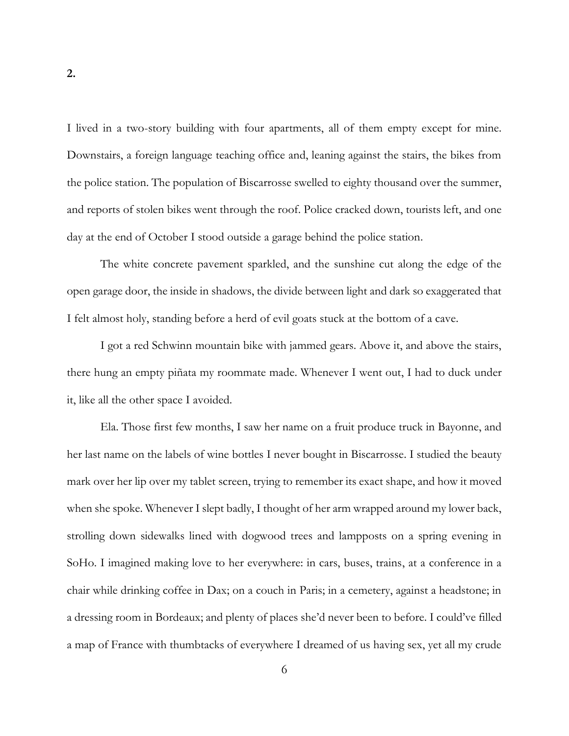## 2.

I lived in a two-story building with four apartments, all of them empty except for mine. Downstairs, a foreign language teaching office and, leaning against the stairs, the bikes from the police station. The population of Biscarrosse swelled to eighty thousand over the summer, and reports of stolen bikes went through the roof. Police cracked down, tourists left, and one day at the end of October I stood outside a garage behind the police station.

The white concrete pavement sparkled, and the sunshine cut along the edge of the open garage door, the inside in shadows, the divide between light and dark so exaggerated that I felt almost holy, standing before a herd of evil goats stuck at the bottom of a cave.

I got a red Schwinn mountain bike with jammed gears. Above it, and above the stairs, there hung an empty piñata my roommate made. Whenever I went out, I had to duck under it, like all the other space I avoided.

Ela. Those first few months, I saw her name on a fruit produce truck in Bayonne, and her last name on the labels of wine bottles I never bought in Biscarrosse. I studied the beauty mark over her lip over my tablet screen, trying to remember its exact shape, and how it moved when she spoke. Whenever I slept badly, I thought of her arm wrapped around my lower back, strolling down sidewalks lined with dogwood trees and lampposts on a spring evening in SoHo. I imagined making love to her everywhere: in cars, buses, trains, at a conference in a chair while drinking coffee in Dax; on a couch in Paris; in a cemetery, against a headstone; in a dressing room in Bordeaux; and plenty of places she'd never been to before. I could've filled a map of France with thumbtacks of everywhere I dreamed of us having sex, yet all my crude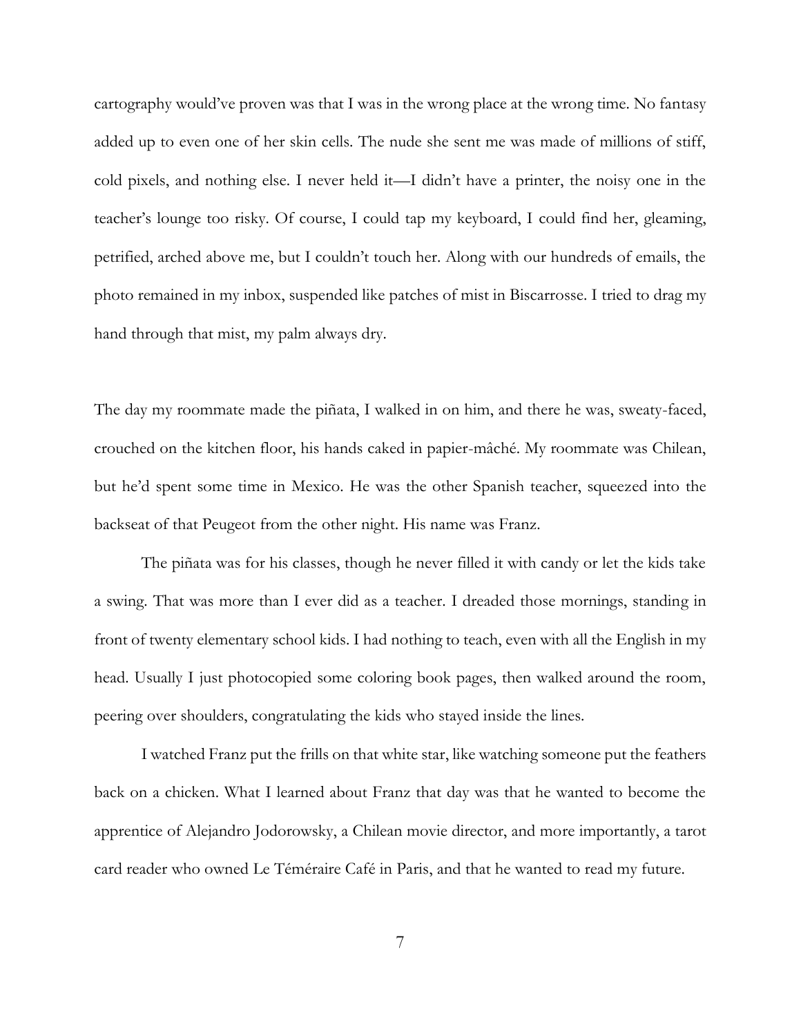cartography would've proven was that I was in the wrong place at the wrong time. No fantasy added up to even one of her skin cells. The nude she sent me was made of millions of stiff, cold pixels, and nothing else. I never held it—I didn't have a printer, the noisy one in the teacher's lounge too risky. Of course, I could tap my keyboard, I could find her, gleaming, petrified, arched above me, but I couldn't touch her. Along with our hundreds of emails, the photo remained in my inbox, suspended like patches of mist in Biscarrosse. I tried to drag my hand through that mist, my palm always dry.

The day my roommate made the piñata, I walked in on him, and there he was, sweaty-faced, crouched on the kitchen floor, his hands caked in papier-mâché. My roommate was Chilean, but he'd spent some time in Mexico. He was the other Spanish teacher, squeezed into the backseat of that Peugeot from the other night. His name was Franz.

The piñata was for his classes, though he never filled it with candy or let the kids take a swing. That was more than I ever did as a teacher. I dreaded those mornings, standing in front of twenty elementary school kids. I had nothing to teach, even with all the English in my head. Usually I just photocopied some coloring book pages, then walked around the room, peering over shoulders, congratulating the kids who stayed inside the lines.

I watched Franz put the frills on that white star, like watching someone put the feathers back on a chicken. What I learned about Franz that day was that he wanted to become the apprentice of Alejandro Jodorowsky, a Chilean movie director, and more importantly, a tarot card reader who owned Le Téméraire Café in Paris, and that he wanted to read my future.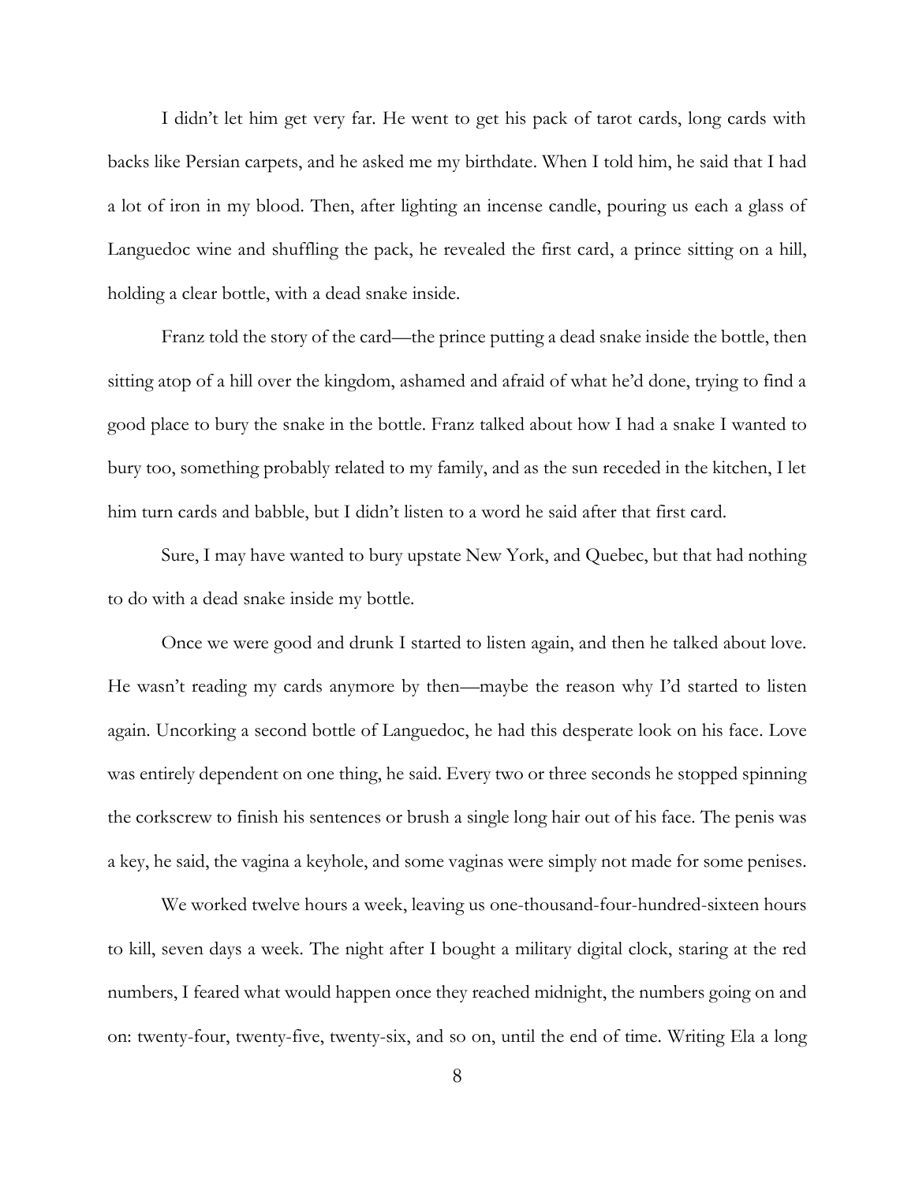I didn't let him get very far. He went to get his pack of tarot cards, long cards with backs like Persian carpets, and he asked me my birthdate. When I told him, he said that I had a lot of iron in my blood. Then, after lighting an incense candle, pouring us each a glass of Languedoc wine and shuffling the pack, he revealed the first card, a prince sitting on a hill, holding a clear bottle, with a dead snake inside.

Franz told the story of the card—the prince putting a dead snake inside the bottle, then sitting atop of a hill over the kingdom, ashamed and afraid of what he'd done, trying to find a good place to bury the snake in the bottle. Franz talked about how I had a snake I wanted to bury too, something probably related to my family, and as the sun receded in the kitchen, I let him turn cards and babble, but I didn't listen to a word he said after that first card.

Sure, I may have wanted to bury upstate New York, and Quebec, but that had nothing to do with a dead snake inside my bottle.

Once we were good and drunk I started to listen again, and then he talked about love. He wasn't reading my cards anymore by then—maybe the reason why I'd started to listen again. Uncorking a second bottle of Languedoc, he had this desperate look on his face. Love was entirely dependent on one thing, he said. Every two or three seconds he stopped spinning the corkscrew to finish his sentences or brush a single long hair out of his face. The penis was a key, he said, the vagina a keyhole, and some vaginas were simply not made for some penises.

We worked twelve hours a week, leaving us one-thousand-four-hundred-sixteen hours to kill, seven days a week. The night after I bought a military digital clock, staring at the red numbers, I feared what would happen once they reached midnight, the numbers going on and on: twenty-four, twenty-five, twenty-six, and so on, until the end of time. Writing Ela a long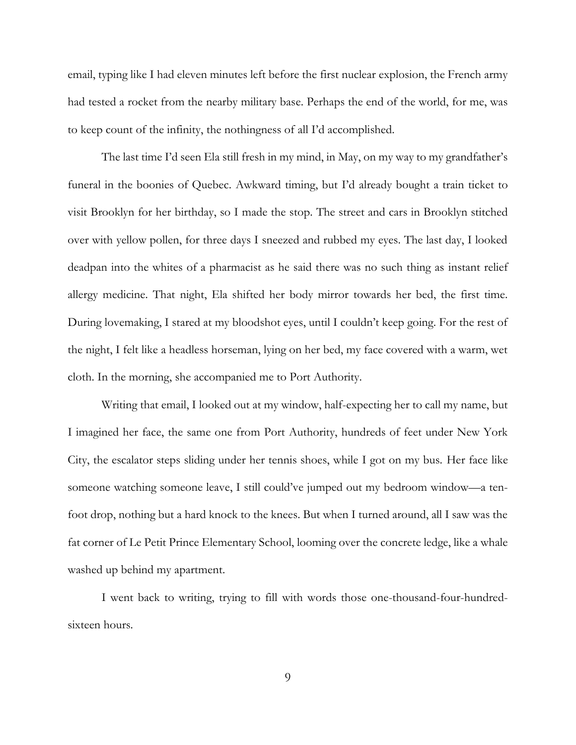email, typing like I had eleven minutes left before the first nuclear explosion, the French army had tested a rocket from the nearby military base. Perhaps the end of the world, for me, was to keep count of the infinity, the nothingness of all I'd accomplished.

The last time I'd seen Ela still fresh in my mind, in May, on my way to my grandfather's funeral in the boonies of Quebec. Awkward timing, but I'd already bought a train ticket to visit Brooklyn for her birthday, so I made the stop. The street and cars in Brooklyn stitched over with yellow pollen, for three days I sneezed and rubbed my eyes. The last day, I looked deadpan into the whites of a pharmacist as he said there was no such thing as instant relief allergy medicine. That night, Ela shifted her body mirror towards her bed, the first time. During lovemaking, I stared at my bloodshot eyes, until I couldn't keep going. For the rest of the night, I felt like a headless horseman, lying on her bed, my face covered with a warm, wet cloth. In the morning, she accompanied me to Port Authority.

Writing that email, I looked out at my window, half-expecting her to call my name, but I imagined her face, the same one from Port Authority, hundreds of feet under New York City, the escalator steps sliding under her tennis shoes, while I got on my bus. Her face like someone watching someone leave, I still could've jumped out my bedroom window—a ten-foot drop, nothing but a hard knock to the knees. But when I turned around, all I saw was the fat corner of Le Petit Prince Elementary School, looming over the concrete ledge, like a whale washed up behind my apartment.

I went back to writing, trying to fill with words those one-thousand-four-hundred-sixteen hours.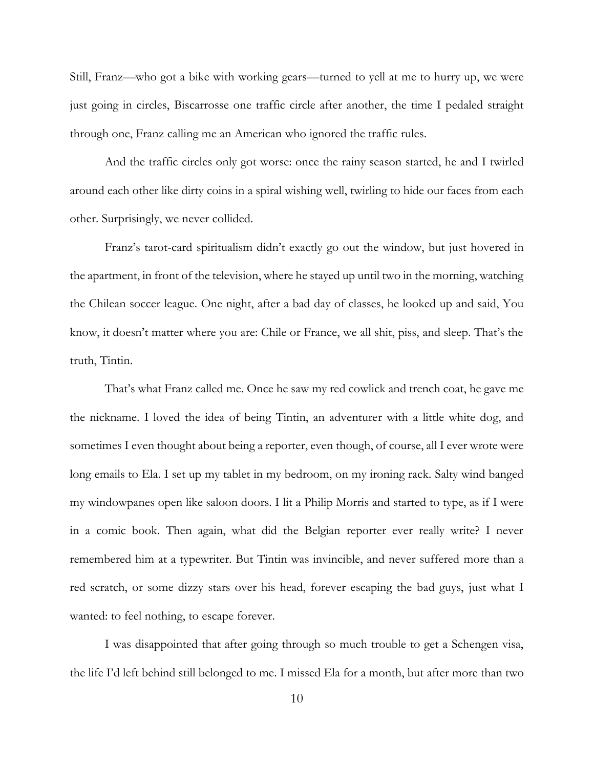Still, Franz—who got a bike with working gears—turned to yell at me to hurry up, we were just going in circles, Biscarrosse one traffic circle after another, the time I pedaled straight through one, Franz calling me an American who ignored the traffic rules.

And the traffic circles only got worse: once the rainy season started, he and I twirled around each other like dirty coins in a spiral wishing well, twirling to hide our faces from each other. Surprisingly, we never collided.

Franz's tarot-card spiritualism didn't exactly go out the window, but just hovered in the apartment, in front of the television, where he stayed up until two in the morning, watching the Chilean soccer league. One night, after a bad day of classes, he looked up and said, You know, it doesn't matter where you are: Chile or France, we all shit, piss, and sleep. That's the truth, Tintin.

That's what Franz called me. Once he saw my red cowlick and trench coat, he gave me the nickname. I loved the idea of being Tintin, an adventurer with a little white dog, and sometimes I even thought about being a reporter, even though, of course, all I ever wrote were long emails to Ela. I set up my tablet in my bedroom, on my ironing rack. Salty wind banged my windowpanes open like saloon doors. I lit a Philip Morris and started to type, as if I were in a comic book. Then again, what did the Belgian reporter ever really write? I never remembered him at a typewriter. But Tintin was invincible, and never suffered more than a red scratch, or some dizzy stars over his head, forever escaping the bad guys, just what I wanted: to feel nothing, to escape forever.

I was disappointed that after going through so much trouble to get a Schengen visa, the life I'd left behind still belonged to me. I missed Ela for a month, but after more than two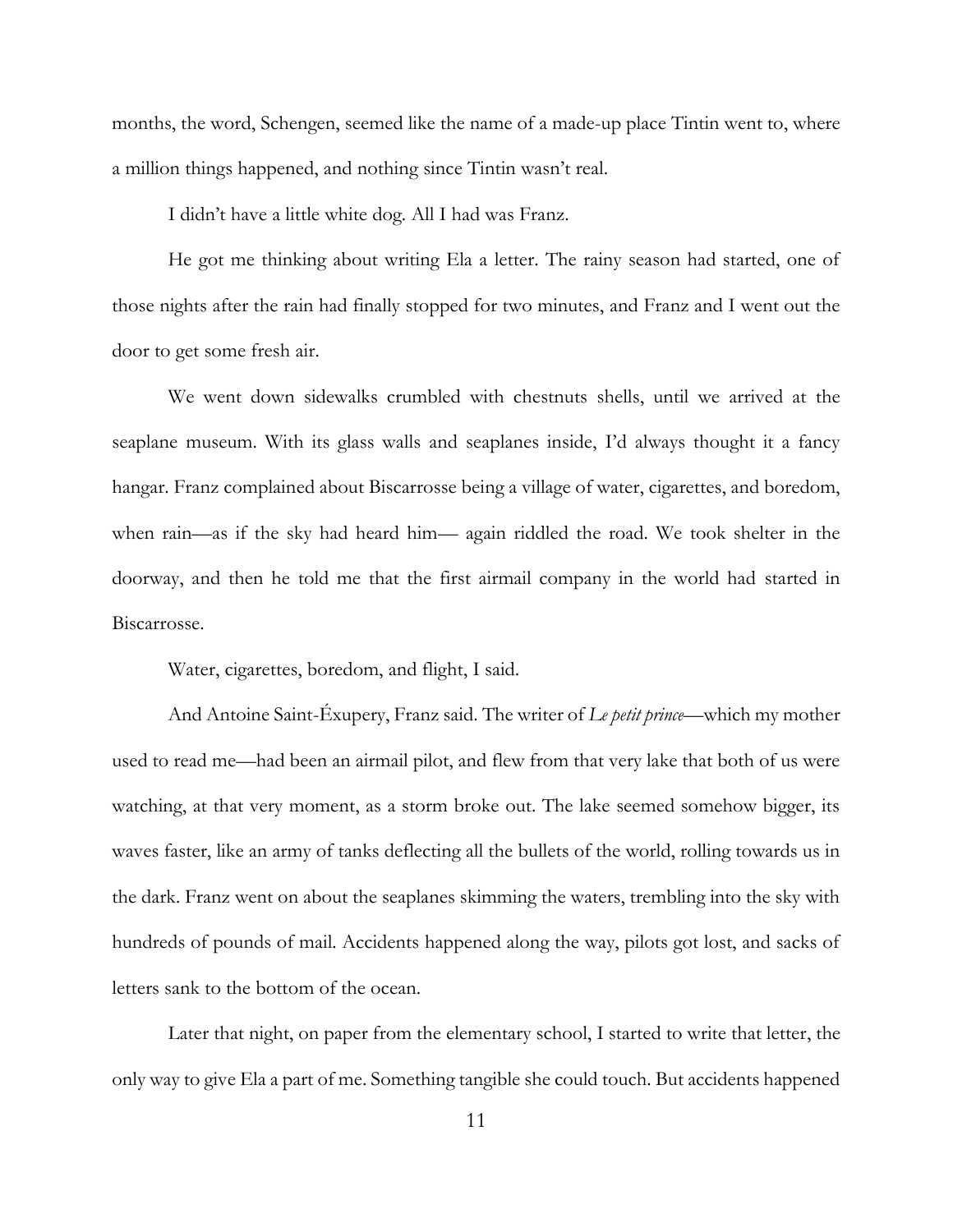months, the word, Schengen, seemed like the name of a made-up place Tintin went to, where a million things happened, and nothing since Tintin wasn't real.

I didn't have a little white dog. All I had was Franz.

He got me thinking about writing Ela a letter. The rainy season had started, one of those nights after the rain had finally stopped for two minutes, and Franz and I went out the door to get some fresh air.

We went down sidewalks crumbled with chestnuts shells, until we arrived at the seaplane museum. With its glass walls and seaplanes inside, I'd always thought it a fancy hangar. Franz complained about Biscarrosse being a village of water, cigarettes, and boredom, when rain—as if the sky had heard him— again riddled the road. We took shelter in the doorway, and then he told me that the first airmail company in the world had started in Biscarrosse.

Water, cigarettes, boredom, and flight, I said.

And Antoine Saint-Éxupery, Franz said. The writer of *Le petit prince*—which my mother used to read me—had been an airmail pilot, and flew from that very lake that both of us were watching, at that very moment, as a storm broke out. The lake seemed somehow bigger, its waves faster, like an army of tanks deflecting all the bullets of the world, rolling towards us in the dark. Franz went on about the seaplanes skimming the waters, trembling into the sky with hundreds of pounds of mail. Accidents happened along the way, pilots got lost, and sacks of letters sank to the bottom of the ocean.

Later that night, on paper from the elementary school, I started to write that letter, the only way to give Ela a part of me. Something tangible she could touch. But accidents happened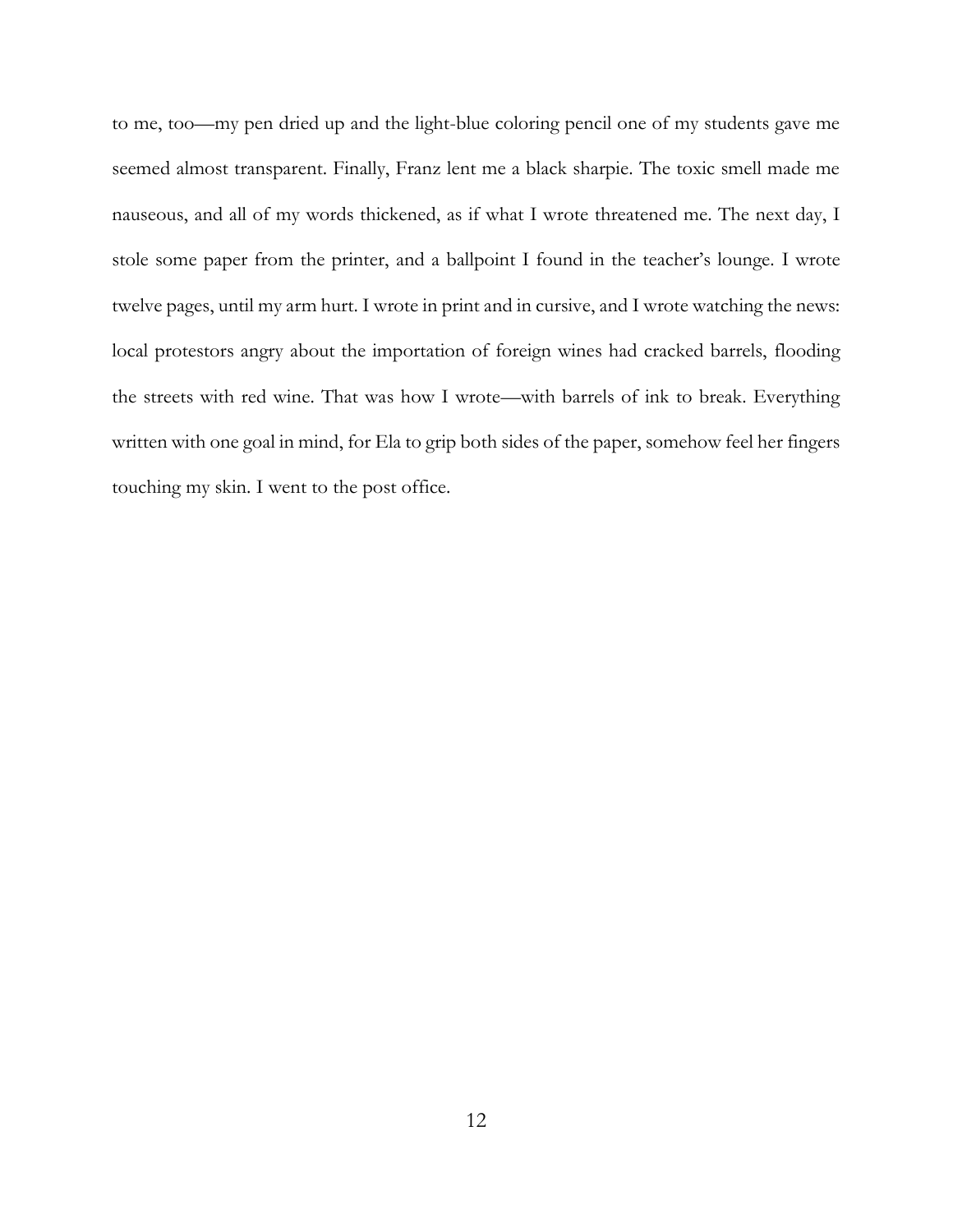to me, too—my pen dried up and the light-blue coloring pencil one of my students gave me seemed almost transparent. Finally, Franz lent me a black sharpie. The toxic smell made me nauseous, and all of my words thickened, as if what I wrote threatened me. The next day, I stole some paper from the printer, and a ballpoint I found in the teacher's lounge. I wrote twelve pages, until my arm hurt. I wrote in print and in cursive, and I wrote watching the news: local protestors angry about the importation of foreign wines had cracked barrels, flooding the streets with red wine. That was how I wrote—with barrels of ink to break. Everything written with one goal in mind, for Ela to grip both sides of the paper, somehow feel her fingers touching my skin. I went to the post office.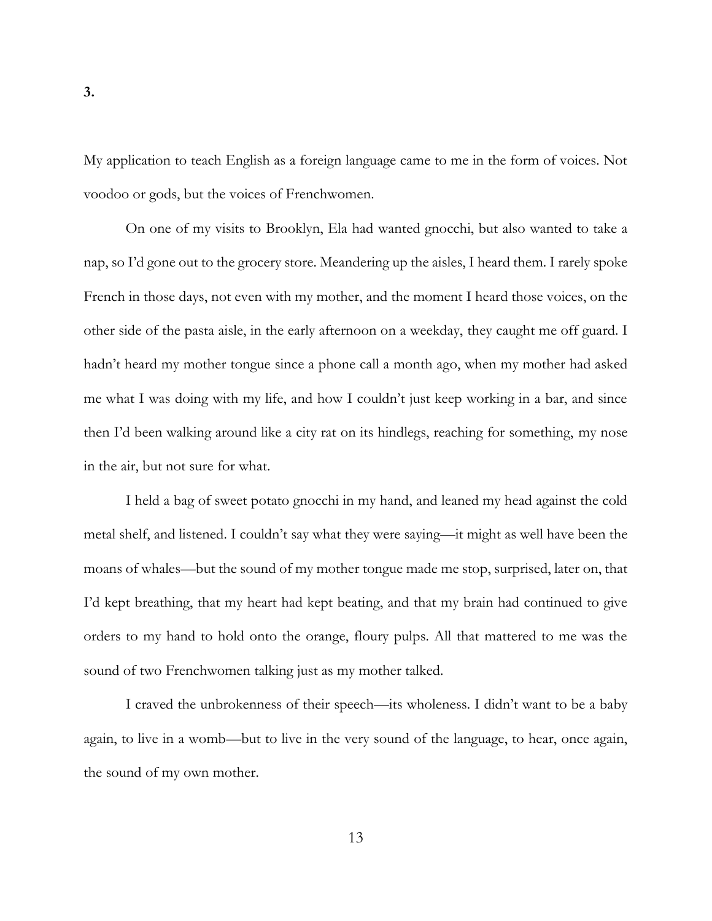**3.**

My application to teach English as a foreign language came to me in the form of voices. Not voodoo or gods, but the voices of Frenchwomen.

On one of my visits to Brooklyn, Ela had wanted gnocchi, but also wanted to take a nap, so I'd gone out to the grocery store. Meandering up the aisles, I heard them. I rarely spoke French in those days, not even with my mother, and the moment I heard those voices, on the other side of the pasta aisle, in the early afternoon on a weekday, they caught me off guard. I hadn't heard my mother tongue since a phone call a month ago, when my mother had asked me what I was doing with my life, and how I couldn't just keep working in a bar, and since then I'd been walking around like a city rat on its hindlegs, reaching for something, my nose in the air, but not sure for what.

I held a bag of sweet potato gnocchi in my hand, and leaned my head against the cold metal shelf, and listened. I couldn't say what they were saying—it might as well have been the moans of whales—but the sound of my mother tongue made me stop, surprised, later on, that I'd kept breathing, that my heart had kept beating, and that my brain had continued to give orders to my hand to hold onto the orange, floury pulps. All that mattered to me was the sound of two Frenchwomen talking just as my mother talked.

I craved the unbrokenness of their speech—its wholeness. I didn't want to be a baby again, to live in a womb—but to live in the very sound of the language, to hear, once again, the sound of my own mother.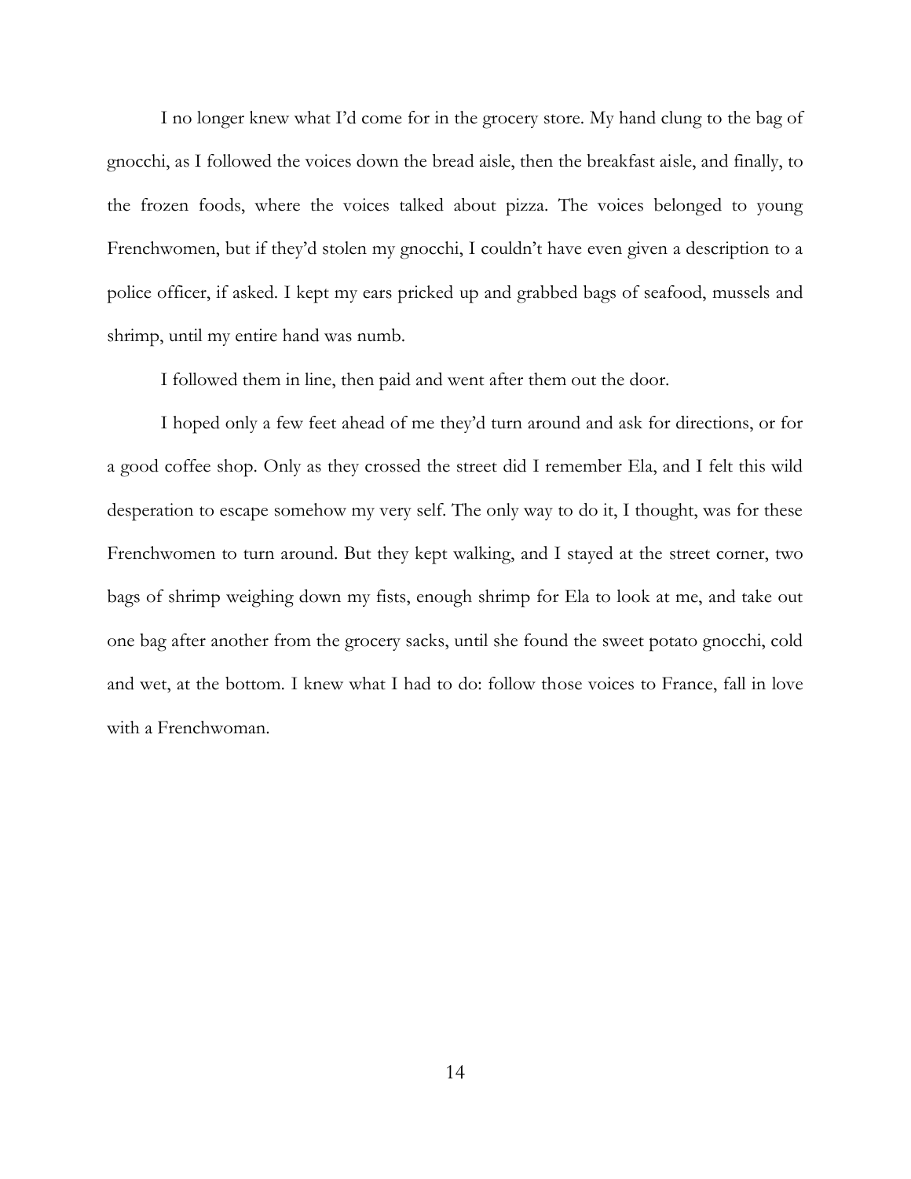I no longer knew what I'd come for in the grocery store. My hand clung to the bag of gnocchi, as I followed the voices down the bread aisle, then the breakfast aisle, and finally, to the frozen foods, where the voices talked about pizza. The voices belonged to young Frenchwomen, but if they'd stolen my gnocchi, I couldn't have even given a description to a police officer, if asked. I kept my ears pricked up and grabbed bags of seafood, mussels and shrimp, until my entire hand was numb.

I followed them in line, then paid and went after them out the door.

I hoped only a few feet ahead of me they'd turn around and ask for directions, or for a good coffee shop. Only as they crossed the street did I remember Ela, and I felt this wild desperation to escape somehow my very self. The only way to do it, I thought, was for these Frenchwomen to turn around. But they kept walking, and I stayed at the street corner, two bags of shrimp weighing down my fists, enough shrimp for Ela to look at me, and take out one bag after another from the grocery sacks, until she found the sweet potato gnocchi, cold and wet, at the bottom. I knew what I had to do: follow those voices to France, fall in love with a Frenchwoman.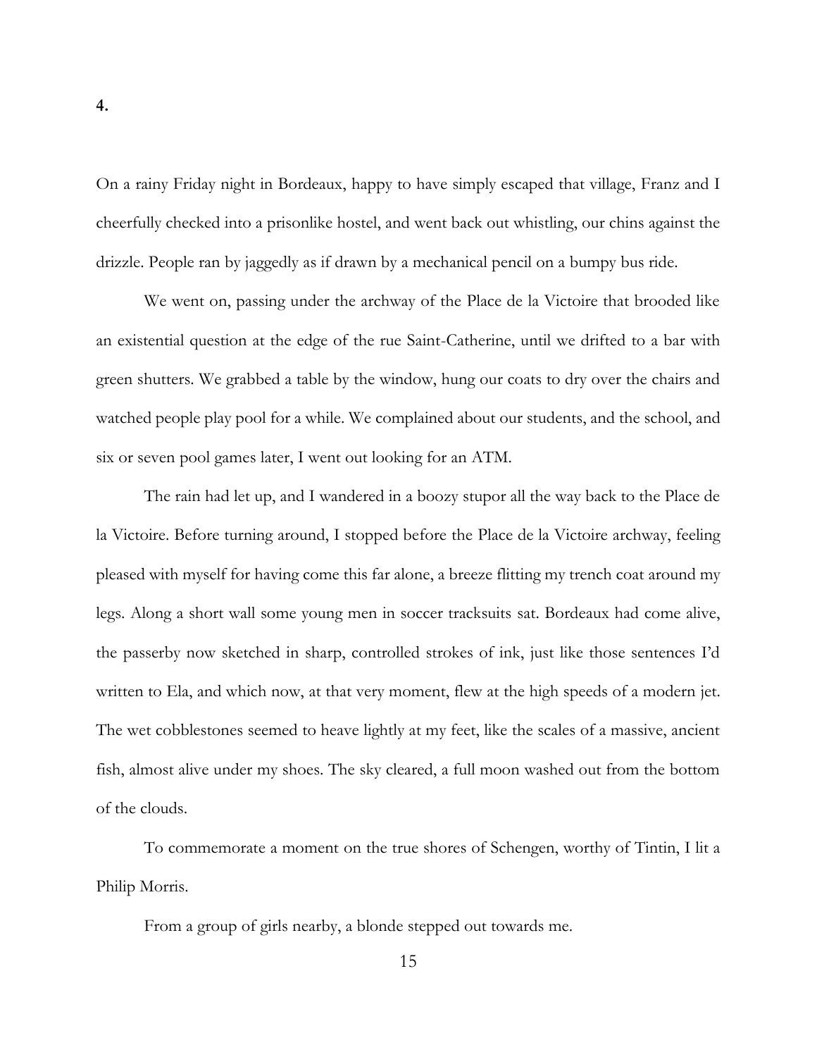**4.**

On a rainy Friday night in Bordeaux, happy to have simply escaped that village, Franz and I cheerfully checked into a prisonlike hostel, and went back out whistling, our chins against the drizzle. People ran by jaggedly as if drawn by a mechanical pencil on a bumpy bus ride.

We went on, passing under the archway of the Place de la Victoire that brooded like an existential question at the edge of the rue Saint-Catherine, until we drifted to a bar with green shutters. We grabbed a table by the window, hung our coats to dry over the chairs and watched people play pool for a while. We complained about our students, and the school, and six or seven pool games later, I went out looking for an ATM.

The rain had let up, and I wandered in a boozy stupor all the way back to the Place de la Victoire. Before turning around, I stopped before the Place de la Victoire archway, feeling pleased with myself for having come this far alone, a breeze flitting my trench coat around my legs. Along a short wall some young men in soccer tracksuits sat. Bordeaux had come alive, the passerby now sketched in sharp, controlled strokes of ink, just like those sentences I'd written to Ela, and which now, at that very moment, flew at the high speeds of a modern jet. The wet cobblestones seemed to heave lightly at my feet, like the scales of a massive, ancient fish, almost alive under my shoes. The sky cleared, a full moon washed out from the bottom of the clouds.

To commemorate a moment on the true shores of Schengen, worthy of Tintin, I lit a Philip Morris.

From a group of girls nearby, a blonde stepped out towards me.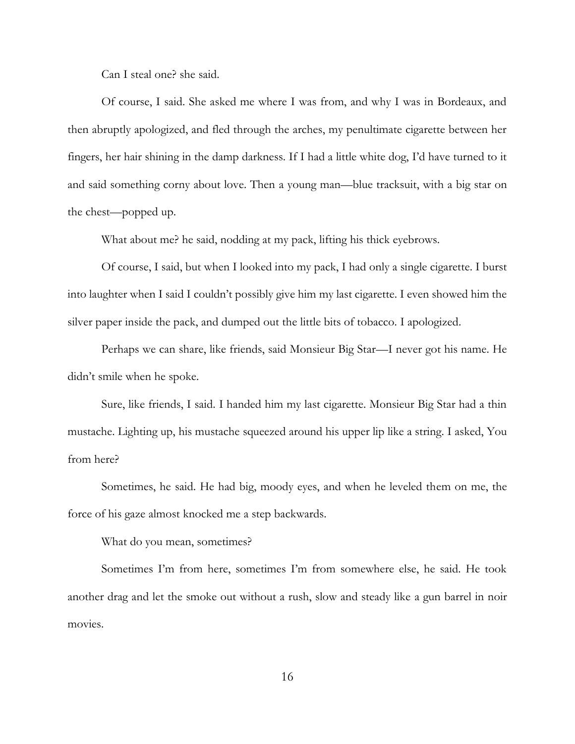Can I steal one? she said.

Of course, I said. She asked me where I was from, and why I was in Bordeaux, and then abruptly apologized, and fled through the arches, my penultimate cigarette between her fingers, her hair shining in the damp darkness. If I had a little white dog, I'd have turned to it and said something corny about love. Then a young man—blue tracksuit, with a big star on the chest—popped up.

What about me? he said, nodding at my pack, lifting his thick eyebrows.

Of course, I said, but when I looked into my pack, I had only a single cigarette. I burst into laughter when I said I couldn't possibly give him my last cigarette. I even showed him the silver paper inside the pack, and dumped out the little bits of tobacco. I apologized.

Perhaps we can share, like friends, said Monsieur Big Star—I never got his name. He didn't smile when he spoke.

Sure, like friends, I said. I handed him my last cigarette. Monsieur Big Star had a thin mustache. Lighting up, his mustache squeezed around his upper lip like a string. I asked, You from here?

Sometimes, he said. He had big, moody eyes, and when he leveled them on me, the force of his gaze almost knocked me a step backwards.

What do you mean, sometimes?

Sometimes I'm from here, sometimes I'm from somewhere else, he said. He took another drag and let the smoke out without a rush, slow and steady like a gun barrel in noir movies.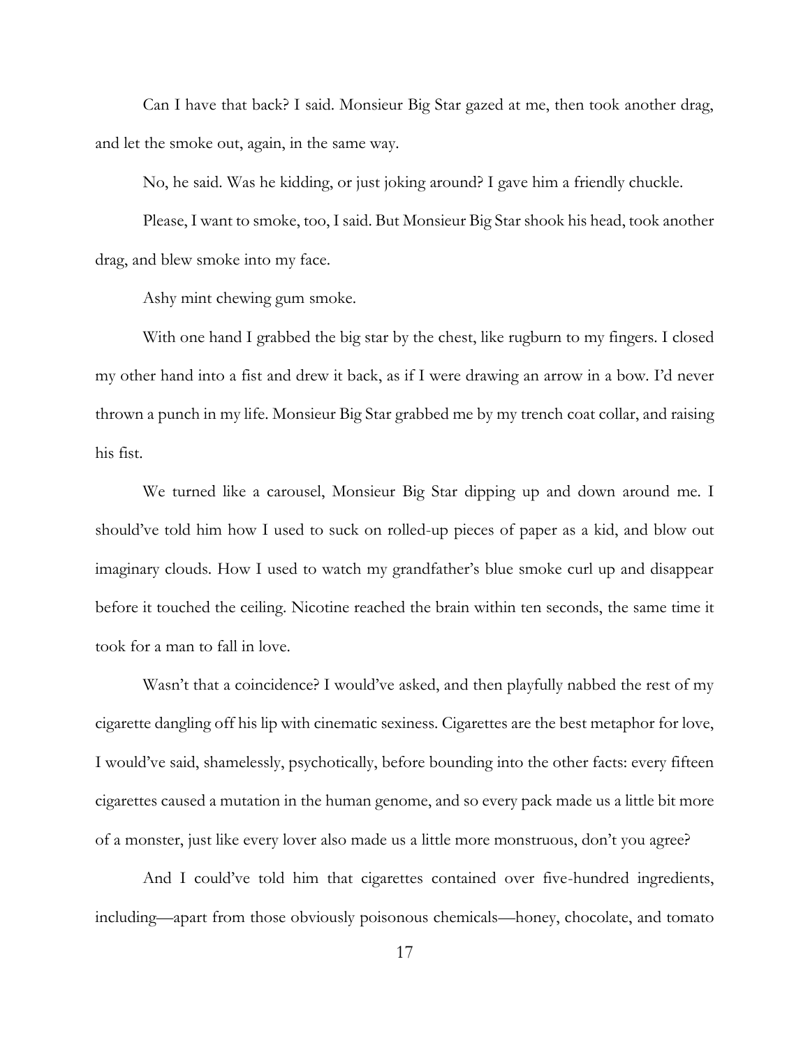Can I have that back? I said. Monsieur Big Star gazed at me, then took another drag, and let the smoke out, again, in the same way.

No, he said. Was he kidding, or just joking around? I gave him a friendly chuckle.

Please, I want to smoke, too, I said. But Monsieur Big Star shook his head, took another drag, and blew smoke into my face.

Ashy mint chewing gum smoke.

With one hand I grabbed the big star by the chest, like rugburn to my fingers. I closed my other hand into a fist and drew it back, as if I were drawing an arrow in a bow. I'd never thrown a punch in my life. Monsieur Big Star grabbed me by my trench coat collar, and raising his fist.

We turned like a carousel, Monsieur Big Star dipping up and down around me. I should've told him how I used to suck on rolled-up pieces of paper as a kid, and blow out imaginary clouds. How I used to watch my grandfather's blue smoke curl up and disappear before it touched the ceiling. Nicotine reached the brain within ten seconds, the same time it took for a man to fall in love.

Wasn't that a coincidence? I would've asked, and then playfully nabbed the rest of my cigarette dangling off his lip with cinematic sexiness. Cigarettes are the best metaphor for love, I would've said, shamelessly, psychotically, before bounding into the other facts: every fifteen cigarettes caused a mutation in the human genome, and so every pack made us a little bit more of a monster, just like every lover also made us a little more monstruous, don't you agree?

And I could've told him that cigarettes contained over five-hundred ingredients, including—apart from those obviously poisonous chemicals—honey, chocolate, and tomato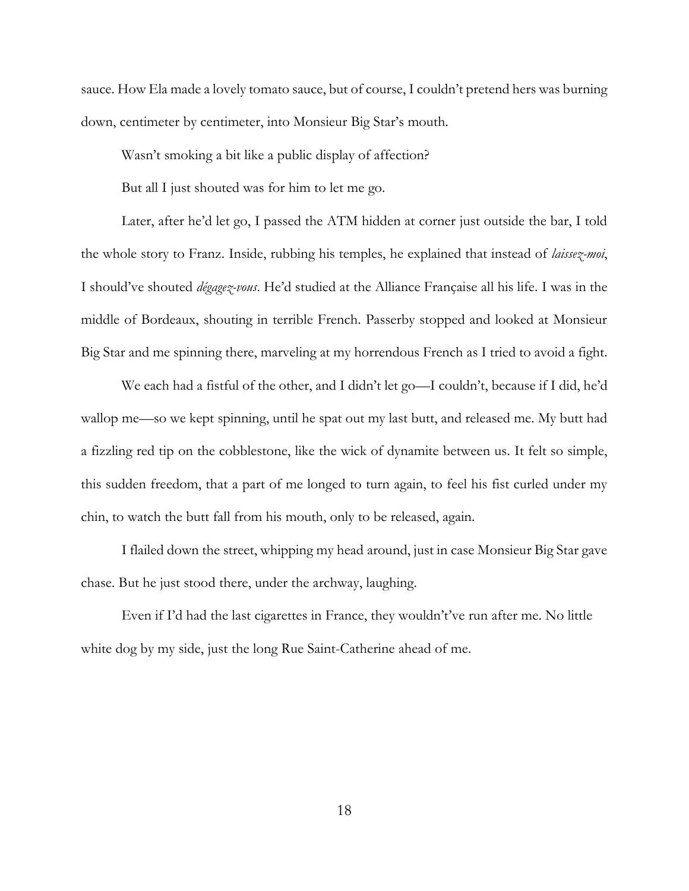sauce. How Ela made a lovely tomato sauce, but of course, I couldn't pretend hers was burning down, centimeter by centimeter, into Monsieur Big Star's mouth.

Wasn't smoking a bit like a public display of affection?

But all I just shouted was for him to let me go.

Later, after he'd let go, I passed the ATM hidden at corner just outside the bar, I told the whole story to Franz. Inside, rubbing his temples, he explained that instead of *laissez-moi*, I should've shouted *dégagez-vous*. He'd studied at the Alliance Française all his life. I was in the middle of Bordeaux, shouting in terrible French. Passerby stopped and looked at Monsieur Big Star and me spinning there, marveling at my horrendous French as I tried to avoid a fight.

We each had a fistful of the other, and I didn't let go—I couldn't, because if I did, he'd wallop me—so we kept spinning, until he spat out my last butt, and released me. My butt had a fizzling red tip on the cobblestone, like the wick of dynamite between us. It felt so simple, this sudden freedom, that a part of me longed to turn again, to feel his fist curled under my chin, to watch the butt fall from his mouth, only to be released, again.

I flailed down the street, whipping my head around, just in case Monsieur Big Star gave chase. But he just stood there, under the archway, laughing.

Even if I'd had the last cigarettes in France, they wouldn't've run after me. No little white dog by my side, just the long Rue Saint-Catherine ahead of me.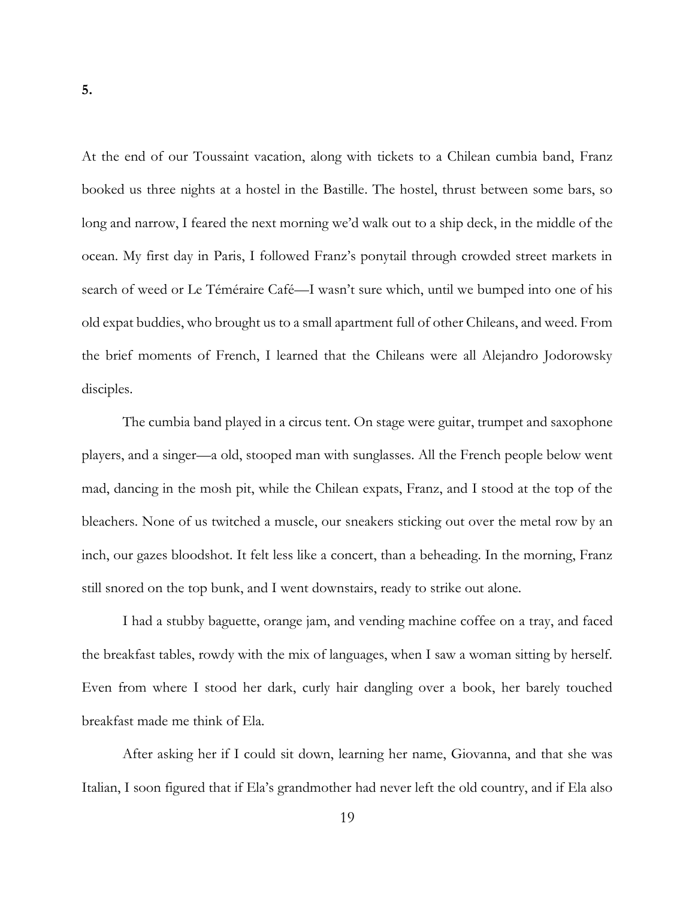**5.**

At the end of our Toussaint vacation, along with tickets to a Chilean cumbia band, Franz booked us three nights at a hostel in the Bastille. The hostel, thrust between some bars, so long and narrow, I feared the next morning we'd walk out to a ship deck, in the middle of the ocean. My first day in Paris, I followed Franz's ponytail through crowded street markets in search of weed or Le Téméraire Café—I wasn't sure which, until we bumped into one of his old expat buddies, who brought us to a small apartment full of other Chileans, and weed. From the brief moments of French, I learned that the Chileans were all Alejandro Jodorowsky disciples.

The cumbia band played in a circus tent. On stage were guitar, trumpet and saxophone players, and a singer—a old, stooped man with sunglasses. All the French people below went mad, dancing in the mosh pit, while the Chilean expats, Franz, and I stood at the top of the bleachers. None of us twitched a muscle, our sneakers sticking out over the metal row by an inch, our gazes bloodshot. It felt less like a concert, than a beheading. In the morning, Franz still snored on the top bunk, and I went downstairs, ready to strike out alone.

I had a stubby baguette, orange jam, and vending machine coffee on a tray, and faced the breakfast tables, rowdy with the mix of languages, when I saw a woman sitting by herself. Even from where I stood her dark, curly hair dangling over a book, her barely touched breakfast made me think of Ela.

After asking her if I could sit down, learning her name, Giovanna, and that she was Italian, I soon figured that if Ela's grandmother had never left the old country, and if Ela also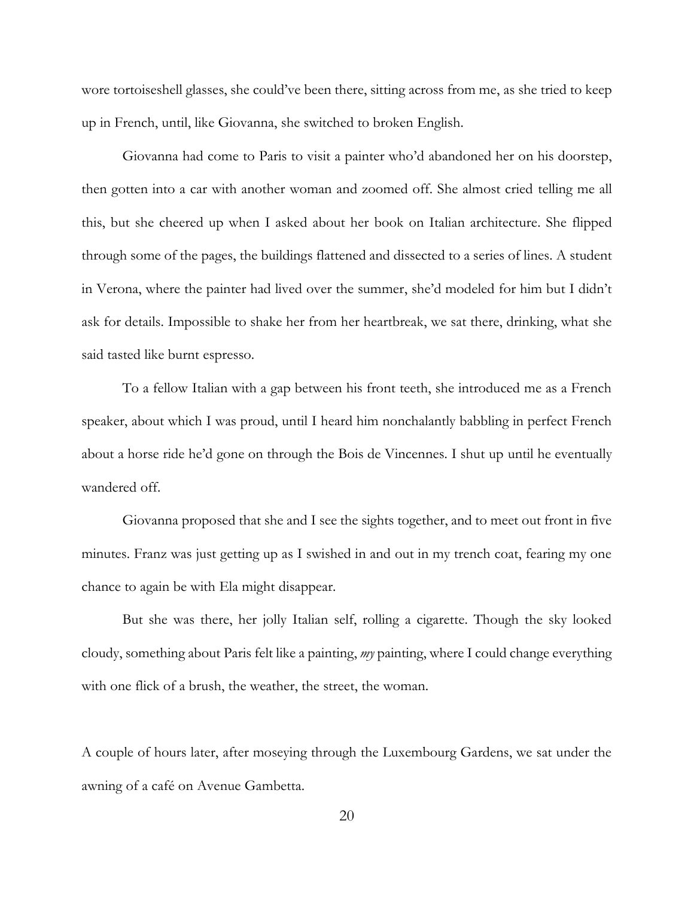wore tortoiseshell glasses, she could've been there, sitting across from me, as she tried to keep up in French, until, like Giovanna, she switched to broken English.

Giovanna had come to Paris to visit a painter who'd abandoned her on his doorstep, then gotten into a car with another woman and zoomed off. She almost cried telling me all this, but she cheered up when I asked about her book on Italian architecture. She flipped through some of the pages, the buildings flattened and dissected to a series of lines. A student in Verona, where the painter had lived over the summer, she'd modeled for him but I didn't ask for details. Impossible to shake her from her heartbreak, we sat there, drinking, what she said tasted like burnt espresso.

To a fellow Italian with a gap between his front teeth, she introduced me as a French speaker, about which I was proud, until I heard him nonchalantly babbling in perfect French about a horse ride he'd gone on through the Bois de Vincennes. I shut up until he eventually wandered off.

Giovanna proposed that she and I see the sights together, and to meet out front in five minutes. Franz was just getting up as I swished in and out in my trench coat, fearing my one chance to again be with Ela might disappear.

But she was there, her jolly Italian self, rolling a cigarette. Though the sky looked cloudy, something about Paris felt like a painting, *my* painting, where I could change everything with one flick of a brush, the weather, the street, the woman.

A couple of hours later, after moseying through the Luxembourg Gardens, we sat under the awning of a café on Avenue Gambetta.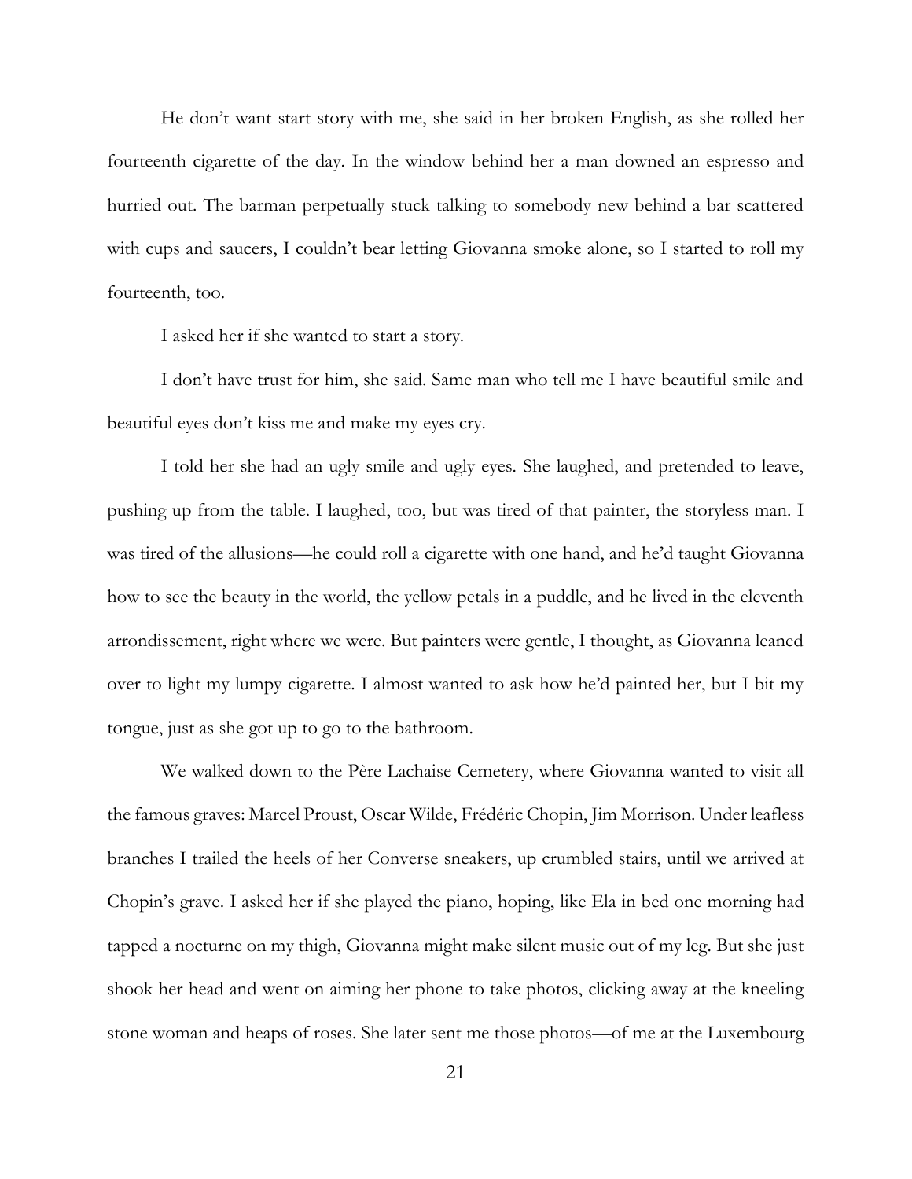He don't want start story with me, she said in her broken English, as she rolled her fourteenth cigarette of the day. In the window behind her a man downed an espresso and hurried out. The barman perpetually stuck talking to somebody new behind a bar scattered with cups and saucers, I couldn't bear letting Giovanna smoke alone, so I started to roll my fourteenth, too.

I asked her if she wanted to start a story.

I don't have trust for him, she said. Same man who tell me I have beautiful smile and beautiful eyes don't kiss me and make my eyes cry.

I told her she had an ugly smile and ugly eyes. She laughed, and pretended to leave, pushing up from the table. I laughed, too, but was tired of that painter, the storyless man. I was tired of the allusions—he could roll a cigarette with one hand, and he'd taught Giovanna how to see the beauty in the world, the yellow petals in a puddle, and he lived in the eleventh arrondissement, right where we were. But painters were gentle, I thought, as Giovanna leaned over to light my lumpy cigarette. I almost wanted to ask how he'd painted her, but I bit my tongue, just as she got up to go to the bathroom.

We walked down to the Père Lachaise Cemetery, where Giovanna wanted to visit all the famous graves: Marcel Proust, Oscar Wilde, Frédéric Chopin, Jim Morrison. Under leafless branches I trailed the heels of her Converse sneakers, up crumbled stairs, until we arrived at Chopin's grave. I asked her if she played the piano, hoping, like Ela in bed one morning had tapped a nocturne on my thigh, Giovanna might make silent music out of my leg. But she just shook her head and went on aiming her phone to take photos, clicking away at the kneeling stone woman and heaps of roses. She later sent me those photos—of me at the Luxembourg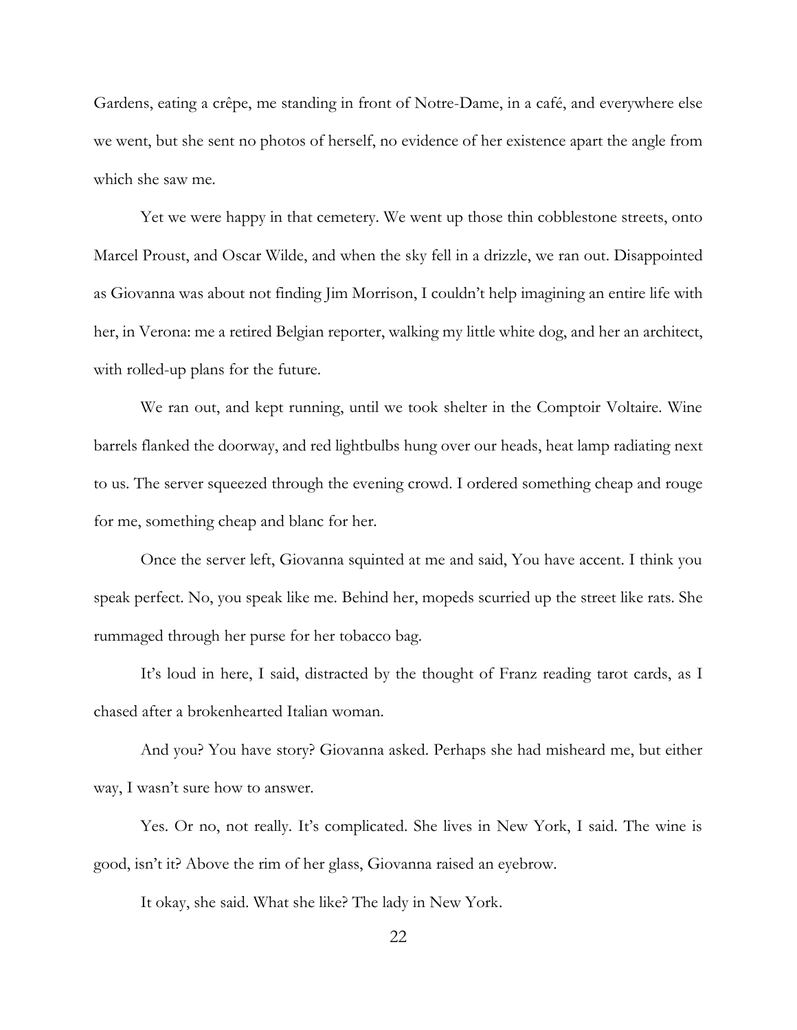Gardens, eating a crêpe, me standing in front of Notre-Dame, in a café, and everywhere else we went, but she sent no photos of herself, no evidence of her existence apart the angle from which she saw me.

Yet we were happy in that cemetery. We went up those thin cobblestone streets, onto Marcel Proust, and Oscar Wilde, and when the sky fell in a drizzle, we ran out. Disappointed as Giovanna was about not finding Jim Morrison, I couldn't help imagining an entire life with her, in Verona: me a retired Belgian reporter, walking my little white dog, and her an architect, with rolled-up plans for the future.

We ran out, and kept running, until we took shelter in the Comptoir Voltaire. Wine barrels flanked the doorway, and red lightbulbs hung over our heads, heat lamp radiating next to us. The server squeezed through the evening crowd. I ordered something cheap and rouge for me, something cheap and blanc for her.

Once the server left, Giovanna squinted at me and said, You have accent. I think you speak perfect. No, you speak like me. Behind her, mopeds scurried up the street like rats. She rummaged through her purse for her tobacco bag.

It's loud in here, I said, distracted by the thought of Franz reading tarot cards, as I chased after a brokenhearted Italian woman.

And you? You have story? Giovanna asked. Perhaps she had misheard me, but either way, I wasn't sure how to answer.

Yes. Or no, not really. It's complicated. She lives in New York, I said. The wine is good, isn't it? Above the rim of her glass, Giovanna raised an eyebrow.

It okay, she said. What she like? The lady in New York.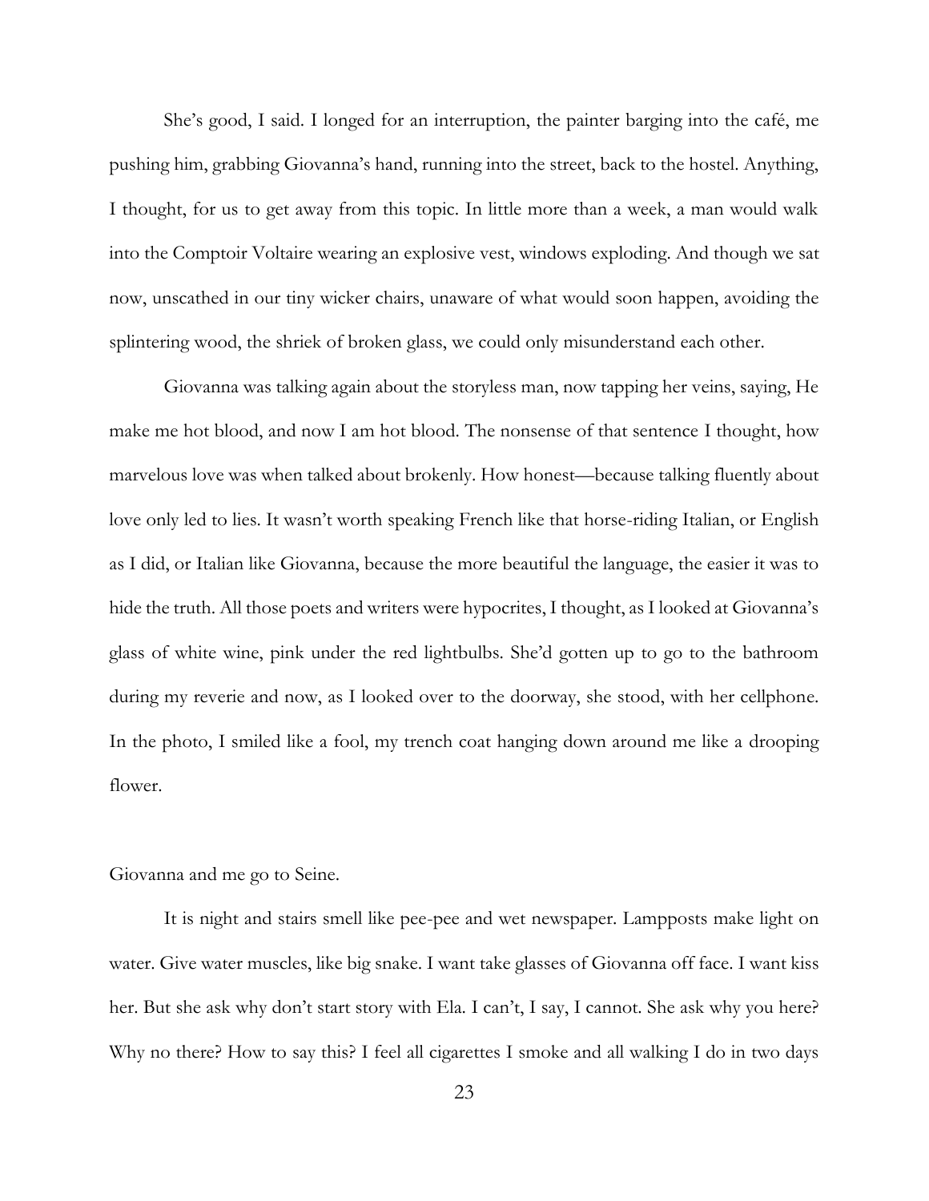She's good, I said. I longed for an interruption, the painter barging into the café, me pushing him, grabbing Giovanna's hand, running into the street, back to the hostel. Anything, I thought, for us to get away from this topic. In little more than a week, a man would walk into the Comptoir Voltaire wearing an explosive vest, windows exploding. And though we sat now, unscathed in our tiny wicker chairs, unaware of what would soon happen, avoiding the splintering wood, the shriek of broken glass, we could only misunderstand each other.

Giovanna was talking again about the storyless man, now tapping her veins, saying, He make me hot blood, and now I am hot blood. The nonsense of that sentence I thought, how marvelous love was when talked about brokenly. How honest—because talking fluently about love only led to lies. It wasn't worth speaking French like that horse-riding Italian, or English as I did, or Italian like Giovanna, because the more beautiful the language, the easier it was to hide the truth. All those poets and writers were hypocrites, I thought, as I looked at Giovanna's glass of white wine, pink under the red lightbulbs. She'd gotten up to go to the bathroom during my reverie and now, as I looked over to the doorway, she stood, with her cellphone. In the photo, I smiled like a fool, my trench coat hanging down around me like a drooping flower.

Giovanna and me go to Seine.

It is night and stairs smell like pee-pee and wet newspaper. Lampposts make light on water. Give water muscles, like big snake. I want take glasses of Giovanna off face. I want kiss her. But she ask why don't start story with Ela. I can't, I say, I cannot. She ask why you here? Why no there? How to say this? I feel all cigarettes I smoke and all walking I do in two days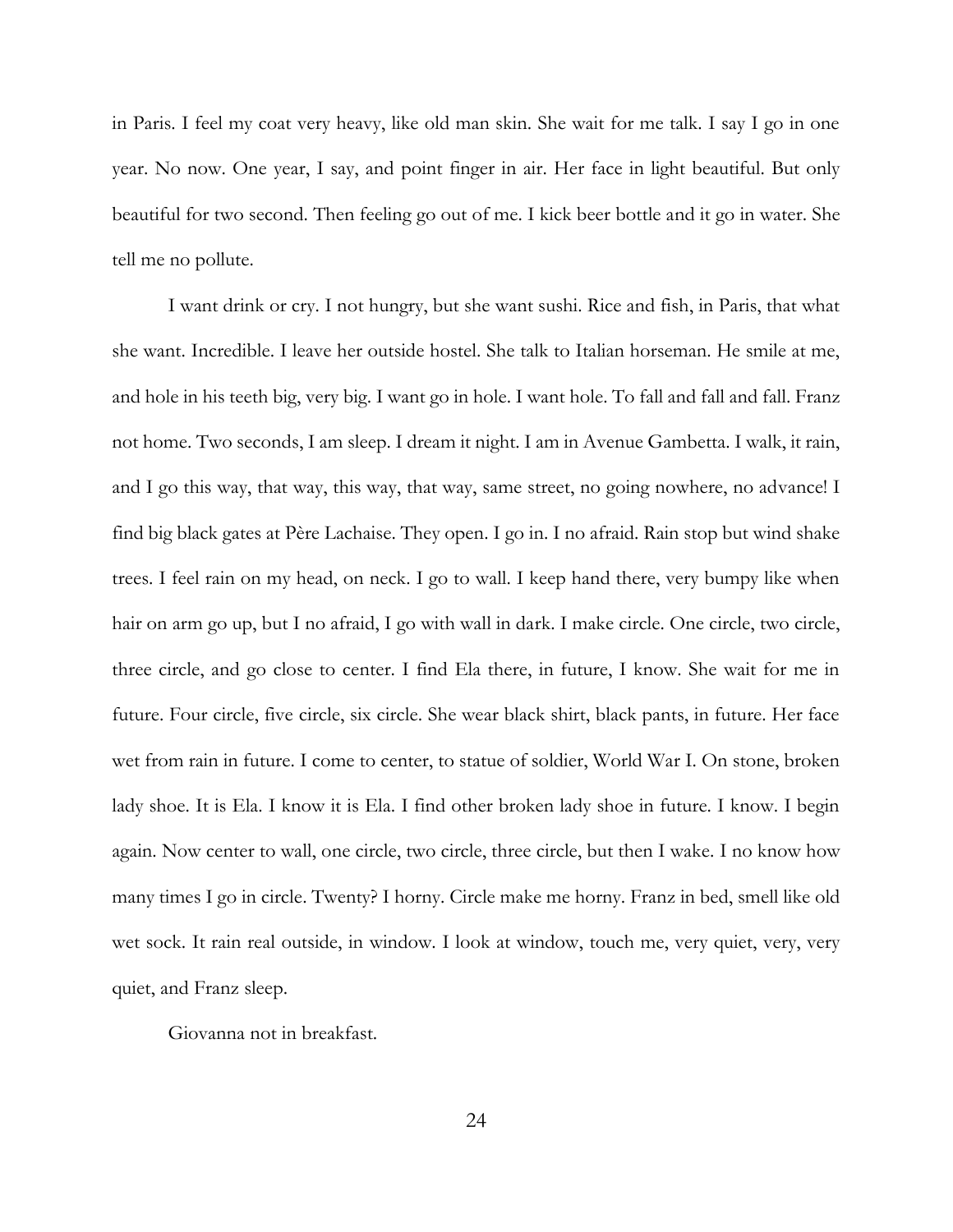in Paris. I feel my coat very heavy, like old man skin. She wait for me talk. I say I go in one year. No now. One year, I say, and point finger in air. Her face in light beautiful. But only beautiful for two second. Then feeling go out of me. I kick beer bottle and it go in water. She tell me no pollute.

I want drink or cry. I not hungry, but she want sushi. Rice and fish, in Paris, that what she want. Incredible. I leave her outside hostel. She talk to Italian horseman. He smile at me, and hole in his teeth big, very big. I want go in hole. I want hole. To fall and fall and fall. Franz not home. Two seconds, I am sleep. I dream it night. I am in Avenue Gambetta. I walk, it rain, and I go this way, that way, this way, that way, same street, no going nowhere, no advance! I find big black gates at Père Lachaise. They open. I go in. I no afraid. Rain stop but wind shake trees. I feel rain on my head, on neck. I go to wall. I keep hand there, very bumpy like when hair on arm go up, but I no afraid, I go with wall in dark. I make circle. One circle, two circle, three circle, and go close to center. I find Ela there, in future, I know. She wait for me in future. Four circle, five circle, six circle. She wear black shirt, black pants, in future. Her face wet from rain in future. I come to center, to statue of soldier, World War I. On stone, broken lady shoe. It is Ela. I know it is Ela. I find other broken lady shoe in future. I know. I begin again. Now center to wall, one circle, two circle, three circle, but then I wake. I no know how many times I go in circle. Twenty? I horny. Circle make me horny. Franz in bed, smell like old wet sock. It rain real outside, in window. I look at window, touch me, very quiet, very, very quiet, and Franz sleep.

Giovanna not in breakfast.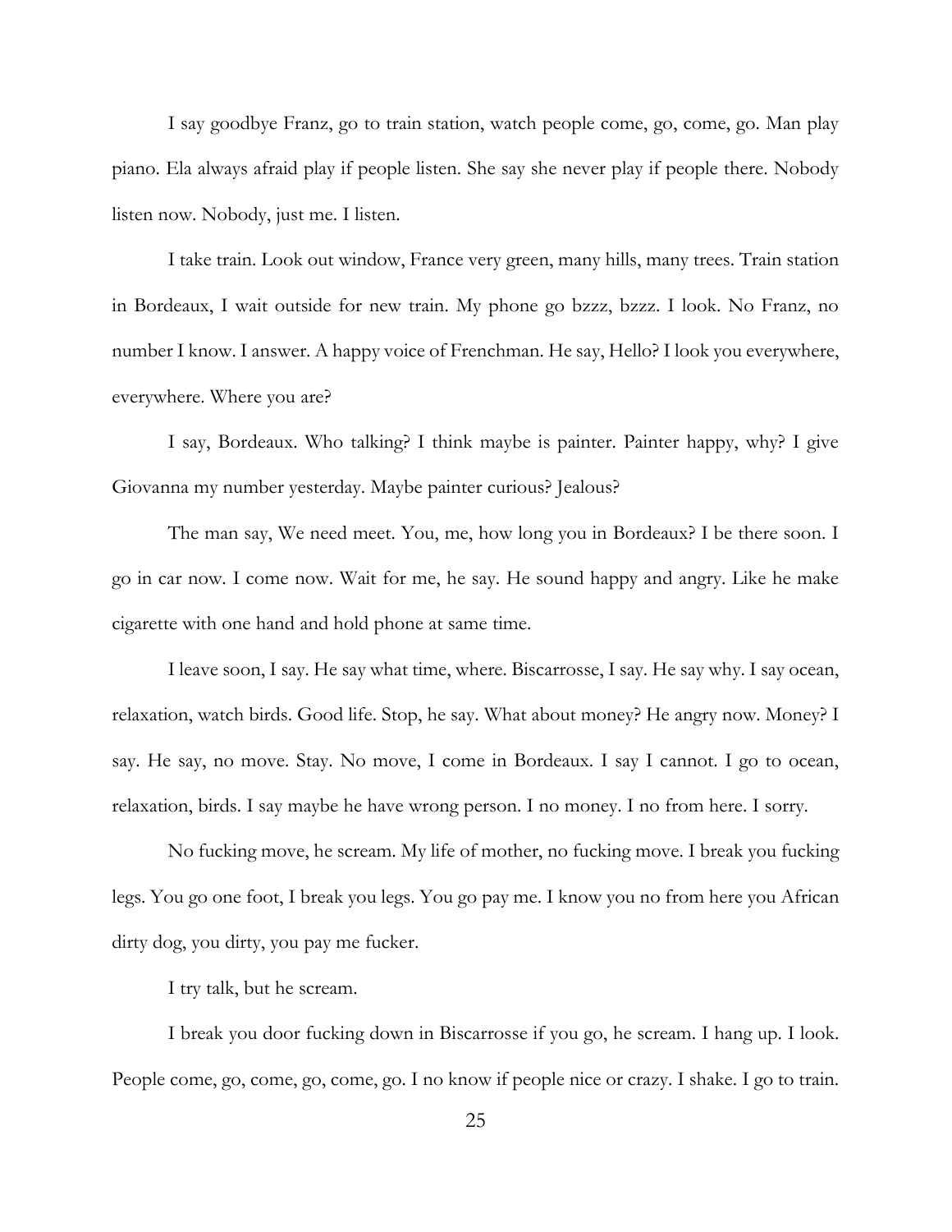I say goodbye Franz, go to train station, watch people come, go, come, go. Man play piano. Ela always afraid play if people listen. She say she never play if people there. Nobody listen now. Nobody, just me. I listen.

I take train. Look out window, France very green, many hills, many trees. Train station in Bordeaux, I wait outside for new train. My phone go bzzz, bzzz. I look. No Franz, no number I know. I answer. A happy voice of Frenchman. He say, Hello? I look you everywhere, everywhere. Where you are?

I say, Bordeaux. Who talking? I think maybe is painter. Painter happy, why? I give Giovanna my number yesterday. Maybe painter curious? Jealous?

The man say, We need meet. You, me, how long you in Bordeaux? I be there soon. I go in car now. I come now. Wait for me, he say. He sound happy and angry. Like he make cigarette with one hand and hold phone at same time.

I leave soon, I say. He say what time, where. Biscarrosse, I say. He say why. I say ocean, relaxation, watch birds. Good life. Stop, he say. What about money? He angry now. Money? I say. He say, no move. Stay. No move, I come in Bordeaux. I say I cannot. I go to ocean, relaxation, birds. I say maybe he have wrong person. I no money. I no from here. I sorry.

No fucking move, he scream. My life of mother, no fucking move. I break you fucking legs. You go one foot, I break you legs. You go pay me. I know you no from here you African dirty dog, you dirty, you pay me fucker.

I try talk, but he scream.

I break you door fucking down in Biscarrosse if you go, he scream. I hang up. I look. People come, go, come, go, come, go. I no know if people nice or crazy. I shake. I go to train.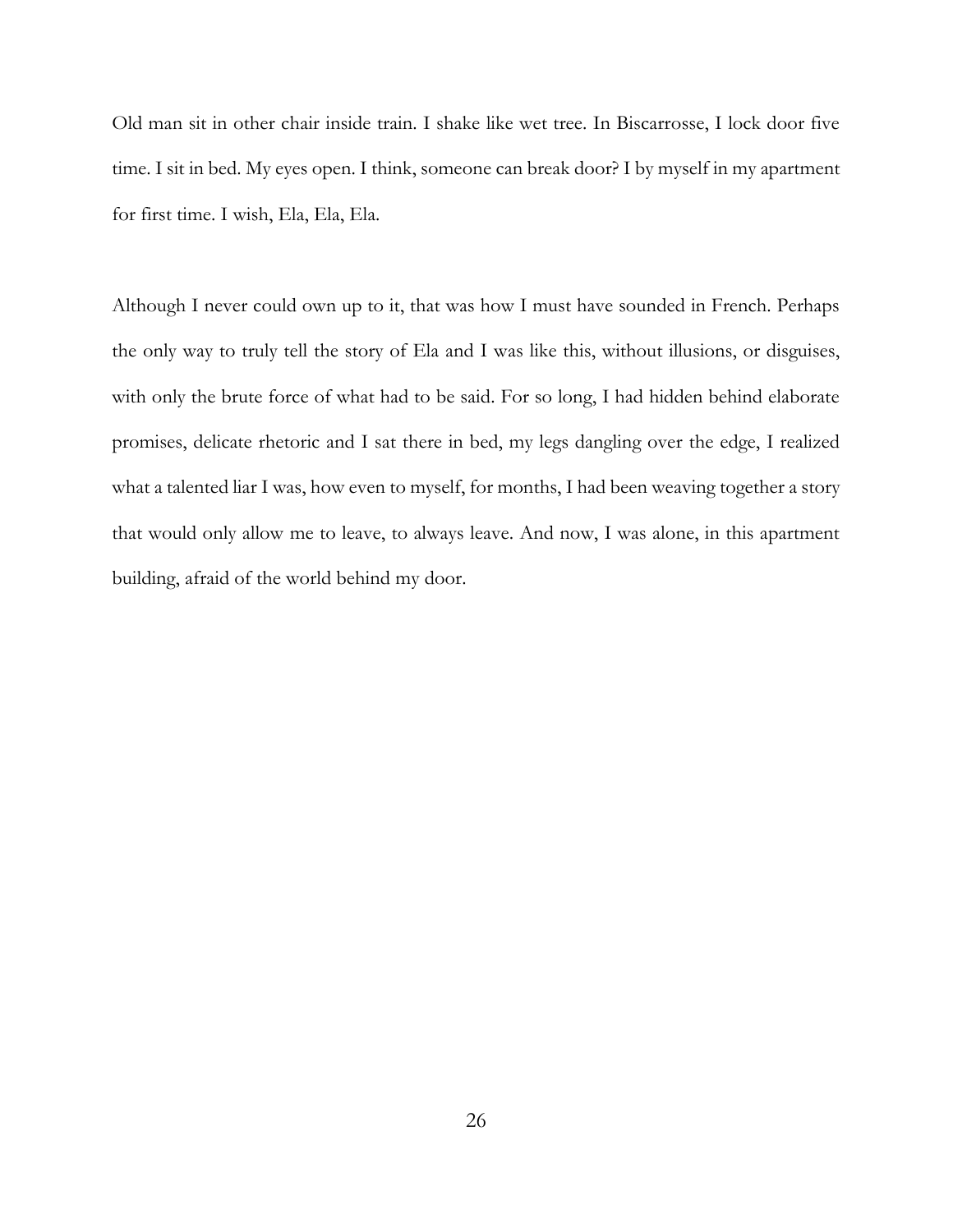Old man sit in other chair inside train. I shake like wet tree. In Biscarrosse, I lock door five time. I sit in bed. My eyes open. I think, someone can break door? I by myself in my apartment for first time. I wish, Ela, Ela, Ela.

Although I never could own up to it, that was how I must have sounded in French. Perhaps the only way to truly tell the story of Ela and I was like this, without illusions, or disguises, with only the brute force of what had to be said. For so long, I had hidden behind elaborate promises, delicate rhetoric and I sat there in bed, my legs dangling over the edge, I realized what a talented liar I was, how even to myself, for months, I had been weaving together a story that would only allow me to leave, to always leave. And now, I was alone, in this apartment building, afraid of the world behind my door.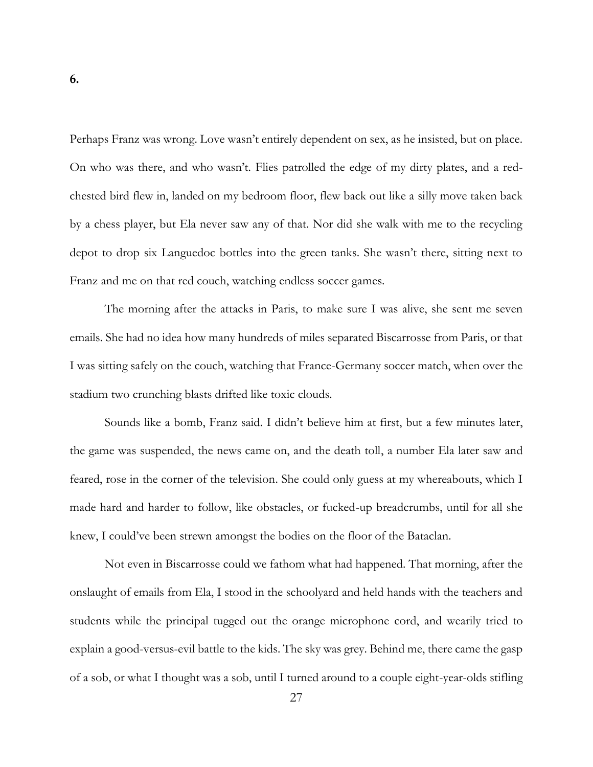**6.**

Perhaps Franz was wrong. Love wasn't entirely dependent on sex, as he insisted, but on place. On who was there, and who wasn't. Flies patrolled the edge of my dirty plates, and a red-chested bird flew in, landed on my bedroom floor, flew back out like a silly move taken back by a chess player, but Ela never saw any of that. Nor did she walk with me to the recycling depot to drop six Languedoc bottles into the green tanks. She wasn't there, sitting next to Franz and me on that red couch, watching endless soccer games.

The morning after the attacks in Paris, to make sure I was alive, she sent me seven emails. She had no idea how many hundreds of miles separated Biscarrosse from Paris, or that I was sitting safely on the couch, watching that France-Germany soccer match, when over the stadium two crunching blasts drifted like toxic clouds.

Sounds like a bomb, Franz said. I didn't believe him at first, but a few minutes later, the game was suspended, the news came on, and the death toll, a number Ela later saw and feared, rose in the corner of the television. She could only guess at my whereabouts, which I made hard and harder to follow, like obstacles, or fucked-up breadcrumbs, until for all she knew, I could've been strewn amongst the bodies on the floor of the Bataclan.

Not even in Biscarrosse could we fathom what had happened. That morning, after the onslaught of emails from Ela, I stood in the schoolyard and held hands with the teachers and students while the principal tugged out the orange microphone cord, and wearily tried to explain a good-versus-evil battle to the kids. The sky was grey. Behind me, there came the gasp of a sob, or what I thought was a sob, until I turned around to a couple eight-year-olds stifling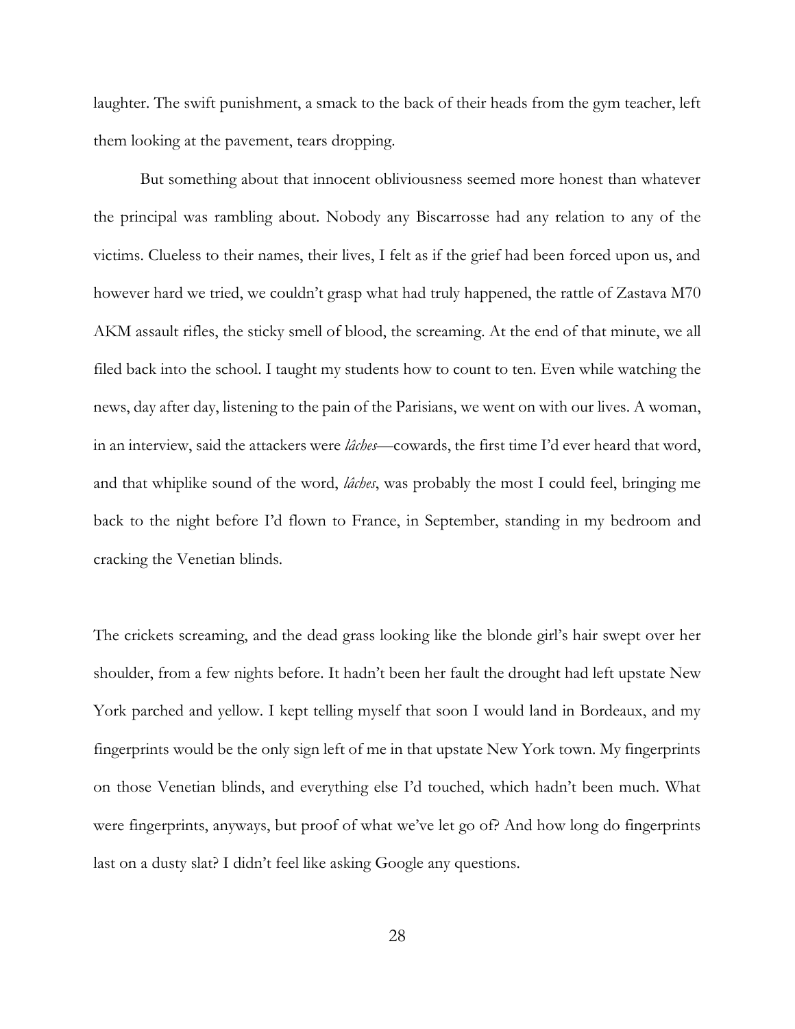laughter. The swift punishment, a smack to the back of their heads from the gym teacher, left them looking at the pavement, tears dropping.

But something about that innocent obliviousness seemed more honest than whatever the principal was rambling about. Nobody any Biscarrosse had any relation to any of the victims. Clueless to their names, their lives, I felt as if the grief had been forced upon us, and however hard we tried, we couldn't grasp what had truly happened, the rattle of Zastava M70 AKM assault rifles, the sticky smell of blood, the screaming. At the end of that minute, we all filed back into the school. I taught my students how to count to ten. Even while watching the news, day after day, listening to the pain of the Parisians, we went on with our lives. A woman, in an interview, said the attackers were *lâches*—cowards, the first time I'd ever heard that word, and that whiplike sound of the word, *lâches*, was probably the most I could feel, bringing me back to the night before I'd flown to France, in September, standing in my bedroom and cracking the Venetian blinds.

The crickets screaming, and the dead grass looking like the blonde girl's hair swept over her shoulder, from a few nights before. It hadn't been her fault the drought had left upstate New York parched and yellow. I kept telling myself that soon I would land in Bordeaux, and my fingerprints would be the only sign left of me in that upstate New York town. My fingerprints on those Venetian blinds, and everything else I'd touched, which hadn't been much. What were fingerprints, anyways, but proof of what we've let go of? And how long do fingerprints last on a dusty slat? I didn't feel like asking Google any questions.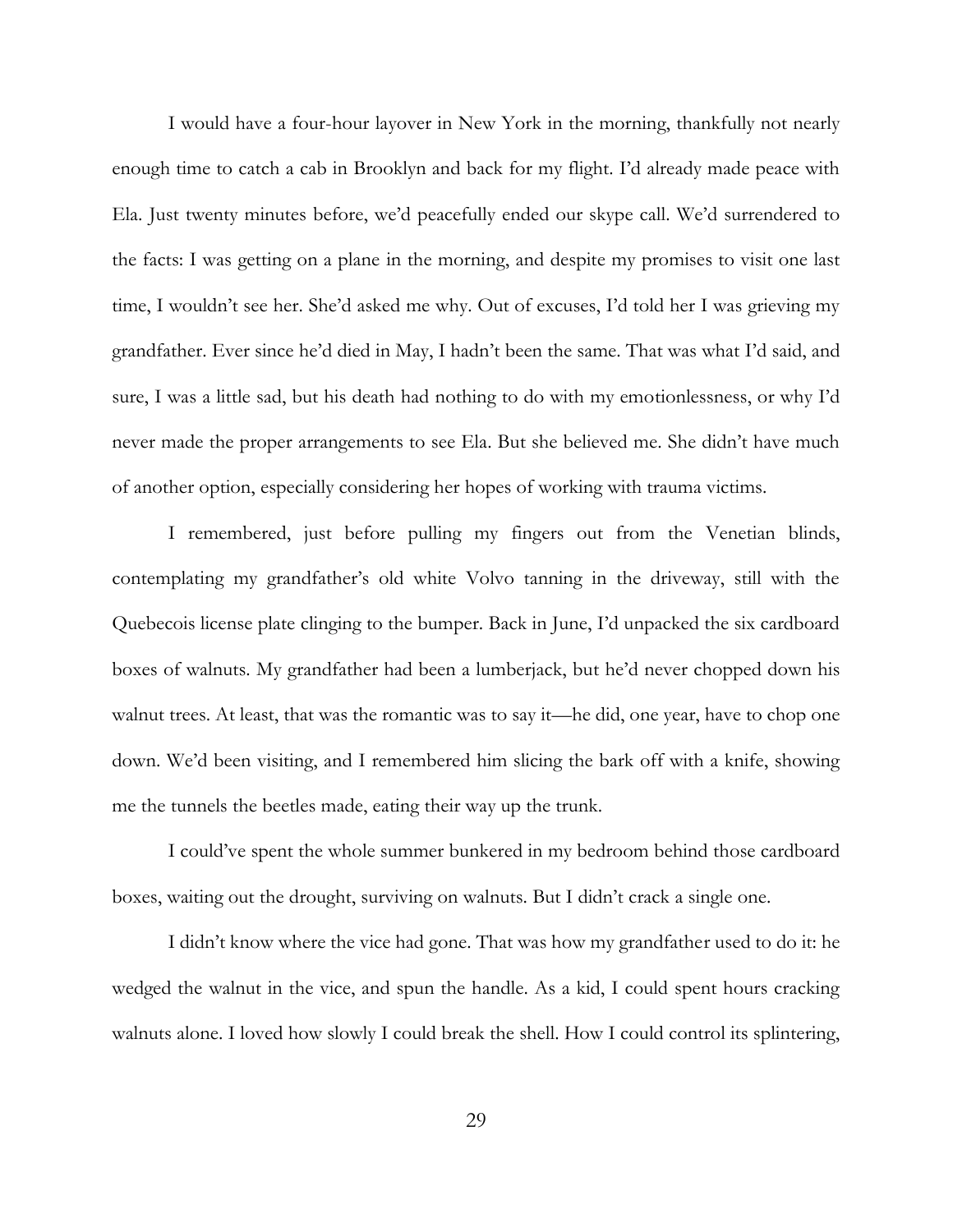I would have a four-hour layover in New York in the morning, thankfully not nearly enough time to catch a cab in Brooklyn and back for my flight. I'd already made peace with Ela. Just twenty minutes before, we'd peacefully ended our skype call. We'd surrendered to the facts: I was getting on a plane in the morning, and despite my promises to visit one last time, I wouldn't see her. She'd asked me why. Out of excuses, I'd told her I was grieving my grandfather. Ever since he'd died in May, I hadn't been the same. That was what I'd said, and sure, I was a little sad, but his death had nothing to do with my emotionlessness, or why I'd never made the proper arrangements to see Ela. But she believed me. She didn't have much of another option, especially considering her hopes of working with trauma victims.

I remembered, just before pulling my fingers out from the Venetian blinds, contemplating my grandfather's old white Volvo tanning in the driveway, still with the Quebecois license plate clinging to the bumper. Back in June, I'd unpacked the six cardboard boxes of walnuts. My grandfather had been a lumberjack, but he'd never chopped down his walnut trees. At least, that was the romantic was to say it—he did, one year, have to chop one down. We'd been visiting, and I remembered him slicing the bark off with a knife, showing me the tunnels the beetles made, eating their way up the trunk.

I could've spent the whole summer bunkered in my bedroom behind those cardboard boxes, waiting out the drought, surviving on walnuts. But I didn't crack a single one.

I didn't know where the vice had gone. That was how my grandfather used to do it: he wedged the walnut in the vice, and spun the handle. As a kid, I could spent hours cracking walnuts alone. I loved how slowly I could break the shell. How I could control its splintering,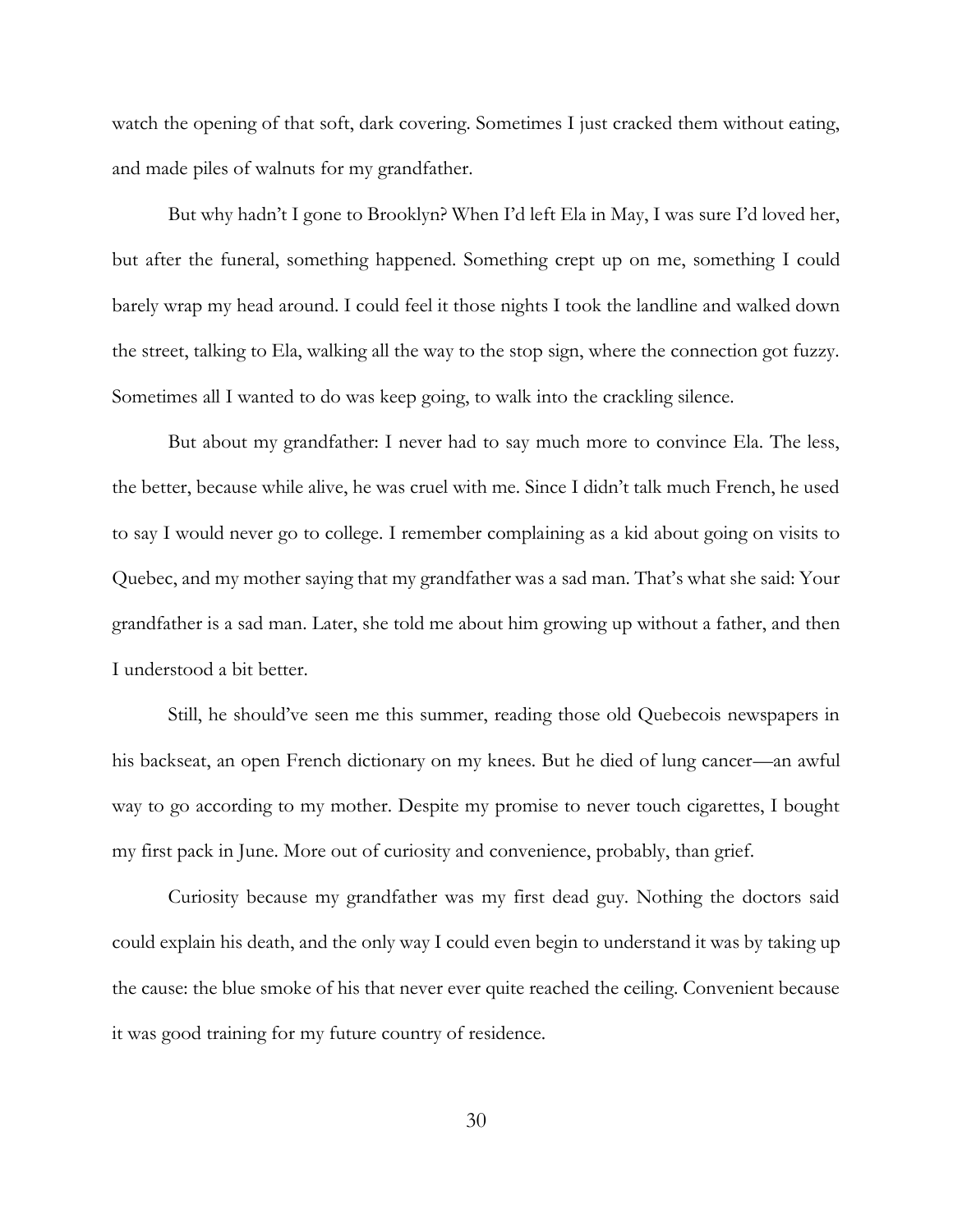watch the opening of that soft, dark covering. Sometimes I just cracked them without eating, and made piles of walnuts for my grandfather.

But why hadn't I gone to Brooklyn? When I'd left Ela in May, I was sure I'd loved her, but after the funeral, something happened. Something crept up on me, something I could barely wrap my head around. I could feel it those nights I took the landline and walked down the street, talking to Ela, walking all the way to the stop sign, where the connection got fuzzy. Sometimes all I wanted to do was keep going, to walk into the crackling silence.

But about my grandfather: I never had to say much more to convince Ela. The less, the better, because while alive, he was cruel with me. Since I didn't talk much French, he used to say I would never go to college. I remember complaining as a kid about going on visits to Quebec, and my mother saying that my grandfather was a sad man. That's what she said: Your grandfather is a sad man. Later, she told me about him growing up without a father, and then I understood a bit better.

Still, he should've seen me this summer, reading those old Quebecois newspapers in his backseat, an open French dictionary on my knees. But he died of lung cancer—an awful way to go according to my mother. Despite my promise to never touch cigarettes, I bought my first pack in June. More out of curiosity and convenience, probably, than grief.

Curiosity because my grandfather was my first dead guy. Nothing the doctors said could explain his death, and the only way I could even begin to understand it was by taking up the cause: the blue smoke of his that never ever quite reached the ceiling. Convenient because it was good training for my future country of residence.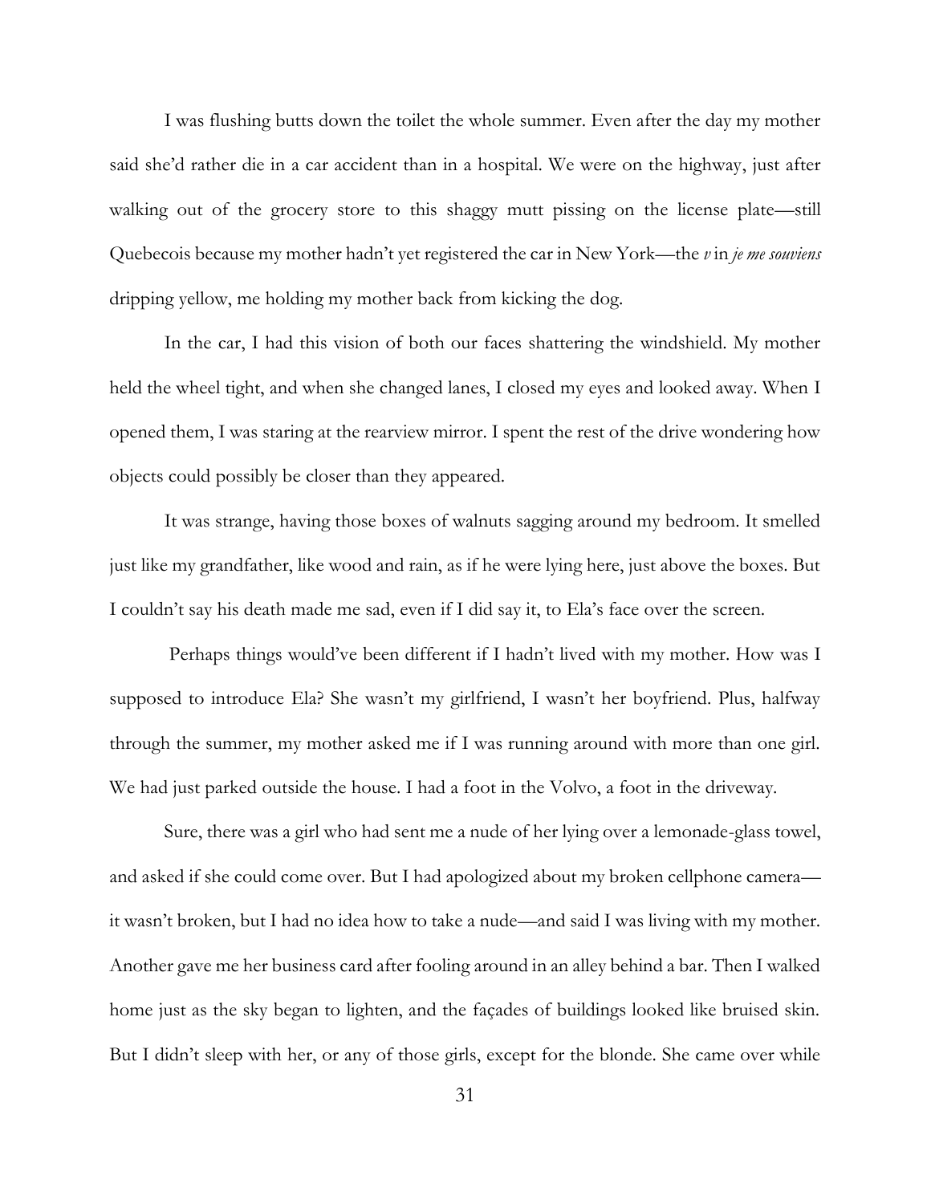I was flushing butts down the toilet the whole summer. Even after the day my mother said she'd rather die in a car accident than in a hospital. We were on the highway, just after walking out of the grocery store to this shaggy mutt pissing on the license plate—still Quebecois because my mother hadn't yet registered the car in New York—the *v* in *je me souviens* dripping yellow, me holding my mother back from kicking the dog.

In the car, I had this vision of both our faces shattering the windshield. My mother held the wheel tight, and when she changed lanes, I closed my eyes and looked away. When I opened them, I was staring at the rearview mirror. I spent the rest of the drive wondering how objects could possibly be closer than they appeared.

It was strange, having those boxes of walnuts sagging around my bedroom. It smelled just like my grandfather, like wood and rain, as if he were lying here, just above the boxes. But I couldn't say his death made me sad, even if I did say it, to Ela's face over the screen.

Perhaps things would've been different if I hadn't lived with my mother. How was I supposed to introduce Ela? She wasn't my girlfriend, I wasn't her boyfriend. Plus, halfway through the summer, my mother asked me if I was running around with more than one girl. We had just parked outside the house. I had a foot in the Volvo, a foot in the driveway.

Sure, there was a girl who had sent me a nude of her lying over a lemonade-glass towel, and asked if she could come over. But I had apologized about my broken cellphone camera—it wasn't broken, but I had no idea how to take a nude—and said I was living with my mother. Another gave me her business card after fooling around in an alley behind a bar. Then I walked home just as the sky began to lighten, and the façades of buildings looked like bruised skin. But I didn't sleep with her, or any of those girls, except for the blonde. She came over while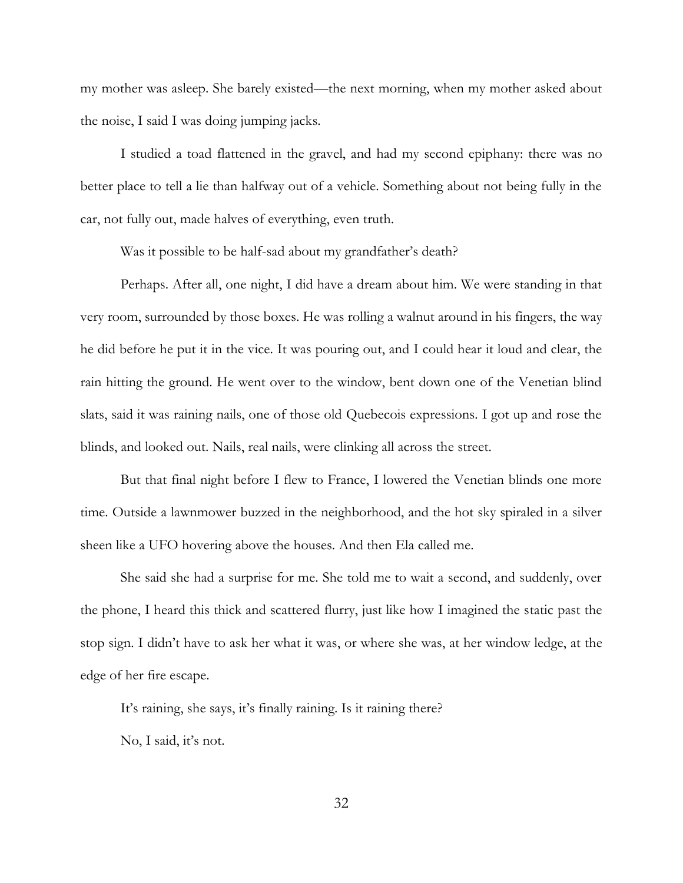my mother was asleep. She barely existed—the next morning, when my mother asked about the noise, I said I was doing jumping jacks.

I studied a toad flattened in the gravel, and had my second epiphany: there was no better place to tell a lie than halfway out of a vehicle. Something about not being fully in the car, not fully out, made halves of everything, even truth.

Was it possible to be half-sad about my grandfather's death?

Perhaps. After all, one night, I did have a dream about him. We were standing in that very room, surrounded by those boxes. He was rolling a walnut around in his fingers, the way he did before he put it in the vice. It was pouring out, and I could hear it loud and clear, the rain hitting the ground. He went over to the window, bent down one of the Venetian blind slats, said it was raining nails, one of those old Quebecois expressions. I got up and rose the blinds, and looked out. Nails, real nails, were clinking all across the street.

But that final night before I flew to France, I lowered the Venetian blinds one more time. Outside a lawnmower buzzed in the neighborhood, and the hot sky spiraled in a silver sheen like a UFO hovering above the houses. And then Ela called me.

She said she had a surprise for me. She told me to wait a second, and suddenly, over the phone, I heard this thick and scattered flurry, just like how I imagined the static past the stop sign. I didn't have to ask her what it was, or where she was, at her window ledge, at the edge of her fire escape.

It's raining, she says, it's finally raining. Is it raining there?

No, I said, it's not.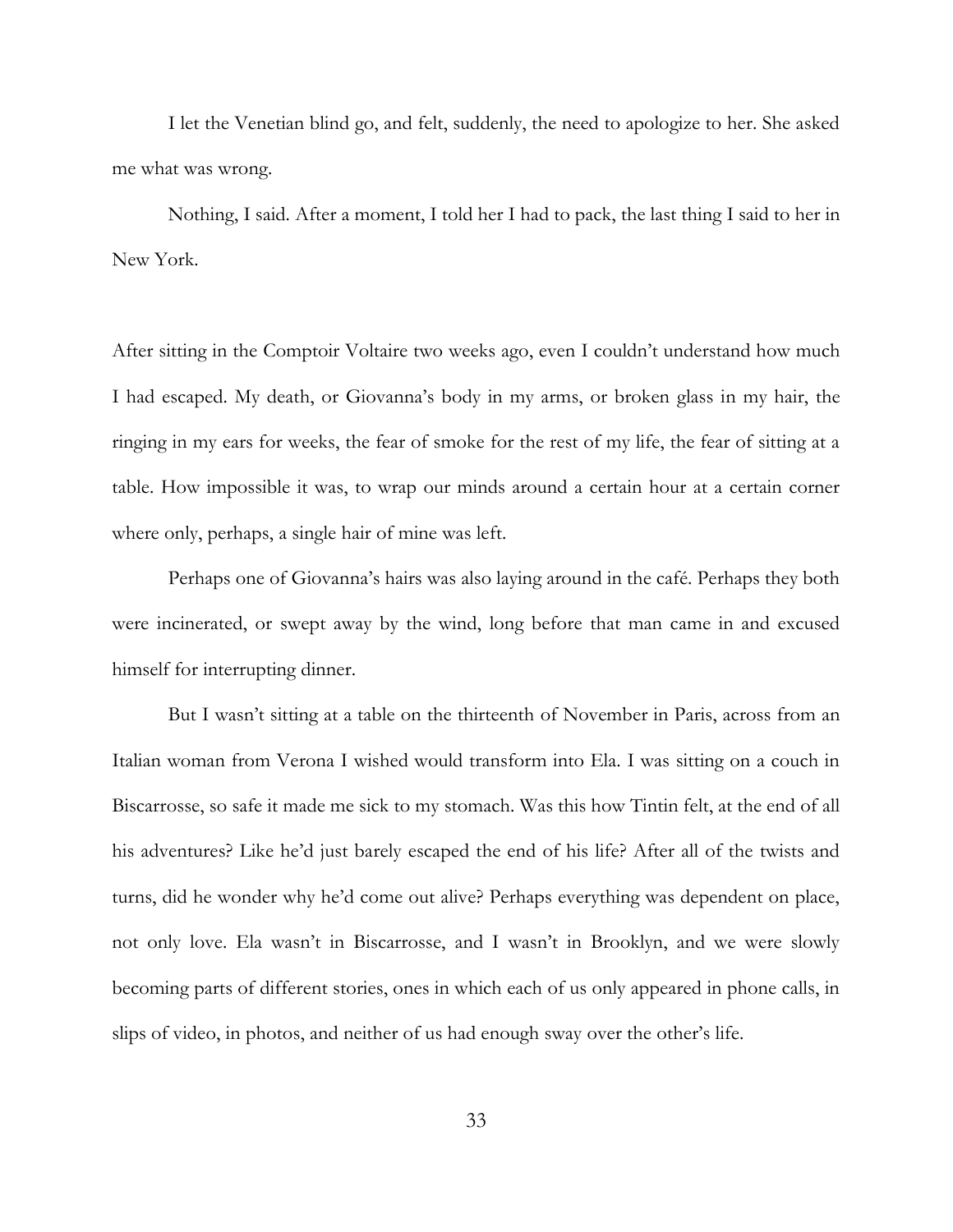I let the Venetian blind go, and felt, suddenly, the need to apologize to her. She asked me what was wrong.

Nothing, I said. After a moment, I told her I had to pack, the last thing I said to her in New York.

After sitting in the Comptoir Voltaire two weeks ago, even I couldn't understand how much I had escaped. My death, or Giovanna's body in my arms, or broken glass in my hair, the ringing in my ears for weeks, the fear of smoke for the rest of my life, the fear of sitting at a table. How impossible it was, to wrap our minds around a certain hour at a certain corner where only, perhaps, a single hair of mine was left.

Perhaps one of Giovanna's hairs was also laying around in the café. Perhaps they both were incinerated, or swept away by the wind, long before that man came in and excused himself for interrupting dinner.

But I wasn't sitting at a table on the thirteenth of November in Paris, across from an Italian woman from Verona I wished would transform into Ela. I was sitting on a couch in Biscarrosse, so safe it made me sick to my stomach. Was this how Tintin felt, at the end of all his adventures? Like he'd just barely escaped the end of his life? After all of the twists and turns, did he wonder why he'd come out alive? Perhaps everything was dependent on place, not only love. Ela wasn't in Biscarrosse, and I wasn't in Brooklyn, and we were slowly becoming parts of different stories, ones in which each of us only appeared in phone calls, in slips of video, in photos, and neither of us had enough sway over the other's life.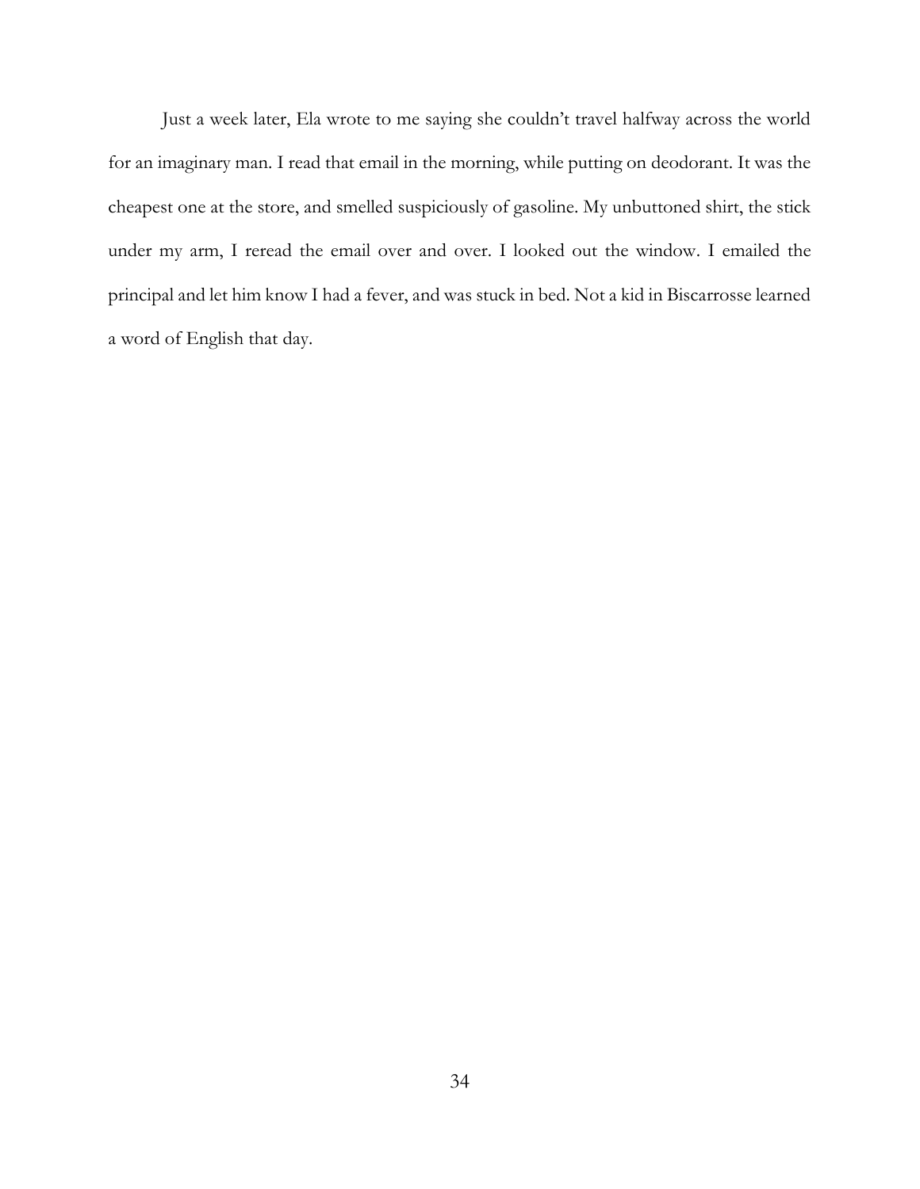Just a week later, Ela wrote to me saying she couldn't travel halfway across the world for an imaginary man. I read that email in the morning, while putting on deodorant. It was the cheapest one at the store, and smelled suspiciously of gasoline. My unbuttoned shirt, the stick under my arm, I reread the email over and over. I looked out the window. I emailed the principal and let him know I had a fever, and was stuck in bed. Not a kid in Biscarrosse learned a word of English that day.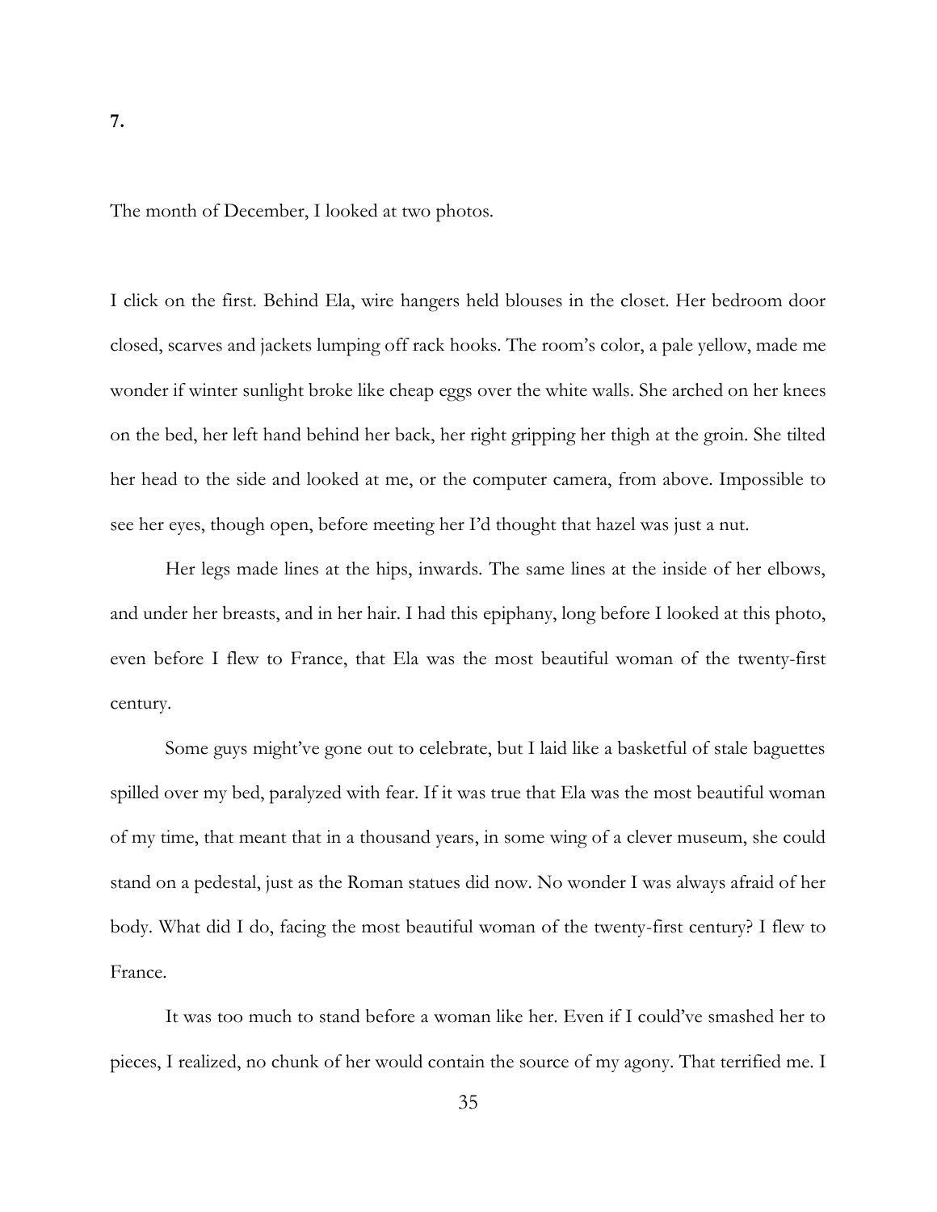**7.**

The month of December, I looked at two photos.

I click on the first. Behind Ela, wire hangers held blouses in the closet. Her bedroom door closed, scarves and jackets lumping off rack hooks. The room's color, a pale yellow, made me wonder if winter sunlight broke like cheap eggs over the white walls. She arched on her knees on the bed, her left hand behind her back, her right gripping her thigh at the groin. She tilted her head to the side and looked at me, or the computer camera, from above. Impossible to see her eyes, though open, before meeting her I'd thought that hazel was just a nut.

Her legs made lines at the hips, inwards. The same lines at the inside of her elbows, and under her breasts, and in her hair. I had this epiphany, long before I looked at this photo, even before I flew to France, that Ela was the most beautiful woman of the twenty-first century.

Some guys might've gone out to celebrate, but I laid like a basketful of stale baguettes spilled over my bed, paralyzed with fear. If it was true that Ela was the most beautiful woman of my time, that meant that in a thousand years, in some wing of a clever museum, she could stand on a pedestal, just as the Roman statues did now. No wonder I was always afraid of her body. What did I do, facing the most beautiful woman of the twenty-first century? I flew to France.

It was too much to stand before a woman like her. Even if I could've smashed her to pieces, I realized, no chunk of her would contain the source of my agony. That terrified me. I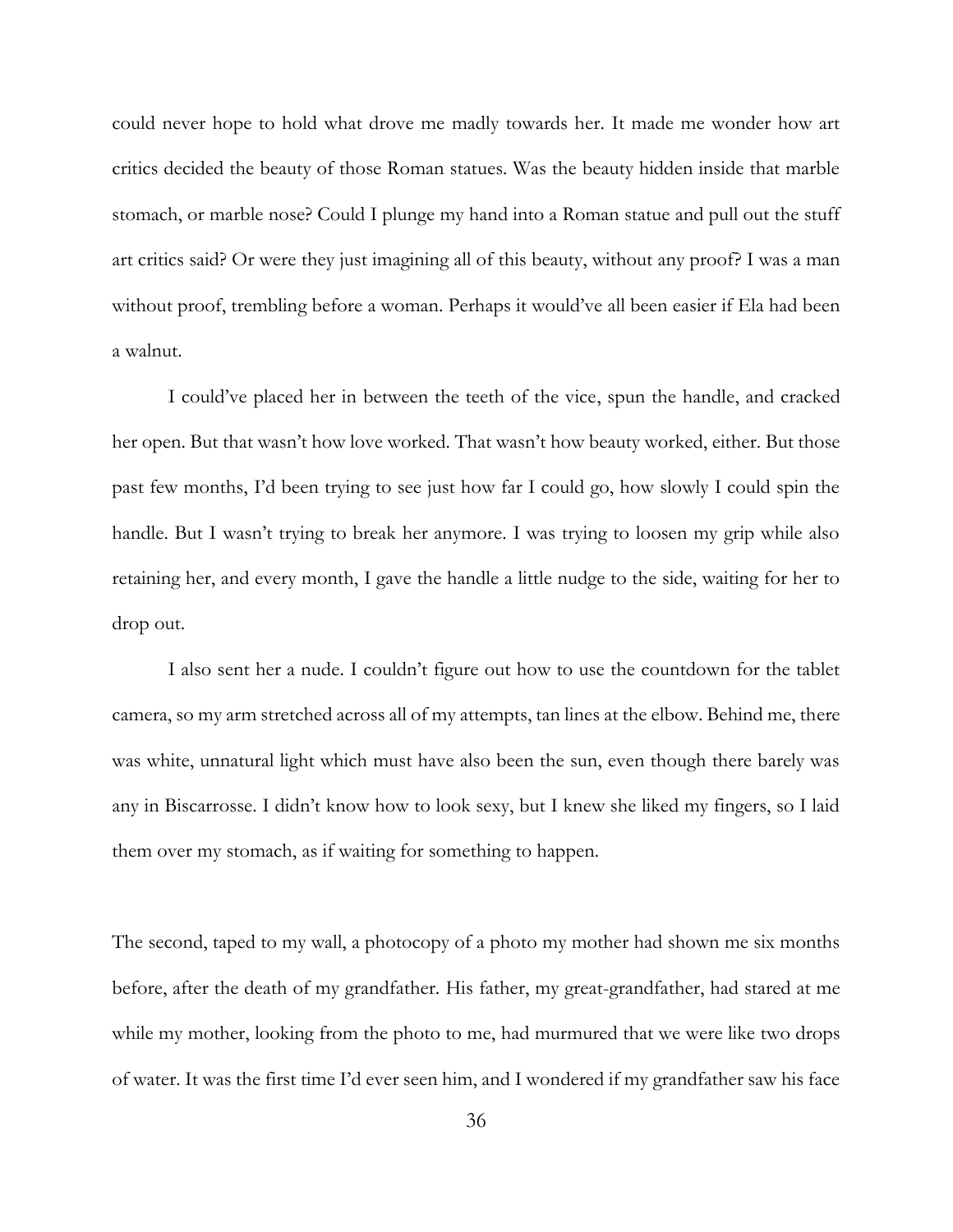could never hope to hold what drove me madly towards her. It made me wonder how art critics decided the beauty of those Roman statues. Was the beauty hidden inside that marble stomach, or marble nose? Could I plunge my hand into a Roman statue and pull out the stuff art critics said? Or were they just imagining all of this beauty, without any proof? I was a man without proof, trembling before a woman. Perhaps it would've all been easier if Ela had been a walnut.

I could've placed her in between the teeth of the vice, spun the handle, and cracked her open. But that wasn't how love worked. That wasn't how beauty worked, either. But those past few months, I'd been trying to see just how far I could go, how slowly I could spin the handle. But I wasn't trying to break her anymore. I was trying to loosen my grip while also retaining her, and every month, I gave the handle a little nudge to the side, waiting for her to drop out.

I also sent her a nude. I couldn't figure out how to use the countdown for the tablet camera, so my arm stretched across all of my attempts, tan lines at the elbow. Behind me, there was white, unnatural light which must have also been the sun, even though there barely was any in Biscarrosse. I didn't know how to look sexy, but I knew she liked my fingers, so I laid them over my stomach, as if waiting for something to happen.

The second, taped to my wall, a photocopy of a photo my mother had shown me six months before, after the death of my grandfather. His father, my great-grandfather, had stared at me while my mother, looking from the photo to me, had murmured that we were like two drops of water. It was the first time I'd ever seen him, and I wondered if my grandfather saw his face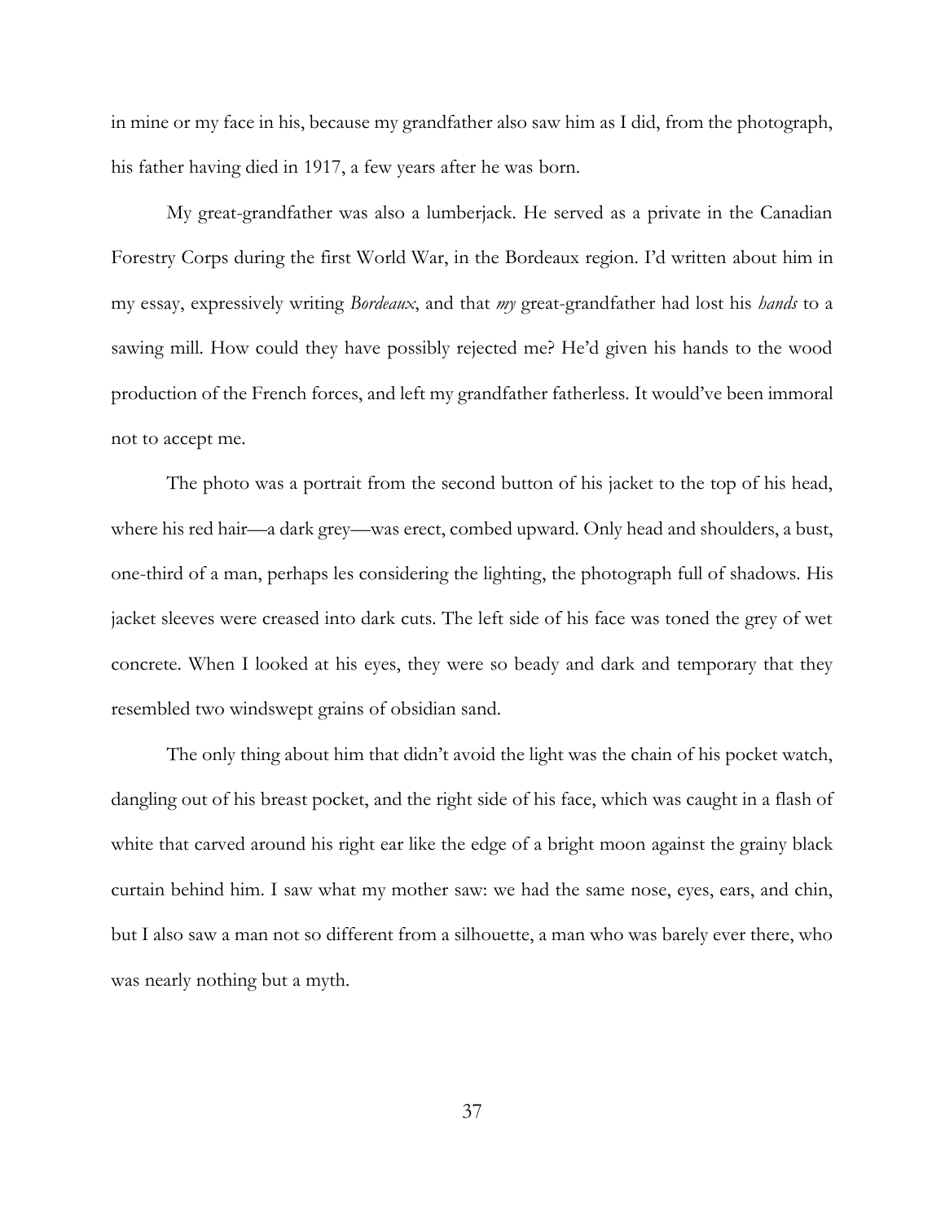in mine or my face in his, because my grandfather also saw him as I did, from the photograph, his father having died in 1917, a few years after he was born.

My great-grandfather was also a lumberjack. He served as a private in the Canadian Forestry Corps during the first World War, in the Bordeaux region. I'd written about him in my essay, expressively writing *Bordeaux*, and that *my* great-grandfather had lost his *hands* to a sawing mill. How could they have possibly rejected me? He'd given his hands to the wood production of the French forces, and left my grandfather fatherless. It would've been immoral not to accept me.

The photo was a portrait from the second button of his jacket to the top of his head, where his red hair—a dark grey—was erect, combed upward. Only head and shoulders, a bust, one-third of a man, perhaps les considering the lighting, the photograph full of shadows. His jacket sleeves were creased into dark cuts. The left side of his face was toned the grey of wet concrete. When I looked at his eyes, they were so beady and dark and temporary that they resembled two windswept grains of obsidian sand.

The only thing about him that didn't avoid the light was the chain of his pocket watch, dangling out of his breast pocket, and the right side of his face, which was caught in a flash of white that carved around his right ear like the edge of a bright moon against the grainy black curtain behind him. I saw what my mother saw: we had the same nose, eyes, ears, and chin, but I also saw a man not so different from a silhouette, a man who was barely ever there, who was nearly nothing but a myth.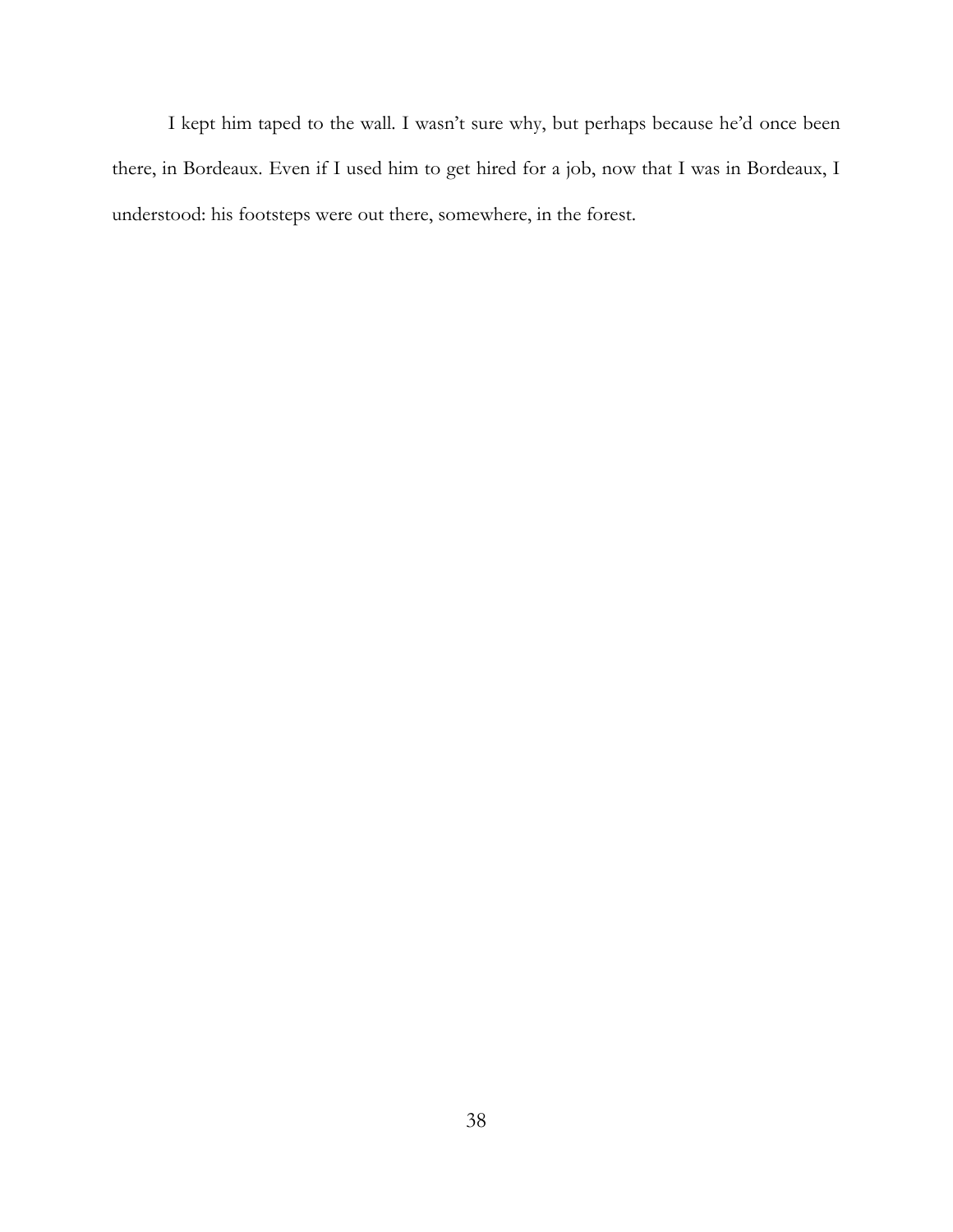I kept him taped to the wall. I wasn't sure why, but perhaps because he'd once been there, in Bordeaux. Even if I used him to get hired for a job, now that I was in Bordeaux, I understood: his footsteps were out there, somewhere, in the forest.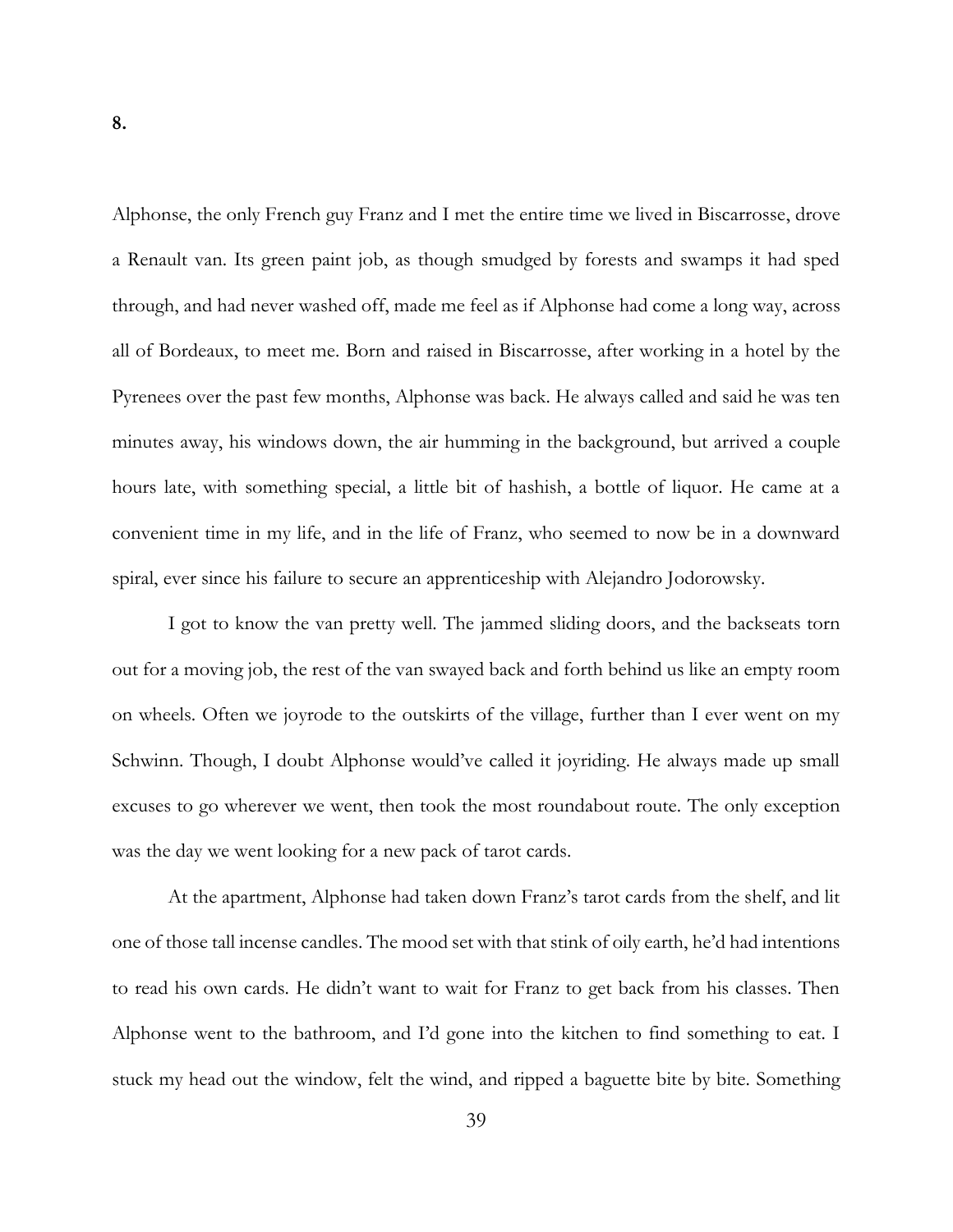**8.**

Alphonse, the only French guy Franz and I met the entire time we lived in Biscarrosse, drove a Renault van. Its green paint job, as though smudged by forests and swamps it had sped through, and had never washed off, made me feel as if Alphonse had come a long way, across all of Bordeaux, to meet me. Born and raised in Biscarrosse, after working in a hotel by the Pyrenees over the past few months, Alphonse was back. He always called and said he was ten minutes away, his windows down, the air humming in the background, but arrived a couple hours late, with something special, a little bit of hashish, a bottle of liquor. He came at a convenient time in my life, and in the life of Franz, who seemed to now be in a downward spiral, ever since his failure to secure an apprenticeship with Alejandro Jodorowsky.

I got to know the van pretty well. The jammed sliding doors, and the backseats torn out for a moving job, the rest of the van swayed back and forth behind us like an empty room on wheels. Often we joyrode to the outskirts of the village, further than I ever went on my Schwinn. Though, I doubt Alphonse would've called it joyriding. He always made up small excuses to go wherever we went, then took the most roundabout route. The only exception was the day we went looking for a new pack of tarot cards.

At the apartment, Alphonse had taken down Franz's tarot cards from the shelf, and lit one of those tall incense candles. The mood set with that stink of oily earth, he'd had intentions to read his own cards. He didn't want to wait for Franz to get back from his classes. Then Alphonse went to the bathroom, and I'd gone into the kitchen to find something to eat. I stuck my head out the window, felt the wind, and ripped a baguette bite by bite. Something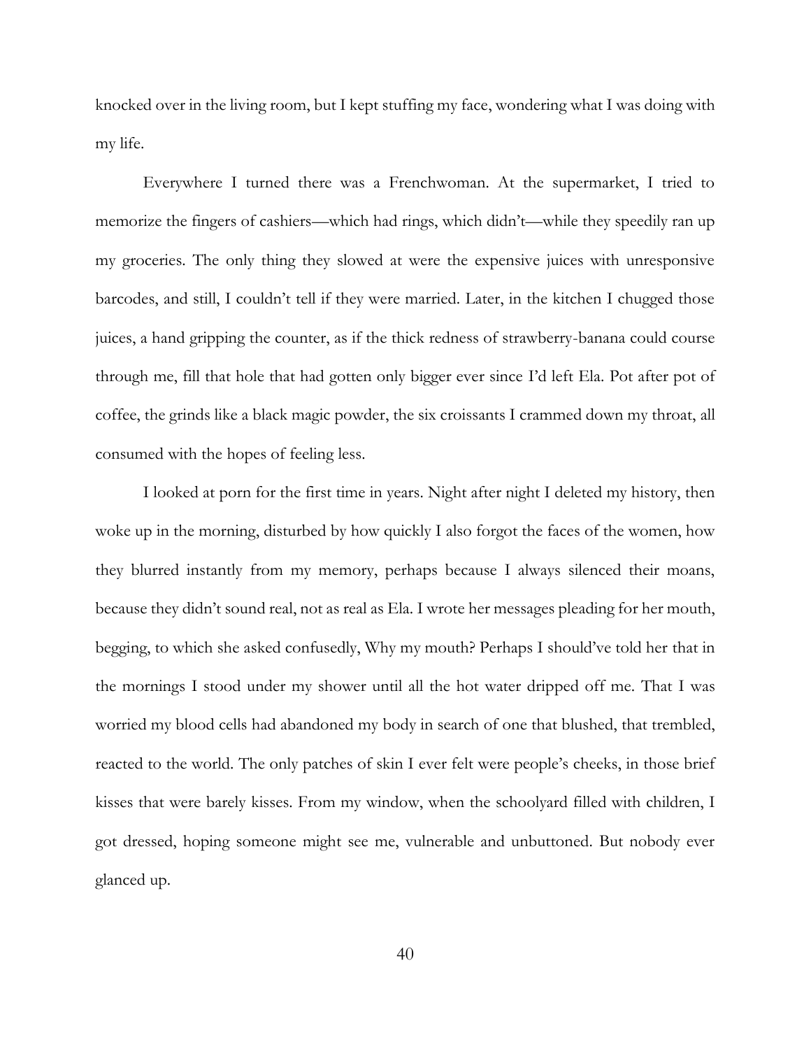knocked over in the living room, but I kept stuffing my face, wondering what I was doing with my life.

Everywhere I turned there was a Frenchwoman. At the supermarket, I tried to memorize the fingers of cashiers—which had rings, which didn't—while they speedily ran up my groceries. The only thing they slowed at were the expensive juices with unresponsive barcodes, and still, I couldn't tell if they were married. Later, in the kitchen I chugged those juices, a hand gripping the counter, as if the thick redness of strawberry-banana could course through me, fill that hole that had gotten only bigger ever since I'd left Ela. Pot after pot of coffee, the grinds like a black magic powder, the six croissants I crammed down my throat, all consumed with the hopes of feeling less.

I looked at porn for the first time in years. Night after night I deleted my history, then woke up in the morning, disturbed by how quickly I also forgot the faces of the women, how they blurred instantly from my memory, perhaps because I always silenced their moans, because they didn't sound real, not as real as Ela. I wrote her messages pleading for her mouth, begging, to which she asked confusedly, Why my mouth? Perhaps I should've told her that in the mornings I stood under my shower until all the hot water dripped off me. That I was worried my blood cells had abandoned my body in search of one that blushed, that trembled, reacted to the world. The only patches of skin I ever felt were people's cheeks, in those brief kisses that were barely kisses. From my window, when the schoolyard filled with children, I got dressed, hoping someone might see me, vulnerable and unbuttoned. But nobody ever glanced up.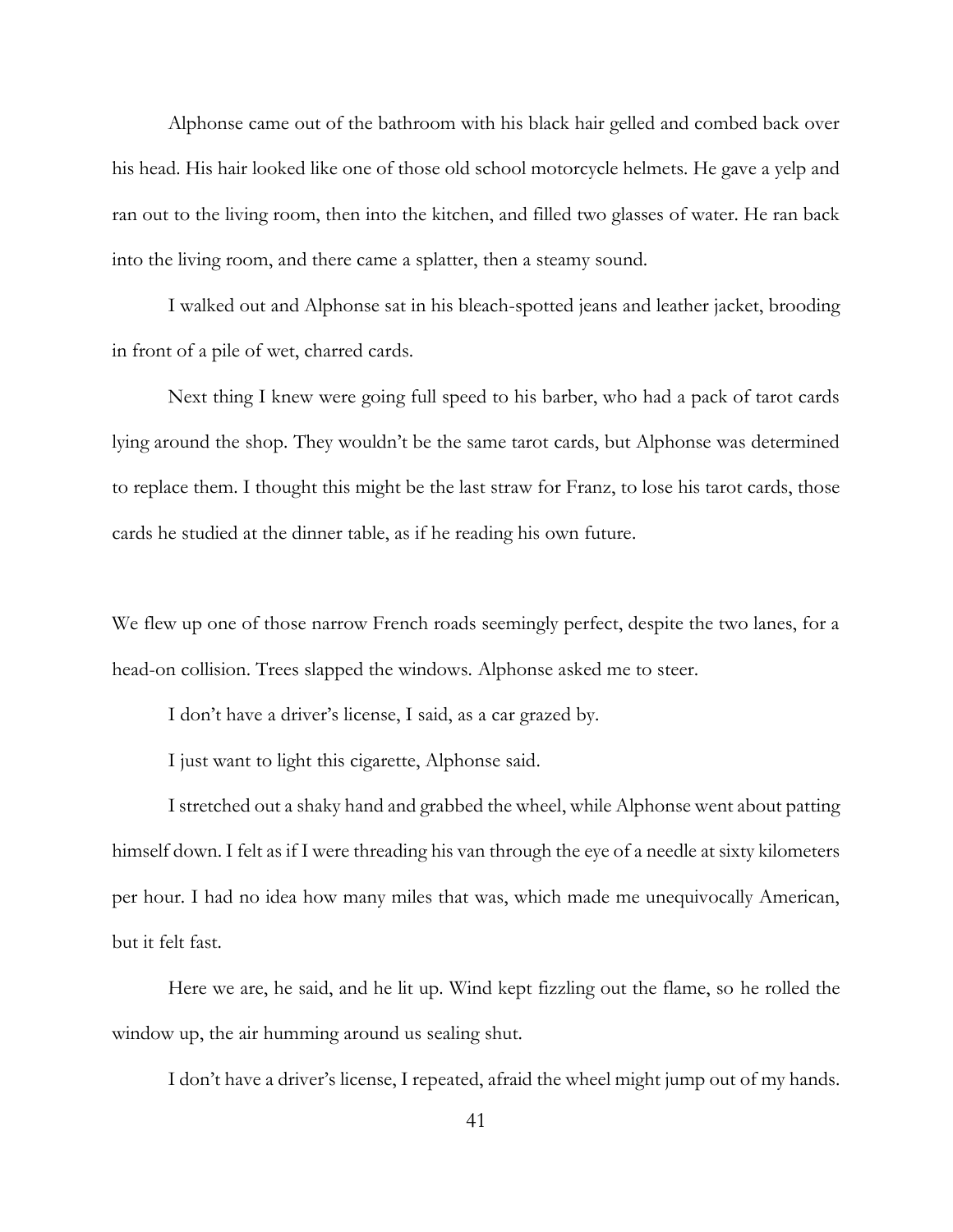Alphonse came out of the bathroom with his black hair gelled and combed back over his head. His hair looked like one of those old school motorcycle helmets. He gave a yelp and ran out to the living room, then into the kitchen, and filled two glasses of water. He ran back into the living room, and there came a splatter, then a steamy sound.

I walked out and Alphonse sat in his bleach-spotted jeans and leather jacket, brooding in front of a pile of wet, charred cards.

Next thing I knew were going full speed to his barber, who had a pack of tarot cards lying around the shop. They wouldn't be the same tarot cards, but Alphonse was determined to replace them. I thought this might be the last straw for Franz, to lose his tarot cards, those cards he studied at the dinner table, as if he reading his own future.

We flew up one of those narrow French roads seemingly perfect, despite the two lanes, for a head-on collision. Trees slapped the windows. Alphonse asked me to steer.

I don't have a driver's license, I said, as a car grazed by.

I just want to light this cigarette, Alphonse said.

I stretched out a shaky hand and grabbed the wheel, while Alphonse went about patting himself down. I felt as if I were threading his van through the eye of a needle at sixty kilometers per hour. I had no idea how many miles that was, which made me unequivocally American, but it felt fast.

Here we are, he said, and he lit up. Wind kept fizzling out the flame, so he rolled the window up, the air humming around us sealing shut.

I don't have a driver's license, I repeated, afraid the wheel might jump out of my hands.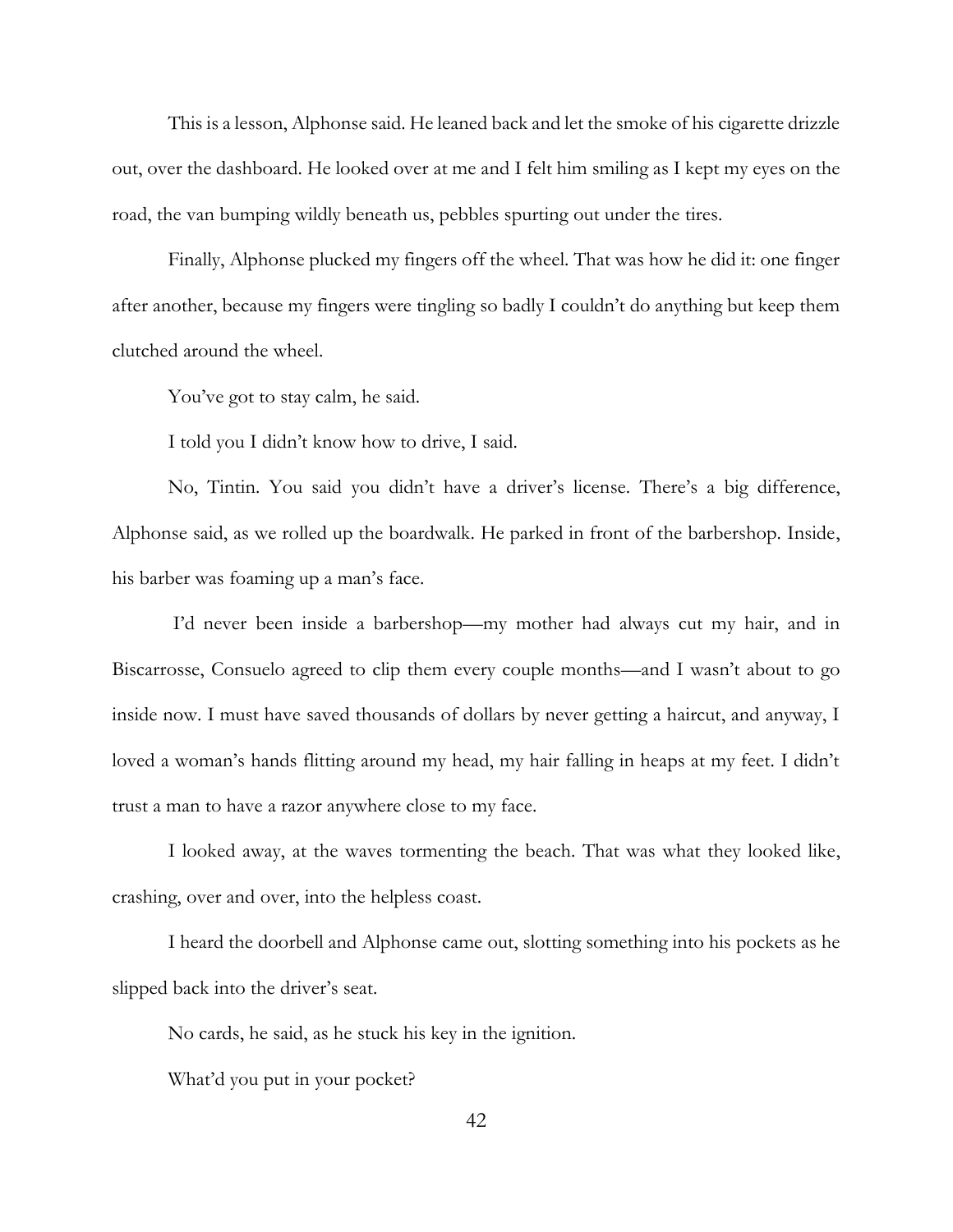This is a lesson, Alphonse said. He leaned back and let the smoke of his cigarette drizzle out, over the dashboard. He looked over at me and I felt him smiling as I kept my eyes on the road, the van bumping wildly beneath us, pebbles spurting out under the tires.

Finally, Alphonse plucked my fingers off the wheel. That was how he did it: one finger after another, because my fingers were tingling so badly I couldn't do anything but keep them clutched around the wheel.

You've got to stay calm, he said.

I told you I didn't know how to drive, I said.

No, Tintin. You said you didn't have a driver's license. There's a big difference, Alphonse said, as we rolled up the boardwalk. He parked in front of the barbershop. Inside, his barber was foaming up a man's face.

I'd never been inside a barbershop—my mother had always cut my hair, and in Biscarrosse, Consuelo agreed to clip them every couple months—and I wasn't about to go inside now. I must have saved thousands of dollars by never getting a haircut, and anyway, I loved a woman's hands flitting around my head, my hair falling in heaps at my feet. I didn't trust a man to have a razor anywhere close to my face.

I looked away, at the waves tormenting the beach. That was what they looked like, crashing, over and over, into the helpless coast.

I heard the doorbell and Alphonse came out, slotting something into his pockets as he slipped back into the driver's seat.

No cards, he said, as he stuck his key in the ignition.

What'd you put in your pocket?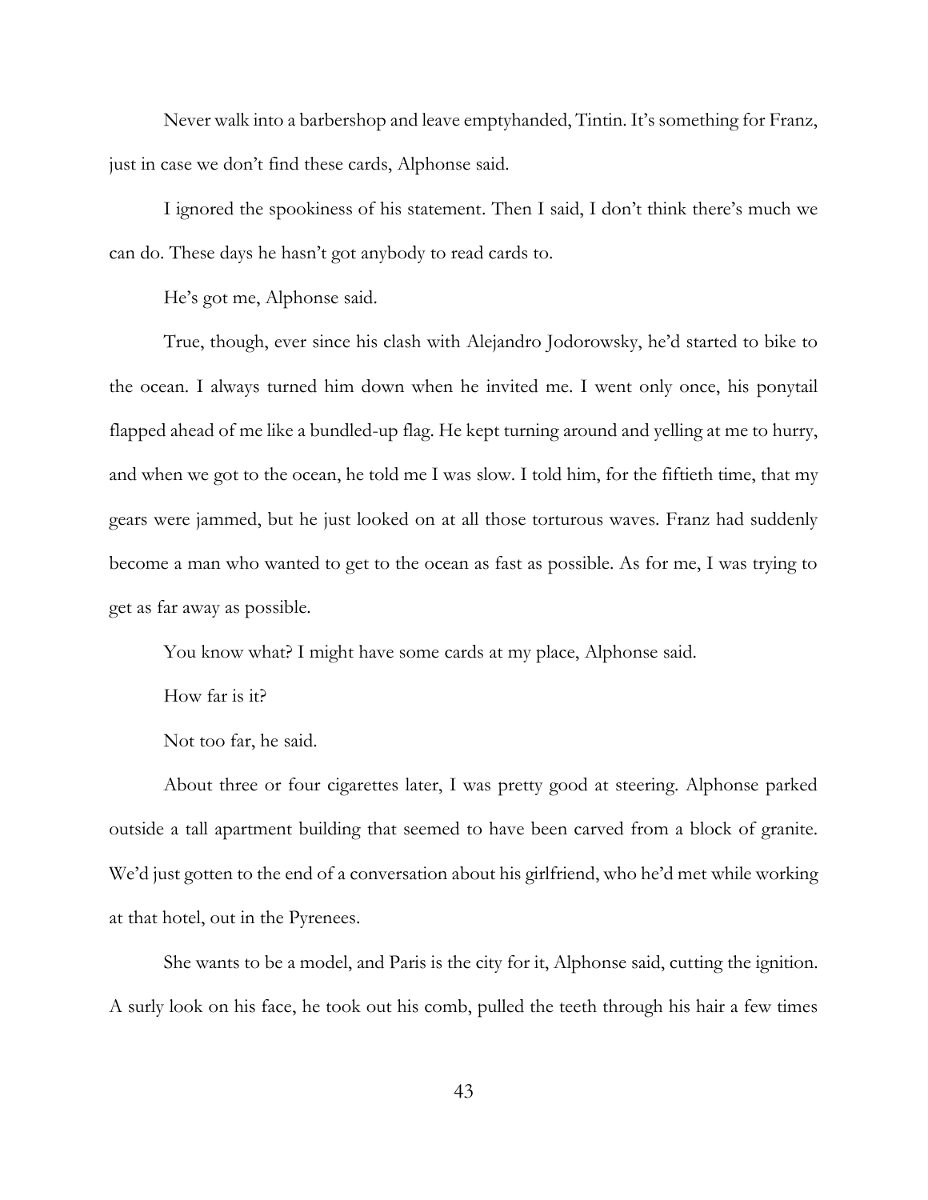Never walk into a barbershop and leave emptyhanded, Tintin. It's something for Franz, just in case we don't find these cards, Alphonse said.

I ignored the spookiness of his statement. Then I said, I don't think there's much we can do. These days he hasn't got anybody to read cards to.

He's got me, Alphonse said.

True, though, ever since his clash with Alejandro Jodorowsky, he'd started to bike to the ocean. I always turned him down when he invited me. I went only once, his ponytail flapped ahead of me like a bundled-up flag. He kept turning around and yelling at me to hurry, and when we got to the ocean, he told me I was slow. I told him, for the fiftieth time, that my gears were jammed, but he just looked on at all those torturous waves. Franz had suddenly become a man who wanted to get to the ocean as fast as possible. As for me, I was trying to get as far away as possible.

You know what? I might have some cards at my place, Alphonse said.

How far is it?

Not too far, he said.

About three or four cigarettes later, I was pretty good at steering. Alphonse parked outside a tall apartment building that seemed to have been carved from a block of granite. We'd just gotten to the end of a conversation about his girlfriend, who he'd met while working at that hotel, out in the Pyrenees.

She wants to be a model, and Paris is the city for it, Alphonse said, cutting the ignition. A surly look on his face, he took out his comb, pulled the teeth through his hair a few times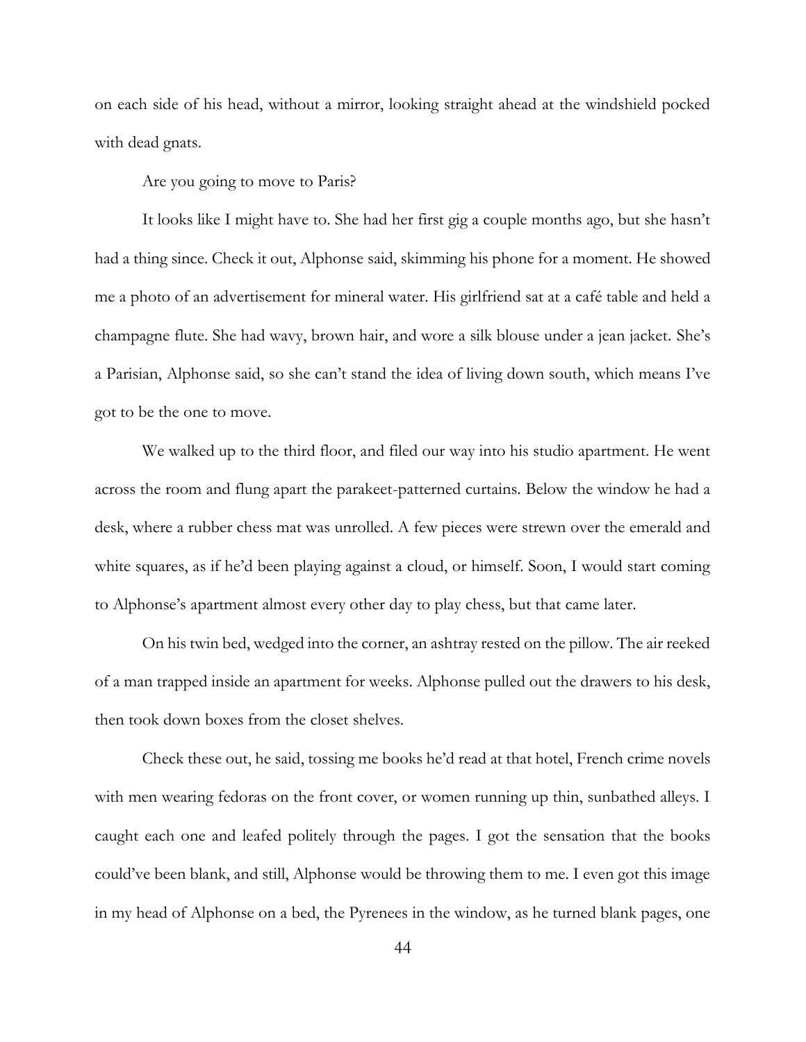on each side of his head, without a mirror, looking straight ahead at the windshield pocked with dead gnats.

Are you going to move to Paris?

It looks like I might have to. She had her first gig a couple months ago, but she hasn't had a thing since. Check it out, Alphonse said, skimming his phone for a moment. He showed me a photo of an advertisement for mineral water. His girlfriend sat at a café table and held a champagne flute. She had wavy, brown hair, and wore a silk blouse under a jean jacket. She's a Parisian, Alphonse said, so she can't stand the idea of living down south, which means I've got to be the one to move.

We walked up to the third floor, and filed our way into his studio apartment. He went across the room and flung apart the parakeet-patterned curtains. Below the window he had a desk, where a rubber chess mat was unrolled. A few pieces were strewn over the emerald and white squares, as if he'd been playing against a cloud, or himself. Soon, I would start coming to Alphonse's apartment almost every other day to play chess, but that came later.

On his twin bed, wedged into the corner, an ashtray rested on the pillow. The air reeked of a man trapped inside an apartment for weeks. Alphonse pulled out the drawers to his desk, then took down boxes from the closet shelves.

Check these out, he said, tossing me books he'd read at that hotel, French crime novels with men wearing fedoras on the front cover, or women running up thin, sunbathed alleys. I caught each one and leafed politely through the pages. I got the sensation that the books could've been blank, and still, Alphonse would be throwing them to me. I even got this image in my head of Alphonse on a bed, the Pyrenees in the window, as he turned blank pages, one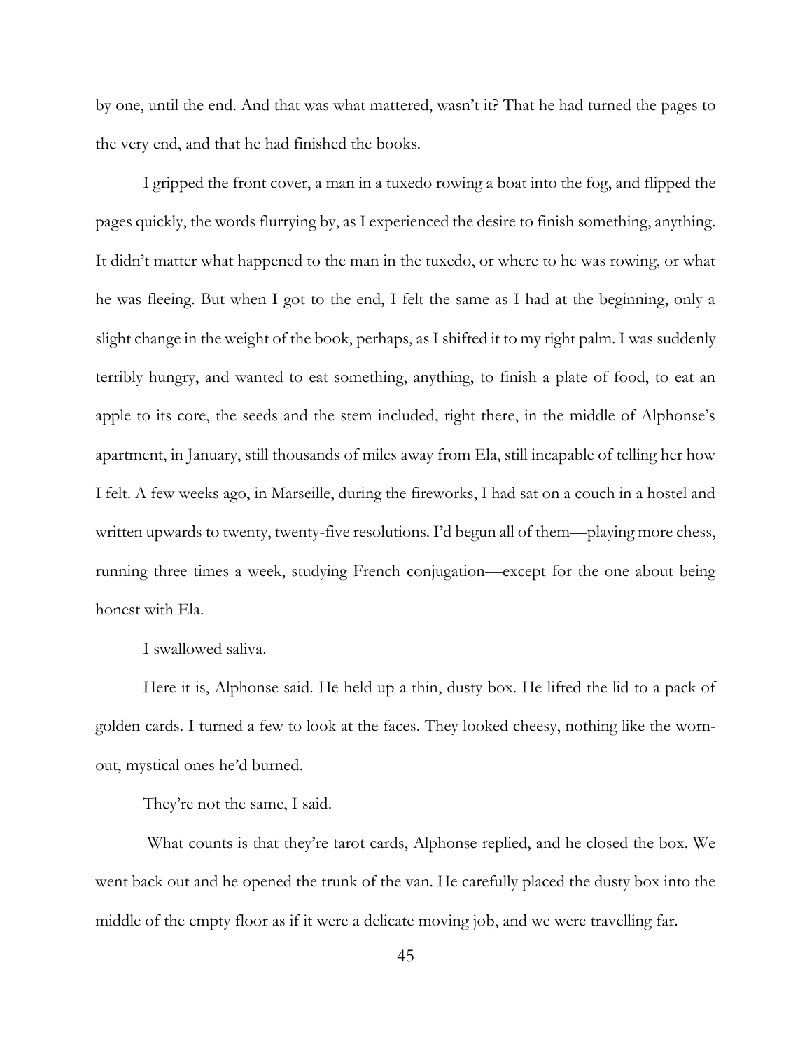by one, until the end. And that was what mattered, wasn't it? That he had turned the pages to the very end, and that he had finished the books.

I gripped the front cover, a man in a tuxedo rowing a boat into the fog, and flipped the pages quickly, the words flurrying by, as I experienced the desire to finish something, anything. It didn't matter what happened to the man in the tuxedo, or where to he was rowing, or what he was fleeing. But when I got to the end, I felt the same as I had at the beginning, only a slight change in the weight of the book, perhaps, as I shifted it to my right palm. I was suddenly terribly hungry, and wanted to eat something, anything, to finish a plate of food, to eat an apple to its core, the seeds and the stem included, right there, in the middle of Alphonse's apartment, in January, still thousands of miles away from Ela, still incapable of telling her how I felt. A few weeks ago, in Marseille, during the fireworks, I had sat on a couch in a hostel and written upwards to twenty, twenty-five resolutions. I'd begun all of them—playing more chess, running three times a week, studying French conjugation—except for the one about being honest with Ela.

I swallowed saliva.

Here it is, Alphonse said. He held up a thin, dusty box. He lifted the lid to a pack of golden cards. I turned a few to look at the faces. They looked cheesy, nothing like the worn-out, mystical ones he'd burned.

They're not the same, I said.

What counts is that they're tarot cards, Alphonse replied, and he closed the box. We went back out and he opened the trunk of the van. He carefully placed the dusty box into the middle of the empty floor as if it were a delicate moving job, and we were travelling far.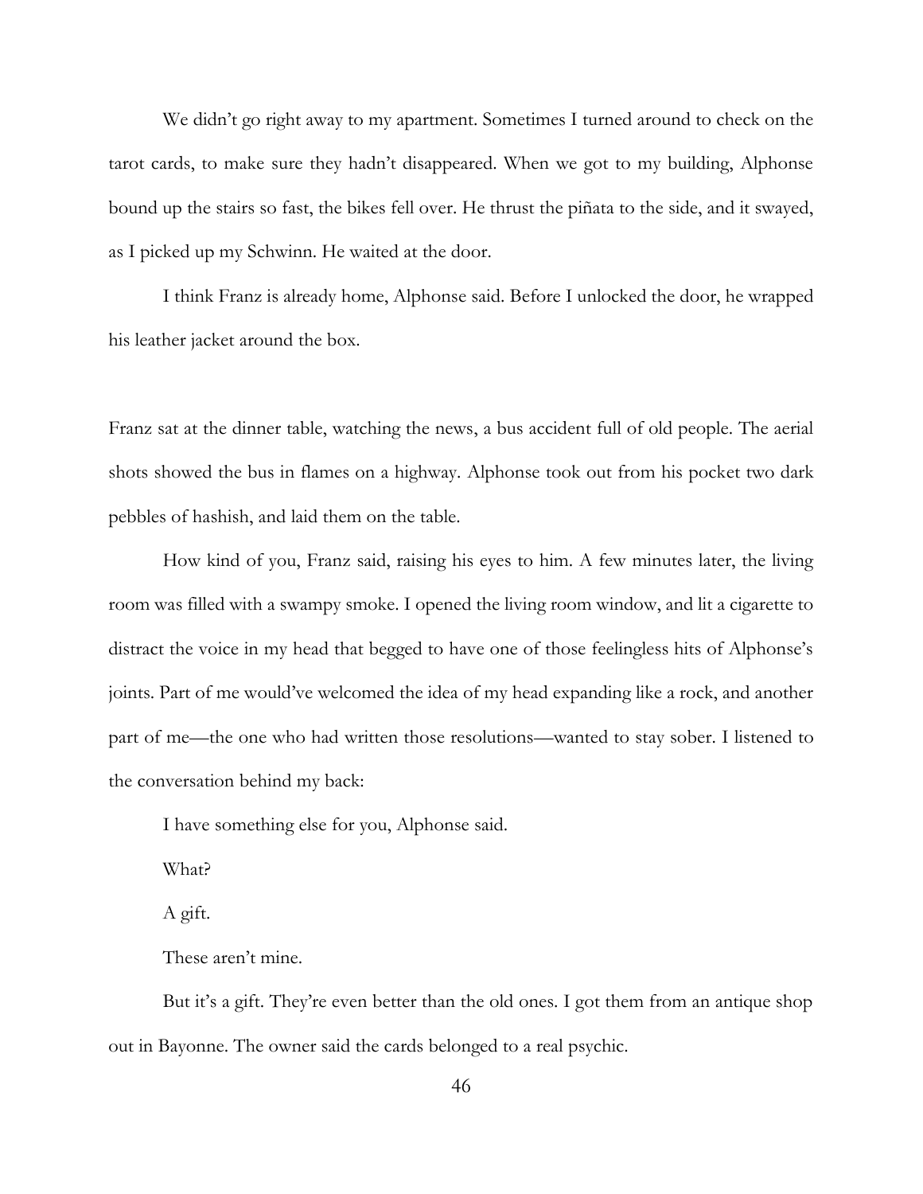We didn't go right away to my apartment. Sometimes I turned around to check on the tarot cards, to make sure they hadn't disappeared. When we got to my building, Alphonse bound up the stairs so fast, the bikes fell over. He thrust the piñata to the side, and it swayed, as I picked up my Schwinn. He waited at the door.

I think Franz is already home, Alphonse said. Before I unlocked the door, he wrapped his leather jacket around the box.

Franz sat at the dinner table, watching the news, a bus accident full of old people. The aerial shots showed the bus in flames on a highway. Alphonse took out from his pocket two dark pebbles of hashish, and laid them on the table.

How kind of you, Franz said, raising his eyes to him. A few minutes later, the living room was filled with a swampy smoke. I opened the living room window, and lit a cigarette to distract the voice in my head that begged to have one of those feelingless hits of Alphonse's joints. Part of me would've welcomed the idea of my head expanding like a rock, and another part of me—the one who had written those resolutions—wanted to stay sober. I listened to the conversation behind my back:

I have something else for you, Alphonse said.

What?

A gift.

These aren't mine.

But it's a gift. They're even better than the old ones. I got them from an antique shop out in Bayonne. The owner said the cards belonged to a real psychic.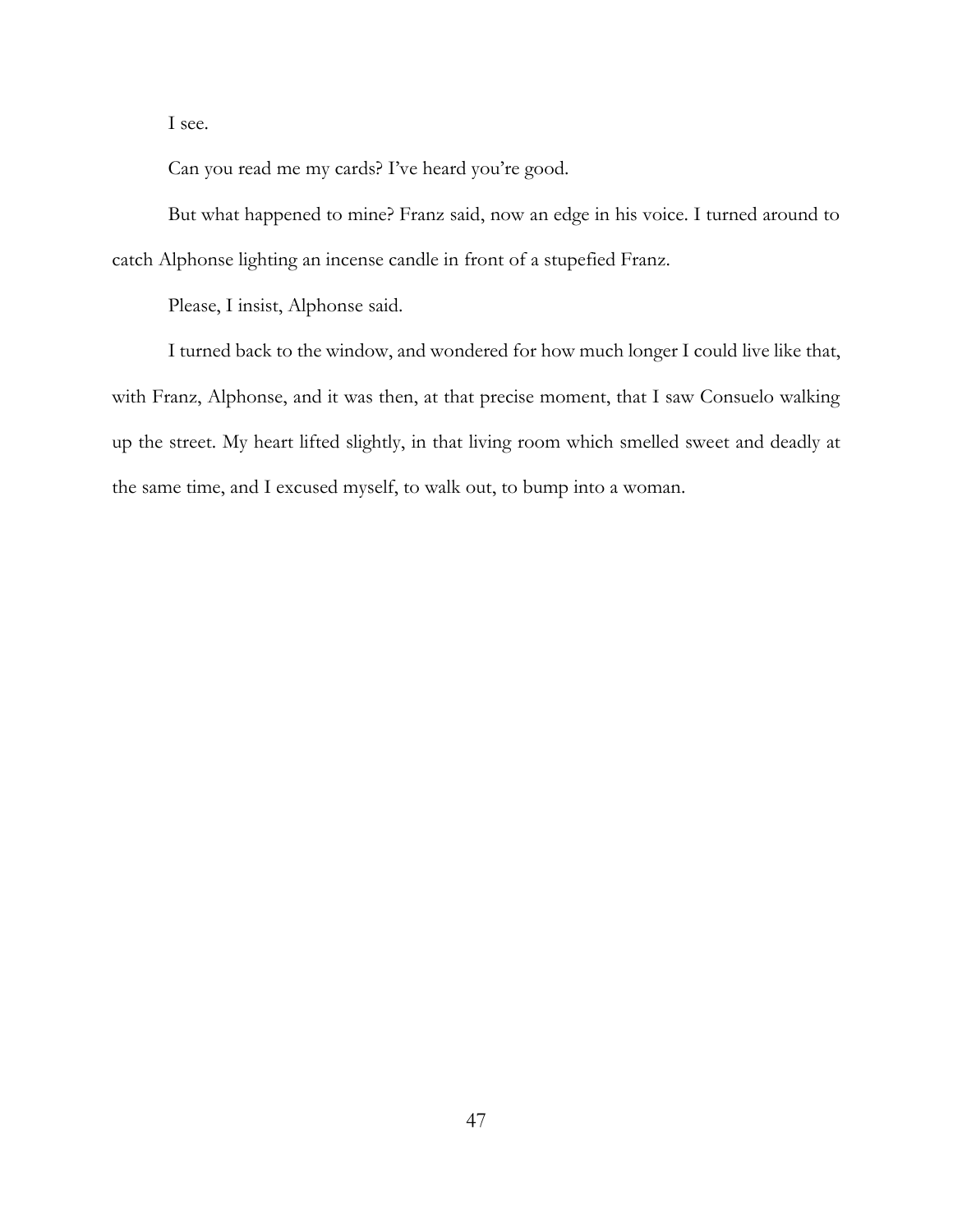I see.

Can you read me my cards? I've heard you're good.

But what happened to mine? Franz said, now an edge in his voice. I turned around to catch Alphonse lighting an incense candle in front of a stupefied Franz.

Please, I insist, Alphonse said.

I turned back to the window, and wondered for how much longer I could live like that, with Franz, Alphonse, and it was then, at that precise moment, that I saw Consuelo walking up the street. My heart lifted slightly, in that living room which smelled sweet and deadly at the same time, and I excused myself, to walk out, to bump into a woman.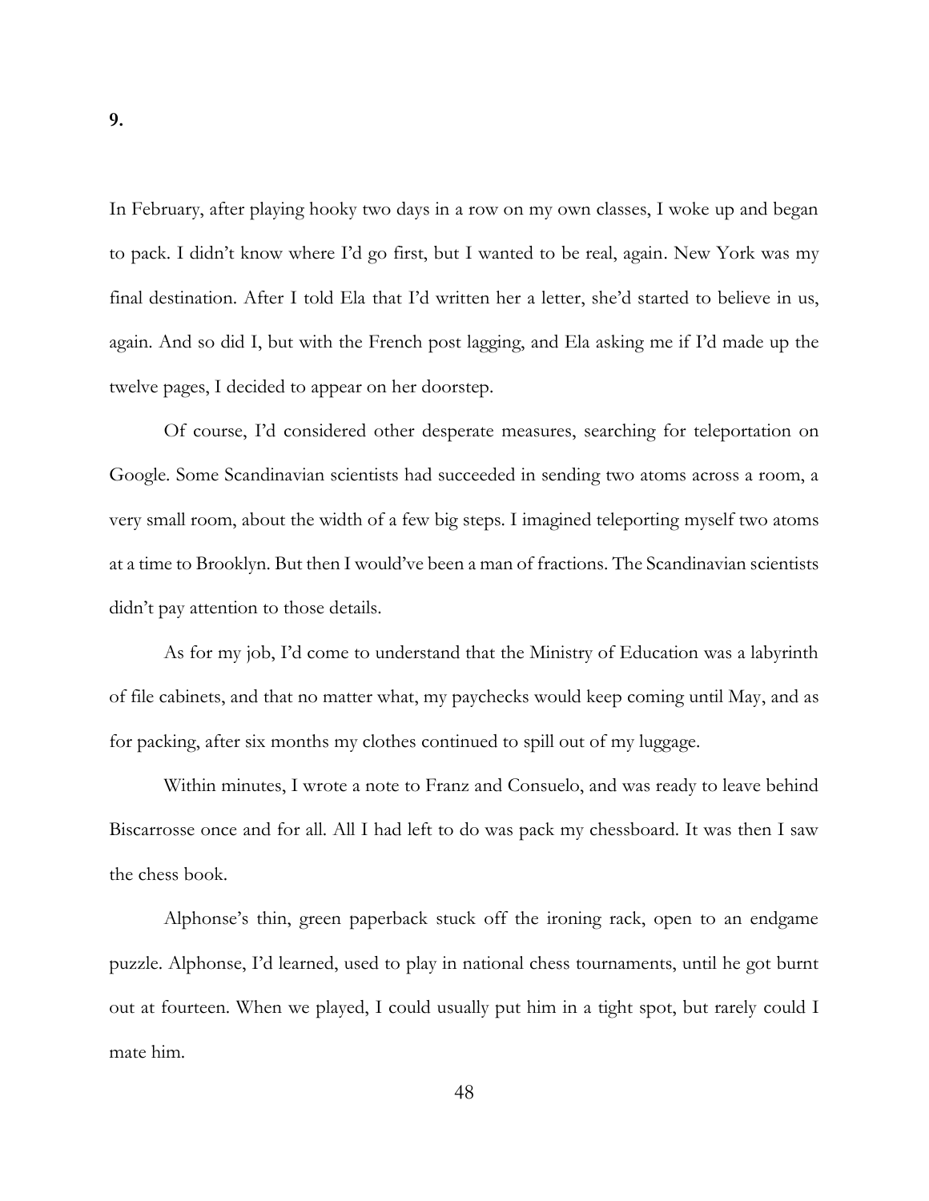**9.**

In February, after playing hooky two days in a row on my own classes, I woke up and began to pack. I didn't know where I'd go first, but I wanted to be real, again. New York was my final destination. After I told Ela that I'd written her a letter, she'd started to believe in us, again. And so did I, but with the French post lagging, and Ela asking me if I'd made up the twelve pages, I decided to appear on her doorstep.

Of course, I'd considered other desperate measures, searching for teleportation on Google. Some Scandinavian scientists had succeeded in sending two atoms across a room, a very small room, about the width of a few big steps. I imagined teleporting myself two atoms at a time to Brooklyn. But then I would've been a man of fractions. The Scandinavian scientists didn't pay attention to those details.

As for my job, I'd come to understand that the Ministry of Education was a labyrinth of file cabinets, and that no matter what, my paychecks would keep coming until May, and as for packing, after six months my clothes continued to spill out of my luggage.

Within minutes, I wrote a note to Franz and Consuelo, and was ready to leave behind Biscarrosse once and for all. All I had left to do was pack my chessboard. It was then I saw the chess book.

Alphonse's thin, green paperback stuck off the ironing rack, open to an endgame puzzle. Alphonse, I'd learned, used to play in national chess tournaments, until he got burnt out at fourteen. When we played, I could usually put him in a tight spot, but rarely could I mate him.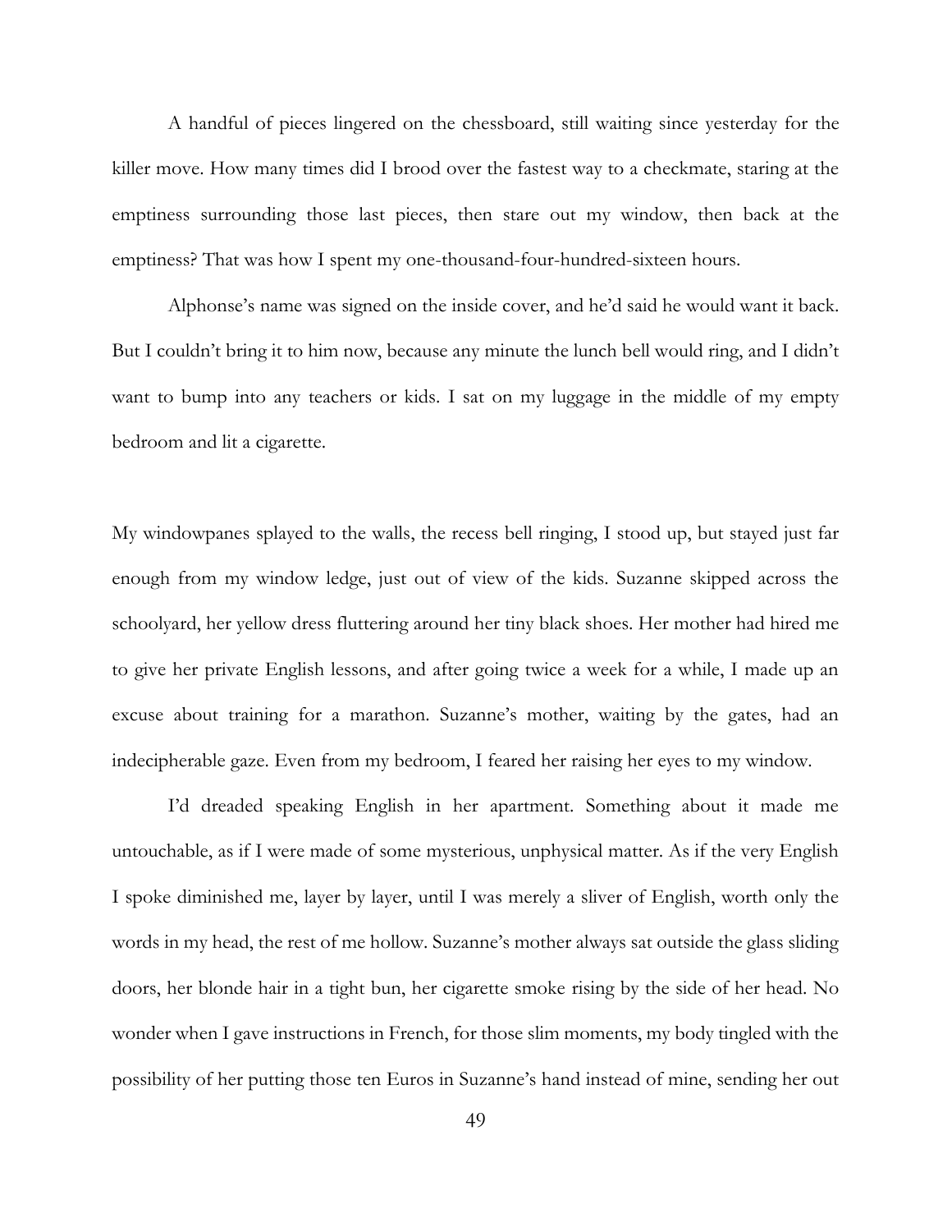A handful of pieces lingered on the chessboard, still waiting since yesterday for the killer move. How many times did I brood over the fastest way to a checkmate, staring at the emptiness surrounding those last pieces, then stare out my window, then back at the emptiness? That was how I spent my one-thousand-four-hundred-sixteen hours.

Alphonse's name was signed on the inside cover, and he'd said he would want it back. But I couldn't bring it to him now, because any minute the lunch bell would ring, and I didn't want to bump into any teachers or kids. I sat on my luggage in the middle of my empty bedroom and lit a cigarette.

My windowpanes splayed to the walls, the recess bell ringing, I stood up, but stayed just far enough from my window ledge, just out of view of the kids. Suzanne skipped across the schoolyard, her yellow dress fluttering around her tiny black shoes. Her mother had hired me to give her private English lessons, and after going twice a week for a while, I made up an excuse about training for a marathon. Suzanne's mother, waiting by the gates, had an indecipherable gaze. Even from my bedroom, I feared her raising her eyes to my window.

I'd dreaded speaking English in her apartment. Something about it made me untouchable, as if I were made of some mysterious, unphysical matter. As if the very English I spoke diminished me, layer by layer, until I was merely a sliver of English, worth only the words in my head, the rest of me hollow. Suzanne's mother always sat outside the glass sliding doors, her blonde hair in a tight bun, her cigarette smoke rising by the side of her head. No wonder when I gave instructions in French, for those slim moments, my body tingled with the possibility of her putting those ten Euros in Suzanne's hand instead of mine, sending her out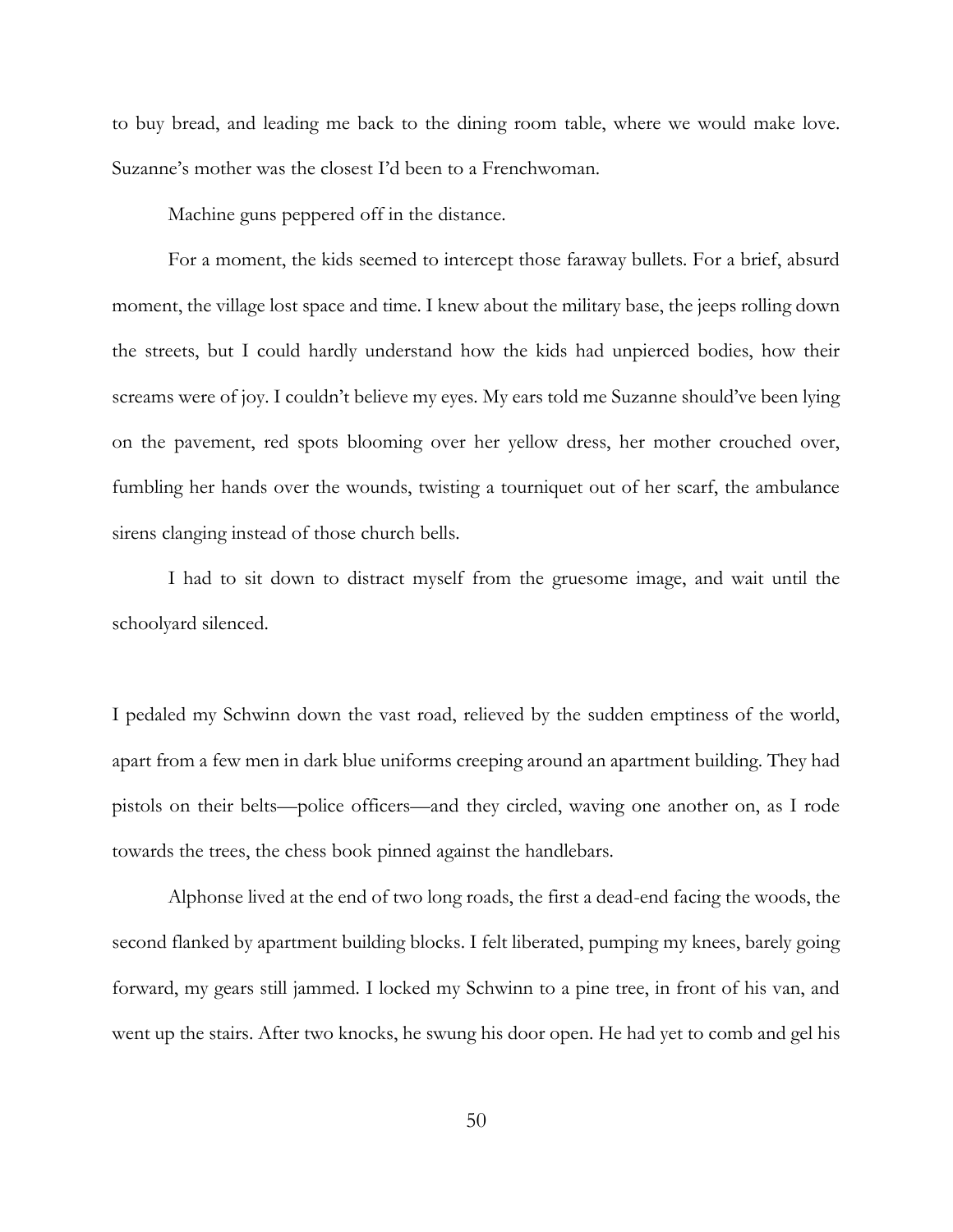to buy bread, and leading me back to the dining room table, where we would make love. Suzanne's mother was the closest I'd been to a Frenchwoman.

Machine guns peppered off in the distance.

For a moment, the kids seemed to intercept those faraway bullets. For a brief, absurd moment, the village lost space and time. I knew about the military base, the jeeps rolling down the streets, but I could hardly understand how the kids had unpierced bodies, how their screams were of joy. I couldn't believe my eyes. My ears told me Suzanne should've been lying on the pavement, red spots blooming over her yellow dress, her mother crouched over, fumbling her hands over the wounds, twisting a tourniquet out of her scarf, the ambulance sirens clanging instead of those church bells.

I had to sit down to distract myself from the gruesome image, and wait until the schoolyard silenced.

I pedaled my Schwinn down the vast road, relieved by the sudden emptiness of the world, apart from a few men in dark blue uniforms creeping around an apartment building. They had pistols on their belts—police officers—and they circled, waving one another on, as I rode towards the trees, the chess book pinned against the handlebars.

Alphonse lived at the end of two long roads, the first a dead-end facing the woods, the second flanked by apartment building blocks. I felt liberated, pumping my knees, barely going forward, my gears still jammed. I locked my Schwinn to a pine tree, in front of his van, and went up the stairs. After two knocks, he swung his door open. He had yet to comb and gel his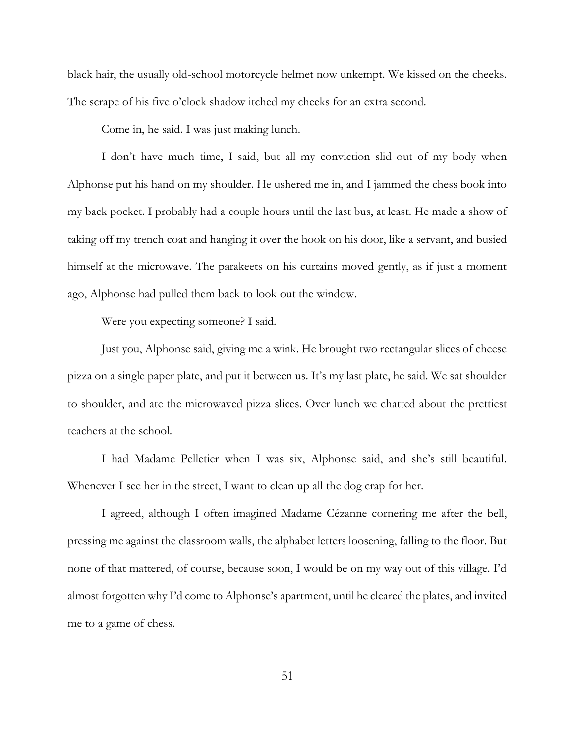black hair, the usually old-school motorcycle helmet now unkempt. We kissed on the cheeks. The scrape of his five o'clock shadow itched my cheeks for an extra second.

Come in, he said. I was just making lunch.

I don't have much time, I said, but all my conviction slid out of my body when Alphonse put his hand on my shoulder. He ushered me in, and I jammed the chess book into my back pocket. I probably had a couple hours until the last bus, at least. He made a show of taking off my trench coat and hanging it over the hook on his door, like a servant, and busied himself at the microwave. The parakeets on his curtains moved gently, as if just a moment ago, Alphonse had pulled them back to look out the window.

Were you expecting someone? I said.

Just you, Alphonse said, giving me a wink. He brought two rectangular slices of cheese pizza on a single paper plate, and put it between us. It's my last plate, he said. We sat shoulder to shoulder, and ate the microwaved pizza slices. Over lunch we chatted about the prettiest teachers at the school.

I had Madame Pelletier when I was six, Alphonse said, and she's still beautiful. Whenever I see her in the street, I want to clean up all the dog crap for her.

I agreed, although I often imagined Madame Cézanne cornering me after the bell, pressing me against the classroom walls, the alphabet letters loosening, falling to the floor. But none of that mattered, of course, because soon, I would be on my way out of this village. I'd almost forgotten why I'd come to Alphonse's apartment, until he cleared the plates, and invited me to a game of chess.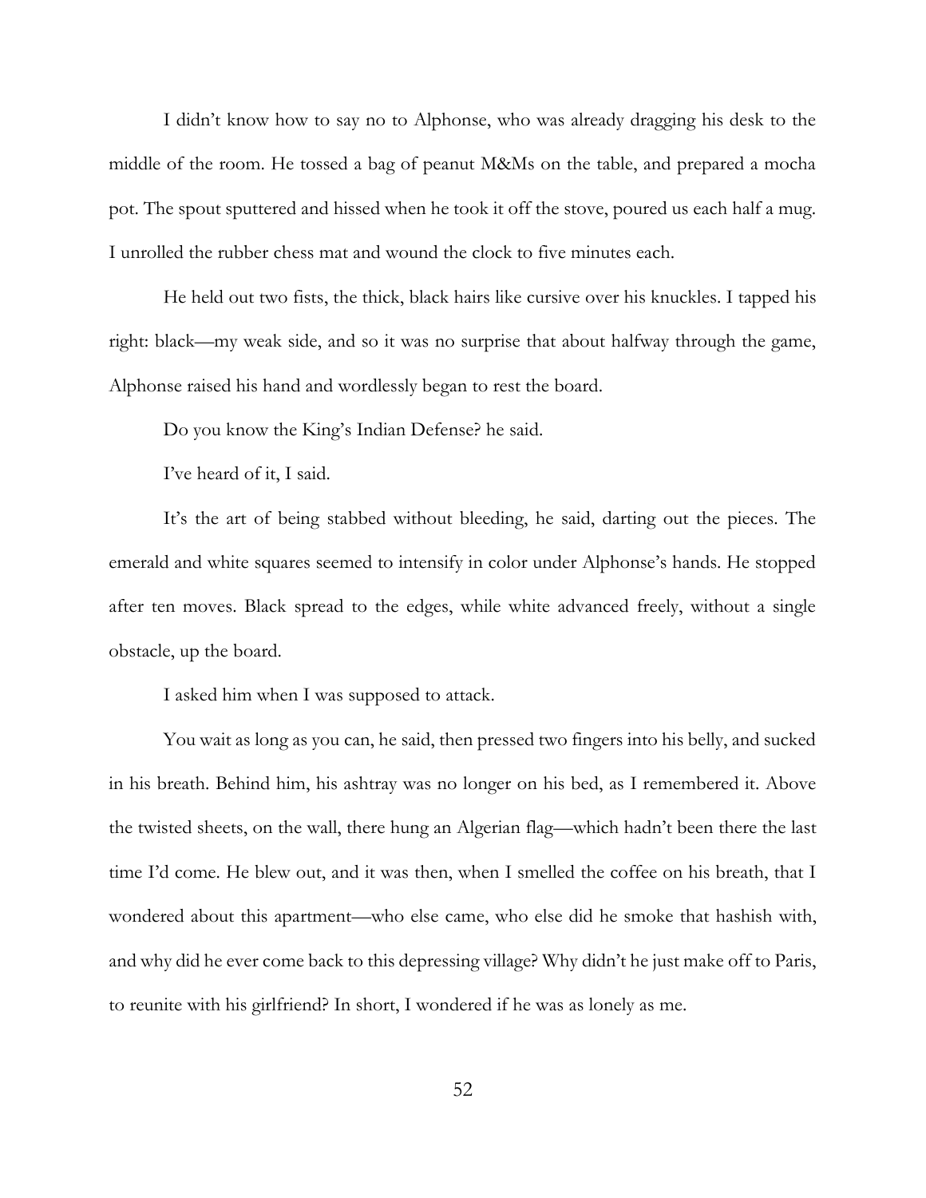I didn't know how to say no to Alphonse, who was already dragging his desk to the middle of the room. He tossed a bag of peanut M&Ms on the table, and prepared a mocha pot. The spout sputtered and hissed when he took it off the stove, poured us each half a mug. I unrolled the rubber chess mat and wound the clock to five minutes each.

He held out two fists, the thick, black hairs like cursive over his knuckles. I tapped his right: black—my weak side, and so it was no surprise that about halfway through the game, Alphonse raised his hand and wordlessly began to rest the board.

Do you know the King's Indian Defense? he said.

I've heard of it, I said.

It's the art of being stabbed without bleeding, he said, darting out the pieces. The emerald and white squares seemed to intensify in color under Alphonse's hands. He stopped after ten moves. Black spread to the edges, while white advanced freely, without a single obstacle, up the board.

I asked him when I was supposed to attack.

You wait as long as you can, he said, then pressed two fingers into his belly, and sucked in his breath. Behind him, his ashtray was no longer on his bed, as I remembered it. Above the twisted sheets, on the wall, there hung an Algerian flag—which hadn't been there the last time I'd come. He blew out, and it was then, when I smelled the coffee on his breath, that I wondered about this apartment—who else came, who else did he smoke that hashish with, and why did he ever come back to this depressing village? Why didn't he just make off to Paris, to reunite with his girlfriend? In short, I wondered if he was as lonely as me.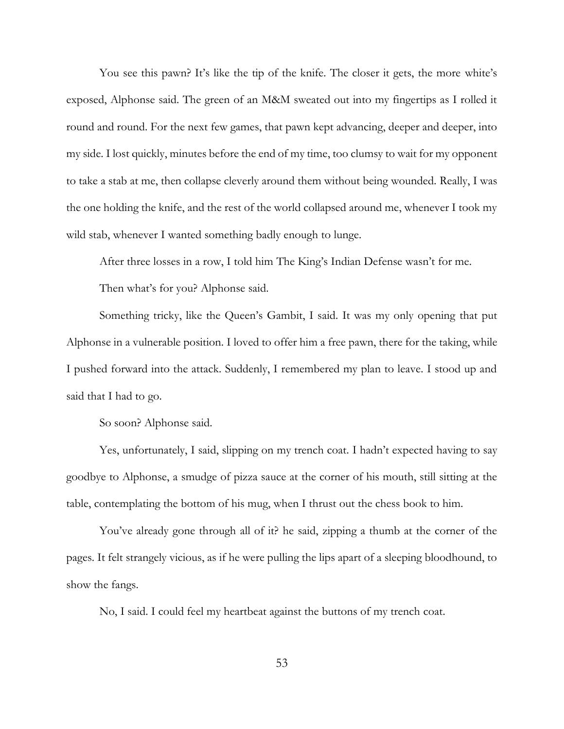You see this pawn? It's like the tip of the knife. The closer it gets, the more white's exposed, Alphonse said. The green of an M&M sweated out into my fingertips as I rolled it round and round. For the next few games, that pawn kept advancing, deeper and deeper, into my side. I lost quickly, minutes before the end of my time, too clumsy to wait for my opponent to take a stab at me, then collapse cleverly around them without being wounded. Really, I was the one holding the knife, and the rest of the world collapsed around me, whenever I took my wild stab, whenever I wanted something badly enough to lunge.

After three losses in a row, I told him The King's Indian Defense wasn't for me.

Then what's for you? Alphonse said.

Something tricky, like the Queen's Gambit, I said. It was my only opening that put Alphonse in a vulnerable position. I loved to offer him a free pawn, there for the taking, while I pushed forward into the attack. Suddenly, I remembered my plan to leave. I stood up and said that I had to go.

So soon? Alphonse said.

Yes, unfortunately, I said, slipping on my trench coat. I hadn't expected having to say goodbye to Alphonse, a smudge of pizza sauce at the corner of his mouth, still sitting at the table, contemplating the bottom of his mug, when I thrust out the chess book to him.

You've already gone through all of it? he said, zipping a thumb at the corner of the pages. It felt strangely vicious, as if he were pulling the lips apart of a sleeping bloodhound, to show the fangs.

No, I said. I could feel my heartbeat against the buttons of my trench coat.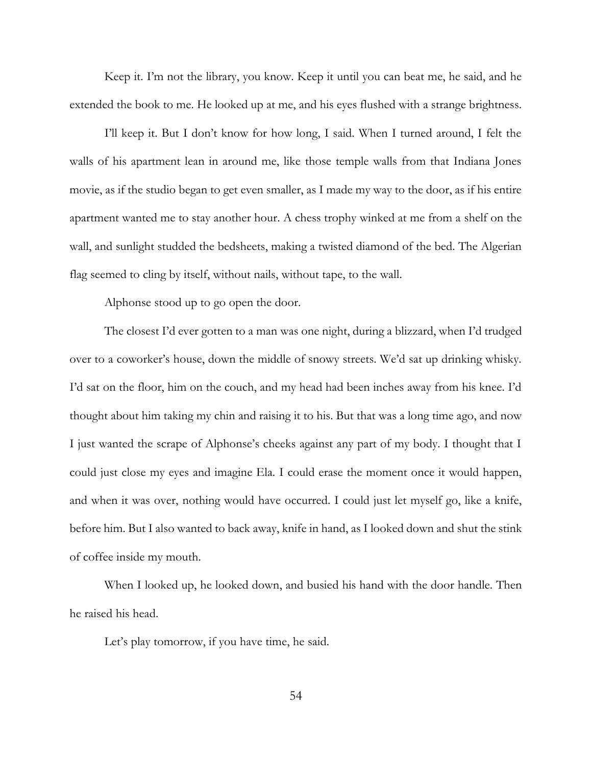Keep it. I'm not the library, you know. Keep it until you can beat me, he said, and he extended the book to me. He looked up at me, and his eyes flushed with a strange brightness.

I'll keep it. But I don't know for how long, I said. When I turned around, I felt the walls of his apartment lean in around me, like those temple walls from that Indiana Jones movie, as if the studio began to get even smaller, as I made my way to the door, as if his entire apartment wanted me to stay another hour. A chess trophy winked at me from a shelf on the wall, and sunlight studded the bedsheets, making a twisted diamond of the bed. The Algerian flag seemed to cling by itself, without nails, without tape, to the wall.

Alphonse stood up to go open the door.

The closest I'd ever gotten to a man was one night, during a blizzard, when I'd trudged over to a coworker's house, down the middle of snowy streets. We'd sat up drinking whisky. I'd sat on the floor, him on the couch, and my head had been inches away from his knee. I'd thought about him taking my chin and raising it to his. But that was a long time ago, and now I just wanted the scrape of Alphonse's cheeks against any part of my body. I thought that I could just close my eyes and imagine Ela. I could erase the moment once it would happen, and when it was over, nothing would have occurred. I could just let myself go, like a knife, before him. But I also wanted to back away, knife in hand, as I looked down and shut the stink of coffee inside my mouth.

When I looked up, he looked down, and busied his hand with the door handle. Then he raised his head.

Let's play tomorrow, if you have time, he said.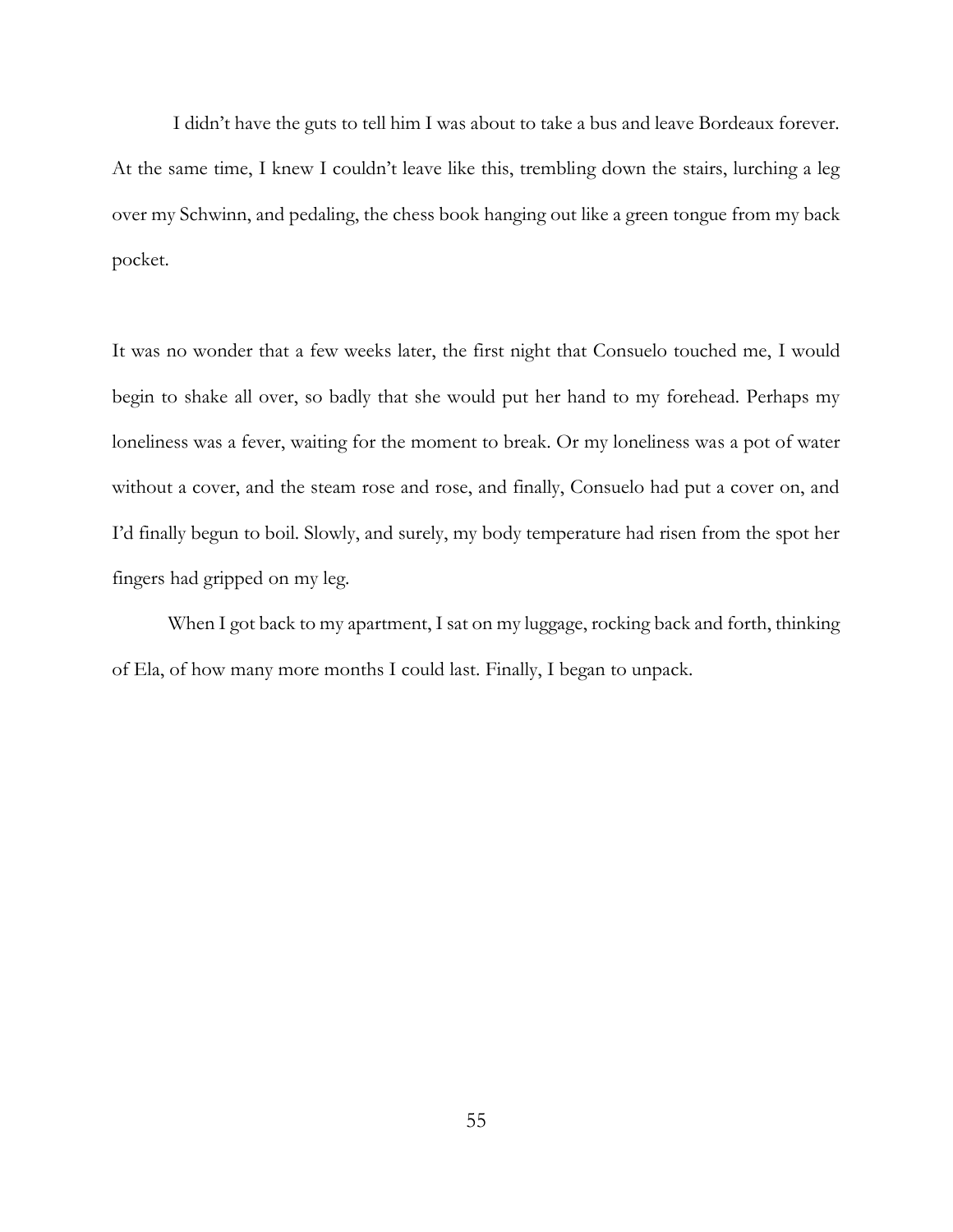I didn't have the guts to tell him I was about to take a bus and leave Bordeaux forever. At the same time, I knew I couldn't leave like this, trembling down the stairs, lurching a leg over my Schwinn, and pedaling, the chess book hanging out like a green tongue from my back pocket.

It was no wonder that a few weeks later, the first night that Consuelo touched me, I would begin to shake all over, so badly that she would put her hand to my forehead. Perhaps my loneliness was a fever, waiting for the moment to break. Or my loneliness was a pot of water without a cover, and the steam rose and rose, and finally, Consuelo had put a cover on, and I'd finally begun to boil. Slowly, and surely, my body temperature had risen from the spot her fingers had gripped on my leg.

When I got back to my apartment, I sat on my luggage, rocking back and forth, thinking of Ela, of how many more months I could last. Finally, I began to unpack.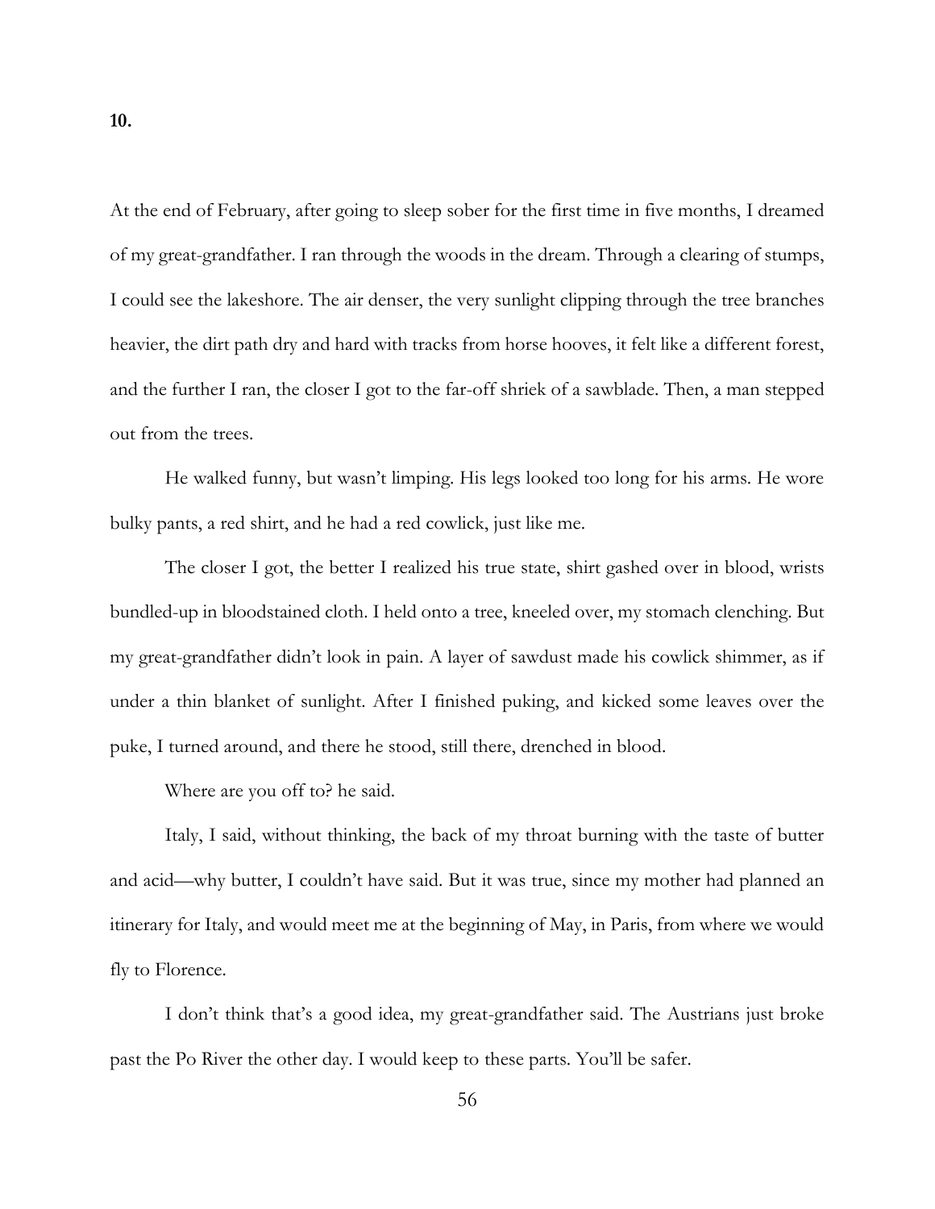**10.**

At the end of February, after going to sleep sober for the first time in five months, I dreamed of my great-grandfather. I ran through the woods in the dream. Through a clearing of stumps, I could see the lakeshore. The air denser, the very sunlight clipping through the tree branches heavier, the dirt path dry and hard with tracks from horse hooves, it felt like a different forest, and the further I ran, the closer I got to the far-off shriek of a sawblade. Then, a man stepped out from the trees.

He walked funny, but wasn't limping. His legs looked too long for his arms. He wore bulky pants, a red shirt, and he had a red cowlick, just like me.

The closer I got, the better I realized his true state, shirt gashed over in blood, wrists bundled-up in bloodstained cloth. I held onto a tree, kneeled over, my stomach clenching. But my great-grandfather didn't look in pain. A layer of sawdust made his cowlick shimmer, as if under a thin blanket of sunlight. After I finished puking, and kicked some leaves over the puke, I turned around, and there he stood, still there, drenched in blood.

Where are you off to? he said.

Italy, I said, without thinking, the back of my throat burning with the taste of butter and acid—why butter, I couldn't have said. But it was true, since my mother had planned an itinerary for Italy, and would meet me at the beginning of May, in Paris, from where we would fly to Florence.

I don't think that's a good idea, my great-grandfather said. The Austrians just broke past the Po River the other day. I would keep to these parts. You'll be safer.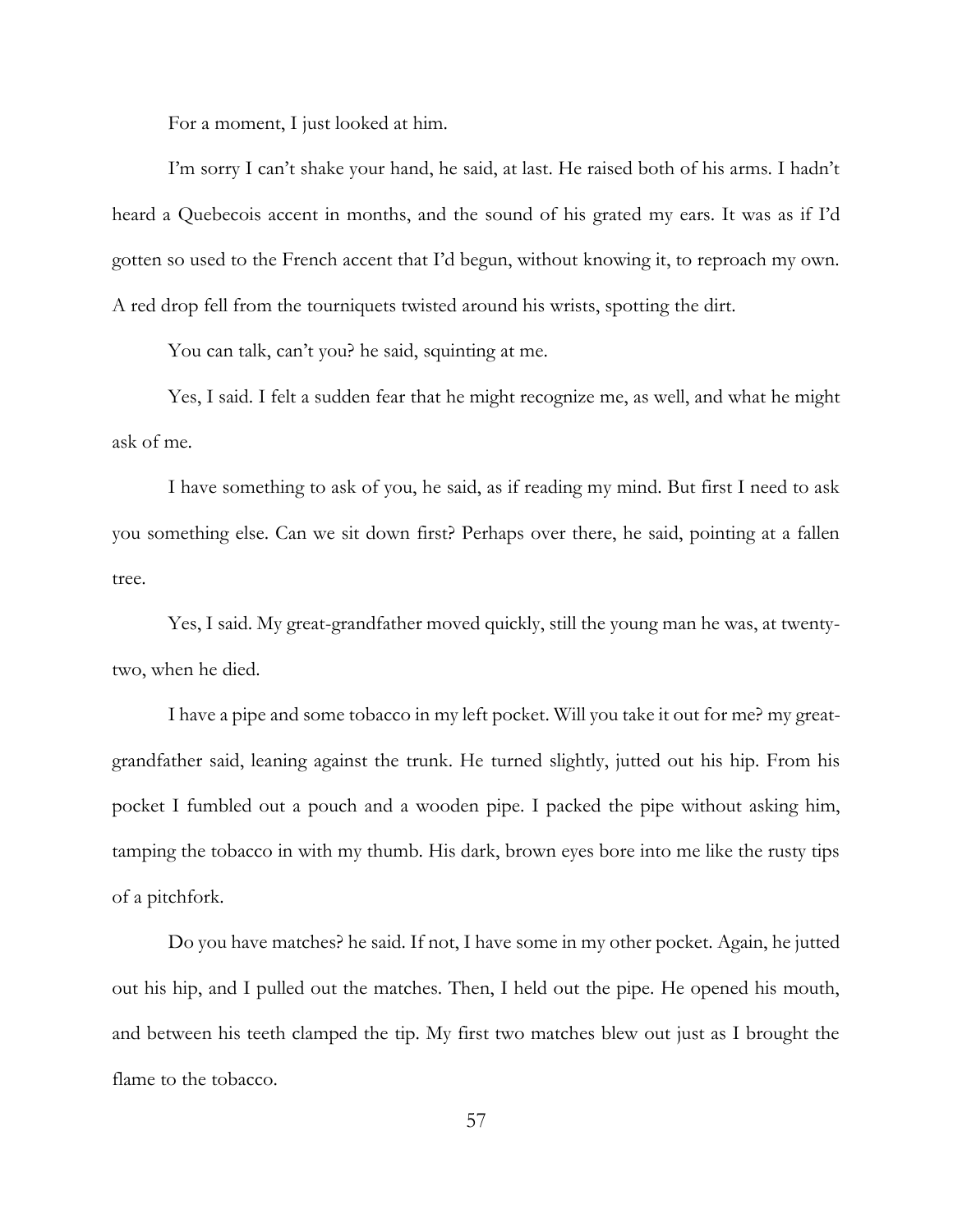For a moment, I just looked at him.

I'm sorry I can't shake your hand, he said, at last. He raised both of his arms. I hadn't heard a Quebecois accent in months, and the sound of his grated my ears. It was as if I'd gotten so used to the French accent that I'd begun, without knowing it, to reproach my own. A red drop fell from the tourniquets twisted around his wrists, spotting the dirt.

You can talk, can't you? he said, squinting at me.

Yes, I said. I felt a sudden fear that he might recognize me, as well, and what he might ask of me.

I have something to ask of you, he said, as if reading my mind. But first I need to ask you something else. Can we sit down first? Perhaps over there, he said, pointing at a fallen tree.

Yes, I said. My great-grandfather moved quickly, still the young man he was, at twenty-two, when he died.

I have a pipe and some tobacco in my left pocket. Will you take it out for me? my great-grandfather said, leaning against the trunk. He turned slightly, jutted out his hip. From his pocket I fumbled out a pouch and a wooden pipe. I packed the pipe without asking him, tamping the tobacco in with my thumb. His dark, brown eyes bore into me like the rusty tips of a pitchfork.

Do you have matches? he said. If not, I have some in my other pocket. Again, he jutted out his hip, and I pulled out the matches. Then, I held out the pipe. He opened his mouth, and between his teeth clamped the tip. My first two matches blew out just as I brought the flame to the tobacco.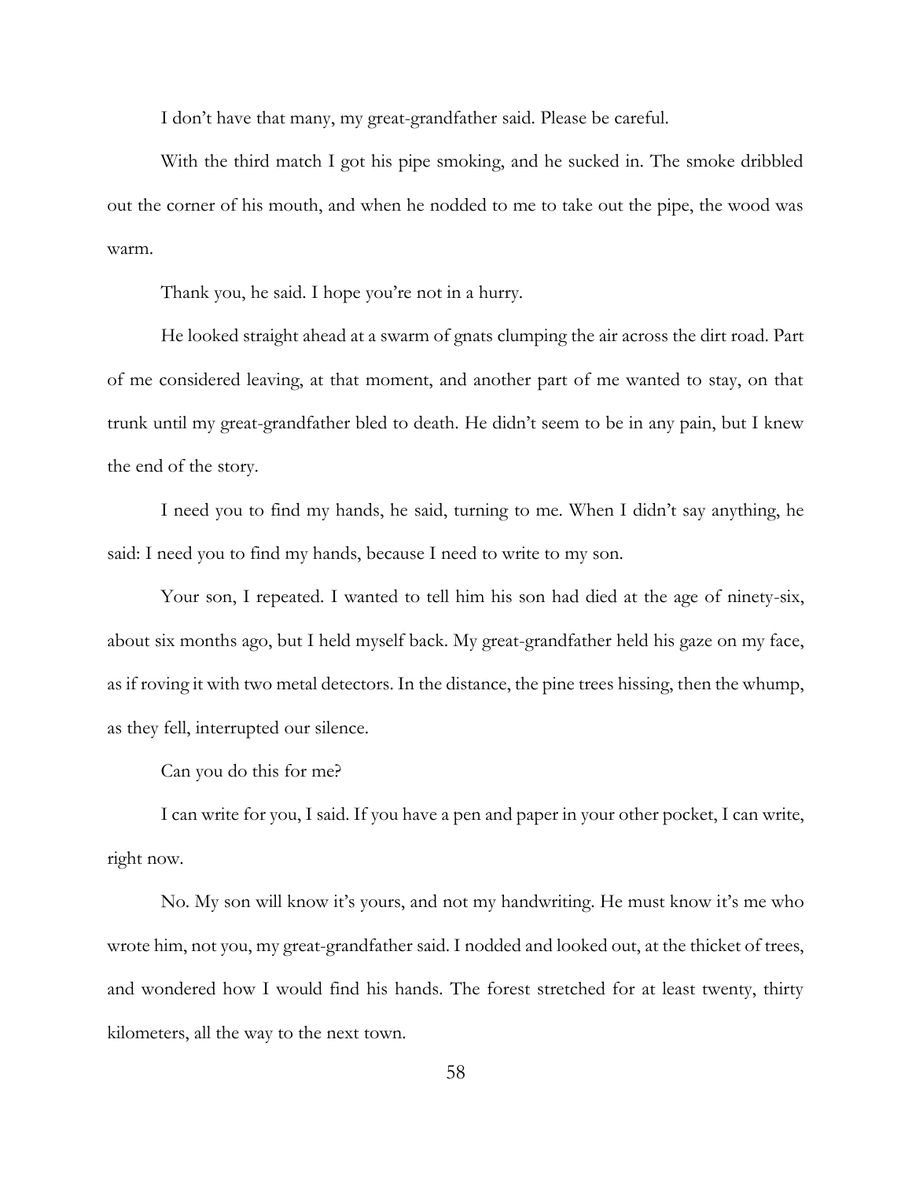I don't have that many, my great-grandfather said. Please be careful.

With the third match I got his pipe smoking, and he sucked in. The smoke dribbled out the corner of his mouth, and when he nodded to me to take out the pipe, the wood was warm.

Thank you, he said. I hope you're not in a hurry.

He looked straight ahead at a swarm of gnats clumping the air across the dirt road. Part of me considered leaving, at that moment, and another part of me wanted to stay, on that trunk until my great-grandfather bled to death. He didn't seem to be in any pain, but I knew the end of the story.

I need you to find my hands, he said, turning to me. When I didn't say anything, he said: I need you to find my hands, because I need to write to my son.

Your son, I repeated. I wanted to tell him his son had died at the age of ninety-six, about six months ago, but I held myself back. My great-grandfather held his gaze on my face, as if roving it with two metal detectors. In the distance, the pine trees hissing, then the whump, as they fell, interrupted our silence.

Can you do this for me?

I can write for you, I said. If you have a pen and paper in your other pocket, I can write, right now.

No. My son will know it's yours, and not my handwriting. He must know it's me who wrote him, not you, my great-grandfather said. I nodded and looked out, at the thicket of trees, and wondered how I would find his hands. The forest stretched for at least twenty, thirty kilometers, all the way to the next town.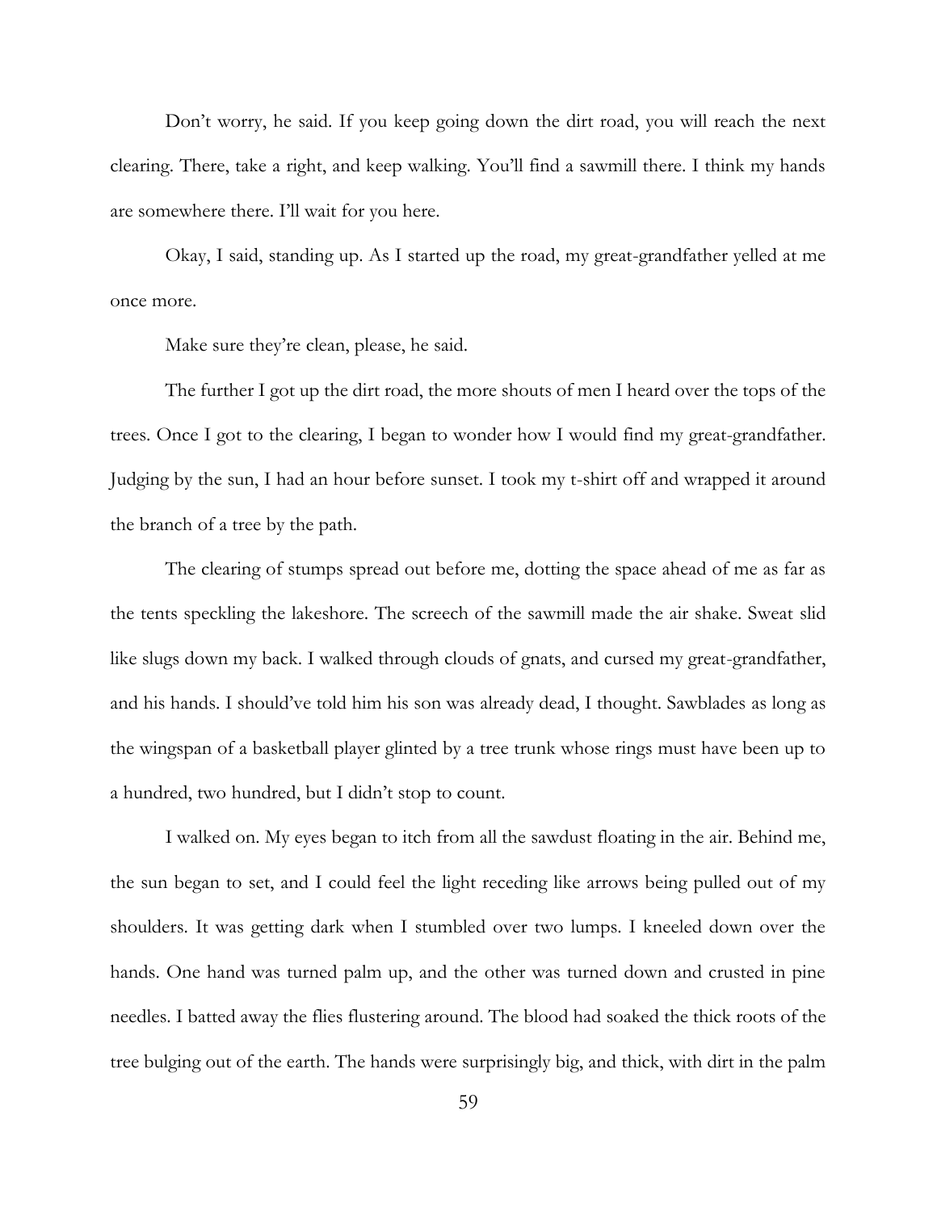Don't worry, he said. If you keep going down the dirt road, you will reach the next clearing. There, take a right, and keep walking. You'll find a sawmill there. I think my hands are somewhere there. I'll wait for you here.

Okay, I said, standing up. As I started up the road, my great-grandfather yelled at me once more.

Make sure they're clean, please, he said.

The further I got up the dirt road, the more shouts of men I heard over the tops of the trees. Once I got to the clearing, I began to wonder how I would find my great-grandfather. Judging by the sun, I had an hour before sunset. I took my t-shirt off and wrapped it around the branch of a tree by the path.

The clearing of stumps spread out before me, dotting the space ahead of me as far as the tents speckling the lakeshore. The screech of the sawmill made the air shake. Sweat slid like slugs down my back. I walked through clouds of gnats, and cursed my great-grandfather, and his hands. I should've told him his son was already dead, I thought. Sawblades as long as the wingspan of a basketball player glinted by a tree trunk whose rings must have been up to a hundred, two hundred, but I didn't stop to count.

I walked on. My eyes began to itch from all the sawdust floating in the air. Behind me, the sun began to set, and I could feel the light receding like arrows being pulled out of my shoulders. It was getting dark when I stumbled over two lumps. I kneeled down over the hands. One hand was turned palm up, and the other was turned down and crusted in pine needles. I batted away the flies flustering around. The blood had soaked the thick roots of the tree bulging out of the earth. The hands were surprisingly big, and thick, with dirt in the palm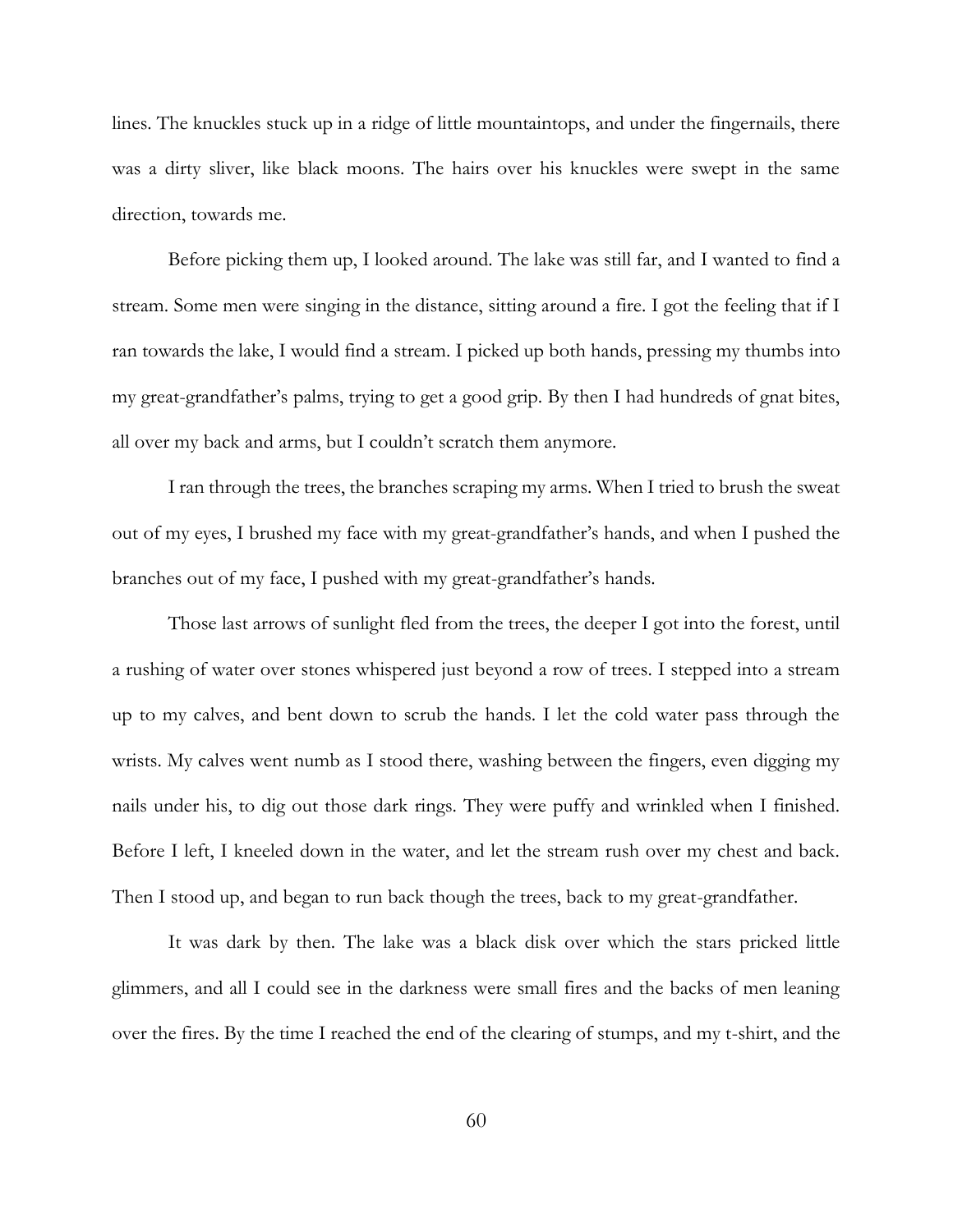lines. The knuckles stuck up in a ridge of little mountaintops, and under the fingernails, there was a dirty sliver, like black moons. The hairs over his knuckles were swept in the same direction, towards me.

Before picking them up, I looked around. The lake was still far, and I wanted to find a stream. Some men were singing in the distance, sitting around a fire. I got the feeling that if I ran towards the lake, I would find a stream. I picked up both hands, pressing my thumbs into my great-grandfather's palms, trying to get a good grip. By then I had hundreds of gnat bites, all over my back and arms, but I couldn't scratch them anymore.

I ran through the trees, the branches scraping my arms. When I tried to brush the sweat out of my eyes, I brushed my face with my great-grandfather's hands, and when I pushed the branches out of my face, I pushed with my great-grandfather's hands.

Those last arrows of sunlight fled from the trees, the deeper I got into the forest, until a rushing of water over stones whispered just beyond a row of trees. I stepped into a stream up to my calves, and bent down to scrub the hands. I let the cold water pass through the wrists. My calves went numb as I stood there, washing between the fingers, even digging my nails under his, to dig out those dark rings. They were puffy and wrinkled when I finished. Before I left, I kneeled down in the water, and let the stream rush over my chest and back. Then I stood up, and began to run back though the trees, back to my great-grandfather.

It was dark by then. The lake was a black disk over which the stars pricked little glimmers, and all I could see in the darkness were small fires and the backs of men leaning over the fires. By the time I reached the end of the clearing of stumps, and my t-shirt, and the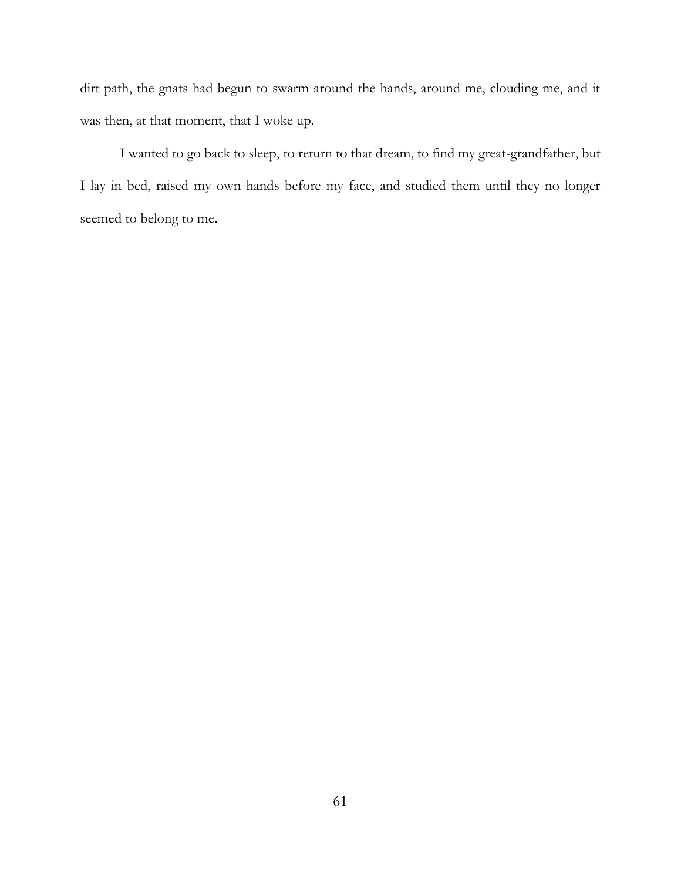dirt path, the gnats had begun to swarm around the hands, around me, clouding me, and it was then, at that moment, that I woke up.

I wanted to go back to sleep, to return to that dream, to find my great-grandfather, but I lay in bed, raised my own hands before my face, and studied them until they no longer seemed to belong to me.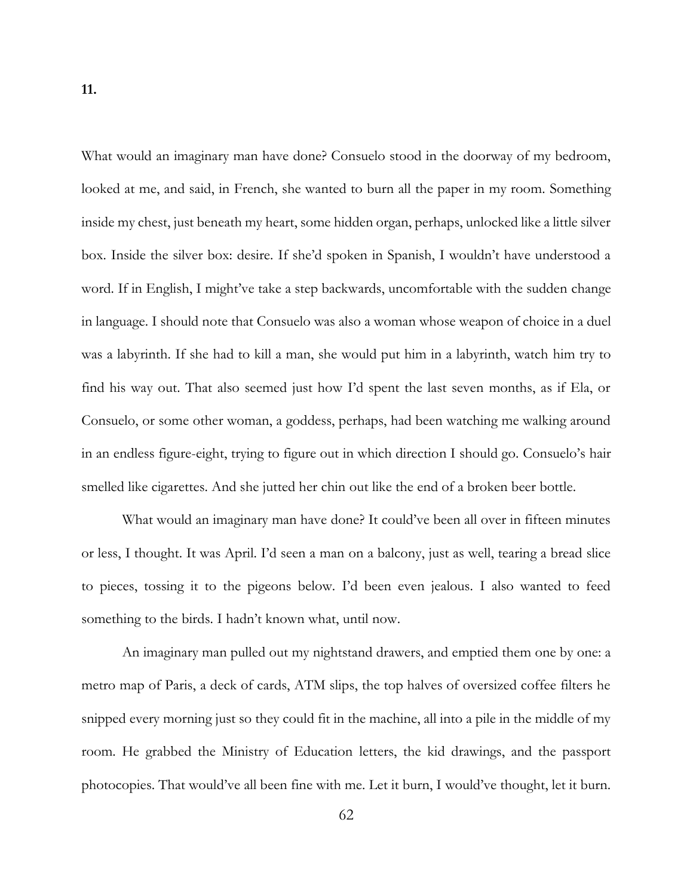**11.**

What would an imaginary man have done? Consuelo stood in the doorway of my bedroom, looked at me, and said, in French, she wanted to burn all the paper in my room. Something inside my chest, just beneath my heart, some hidden organ, perhaps, unlocked like a little silver box. Inside the silver box: desire. If she'd spoken in Spanish, I wouldn't have understood a word. If in English, I might've take a step backwards, uncomfortable with the sudden change in language. I should note that Consuelo was also a woman whose weapon of choice in a duel was a labyrinth. If she had to kill a man, she would put him in a labyrinth, watch him try to find his way out. That also seemed just how I'd spent the last seven months, as if Ela, or Consuelo, or some other woman, a goddess, perhaps, had been watching me walking around in an endless figure-eight, trying to figure out in which direction I should go. Consuelo's hair smelled like cigarettes. And she jutted her chin out like the end of a broken beer bottle.

What would an imaginary man have done? It could've been all over in fifteen minutes or less, I thought. It was April. I'd seen a man on a balcony, just as well, tearing a bread slice to pieces, tossing it to the pigeons below. I'd been even jealous. I also wanted to feed something to the birds. I hadn't known what, until now.

An imaginary man pulled out my nightstand drawers, and emptied them one by one: a metro map of Paris, a deck of cards, ATM slips, the top halves of oversized coffee filters he snipped every morning just so they could fit in the machine, all into a pile in the middle of my room. He grabbed the Ministry of Education letters, the kid drawings, and the passport photocopies. That would've all been fine with me. Let it burn, I would've thought, let it burn.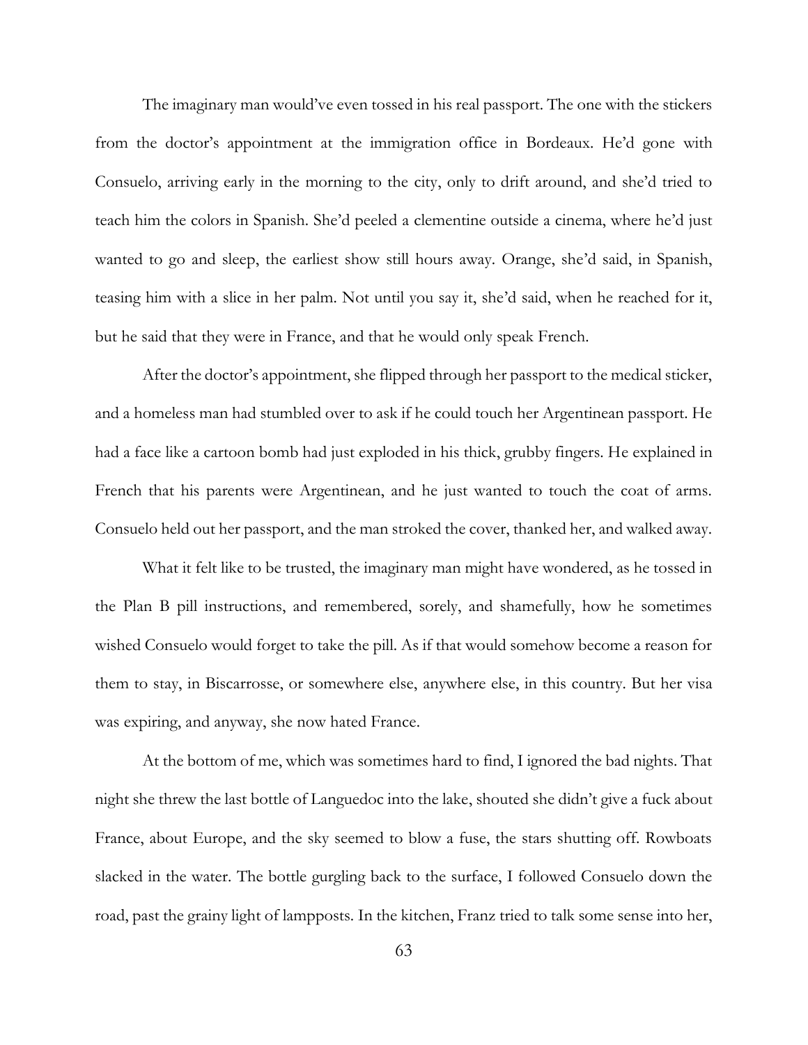The imaginary man would've even tossed in his real passport. The one with the stickers from the doctor's appointment at the immigration office in Bordeaux. He'd gone with Consuelo, arriving early in the morning to the city, only to drift around, and she'd tried to teach him the colors in Spanish. She'd peeled a clementine outside a cinema, where he'd just wanted to go and sleep, the earliest show still hours away. Orange, she'd said, in Spanish, teasing him with a slice in her palm. Not until you say it, she'd said, when he reached for it, but he said that they were in France, and that he would only speak French.

After the doctor's appointment, she flipped through her passport to the medical sticker, and a homeless man had stumbled over to ask if he could touch her Argentinean passport. He had a face like a cartoon bomb had just exploded in his thick, grubby fingers. He explained in French that his parents were Argentinean, and he just wanted to touch the coat of arms. Consuelo held out her passport, and the man stroked the cover, thanked her, and walked away.

What it felt like to be trusted, the imaginary man might have wondered, as he tossed in the Plan B pill instructions, and remembered, sorely, and shamefully, how he sometimes wished Consuelo would forget to take the pill. As if that would somehow become a reason for them to stay, in Biscarrosse, or somewhere else, anywhere else, in this country. But her visa was expiring, and anyway, she now hated France.

At the bottom of me, which was sometimes hard to find, I ignored the bad nights. That night she threw the last bottle of Languedoc into the lake, shouted she didn't give a fuck about France, about Europe, and the sky seemed to blow a fuse, the stars shutting off. Rowboats slacked in the water. The bottle gurgling back to the surface, I followed Consuelo down the road, past the grainy light of lampposts. In the kitchen, Franz tried to talk some sense into her,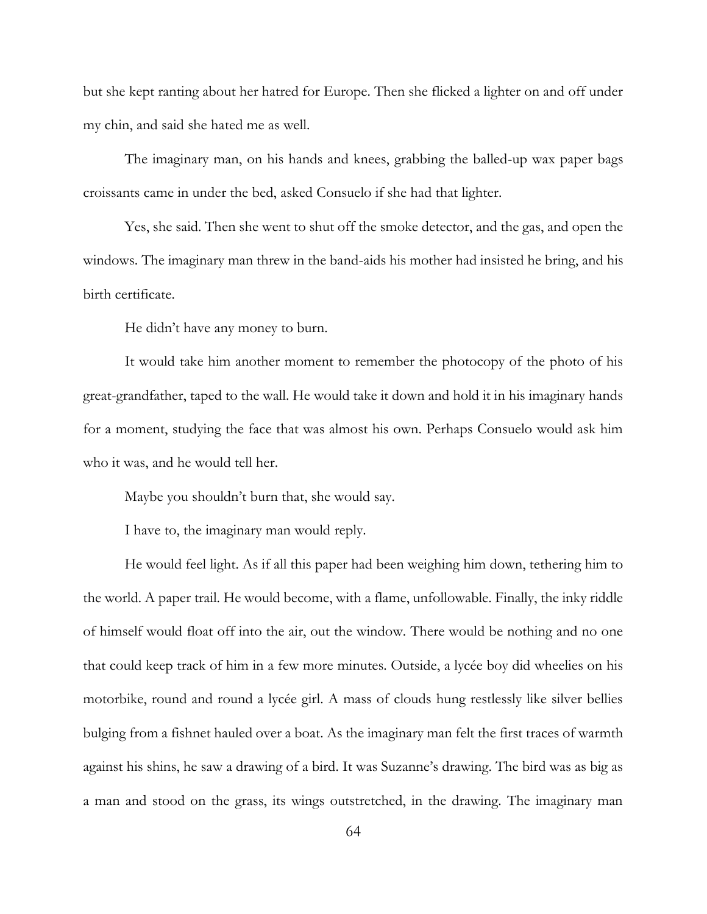but she kept ranting about her hatred for Europe. Then she flicked a lighter on and off under my chin, and said she hated me as well.

The imaginary man, on his hands and knees, grabbing the balled-up wax paper bags croissants came in under the bed, asked Consuelo if she had that lighter.

Yes, she said. Then she went to shut off the smoke detector, and the gas, and open the windows. The imaginary man threw in the band-aids his mother had insisted he bring, and his birth certificate.

He didn't have any money to burn.

It would take him another moment to remember the photocopy of the photo of his great-grandfather, taped to the wall. He would take it down and hold it in his imaginary hands for a moment, studying the face that was almost his own. Perhaps Consuelo would ask him who it was, and he would tell her.

Maybe you shouldn't burn that, she would say.

I have to, the imaginary man would reply.

He would feel light. As if all this paper had been weighing him down, tethering him to the world. A paper trail. He would become, with a flame, unfollowable. Finally, the inky riddle of himself would float off into the air, out the window. There would be nothing and no one that could keep track of him in a few more minutes. Outside, a lycée boy did wheelies on his motorbike, round and round a lycée girl. A mass of clouds hung restlessly like silver bellies bulging from a fishnet hauled over a boat. As the imaginary man felt the first traces of warmth against his shins, he saw a drawing of a bird. It was Suzanne's drawing. The bird was as big as a man and stood on the grass, its wings outstretched, in the drawing. The imaginary man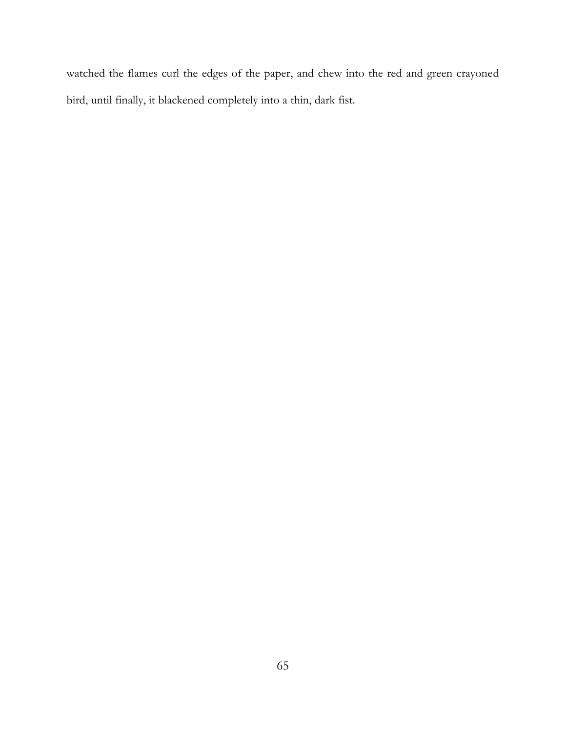watched the flames curl the edges of the paper, and chew into the red and green crayoned bird, until finally, it blackened completely into a thin, dark fist.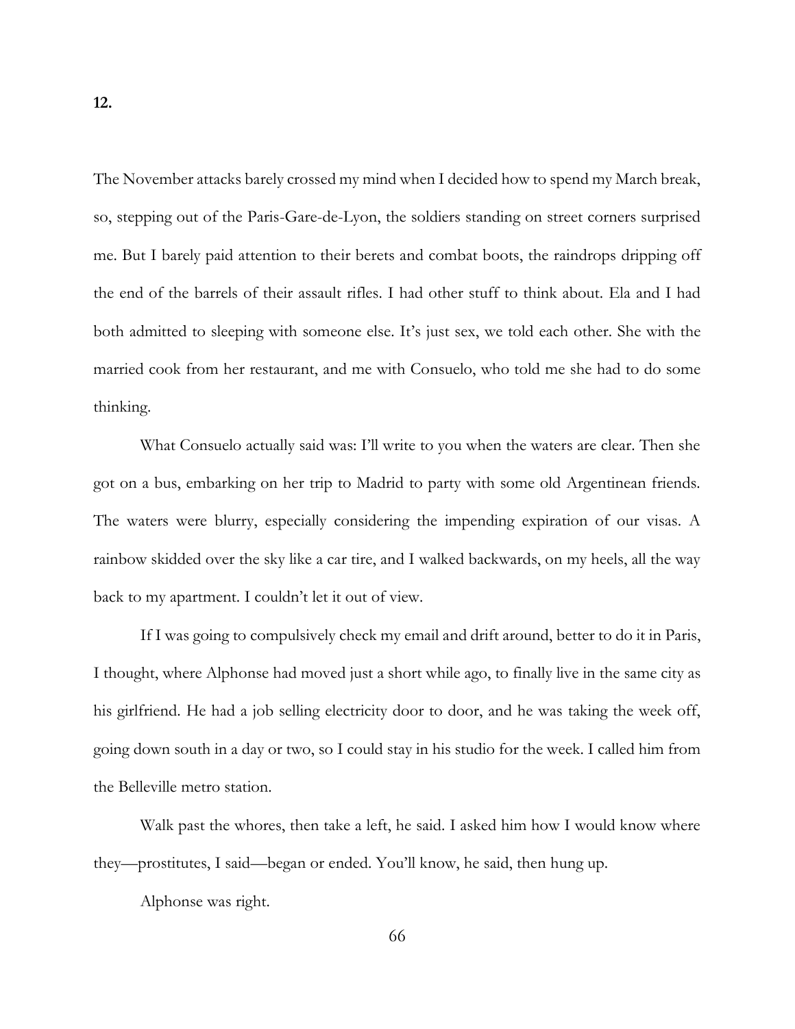**12.**

The November attacks barely crossed my mind when I decided how to spend my March break, so, stepping out of the Paris-Gare-de-Lyon, the soldiers standing on street corners surprised me. But I barely paid attention to their berets and combat boots, the raindrops dripping off the end of the barrels of their assault rifles. I had other stuff to think about. Ela and I had both admitted to sleeping with someone else. It's just sex, we told each other. She with the married cook from her restaurant, and me with Consuelo, who told me she had to do some thinking.

What Consuelo actually said was: I'll write to you when the waters are clear. Then she got on a bus, embarking on her trip to Madrid to party with some old Argentinean friends. The waters were blurry, especially considering the impending expiration of our visas. A rainbow skidded over the sky like a car tire, and I walked backwards, on my heels, all the way back to my apartment. I couldn't let it out of view.

If I was going to compulsively check my email and drift around, better to do it in Paris, I thought, where Alphonse had moved just a short while ago, to finally live in the same city as his girlfriend. He had a job selling electricity door to door, and he was taking the week off, going down south in a day or two, so I could stay in his studio for the week. I called him from the Belleville metro station.

Walk past the whores, then take a left, he said. I asked him how I would know where they—prostitutes, I said—began or ended. You'll know, he said, then hung up.

Alphonse was right.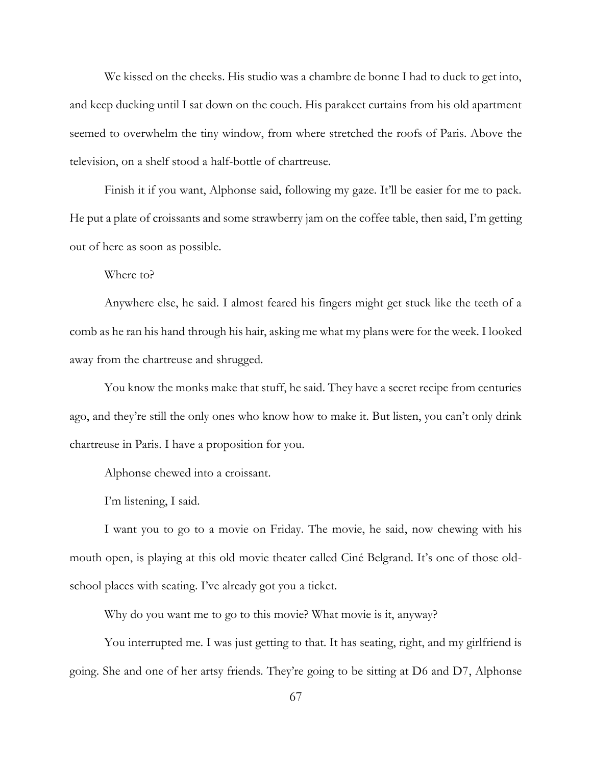We kissed on the cheeks. His studio was a chambre de bonne I had to duck to get into, and keep ducking until I sat down on the couch. His parakeet curtains from his old apartment seemed to overwhelm the tiny window, from where stretched the roofs of Paris. Above the television, on a shelf stood a half-bottle of chartreuse.

Finish it if you want, Alphonse said, following my gaze. It'll be easier for me to pack. He put a plate of croissants and some strawberry jam on the coffee table, then said, I'm getting out of here as soon as possible.

Where to?

Anywhere else, he said. I almost feared his fingers might get stuck like the teeth of a comb as he ran his hand through his hair, asking me what my plans were for the week. I looked away from the chartreuse and shrugged.

You know the monks make that stuff, he said. They have a secret recipe from centuries ago, and they're still the only ones who know how to make it. But listen, you can't only drink chartreuse in Paris. I have a proposition for you.

Alphonse chewed into a croissant.

I'm listening, I said.

I want you to go to a movie on Friday. The movie, he said, now chewing with his mouth open, is playing at this old movie theater called Ciné Belgrand. It's one of those old-school places with seating. I've already got you a ticket.

Why do you want me to go to this movie? What movie is it, anyway?

You interrupted me. I was just getting to that. It has seating, right, and my girlfriend is going. She and one of her artsy friends. They're going to be sitting at D6 and D7, Alphonse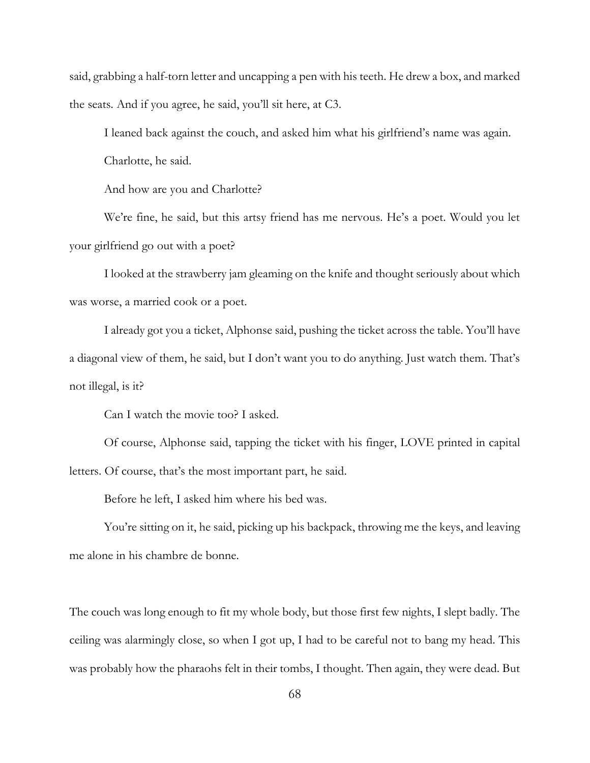said, grabbing a half-torn letter and uncapping a pen with his teeth. He drew a box, and marked the seats. And if you agree, he said, you'll sit here, at C3.

I leaned back against the couch, and asked him what his girlfriend's name was again.

Charlotte, he said.

And how are you and Charlotte?

We're fine, he said, but this artsy friend has me nervous. He's a poet. Would you let your girlfriend go out with a poet?

I looked at the strawberry jam gleaming on the knife and thought seriously about which was worse, a married cook or a poet.

I already got you a ticket, Alphonse said, pushing the ticket across the table. You'll have a diagonal view of them, he said, but I don't want you to do anything. Just watch them. That's not illegal, is it?

Can I watch the movie too? I asked.

Of course, Alphonse said, tapping the ticket with his finger, LOVE printed in capital letters. Of course, that's the most important part, he said.

Before he left, I asked him where his bed was.

You're sitting on it, he said, picking up his backpack, throwing me the keys, and leaving me alone in his chambre de bonne.

The couch was long enough to fit my whole body, but those first few nights, I slept badly. The ceiling was alarmingly close, so when I got up, I had to be careful not to bang my head. This was probably how the pharaohs felt in their tombs, I thought. Then again, they were dead. But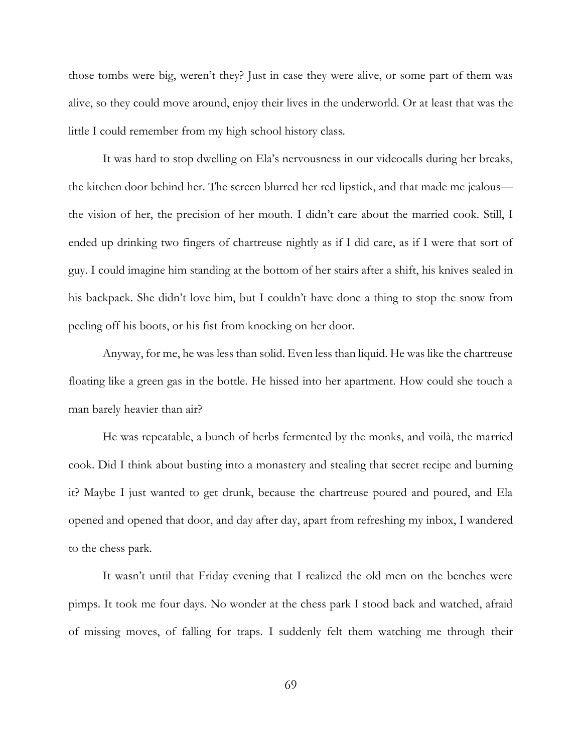those tombs were big, weren't they? Just in case they were alive, or some part of them was alive, so they could move around, enjoy their lives in the underworld. Or at least that was the little I could remember from my high school history class.

It was hard to stop dwelling on Ela's nervousness in our videocalls during her breaks, the kitchen door behind her. The screen blurred her red lipstick, and that made me jealous—the vision of her, the precision of her mouth. I didn't care about the married cook. Still, I ended up drinking two fingers of chartreuse nightly as if I did care, as if I were that sort of guy. I could imagine him standing at the bottom of her stairs after a shift, his knives sealed in his backpack. She didn't love him, but I couldn't have done a thing to stop the snow from peeling off his boots, or his fist from knocking on her door.

Anyway, for me, he was less than solid. Even less than liquid. He was like the chartreuse floating like a green gas in the bottle. He hissed into her apartment. How could she touch a man barely heavier than air?

He was repeatable, a bunch of herbs fermented by the monks, and voilà, the married cook. Did I think about busting into a monastery and stealing that secret recipe and burning it? Maybe I just wanted to get drunk, because the chartreuse poured and poured, and Ela opened and opened that door, and day after day, apart from refreshing my inbox, I wandered to the chess park.

It wasn't until that Friday evening that I realized the old men on the benches were pimps. It took me four days. No wonder at the chess park I stood back and watched, afraid of missing moves, of falling for traps. I suddenly felt them watching me through their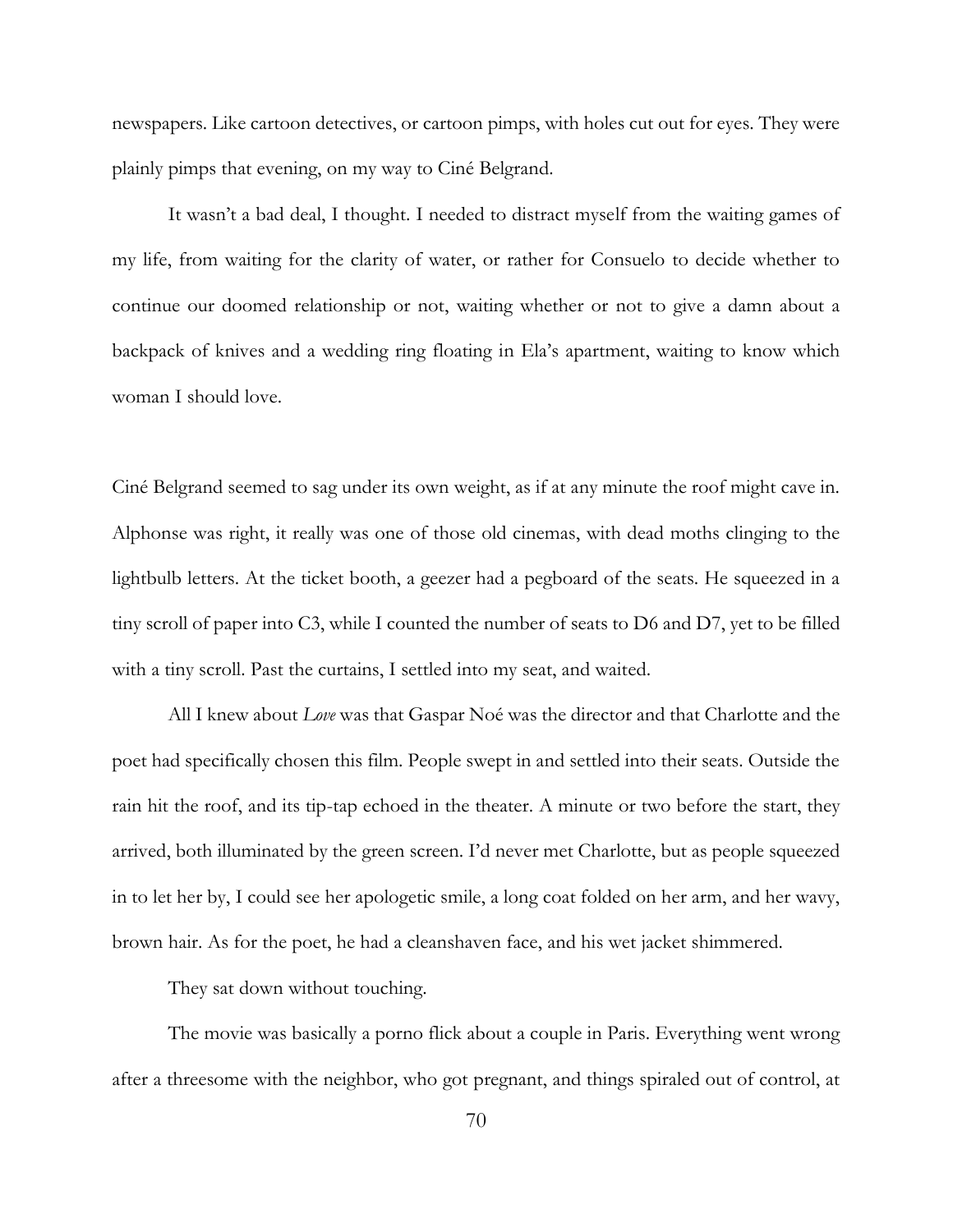newspapers. Like cartoon detectives, or cartoon pimps, with holes cut out for eyes. They were plainly pimps that evening, on my way to Ciné Belgrand.

It wasn't a bad deal, I thought. I needed to distract myself from the waiting games of my life, from waiting for the clarity of water, or rather for Consuelo to decide whether to continue our doomed relationship or not, waiting whether or not to give a damn about a backpack of knives and a wedding ring floating in Ela's apartment, waiting to know which woman I should love.

Ciné Belgrand seemed to sag under its own weight, as if at any minute the roof might cave in. Alphonse was right, it really was one of those old cinemas, with dead moths clinging to the lightbulb letters. At the ticket booth, a geezer had a pegboard of the seats. He squeezed in a tiny scroll of paper into C3, while I counted the number of seats to D6 and D7, yet to be filled with a tiny scroll. Past the curtains, I settled into my seat, and waited.

All I knew about *Love* was that Gaspar Noé was the director and that Charlotte and the poet had specifically chosen this film. People swept in and settled into their seats. Outside the rain hit the roof, and its tip-tap echoed in the theater. A minute or two before the start, they arrived, both illuminated by the green screen. I'd never met Charlotte, but as people squeezed in to let her by, I could see her apologetic smile, a long coat folded on her arm, and her wavy, brown hair. As for the poet, he had a cleanshaven face, and his wet jacket shimmered.

They sat down without touching.

The movie was basically a porno flick about a couple in Paris. Everything went wrong after a threesome with the neighbor, who got pregnant, and things spiraled out of control, at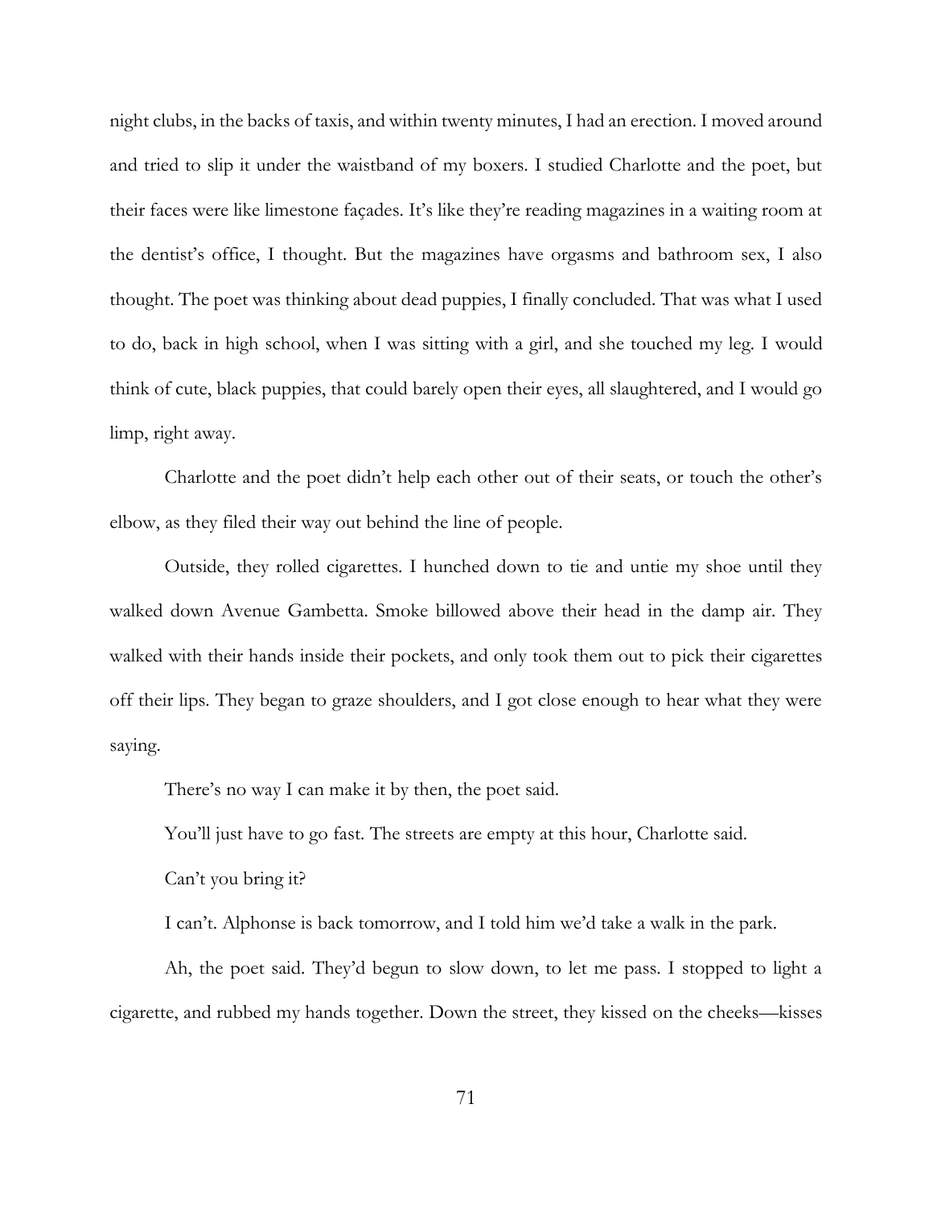night clubs, in the backs of taxis, and within twenty minutes, I had an erection. I moved around and tried to slip it under the waistband of my boxers. I studied Charlotte and the poet, but their faces were like limestone façades. It's like they're reading magazines in a waiting room at the dentist's office, I thought. But the magazines have orgasms and bathroom sex, I also thought. The poet was thinking about dead puppies, I finally concluded. That was what I used to do, back in high school, when I was sitting with a girl, and she touched my leg. I would think of cute, black puppies, that could barely open their eyes, all slaughtered, and I would go limp, right away.

Charlotte and the poet didn't help each other out of their seats, or touch the other's elbow, as they filed their way out behind the line of people.

Outside, they rolled cigarettes. I hunched down to tie and untie my shoe until they walked down Avenue Gambetta. Smoke billowed above their head in the damp air. They walked with their hands inside their pockets, and only took them out to pick their cigarettes off their lips. They began to graze shoulders, and I got close enough to hear what they were saying.

There's no way I can make it by then, the poet said.

You'll just have to go fast. The streets are empty at this hour, Charlotte said.

Can't you bring it?

I can't. Alphonse is back tomorrow, and I told him we'd take a walk in the park.

Ah, the poet said. They'd begun to slow down, to let me pass. I stopped to light a cigarette, and rubbed my hands together. Down the street, they kissed on the cheeks—kisses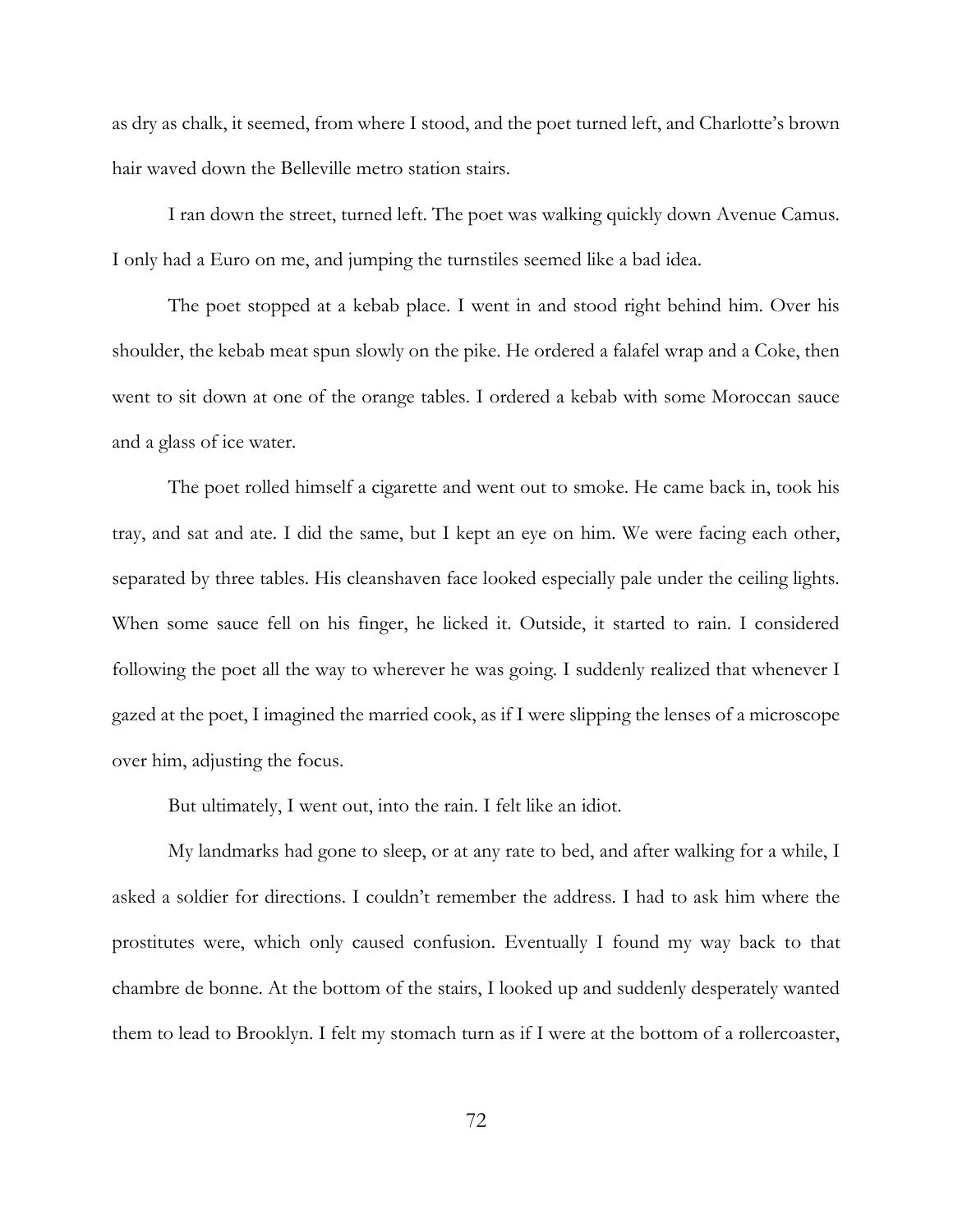as dry as chalk, it seemed, from where I stood, and the poet turned left, and Charlotte's brown hair waved down the Belleville metro station stairs.

I ran down the street, turned left. The poet was walking quickly down Avenue Camus. I only had a Euro on me, and jumping the turnstiles seemed like a bad idea.

The poet stopped at a kebab place. I went in and stood right behind him. Over his shoulder, the kebab meat spun slowly on the pike. He ordered a falafel wrap and a Coke, then went to sit down at one of the orange tables. I ordered a kebab with some Moroccan sauce and a glass of ice water.

The poet rolled himself a cigarette and went out to smoke. He came back in, took his tray, and sat and ate. I did the same, but I kept an eye on him. We were facing each other, separated by three tables. His cleanshaven face looked especially pale under the ceiling lights. When some sauce fell on his finger, he licked it. Outside, it started to rain. I considered following the poet all the way to wherever he was going. I suddenly realized that whenever I gazed at the poet, I imagined the married cook, as if I were slipping the lenses of a microscope over him, adjusting the focus.

But ultimately, I went out, into the rain. I felt like an idiot.

My landmarks had gone to sleep, or at any rate to bed, and after walking for a while, I asked a soldier for directions. I couldn't remember the address. I had to ask him where the prostitutes were, which only caused confusion. Eventually I found my way back to that chambre de bonne. At the bottom of the stairs, I looked up and suddenly desperately wanted them to lead to Brooklyn. I felt my stomach turn as if I were at the bottom of a rollercoaster,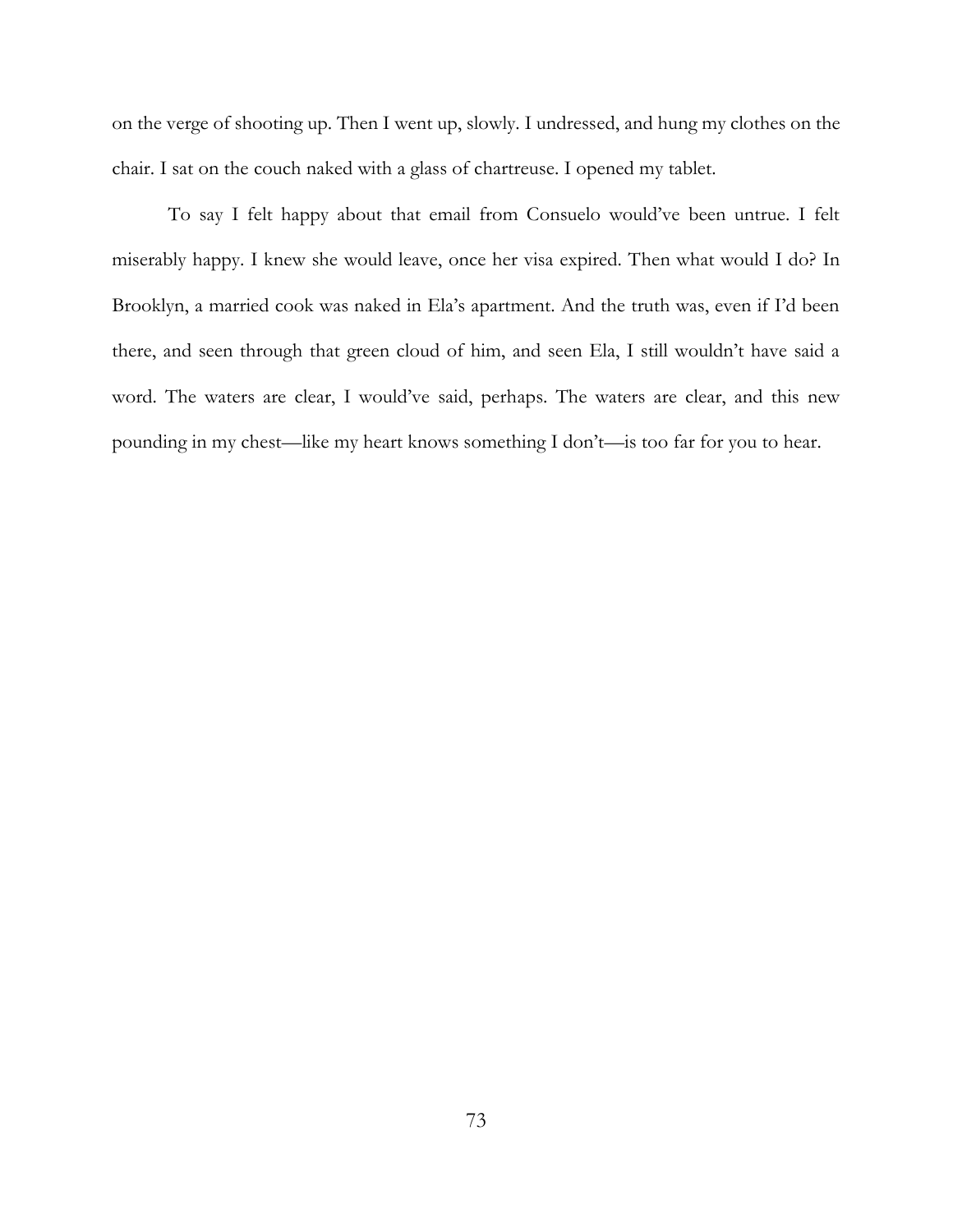on the verge of shooting up. Then I went up, slowly. I undressed, and hung my clothes on the chair. I sat on the couch naked with a glass of chartreuse. I opened my tablet.

To say I felt happy about that email from Consuelo would've been untrue. I felt miserably happy. I knew she would leave, once her visa expired. Then what would I do? In Brooklyn, a married cook was naked in Ela's apartment. And the truth was, even if I'd been there, and seen through that green cloud of him, and seen Ela, I still wouldn't have said a word. The waters are clear, I would've said, perhaps. The waters are clear, and this new pounding in my chest—like my heart knows something I don't—is too far for you to hear.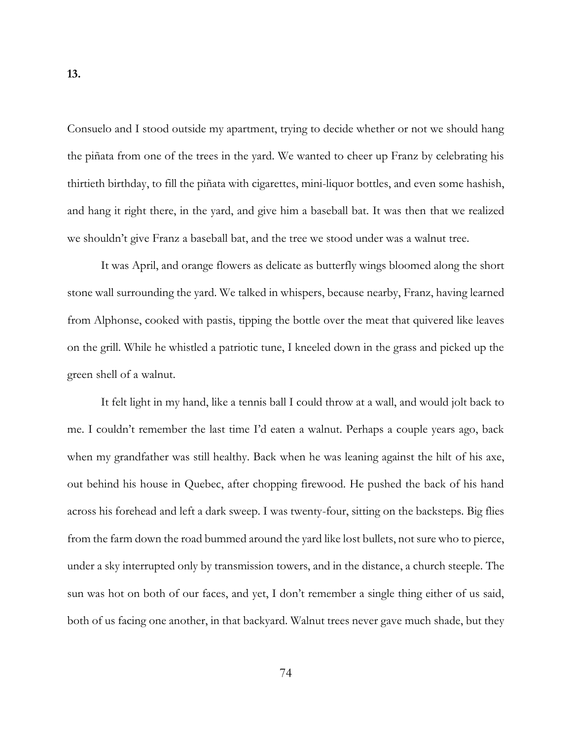**13.**

Consuelo and I stood outside my apartment, trying to decide whether or not we should hang the piñata from one of the trees in the yard. We wanted to cheer up Franz by celebrating his thirtieth birthday, to fill the piñata with cigarettes, mini-liquor bottles, and even some hashish, and hang it right there, in the yard, and give him a baseball bat. It was then that we realized we shouldn't give Franz a baseball bat, and the tree we stood under was a walnut tree.

It was April, and orange flowers as delicate as butterfly wings bloomed along the short stone wall surrounding the yard. We talked in whispers, because nearby, Franz, having learned from Alphonse, cooked with pastis, tipping the bottle over the meat that quivered like leaves on the grill. While he whistled a patriotic tune, I kneeled down in the grass and picked up the green shell of a walnut.

It felt light in my hand, like a tennis ball I could throw at a wall, and would jolt back to me. I couldn't remember the last time I'd eaten a walnut. Perhaps a couple years ago, back when my grandfather was still healthy. Back when he was leaning against the hilt of his axe, out behind his house in Quebec, after chopping firewood. He pushed the back of his hand across his forehead and left a dark sweep. I was twenty-four, sitting on the backsteps. Big flies from the farm down the road bummed around the yard like lost bullets, not sure who to pierce, under a sky interrupted only by transmission towers, and in the distance, a church steeple. The sun was hot on both of our faces, and yet, I don't remember a single thing either of us said, both of us facing one another, in that backyard. Walnut trees never gave much shade, but they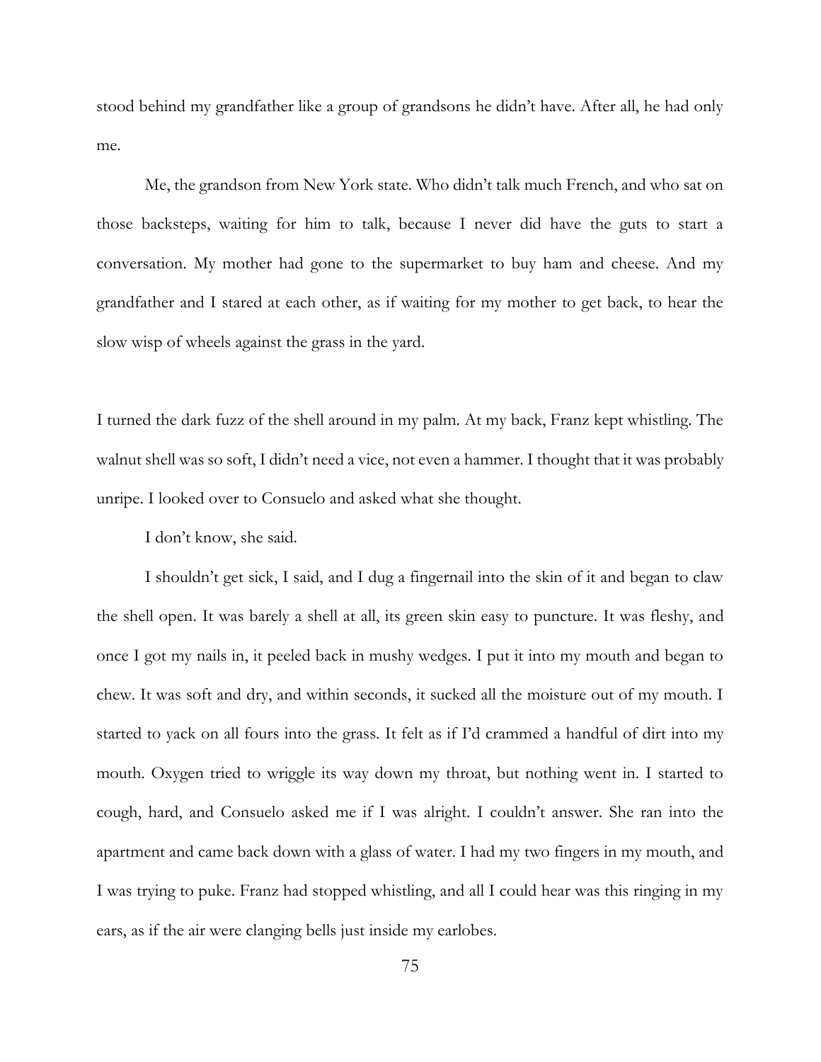stood behind my grandfather like a group of grandsons he didn't have. After all, he had only me.

Me, the grandson from New York state. Who didn't talk much French, and who sat on those backsteps, waiting for him to talk, because I never did have the guts to start a conversation. My mother had gone to the supermarket to buy ham and cheese. And my grandfather and I stared at each other, as if waiting for my mother to get back, to hear the slow wisp of wheels against the grass in the yard.

I turned the dark fuzz of the shell around in my palm. At my back, Franz kept whistling. The walnut shell was so soft, I didn't need a vice, not even a hammer. I thought that it was probably unripe. I looked over to Consuelo and asked what she thought.

I don't know, she said.

I shouldn't get sick, I said, and I dug a fingernail into the skin of it and began to claw the shell open. It was barely a shell at all, its green skin easy to puncture. It was fleshy, and once I got my nails in, it peeled back in mushy wedges. I put it into my mouth and began to chew. It was soft and dry, and within seconds, it sucked all the moisture out of my mouth. I started to yack on all fours into the grass. It felt as if I'd crammed a handful of dirt into my mouth. Oxygen tried to wriggle its way down my throat, but nothing went in. I started to cough, hard, and Consuelo asked me if I was alright. I couldn't answer. She ran into the apartment and came back down with a glass of water. I had my two fingers in my mouth, and I was trying to puke. Franz had stopped whistling, and all I could hear was this ringing in my ears, as if the air were clanging bells just inside my earlobes.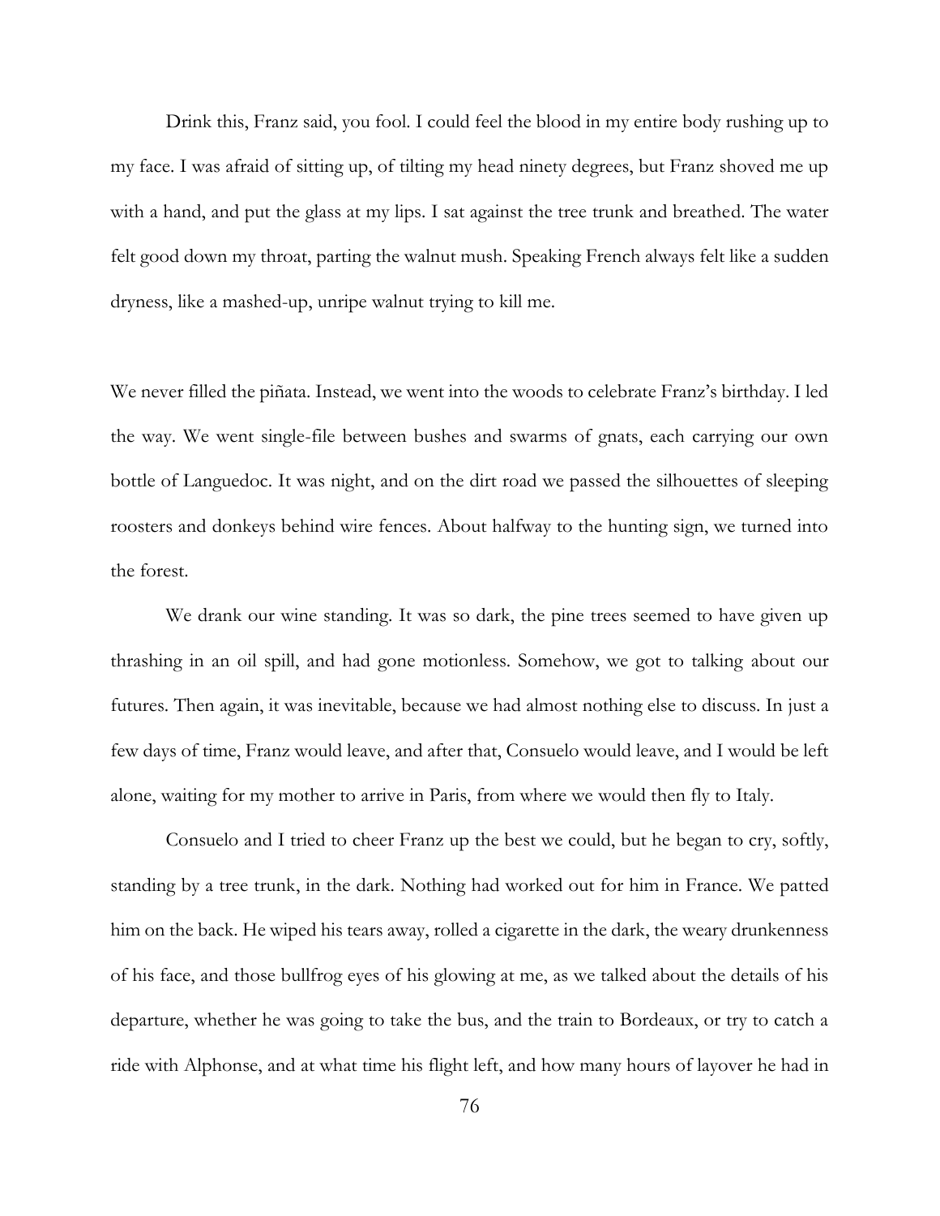Drink this, Franz said, you fool. I could feel the blood in my entire body rushing up to my face. I was afraid of sitting up, of tilting my head ninety degrees, but Franz shoved me up with a hand, and put the glass at my lips. I sat against the tree trunk and breathed. The water felt good down my throat, parting the walnut mush. Speaking French always felt like a sudden dryness, like a mashed-up, unripe walnut trying to kill me.

We never filled the piñata. Instead, we went into the woods to celebrate Franz's birthday. I led the way. We went single-file between bushes and swarms of gnats, each carrying our own bottle of Languedoc. It was night, and on the dirt road we passed the silhouettes of sleeping roosters and donkeys behind wire fences. About halfway to the hunting sign, we turned into the forest.

We drank our wine standing. It was so dark, the pine trees seemed to have given up thrashing in an oil spill, and had gone motionless. Somehow, we got to talking about our futures. Then again, it was inevitable, because we had almost nothing else to discuss. In just a few days of time, Franz would leave, and after that, Consuelo would leave, and I would be left alone, waiting for my mother to arrive in Paris, from where we would then fly to Italy.

Consuelo and I tried to cheer Franz up the best we could, but he began to cry, softly, standing by a tree trunk, in the dark. Nothing had worked out for him in France. We patted him on the back. He wiped his tears away, rolled a cigarette in the dark, the weary drunkenness of his face, and those bullfrog eyes of his glowing at me, as we talked about the details of his departure, whether he was going to take the bus, and the train to Bordeaux, or try to catch a ride with Alphonse, and at what time his flight left, and how many hours of layover he had in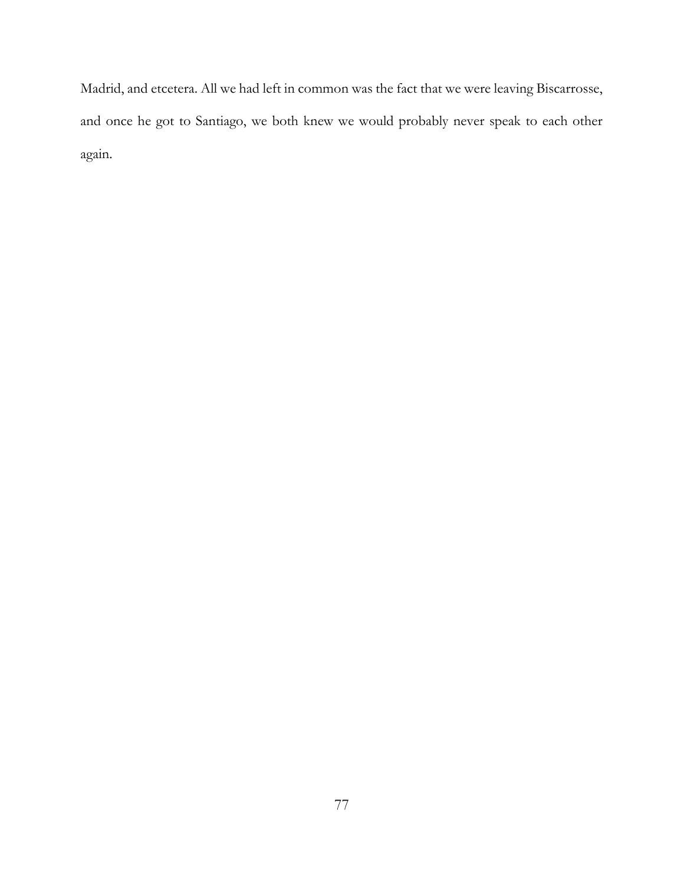Madrid, and etcetera. All we had left in common was the fact that we were leaving Biscarrosse, and once he got to Santiago, we both knew we would probably never speak to each other again.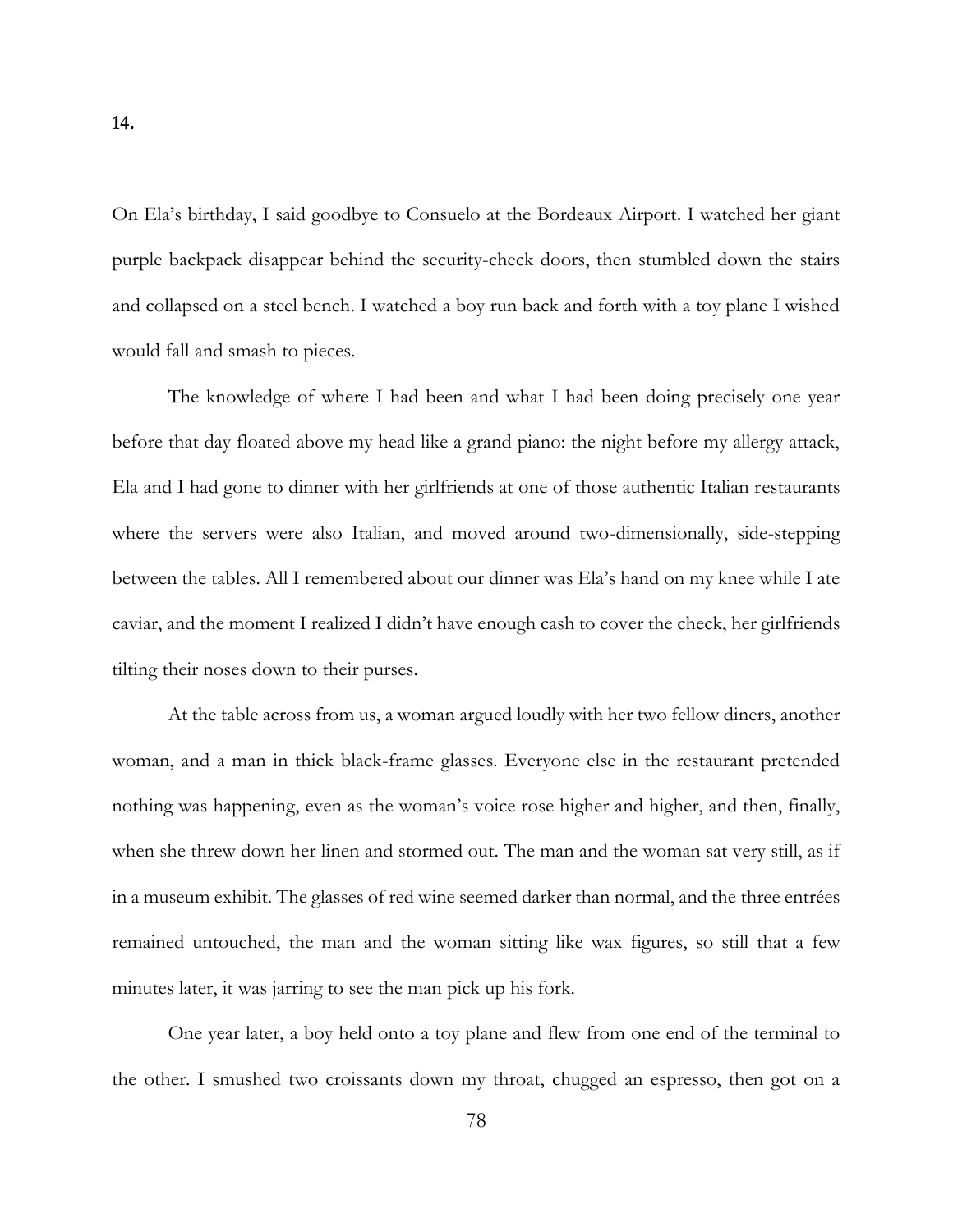**14.**

On Ela's birthday, I said goodbye to Consuelo at the Bordeaux Airport. I watched her giant purple backpack disappear behind the security-check doors, then stumbled down the stairs and collapsed on a steel bench. I watched a boy run back and forth with a toy plane I wished would fall and smash to pieces.

The knowledge of where I had been and what I had been doing precisely one year before that day floated above my head like a grand piano: the night before my allergy attack, Ela and I had gone to dinner with her girlfriends at one of those authentic Italian restaurants where the servers were also Italian, and moved around two-dimensionally, side-stepping between the tables. All I remembered about our dinner was Ela's hand on my knee while I ate caviar, and the moment I realized I didn't have enough cash to cover the check, her girlfriends tilting their noses down to their purses.

At the table across from us, a woman argued loudly with her two fellow diners, another woman, and a man in thick black-frame glasses. Everyone else in the restaurant pretended nothing was happening, even as the woman's voice rose higher and higher, and then, finally, when she threw down her linen and stormed out. The man and the woman sat very still, as if in a museum exhibit. The glasses of red wine seemed darker than normal, and the three entrées remained untouched, the man and the woman sitting like wax figures, so still that a few minutes later, it was jarring to see the man pick up his fork.

One year later, a boy held onto a toy plane and flew from one end of the terminal to the other. I smushed two croissants down my throat, chugged an espresso, then got on a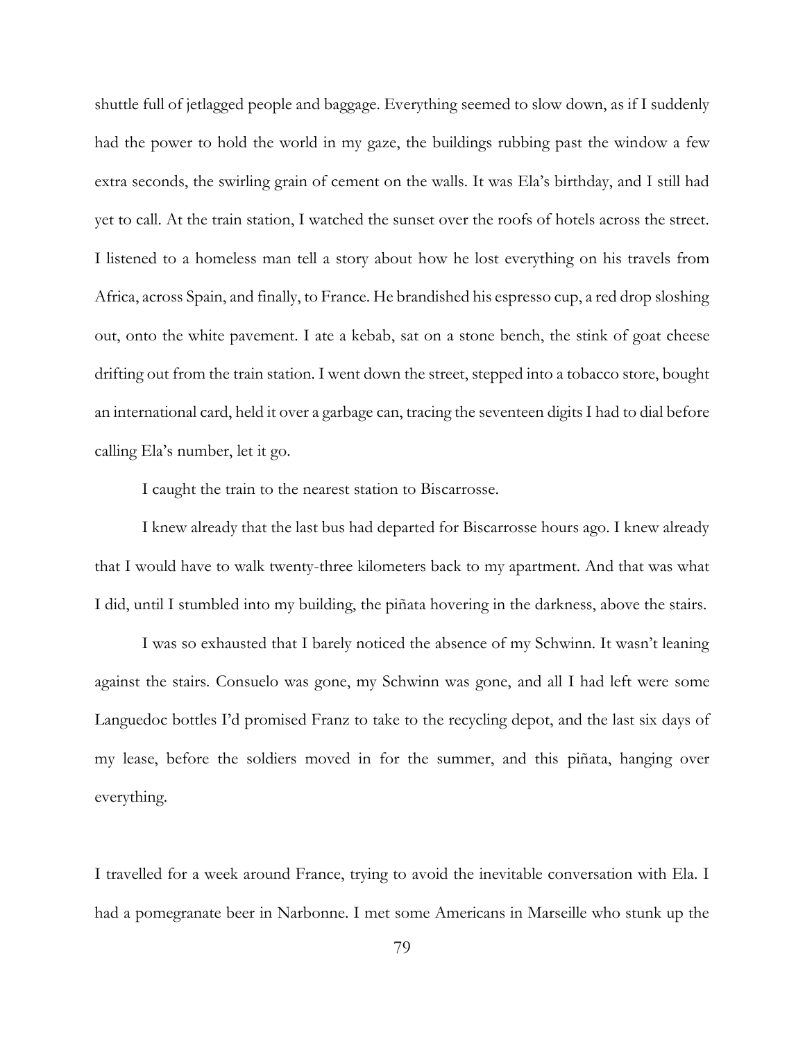shuttle full of jetlagged people and baggage. Everything seemed to slow down, as if I suddenly had the power to hold the world in my gaze, the buildings rubbing past the window a few extra seconds, the swirling grain of cement on the walls. It was Ela's birthday, and I still had yet to call. At the train station, I watched the sunset over the roofs of hotels across the street. I listened to a homeless man tell a story about how he lost everything on his travels from Africa, across Spain, and finally, to France. He brandished his espresso cup, a red drop sloshing out, onto the white pavement. I ate a kebab, sat on a stone bench, the stink of goat cheese drifting out from the train station. I went down the street, stepped into a tobacco store, bought an international card, held it over a garbage can, tracing the seventeen digits I had to dial before calling Ela's number, let it go.

I caught the train to the nearest station to Biscarrosse.

I knew already that the last bus had departed for Biscarrosse hours ago. I knew already that I would have to walk twenty-three kilometers back to my apartment. And that was what I did, until I stumbled into my building, the piñata hovering in the darkness, above the stairs.

I was so exhausted that I barely noticed the absence of my Schwinn. It wasn't leaning against the stairs. Consuelo was gone, my Schwinn was gone, and all I had left were some Languedoc bottles I'd promised Franz to take to the recycling depot, and the last six days of my lease, before the soldiers moved in for the summer, and this piñata, hanging over everything.

I travelled for a week around France, trying to avoid the inevitable conversation with Ela. I had a pomegranate beer in Narbonne. I met some Americans in Marseille who stunk up the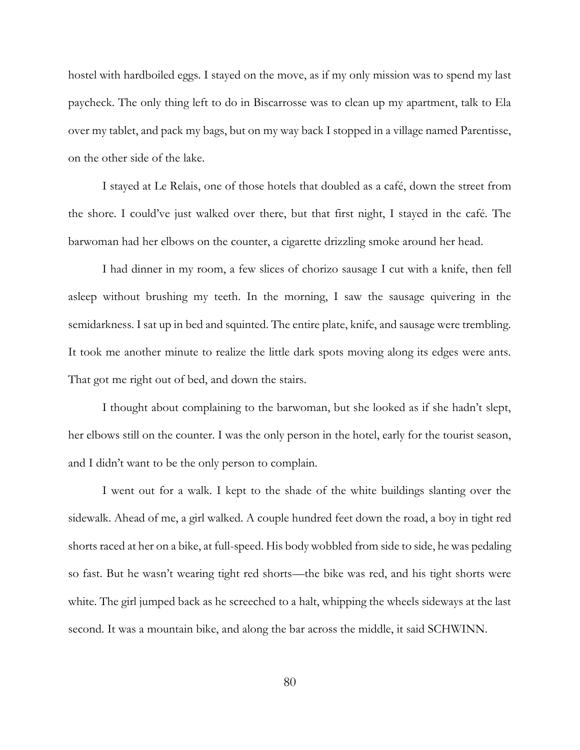hostel with hardboiled eggs. I stayed on the move, as if my only mission was to spend my last paycheck. The only thing left to do in Biscarrosse was to clean up my apartment, talk to Ela over my tablet, and pack my bags, but on my way back I stopped in a village named Parentisse, on the other side of the lake.

I stayed at Le Relais, one of those hotels that doubled as a café, down the street from the shore. I could've just walked over there, but that first night, I stayed in the café. The barwoman had her elbows on the counter, a cigarette drizzling smoke around her head.

I had dinner in my room, a few slices of chorizo sausage I cut with a knife, then fell asleep without brushing my teeth. In the morning, I saw the sausage quivering in the semidarkness. I sat up in bed and squinted. The entire plate, knife, and sausage were trembling. It took me another minute to realize the little dark spots moving along its edges were ants. That got me right out of bed, and down the stairs.

I thought about complaining to the barwoman, but she looked as if she hadn't slept, her elbows still on the counter. I was the only person in the hotel, early for the tourist season, and I didn't want to be the only person to complain.

I went out for a walk. I kept to the shade of the white buildings slanting over the sidewalk. Ahead of me, a girl walked. A couple hundred feet down the road, a boy in tight red shorts raced at her on a bike, at full-speed. His body wobbled from side to side, he was pedaling so fast. But he wasn't wearing tight red shorts—the bike was red, and his tight shorts were white. The girl jumped back as he screeched to a halt, whipping the wheels sideways at the last second. It was a mountain bike, and along the bar across the middle, it said SCHWINN.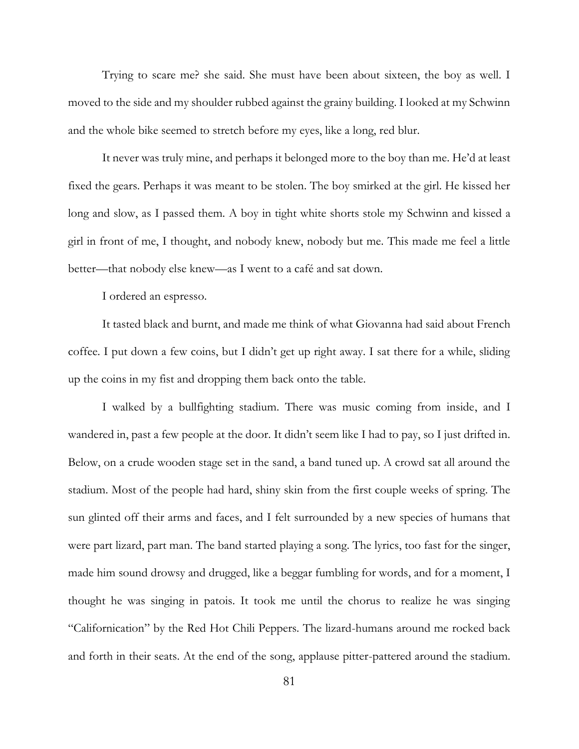Trying to scare me? she said. She must have been about sixteen, the boy as well. I moved to the side and my shoulder rubbed against the grainy building. I looked at my Schwinn and the whole bike seemed to stretch before my eyes, like a long, red blur.

It never was truly mine, and perhaps it belonged more to the boy than me. He'd at least fixed the gears. Perhaps it was meant to be stolen. The boy smirked at the girl. He kissed her long and slow, as I passed them. A boy in tight white shorts stole my Schwinn and kissed a girl in front of me, I thought, and nobody knew, nobody but me. This made me feel a little better—that nobody else knew—as I went to a café and sat down.

I ordered an espresso.

It tasted black and burnt, and made me think of what Giovanna had said about French coffee. I put down a few coins, but I didn't get up right away. I sat there for a while, sliding up the coins in my fist and dropping them back onto the table.

I walked by a bullfighting stadium. There was music coming from inside, and I wandered in, past a few people at the door. It didn't seem like I had to pay, so I just drifted in. Below, on a crude wooden stage set in the sand, a band tuned up. A crowd sat all around the stadium. Most of the people had hard, shiny skin from the first couple weeks of spring. The sun glinted off their arms and faces, and I felt surrounded by a new species of humans that were part lizard, part man. The band started playing a song. The lyrics, too fast for the singer, made him sound drowsy and drugged, like a beggar fumbling for words, and for a moment, I thought he was singing in patois. It took me until the chorus to realize he was singing "Californication" by the Red Hot Chili Peppers. The lizard-humans around me rocked back and forth in their seats. At the end of the song, applause pitter-pattered around the stadium.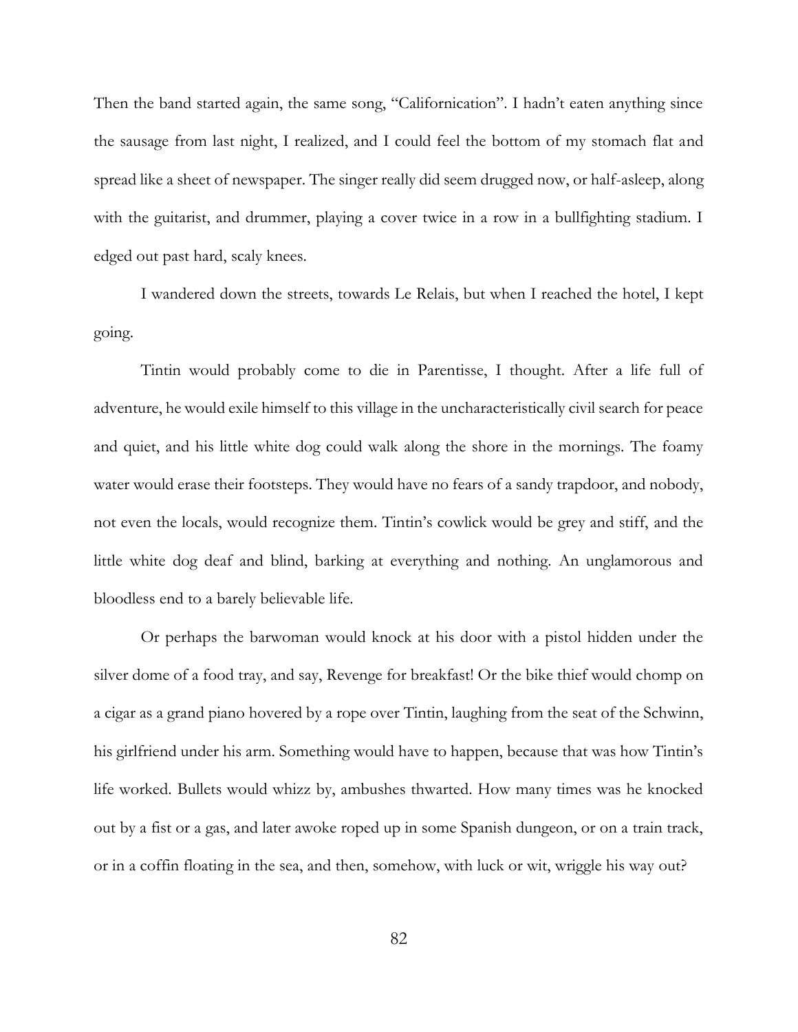Then the band started again, the same song, "Californication". I hadn't eaten anything since the sausage from last night, I realized, and I could feel the bottom of my stomach flat and spread like a sheet of newspaper. The singer really did seem drugged now, or half-asleep, along with the guitarist, and drummer, playing a cover twice in a row in a bullfighting stadium. I edged out past hard, scaly knees.

I wandered down the streets, towards Le Relais, but when I reached the hotel, I kept going.

Tintin would probably come to die in Parentisse, I thought. After a life full of adventure, he would exile himself to this village in the uncharacteristically civil search for peace and quiet, and his little white dog could walk along the shore in the mornings. The foamy water would erase their footsteps. They would have no fears of a sandy trapdoor, and nobody, not even the locals, would recognize them. Tintin's cowlick would be grey and stiff, and the little white dog deaf and blind, barking at everything and nothing. An unglamorous and bloodless end to a barely believable life.

Or perhaps the barwoman would knock at his door with a pistol hidden under the silver dome of a food tray, and say, Revenge for breakfast! Or the bike thief would chomp on a cigar as a grand piano hovered by a rope over Tintin, laughing from the seat of the Schwinn, his girlfriend under his arm. Something would have to happen, because that was how Tintin's life worked. Bullets would whizz by, ambushes thwarted. How many times was he knocked out by a fist or a gas, and later awoke roped up in some Spanish dungeon, or on a train track, or in a coffin floating in the sea, and then, somehow, with luck or wit, wriggle his way out?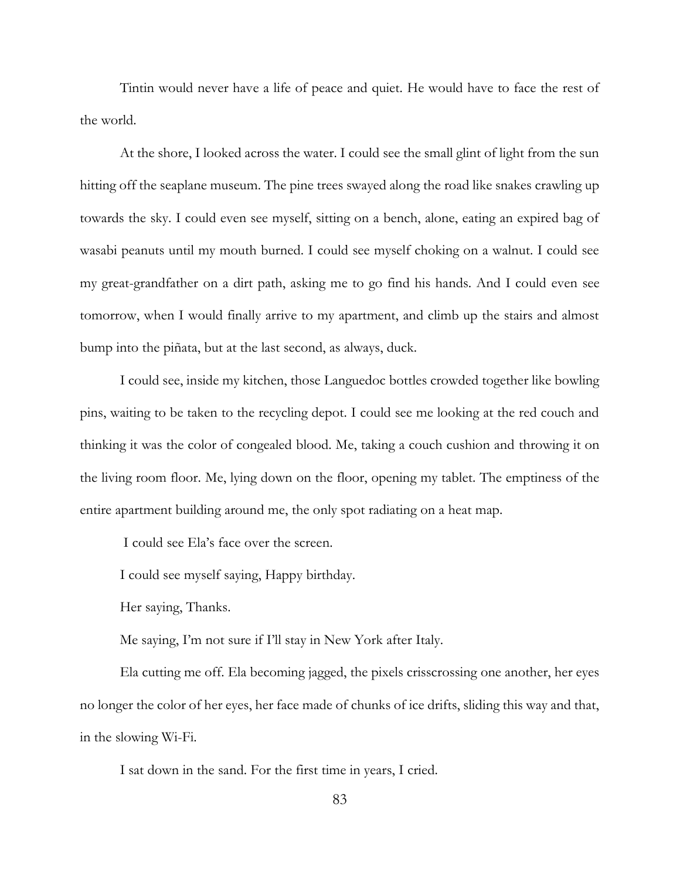Tintin would never have a life of peace and quiet. He would have to face the rest of the world.

At the shore, I looked across the water. I could see the small glint of light from the sun hitting off the seaplane museum. The pine trees swayed along the road like snakes crawling up towards the sky. I could even see myself, sitting on a bench, alone, eating an expired bag of wasabi peanuts until my mouth burned. I could see myself choking on a walnut. I could see my great-grandfather on a dirt path, asking me to go find his hands. And I could even see tomorrow, when I would finally arrive to my apartment, and climb up the stairs and almost bump into the piñata, but at the last second, as always, duck.

I could see, inside my kitchen, those Languedoc bottles crowded together like bowling pins, waiting to be taken to the recycling depot. I could see me looking at the red couch and thinking it was the color of congealed blood. Me, taking a couch cushion and throwing it on the living room floor. Me, lying down on the floor, opening my tablet. The emptiness of the entire apartment building around me, the only spot radiating on a heat map.

I could see Ela's face over the screen.

I could see myself saying, Happy birthday.

Her saying, Thanks.

Me saying, I'm not sure if I'll stay in New York after Italy.

Ela cutting me off. Ela becoming jagged, the pixels crisscrossing one another, her eyes no longer the color of her eyes, her face made of chunks of ice drifts, sliding this way and that, in the slowing Wi-Fi.

I sat down in the sand. For the first time in years, I cried.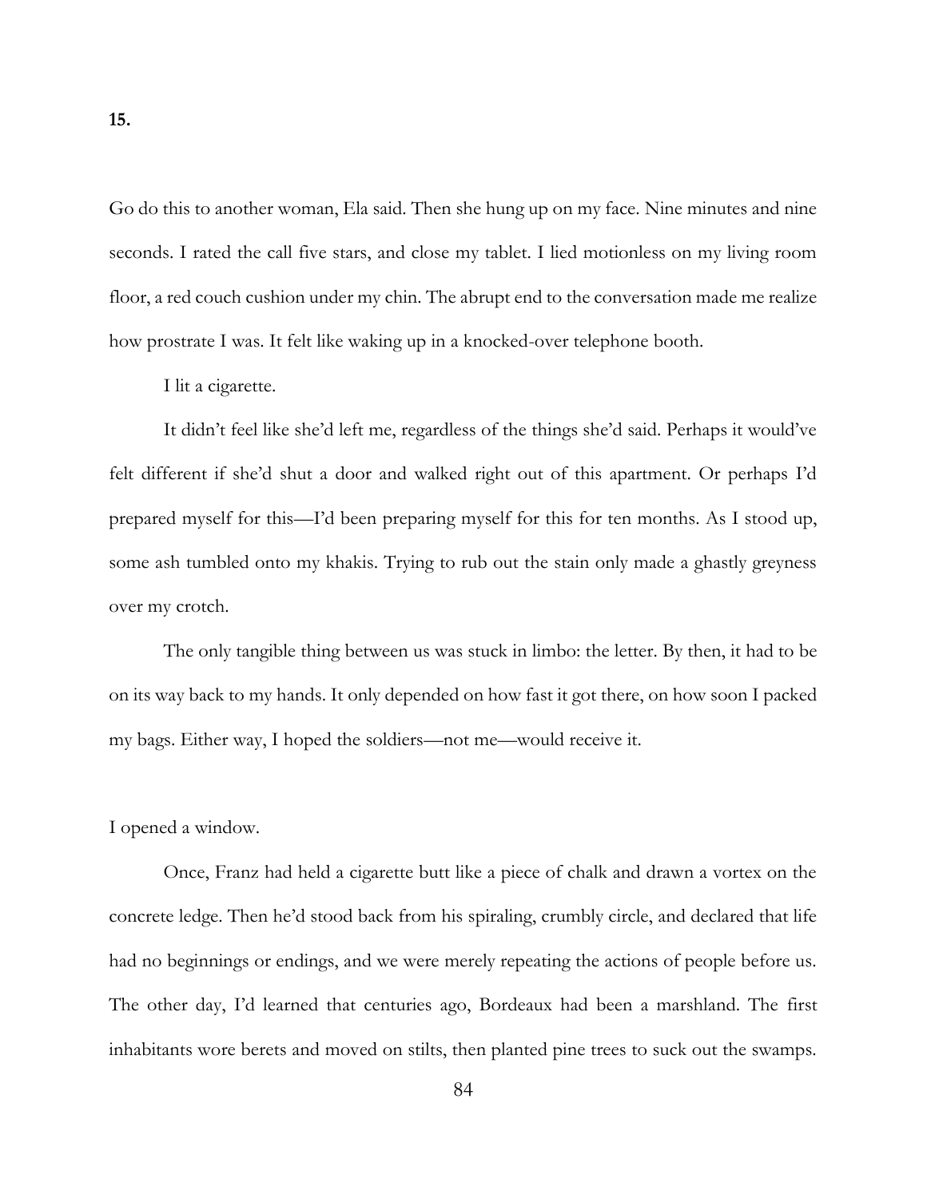**15.**

Go do this to another woman, Ela said. Then she hung up on my face. Nine minutes and nine seconds. I rated the call five stars, and close my tablet. I lied motionless on my living room floor, a red couch cushion under my chin. The abrupt end to the conversation made me realize how prostrate I was. It felt like waking up in a knocked-over telephone booth.

I lit a cigarette.

It didn't feel like she'd left me, regardless of the things she'd said. Perhaps it would've felt different if she'd shut a door and walked right out of this apartment. Or perhaps I'd prepared myself for this—I'd been preparing myself for this for ten months. As I stood up, some ash tumbled onto my khakis. Trying to rub out the stain only made a ghastly greyness over my crotch.

The only tangible thing between us was stuck in limbo: the letter. By then, it had to be on its way back to my hands. It only depended on how fast it got there, on how soon I packed my bags. Either way, I hoped the soldiers—not me—would receive it.

I opened a window.

Once, Franz had held a cigarette butt like a piece of chalk and drawn a vortex on the concrete ledge. Then he'd stood back from his spiraling, crumbly circle, and declared that life had no beginnings or endings, and we were merely repeating the actions of people before us. The other day, I'd learned that centuries ago, Bordeaux had been a marshland. The first inhabitants wore berets and moved on stilts, then planted pine trees to suck out the swamps.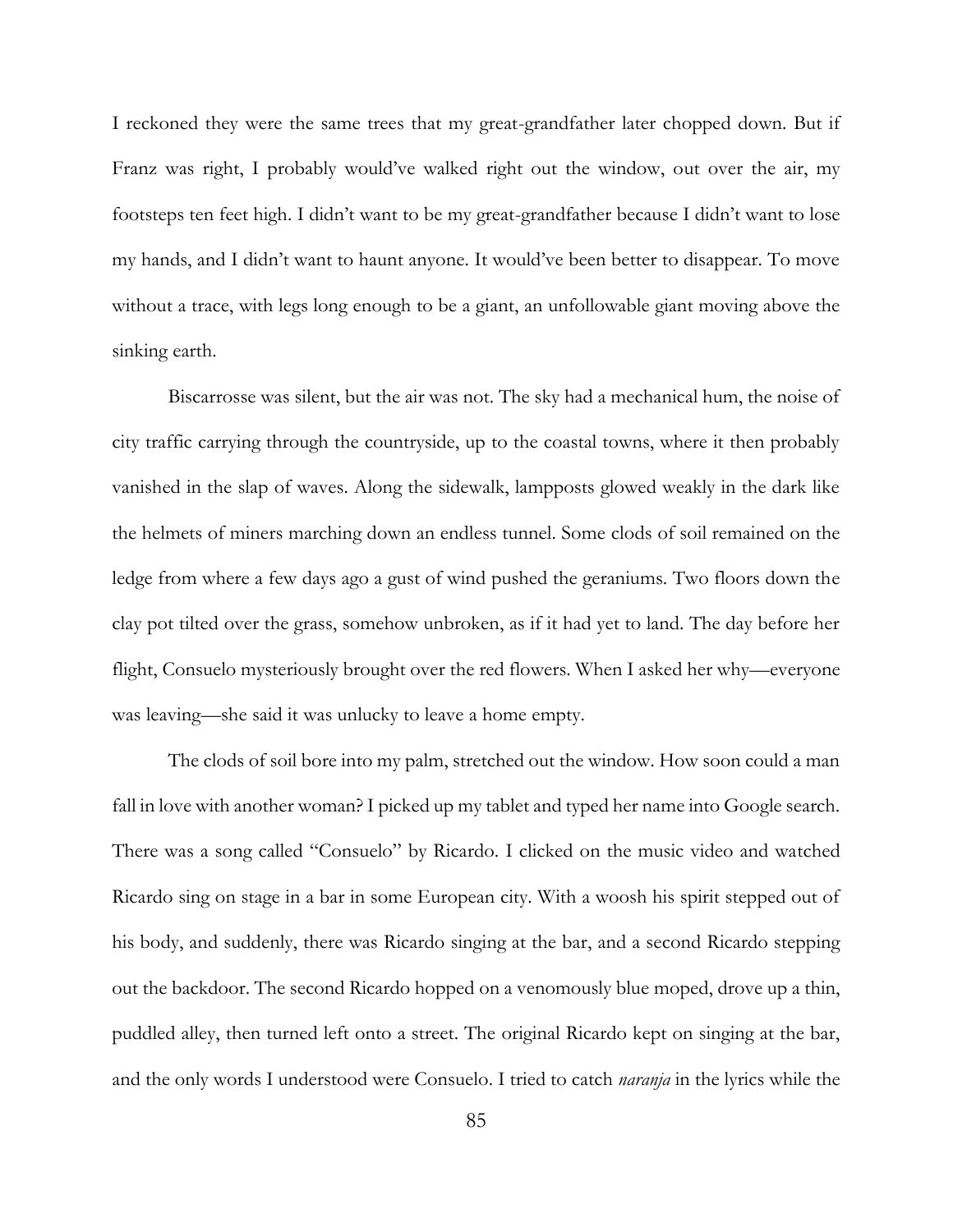I reckoned they were the same trees that my great-grandfather later chopped down. But if Franz was right, I probably would've walked right out the window, out over the air, my footsteps ten feet high. I didn't want to be my great-grandfather because I didn't want to lose my hands, and I didn't want to haunt anyone. It would've been better to disappear. To move without a trace, with legs long enough to be a giant, an unfollowable giant moving above the sinking earth.

Biscarrosse was silent, but the air was not. The sky had a mechanical hum, the noise of city traffic carrying through the countryside, up to the coastal towns, where it then probably vanished in the slap of waves. Along the sidewalk, lampposts glowed weakly in the dark like the helmets of miners marching down an endless tunnel. Some clods of soil remained on the ledge from where a few days ago a gust of wind pushed the geraniums. Two floors down the clay pot tilted over the grass, somehow unbroken, as if it had yet to land. The day before her flight, Consuelo mysteriously brought over the red flowers. When I asked her why—everyone was leaving—she said it was unlucky to leave a home empty.

The clods of soil bore into my palm, stretched out the window. How soon could a man fall in love with another woman? I picked up my tablet and typed her name into Google search. There was a song called "Consuelo" by Ricardo. I clicked on the music video and watched Ricardo sing on stage in a bar in some European city. With a woosh his spirit stepped out of his body, and suddenly, there was Ricardo singing at the bar, and a second Ricardo stepping out the backdoor. The second Ricardo hopped on a venomously blue moped, drove up a thin, puddled alley, then turned left onto a street. The original Ricardo kept on singing at the bar, and the only words I understood were Consuelo. I tried to catch *naranja* in the lyrics while the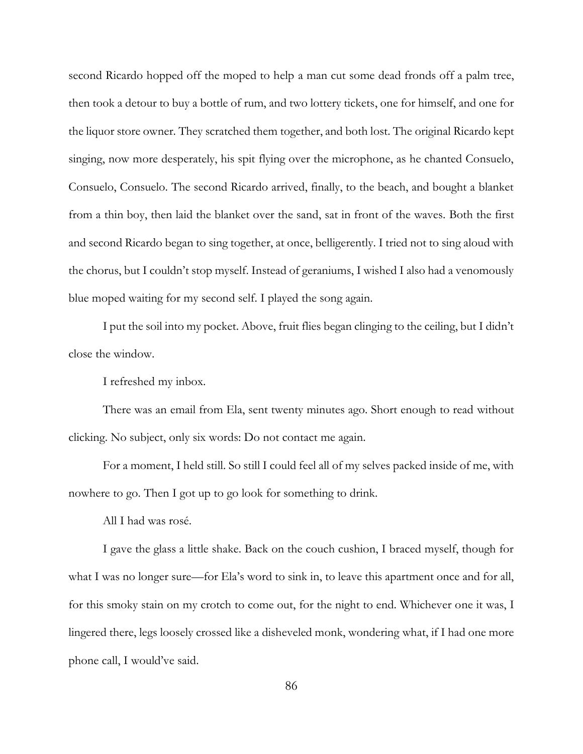second Ricardo hopped off the moped to help a man cut some dead fronds off a palm tree, then took a detour to buy a bottle of rum, and two lottery tickets, one for himself, and one for the liquor store owner. They scratched them together, and both lost. The original Ricardo kept singing, now more desperately, his spit flying over the microphone, as he chanted Consuelo, Consuelo, Consuelo. The second Ricardo arrived, finally, to the beach, and bought a blanket from a thin boy, then laid the blanket over the sand, sat in front of the waves. Both the first and second Ricardo began to sing together, at once, belligerently. I tried not to sing aloud with the chorus, but I couldn't stop myself. Instead of geraniums, I wished I also had a venomously blue moped waiting for my second self. I played the song again.

I put the soil into my pocket. Above, fruit flies began clinging to the ceiling, but I didn't close the window.

I refreshed my inbox.

There was an email from Ela, sent twenty minutes ago. Short enough to read without clicking. No subject, only six words: Do not contact me again.

For a moment, I held still. So still I could feel all of my selves packed inside of me, with nowhere to go. Then I got up to go look for something to drink.

All I had was rosé.

I gave the glass a little shake. Back on the couch cushion, I braced myself, though for what I was no longer sure—for Ela's word to sink in, to leave this apartment once and for all, for this smoky stain on my crotch to come out, for the night to end. Whichever one it was, I lingered there, legs loosely crossed like a disheveled monk, wondering what, if I had one more phone call, I would've said.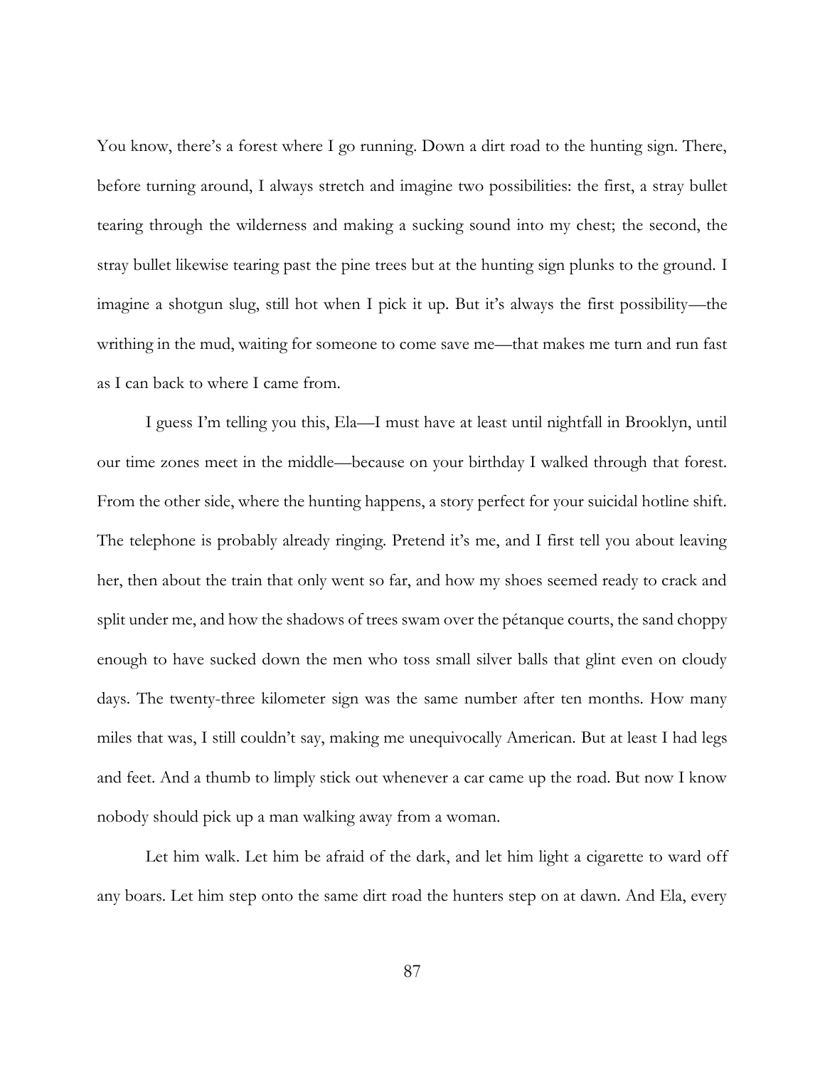You know, there's a forest where I go running. Down a dirt road to the hunting sign. There, before turning around, I always stretch and imagine two possibilities: the first, a stray bullet tearing through the wilderness and making a sucking sound into my chest; the second, the stray bullet likewise tearing past the pine trees but at the hunting sign plunks to the ground. I imagine a shotgun slug, still hot when I pick it up. But it's always the first possibility—the writhing in the mud, waiting for someone to come save me—that makes me turn and run fast as I can back to where I came from.

I guess I'm telling you this, Ela—I must have at least until nightfall in Brooklyn, until our time zones meet in the middle—because on your birthday I walked through that forest. From the other side, where the hunting happens, a story perfect for your suicidal hotline shift. The telephone is probably already ringing. Pretend it's me, and I first tell you about leaving her, then about the train that only went so far, and how my shoes seemed ready to crack and split under me, and how the shadows of trees swam over the pétanque courts, the sand choppy enough to have sucked down the men who toss small silver balls that glint even on cloudy days. The twenty-three kilometer sign was the same number after ten months. How many miles that was, I still couldn't say, making me unequivocally American. But at least I had legs and feet. And a thumb to limply stick out whenever a car came up the road. But now I know nobody should pick up a man walking away from a woman.

Let him walk. Let him be afraid of the dark, and let him light a cigarette to ward off any boars. Let him step onto the same dirt road the hunters step on at dawn. And Ela, every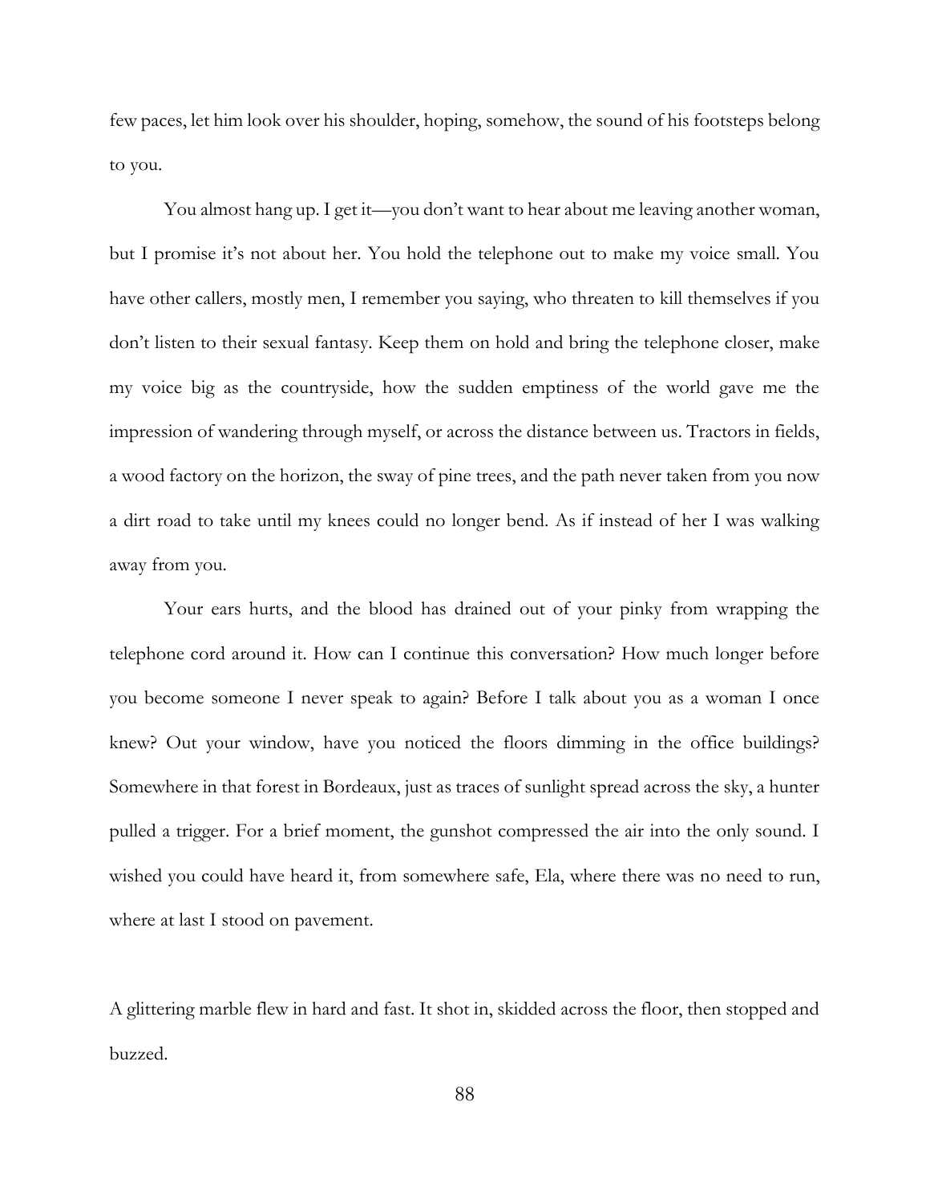few paces, let him look over his shoulder, hoping, somehow, the sound of his footsteps belong to you.

You almost hang up. I get it—you don't want to hear about me leaving another woman, but I promise it's not about her. You hold the telephone out to make my voice small. You have other callers, mostly men, I remember you saying, who threaten to kill themselves if you don't listen to their sexual fantasy. Keep them on hold and bring the telephone closer, make my voice big as the countryside, how the sudden emptiness of the world gave me the impression of wandering through myself, or across the distance between us. Tractors in fields, a wood factory on the horizon, the sway of pine trees, and the path never taken from you now a dirt road to take until my knees could no longer bend. As if instead of her I was walking away from you.

Your ears hurts, and the blood has drained out of your pinky from wrapping the telephone cord around it. How can I continue this conversation? How much longer before you become someone I never speak to again? Before I talk about you as a woman I once knew? Out your window, have you noticed the floors dimming in the office buildings? Somewhere in that forest in Bordeaux, just as traces of sunlight spread across the sky, a hunter pulled a trigger. For a brief moment, the gunshot compressed the air into the only sound. I wished you could have heard it, from somewhere safe, Ela, where there was no need to run, where at last I stood on pavement.

A glittering marble flew in hard and fast. It shot in, skidded across the floor, then stopped and buzzed.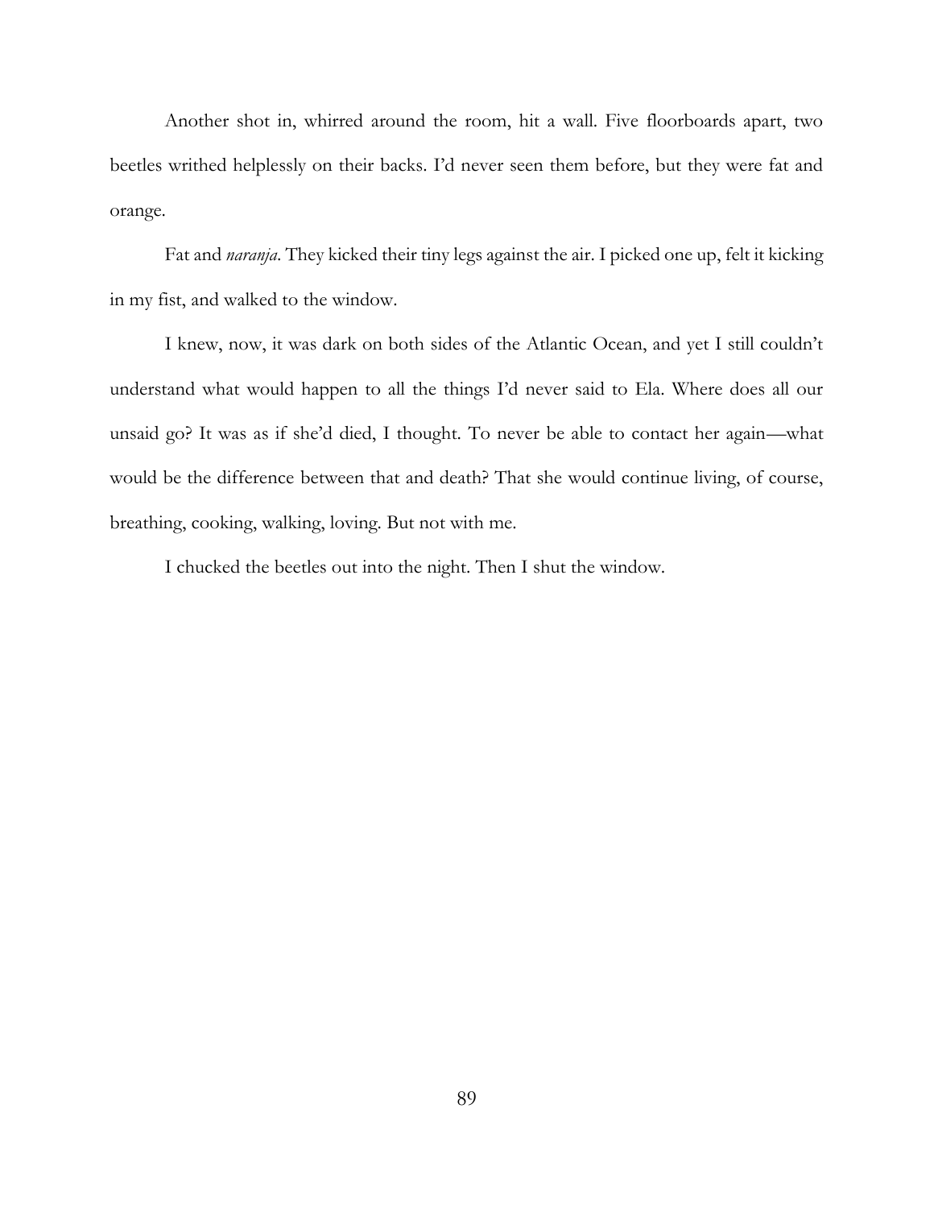Another shot in, whirred around the room, hit a wall. Five floorboards apart, two beetles writhed helplessly on their backs. I'd never seen them before, but they were fat and orange.

Fat and *naranja*. They kicked their tiny legs against the air. I picked one up, felt it kicking in my fist, and walked to the window.

I knew, now, it was dark on both sides of the Atlantic Ocean, and yet I still couldn't understand what would happen to all the things I'd never said to Ela. Where does all our unsaid go? It was as if she'd died, I thought. To never be able to contact her again—what would be the difference between that and death? That she would continue living, of course, breathing, cooking, walking, loving. But not with me.

I chucked the beetles out into the night. Then I shut the window.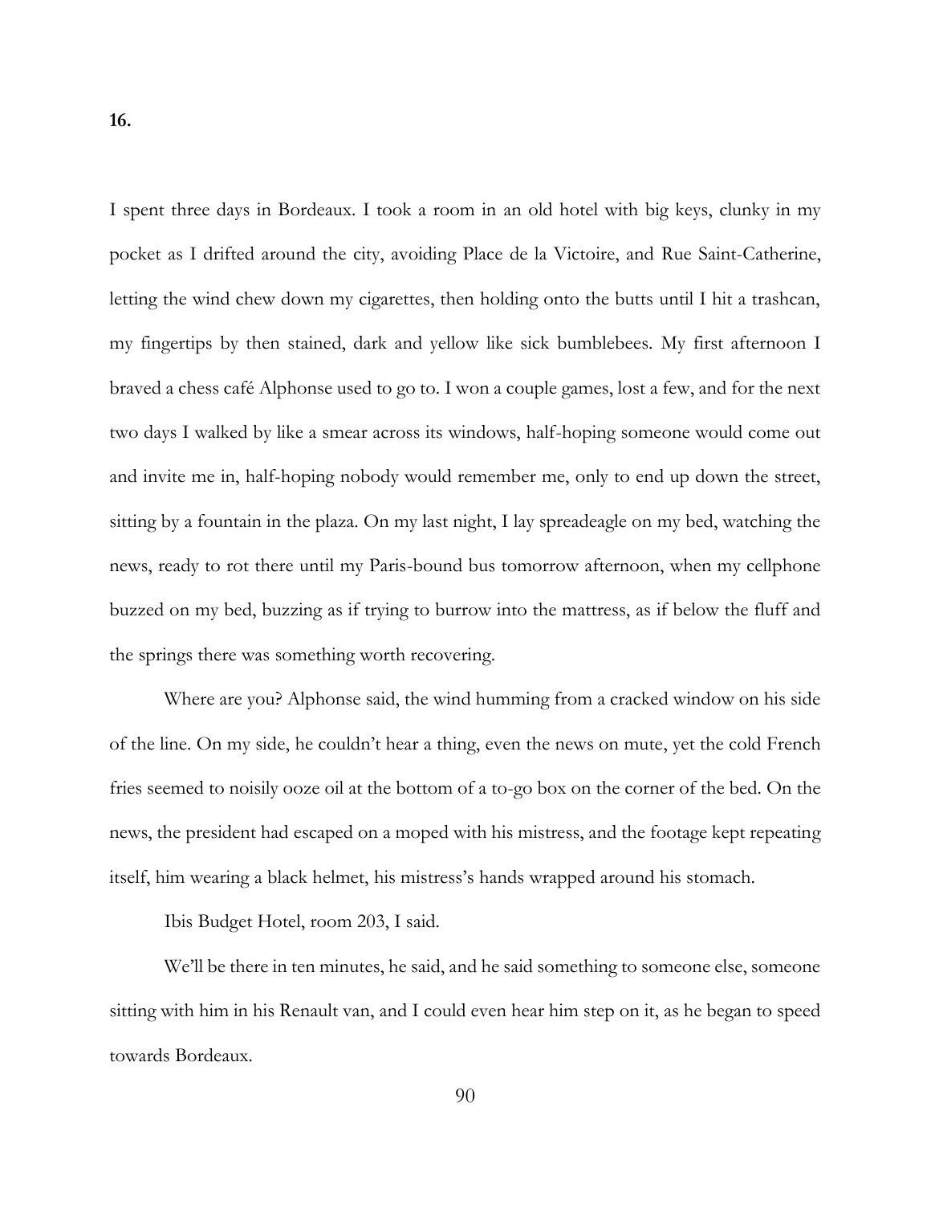**16.**

I spent three days in Bordeaux. I took a room in an old hotel with big keys, clunky in my pocket as I drifted around the city, avoiding Place de la Victoire, and Rue Saint-Catherine, letting the wind chew down my cigarettes, then holding onto the butts until I hit a trashcan, my fingertips by then stained, dark and yellow like sick bumblebees. My first afternoon I braved a chess café Alphonse used to go to. I won a couple games, lost a few, and for the next two days I walked by like a smear across its windows, half-hoping someone would come out and invite me in, half-hoping nobody would remember me, only to end up down the street, sitting by a fountain in the plaza. On my last night, I lay spreadeagle on my bed, watching the news, ready to rot there until my Paris-bound bus tomorrow afternoon, when my cellphone buzzed on my bed, buzzing as if trying to burrow into the mattress, as if below the fluff and the springs there was something worth recovering.

Where are you? Alphonse said, the wind humming from a cracked window on his side of the line. On my side, he couldn't hear a thing, even the news on mute, yet the cold French fries seemed to noisily ooze oil at the bottom of a to-go box on the corner of the bed. On the news, the president had escaped on a moped with his mistress, and the footage kept repeating itself, him wearing a black helmet, his mistress's hands wrapped around his stomach.

Ibis Budget Hotel, room 203, I said.

We'll be there in ten minutes, he said, and he said something to someone else, someone sitting with him in his Renault van, and I could even hear him step on it, as he began to speed towards Bordeaux.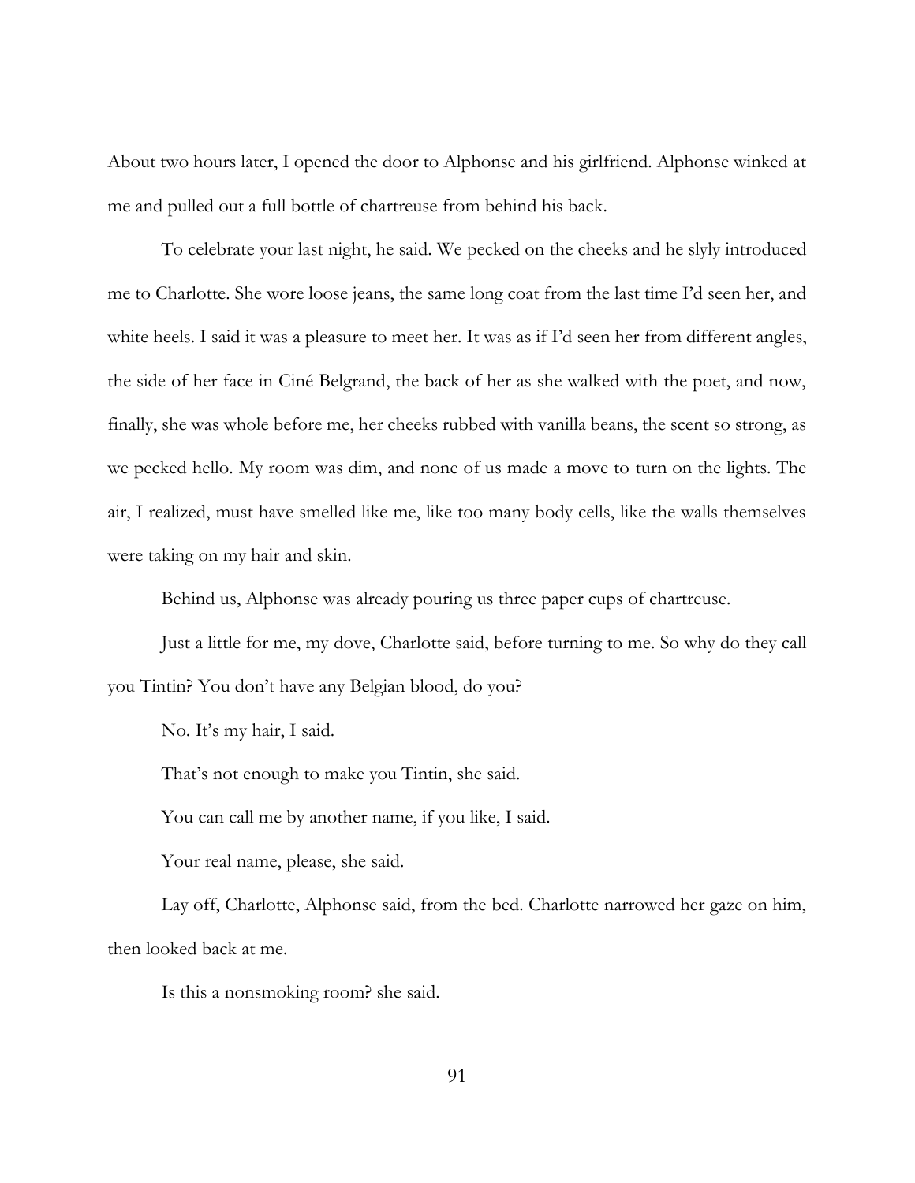About two hours later, I opened the door to Alphonse and his girlfriend. Alphonse winked at me and pulled out a full bottle of chartreuse from behind his back.

To celebrate your last night, he said. We pecked on the cheeks and he slyly introduced me to Charlotte. She wore loose jeans, the same long coat from the last time I'd seen her, and white heels. I said it was a pleasure to meet her. It was as if I'd seen her from different angles, the side of her face in Ciné Belgrand, the back of her as she walked with the poet, and now, finally, she was whole before me, her cheeks rubbed with vanilla beans, the scent so strong, as we pecked hello. My room was dim, and none of us made a move to turn on the lights. The air, I realized, must have smelled like me, like too many body cells, like the walls themselves were taking on my hair and skin.

Behind us, Alphonse was already pouring us three paper cups of chartreuse.

Just a little for me, my dove, Charlotte said, before turning to me. So why do they call you Tintin? You don't have any Belgian blood, do you?

No. It's my hair, I said.

That's not enough to make you Tintin, she said.

You can call me by another name, if you like, I said.

Your real name, please, she said.

Lay off, Charlotte, Alphonse said, from the bed. Charlotte narrowed her gaze on him, then looked back at me.

Is this a nonsmoking room? she said.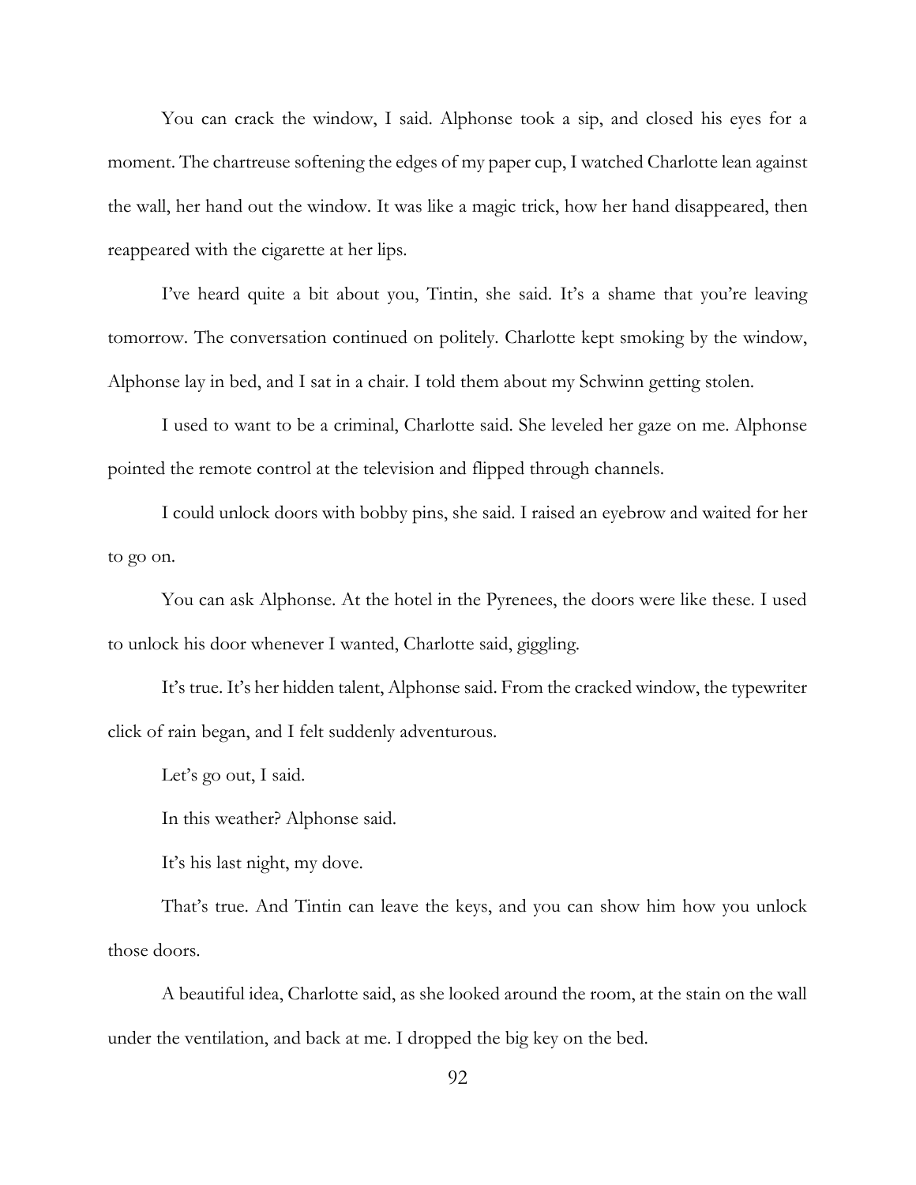You can crack the window, I said. Alphonse took a sip, and closed his eyes for a moment. The chartreuse softening the edges of my paper cup, I watched Charlotte lean against the wall, her hand out the window. It was like a magic trick, how her hand disappeared, then reappeared with the cigarette at her lips.

I've heard quite a bit about you, Tintin, she said. It's a shame that you're leaving tomorrow. The conversation continued on politely. Charlotte kept smoking by the window, Alphonse lay in bed, and I sat in a chair. I told them about my Schwinn getting stolen.

I used to want to be a criminal, Charlotte said. She leveled her gaze on me. Alphonse pointed the remote control at the television and flipped through channels.

I could unlock doors with bobby pins, she said. I raised an eyebrow and waited for her to go on.

You can ask Alphonse. At the hotel in the Pyrenees, the doors were like these. I used to unlock his door whenever I wanted, Charlotte said, giggling.

It's true. It's her hidden talent, Alphonse said. From the cracked window, the typewriter click of rain began, and I felt suddenly adventurous.

Let's go out, I said.

In this weather? Alphonse said.

It's his last night, my dove.

That's true. And Tintin can leave the keys, and you can show him how you unlock those doors.

A beautiful idea, Charlotte said, as she looked around the room, at the stain on the wall under the ventilation, and back at me. I dropped the big key on the bed.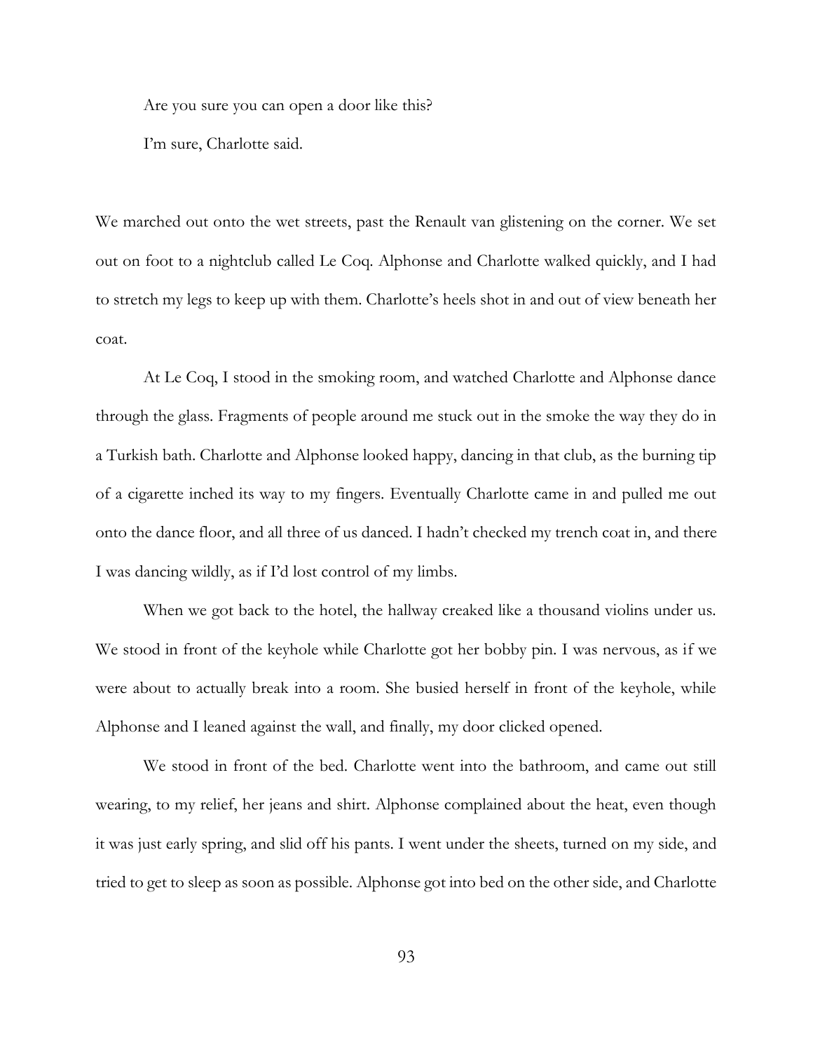Are you sure you can open a door like this?

I'm sure, Charlotte said.

We marched out onto the wet streets, past the Renault van glistening on the corner. We set out on foot to a nightclub called Le Coq. Alphonse and Charlotte walked quickly, and I had to stretch my legs to keep up with them. Charlotte's heels shot in and out of view beneath her coat.

At Le Coq, I stood in the smoking room, and watched Charlotte and Alphonse dance through the glass. Fragments of people around me stuck out in the smoke the way they do in a Turkish bath. Charlotte and Alphonse looked happy, dancing in that club, as the burning tip of a cigarette inched its way to my fingers. Eventually Charlotte came in and pulled me out onto the dance floor, and all three of us danced. I hadn't checked my trench coat in, and there I was dancing wildly, as if I'd lost control of my limbs.

When we got back to the hotel, the hallway creaked like a thousand violins under us. We stood in front of the keyhole while Charlotte got her bobby pin. I was nervous, as if we were about to actually break into a room. She busied herself in front of the keyhole, while Alphonse and I leaned against the wall, and finally, my door clicked opened.

We stood in front of the bed. Charlotte went into the bathroom, and came out still wearing, to my relief, her jeans and shirt. Alphonse complained about the heat, even though it was just early spring, and slid off his pants. I went under the sheets, turned on my side, and tried to get to sleep as soon as possible. Alphonse got into bed on the other side, and Charlotte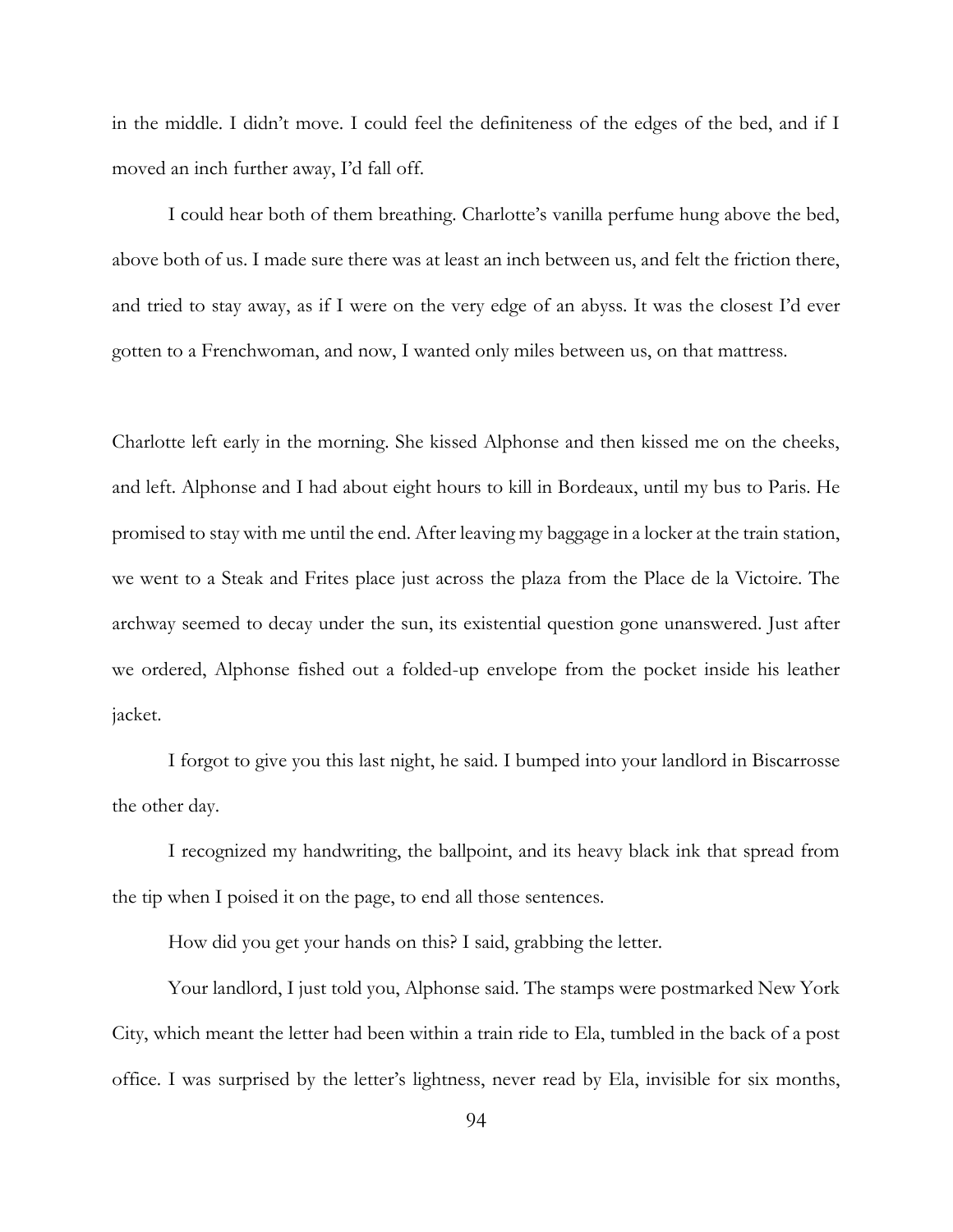in the middle. I didn't move. I could feel the definiteness of the edges of the bed, and if I moved an inch further away, I'd fall off.

I could hear both of them breathing. Charlotte's vanilla perfume hung above the bed, above both of us. I made sure there was at least an inch between us, and felt the friction there, and tried to stay away, as if I were on the very edge of an abyss. It was the closest I'd ever gotten to a Frenchwoman, and now, I wanted only miles between us, on that mattress.

Charlotte left early in the morning. She kissed Alphonse and then kissed me on the cheeks, and left. Alphonse and I had about eight hours to kill in Bordeaux, until my bus to Paris. He promised to stay with me until the end. After leaving my baggage in a locker at the train station, we went to a Steak and Frites place just across the plaza from the Place de la Victoire. The archway seemed to decay under the sun, its existential question gone unanswered. Just after we ordered, Alphonse fished out a folded-up envelope from the pocket inside his leather jacket.

I forgot to give you this last night, he said. I bumped into your landlord in Biscarrosse the other day.

I recognized my handwriting, the ballpoint, and its heavy black ink that spread from the tip when I poised it on the page, to end all those sentences.

How did you get your hands on this? I said, grabbing the letter.

Your landlord, I just told you, Alphonse said. The stamps were postmarked New York City, which meant the letter had been within a train ride to Ela, tumbled in the back of a post office. I was surprised by the letter's lightness, never read by Ela, invisible for six months,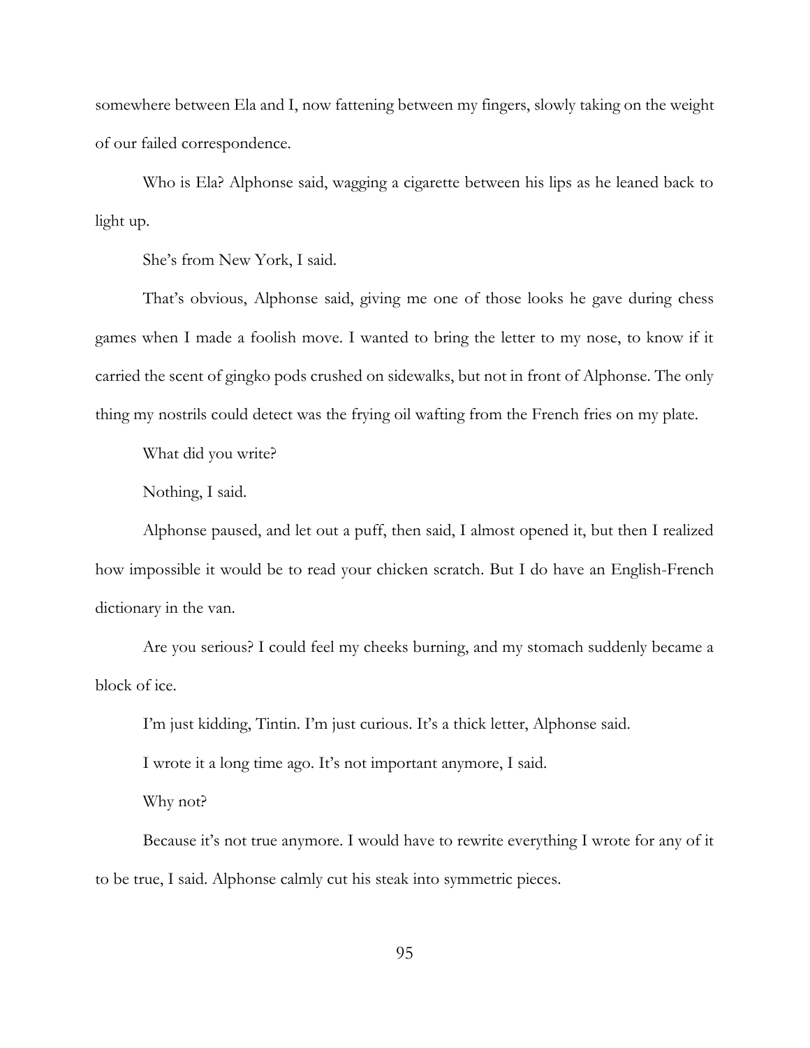somewhere between Ela and I, now fattening between my fingers, slowly taking on the weight of our failed correspondence.

Who is Ela? Alphonse said, wagging a cigarette between his lips as he leaned back to light up.

She's from New York, I said.

That's obvious, Alphonse said, giving me one of those looks he gave during chess games when I made a foolish move. I wanted to bring the letter to my nose, to know if it carried the scent of gingko pods crushed on sidewalks, but not in front of Alphonse. The only thing my nostrils could detect was the frying oil wafting from the French fries on my plate.

What did you write?

Nothing, I said.

Alphonse paused, and let out a puff, then said, I almost opened it, but then I realized how impossible it would be to read your chicken scratch. But I do have an English-French dictionary in the van.

Are you serious? I could feel my cheeks burning, and my stomach suddenly became a block of ice.

I'm just kidding, Tintin. I'm just curious. It's a thick letter, Alphonse said.

I wrote it a long time ago. It's not important anymore, I said.

Why not?

Because it's not true anymore. I would have to rewrite everything I wrote for any of it to be true, I said. Alphonse calmly cut his steak into symmetric pieces.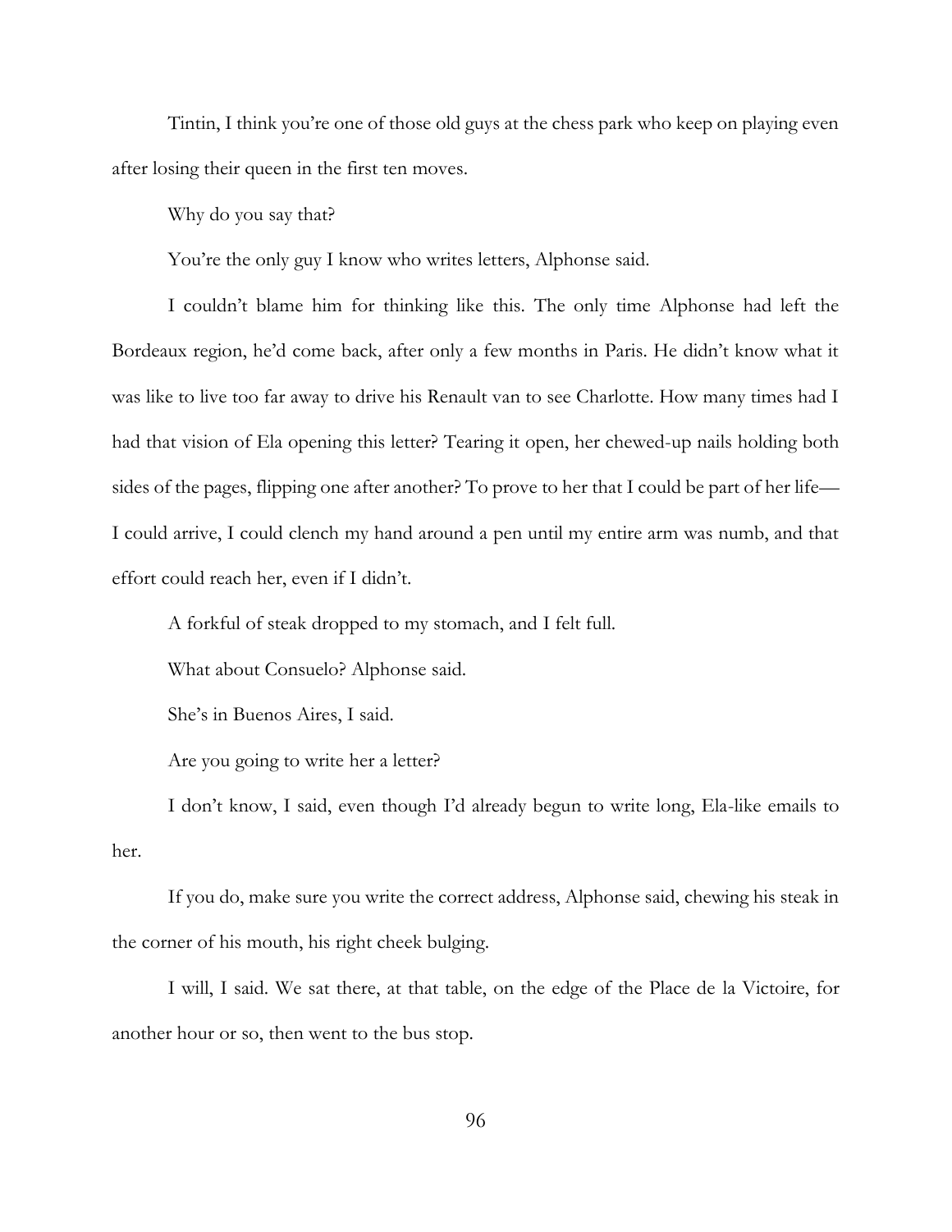Tintin, I think you're one of those old guys at the chess park who keep on playing even after losing their queen in the first ten moves.

Why do you say that?

You're the only guy I know who writes letters, Alphonse said.

I couldn't blame him for thinking like this. The only time Alphonse had left the Bordeaux region, he'd come back, after only a few months in Paris. He didn't know what it was like to live too far away to drive his Renault van to see Charlotte. How many times had I had that vision of Ela opening this letter? Tearing it open, her chewed-up nails holding both sides of the pages, flipping one after another? To prove to her that I could be part of her life—I could arrive, I could clench my hand around a pen until my entire arm was numb, and that effort could reach her, even if I didn't.

A forkful of steak dropped to my stomach, and I felt full.

What about Consuelo? Alphonse said.

She's in Buenos Aires, I said.

Are you going to write her a letter?

I don't know, I said, even though I'd already begun to write long, Ela-like emails to her.

If you do, make sure you write the correct address, Alphonse said, chewing his steak in the corner of his mouth, his right cheek bulging.

I will, I said. We sat there, at that table, on the edge of the Place de la Victoire, for another hour or so, then went to the bus stop.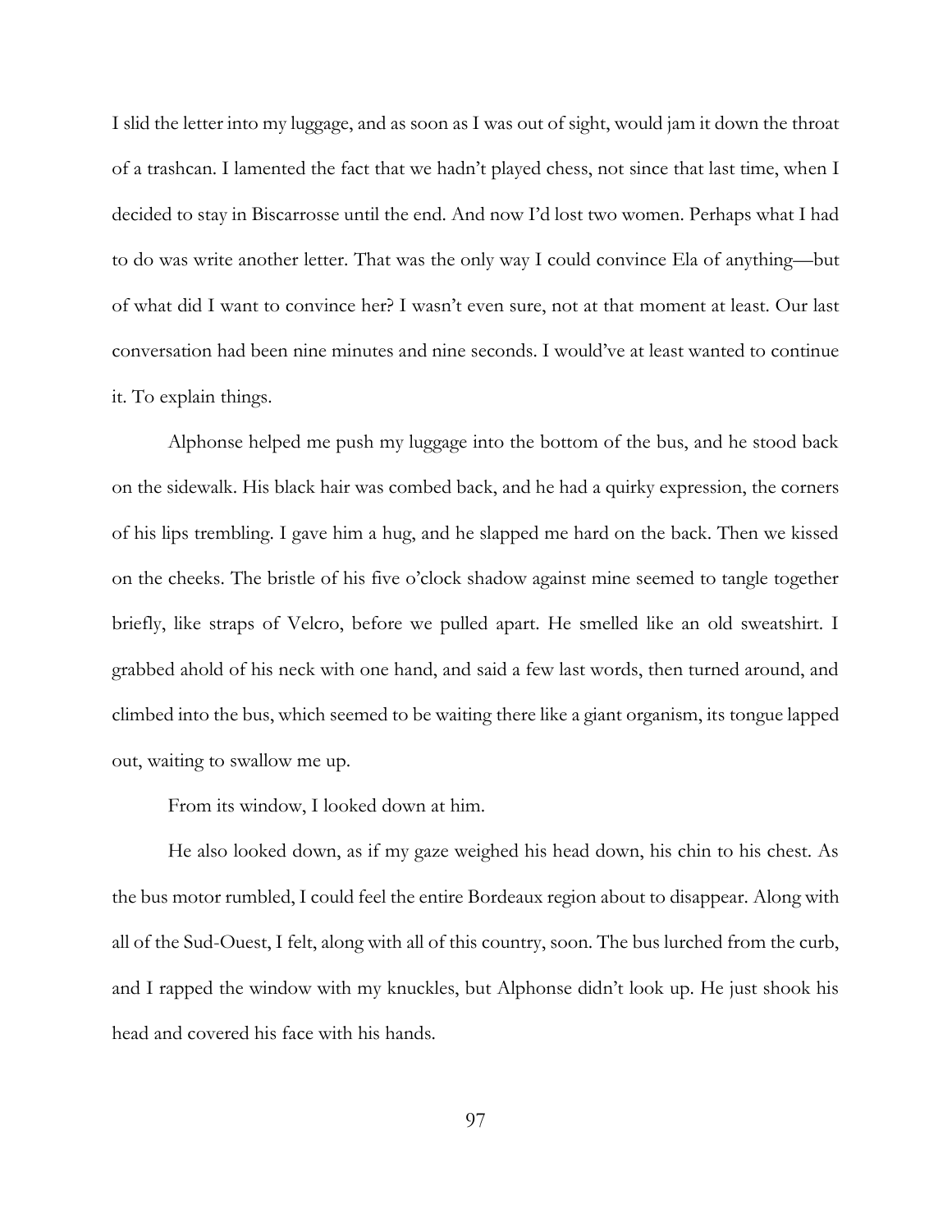I slid the letter into my luggage, and as soon as I was out of sight, would jam it down the throat of a trashcan. I lamented the fact that we hadn't played chess, not since that last time, when I decided to stay in Biscarrosse until the end. And now I'd lost two women. Perhaps what I had to do was write another letter. That was the only way I could convince Ela of anything—but of what did I want to convince her? I wasn't even sure, not at that moment at least. Our last conversation had been nine minutes and nine seconds. I would've at least wanted to continue it. To explain things.

Alphonse helped me push my luggage into the bottom of the bus, and he stood back on the sidewalk. His black hair was combed back, and he had a quirky expression, the corners of his lips trembling. I gave him a hug, and he slapped me hard on the back. Then we kissed on the cheeks. The bristle of his five o'clock shadow against mine seemed to tangle together briefly, like straps of Velcro, before we pulled apart. He smelled like an old sweatshirt. I grabbed ahold of his neck with one hand, and said a few last words, then turned around, and climbed into the bus, which seemed to be waiting there like a giant organism, its tongue lapped out, waiting to swallow me up.

From its window, I looked down at him.

He also looked down, as if my gaze weighed his head down, his chin to his chest. As the bus motor rumbled, I could feel the entire Bordeaux region about to disappear. Along with all of the Sud-Ouest, I felt, along with all of this country, soon. The bus lurched from the curb, and I rapped the window with my knuckles, but Alphonse didn't look up. He just shook his head and covered his face with his hands.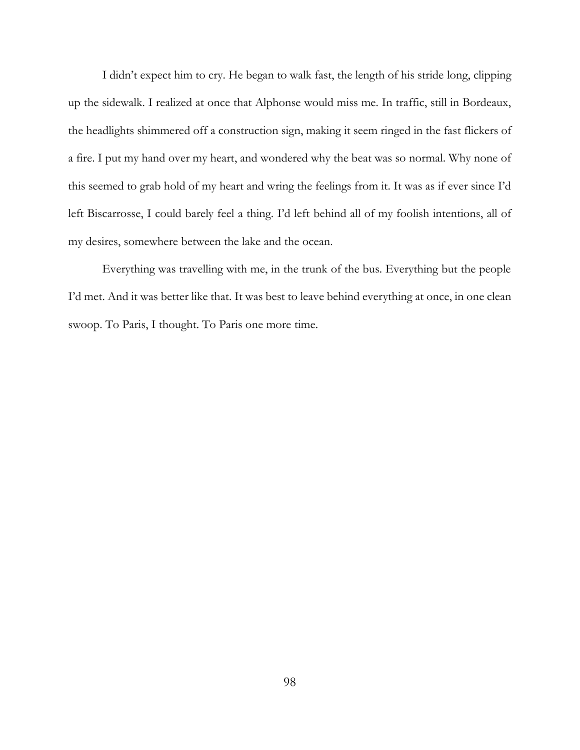I didn't expect him to cry. He began to walk fast, the length of his stride long, clipping up the sidewalk. I realized at once that Alphonse would miss me. In traffic, still in Bordeaux, the headlights shimmered off a construction sign, making it seem ringed in the fast flickers of a fire. I put my hand over my heart, and wondered why the beat was so normal. Why none of this seemed to grab hold of my heart and wring the feelings from it. It was as if ever since I'd left Biscarrosse, I could barely feel a thing. I'd left behind all of my foolish intentions, all of my desires, somewhere between the lake and the ocean.

Everything was travelling with me, in the trunk of the bus. Everything but the people I'd met. And it was better like that. It was best to leave behind everything at once, in one clean swoop. To Paris, I thought. To Paris one more time.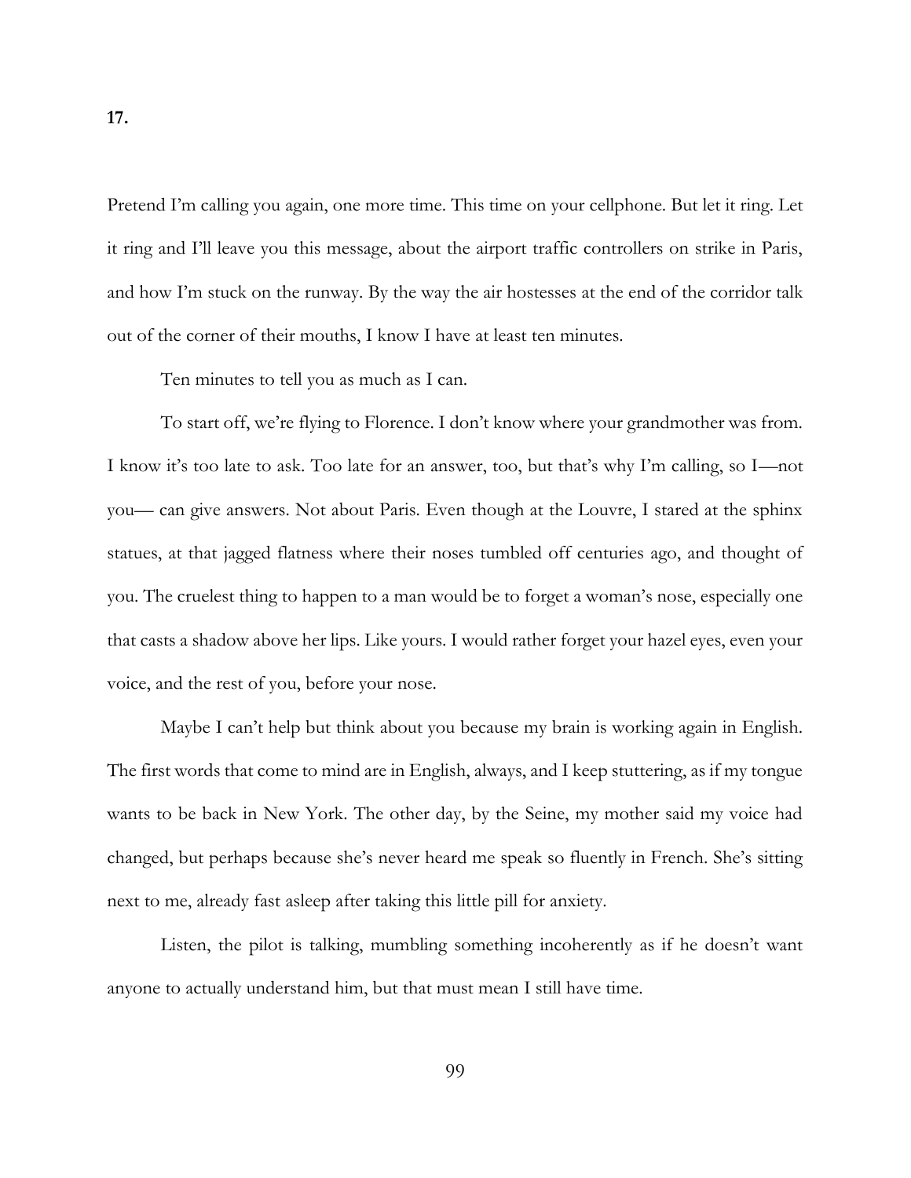**17.**

Pretend I'm calling you again, one more time. This time on your cellphone. But let it ring. Let it ring and I'll leave you this message, about the airport traffic controllers on strike in Paris, and how I'm stuck on the runway. By the way the air hostesses at the end of the corridor talk out of the corner of their mouths, I know I have at least ten minutes.

Ten minutes to tell you as much as I can.

To start off, we're flying to Florence. I don't know where your grandmother was from. I know it's too late to ask. Too late for an answer, too, but that's why I'm calling, so I—not you— can give answers. Not about Paris. Even though at the Louvre, I stared at the sphinx statues, at that jagged flatness where their noses tumbled off centuries ago, and thought of you. The cruelest thing to happen to a man would be to forget a woman's nose, especially one that casts a shadow above her lips. Like yours. I would rather forget your hazel eyes, even your voice, and the rest of you, before your nose.

Maybe I can't help but think about you because my brain is working again in English. The first words that come to mind are in English, always, and I keep stuttering, as if my tongue wants to be back in New York. The other day, by the Seine, my mother said my voice had changed, but perhaps because she's never heard me speak so fluently in French. She's sitting next to me, already fast asleep after taking this little pill for anxiety.

Listen, the pilot is talking, mumbling something incoherently as if he doesn't want anyone to actually understand him, but that must mean I still have time.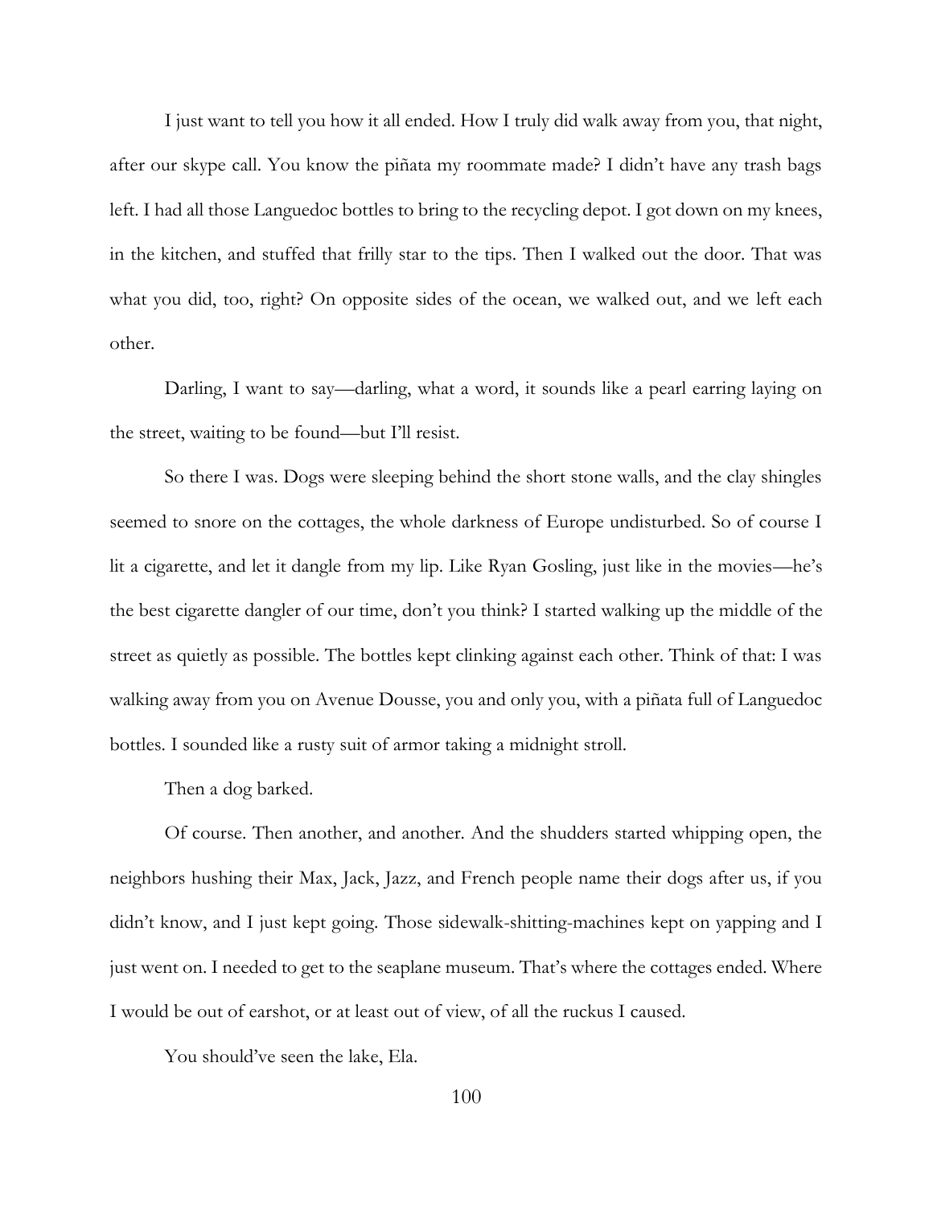I just want to tell you how it all ended. How I truly did walk away from you, that night, after our skype call. You know the piñata my roommate made? I didn't have any trash bags left. I had all those Languedoc bottles to bring to the recycling depot. I got down on my knees, in the kitchen, and stuffed that frilly star to the tips. Then I walked out the door. That was what you did, too, right? On opposite sides of the ocean, we walked out, and we left each other.

Darling, I want to say—darling, what a word, it sounds like a pearl earring laying on the street, waiting to be found—but I'll resist.

So there I was. Dogs were sleeping behind the short stone walls, and the clay shingles seemed to snore on the cottages, the whole darkness of Europe undisturbed. So of course I lit a cigarette, and let it dangle from my lip. Like Ryan Gosling, just like in the movies—he's the best cigarette dangler of our time, don't you think? I started walking up the middle of the street as quietly as possible. The bottles kept clinking against each other. Think of that: I was walking away from you on Avenue Dousse, you and only you, with a piñata full of Languedoc bottles. I sounded like a rusty suit of armor taking a midnight stroll.

Then a dog barked.

Of course. Then another, and another. And the shudders started whipping open, the neighbors hushing their Max, Jack, Jazz, and French people name their dogs after us, if you didn't know, and I just kept going. Those sidewalk-shitting-machines kept on yapping and I just went on. I needed to get to the seaplane museum. That's where the cottages ended. Where I would be out of earshot, or at least out of view, of all the ruckus I caused.

You should've seen the lake, Ela.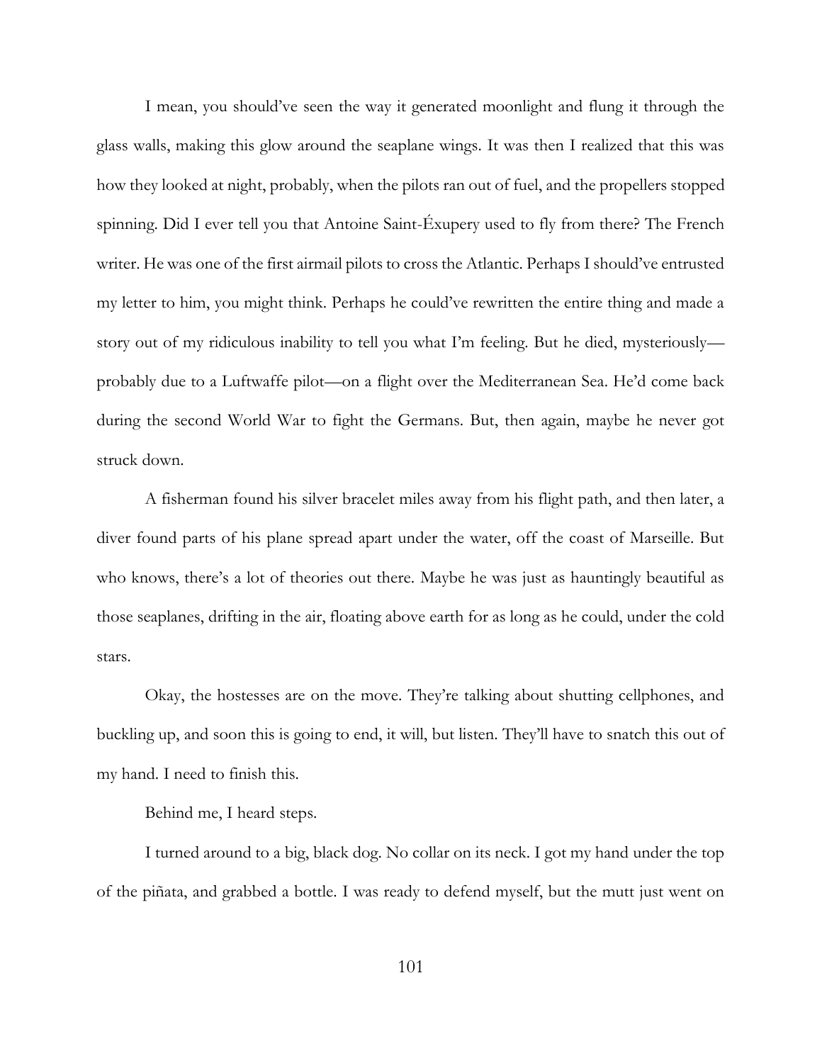I mean, you should've seen the way it generated moonlight and flung it through the glass walls, making this glow around the seaplane wings. It was then I realized that this was how they looked at night, probably, when the pilots ran out of fuel, and the propellers stopped spinning. Did I ever tell you that Antoine Saint-Éxupery used to fly from there? The French writer. He was one of the first airmail pilots to cross the Atlantic. Perhaps I should've entrusted my letter to him, you might think. Perhaps he could've rewritten the entire thing and made a story out of my ridiculous inability to tell you what I'm feeling. But he died, mysteriously—probably due to a Luftwaffe pilot—on a flight over the Mediterranean Sea. He'd come back during the second World War to fight the Germans. But, then again, maybe he never got struck down.

A fisherman found his silver bracelet miles away from his flight path, and then later, a diver found parts of his plane spread apart under the water, off the coast of Marseille. But who knows, there's a lot of theories out there. Maybe he was just as hauntingly beautiful as those seaplanes, drifting in the air, floating above earth for as long as he could, under the cold stars.

Okay, the hostesses are on the move. They're talking about shutting cellphones, and buckling up, and soon this is going to end, it will, but listen. They'll have to snatch this out of my hand. I need to finish this.

Behind me, I heard steps.

I turned around to a big, black dog. No collar on its neck. I got my hand under the top of the piñata, and grabbed a bottle. I was ready to defend myself, but the mutt just went on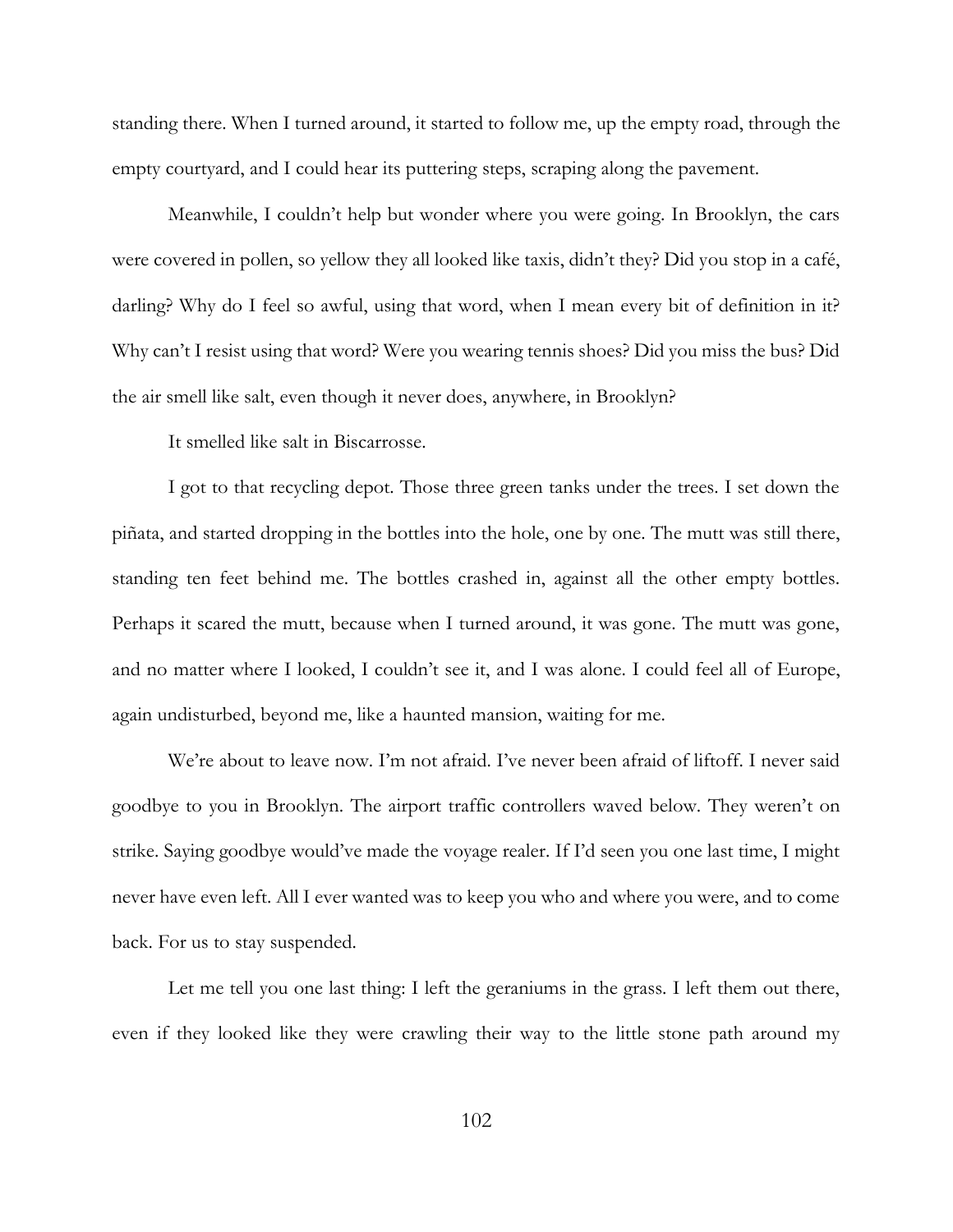standing there. When I turned around, it started to follow me, up the empty road, through the empty courtyard, and I could hear its puttering steps, scraping along the pavement.

Meanwhile, I couldn't help but wonder where you were going. In Brooklyn, the cars were covered in pollen, so yellow they all looked like taxis, didn't they? Did you stop in a café, darling? Why do I feel so awful, using that word, when I mean every bit of definition in it? Why can't I resist using that word? Were you wearing tennis shoes? Did you miss the bus? Did the air smell like salt, even though it never does, anywhere, in Brooklyn?

It smelled like salt in Biscarrosse.

I got to that recycling depot. Those three green tanks under the trees. I set down the piñata, and started dropping in the bottles into the hole, one by one. The mutt was still there, standing ten feet behind me. The bottles crashed in, against all the other empty bottles. Perhaps it scared the mutt, because when I turned around, it was gone. The mutt was gone, and no matter where I looked, I couldn't see it, and I was alone. I could feel all of Europe, again undisturbed, beyond me, like a haunted mansion, waiting for me.

We're about to leave now. I'm not afraid. I've never been afraid of liftoff. I never said goodbye to you in Brooklyn. The airport traffic controllers waved below. They weren't on strike. Saying goodbye would've made the voyage realer. If I'd seen you one last time, I might never have even left. All I ever wanted was to keep you who and where you were, and to come back. For us to stay suspended.

Let me tell you one last thing: I left the geraniums in the grass. I left them out there, even if they looked like they were crawling their way to the little stone path around my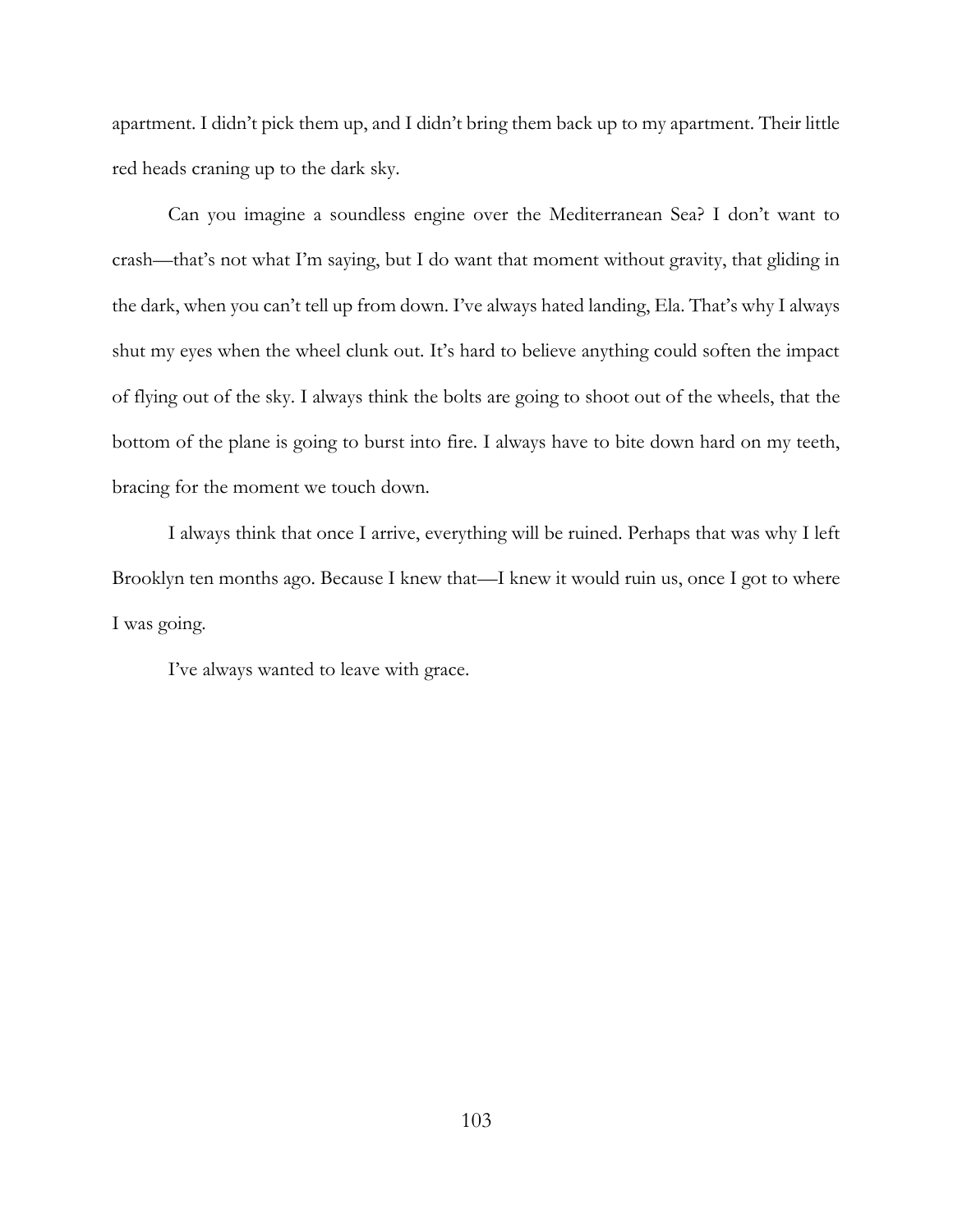apartment. I didn't pick them up, and I didn't bring them back up to my apartment. Their little red heads craning up to the dark sky.

Can you imagine a soundless engine over the Mediterranean Sea? I don't want to crash—that's not what I'm saying, but I do want that moment without gravity, that gliding in the dark, when you can't tell up from down. I've always hated landing, Ela. That's why I always shut my eyes when the wheel clunk out. It's hard to believe anything could soften the impact of flying out of the sky. I always think the bolts are going to shoot out of the wheels, that the bottom of the plane is going to burst into fire. I always have to bite down hard on my teeth, bracing for the moment we touch down.

I always think that once I arrive, everything will be ruined. Perhaps that was why I left Brooklyn ten months ago. Because I knew that—I knew it would ruin us, once I got to where I was going.

I've always wanted to leave with grace.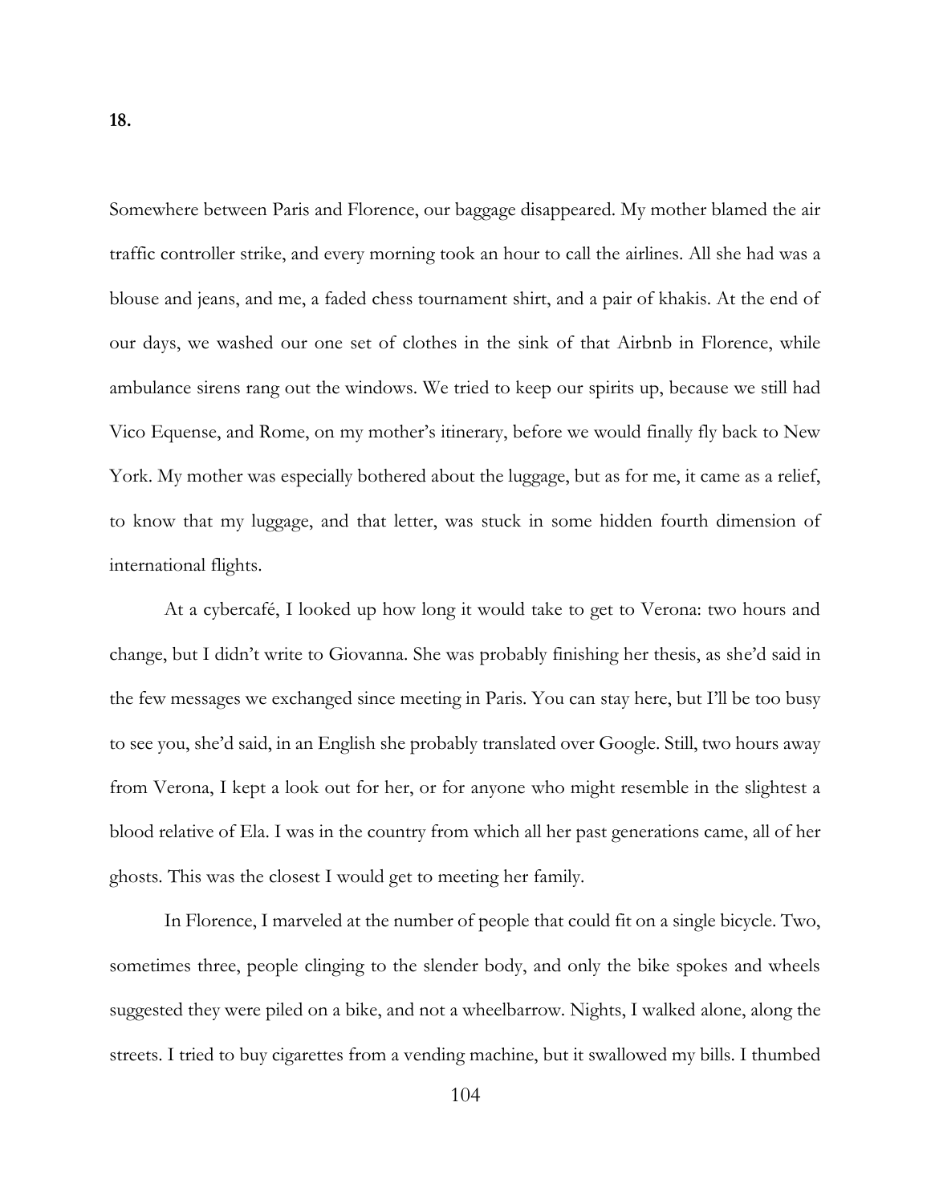**18.**

Somewhere between Paris and Florence, our baggage disappeared. My mother blamed the air traffic controller strike, and every morning took an hour to call the airlines. All she had was a blouse and jeans, and me, a faded chess tournament shirt, and a pair of khakis. At the end of our days, we washed our one set of clothes in the sink of that Airbnb in Florence, while ambulance sirens rang out the windows. We tried to keep our spirits up, because we still had Vico Equense, and Rome, on my mother's itinerary, before we would finally fly back to New York. My mother was especially bothered about the luggage, but as for me, it came as a relief, to know that my luggage, and that letter, was stuck in some hidden fourth dimension of international flights.

At a cybercafé, I looked up how long it would take to get to Verona: two hours and change, but I didn't write to Giovanna. She was probably finishing her thesis, as she'd said in the few messages we exchanged since meeting in Paris. You can stay here, but I'll be too busy to see you, she'd said, in an English she probably translated over Google. Still, two hours away from Verona, I kept a look out for her, or for anyone who might resemble in the slightest a blood relative of Ela. I was in the country from which all her past generations came, all of her ghosts. This was the closest I would get to meeting her family.

In Florence, I marveled at the number of people that could fit on a single bicycle. Two, sometimes three, people clinging to the slender body, and only the bike spokes and wheels suggested they were piled on a bike, and not a wheelbarrow. Nights, I walked alone, along the streets. I tried to buy cigarettes from a vending machine, but it swallowed my bills. I thumbed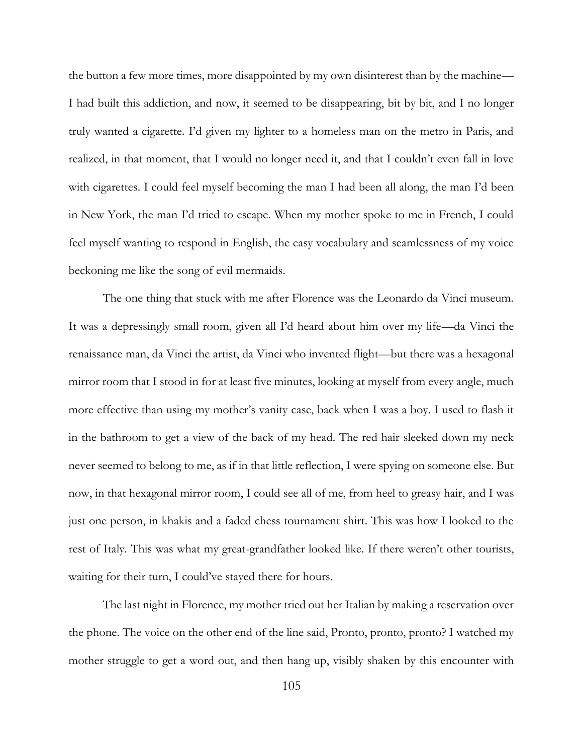the button a few more times, more disappointed by my own disinterest than by the machine—I had built this addiction, and now, it seemed to be disappearing, bit by bit, and I no longer truly wanted a cigarette. I'd given my lighter to a homeless man on the metro in Paris, and realized, in that moment, that I would no longer need it, and that I couldn't even fall in love with cigarettes. I could feel myself becoming the man I had been all along, the man I'd been in New York, the man I'd tried to escape. When my mother spoke to me in French, I could feel myself wanting to respond in English, the easy vocabulary and seamlessness of my voice beckoning me like the song of evil mermaids.

The one thing that stuck with me after Florence was the Leonardo da Vinci museum. It was a depressingly small room, given all I'd heard about him over my life—da Vinci the renaissance man, da Vinci the artist, da Vinci who invented flight—but there was a hexagonal mirror room that I stood in for at least five minutes, looking at myself from every angle, much more effective than using my mother's vanity case, back when I was a boy. I used to flash it in the bathroom to get a view of the back of my head. The red hair sleeked down my neck never seemed to belong to me, as if in that little reflection, I were spying on someone else. But now, in that hexagonal mirror room, I could see all of me, from heel to greasy hair, and I was just one person, in khakis and a faded chess tournament shirt. This was how I looked to the rest of Italy. This was what my great-grandfather looked like. If there weren't other tourists, waiting for their turn, I could've stayed there for hours.

The last night in Florence, my mother tried out her Italian by making a reservation over the phone. The voice on the other end of the line said, Pronto, pronto, pronto? I watched my mother struggle to get a word out, and then hang up, visibly shaken by this encounter with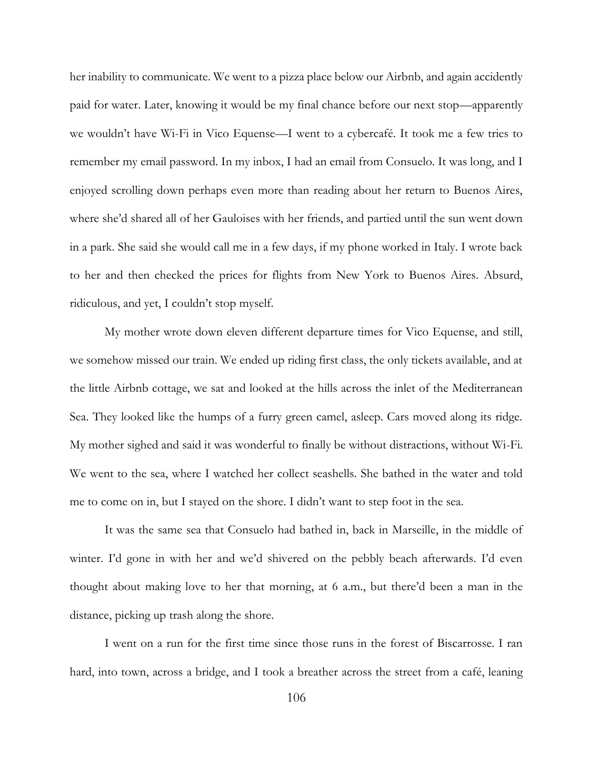her inability to communicate. We went to a pizza place below our Airbnb, and again accidently paid for water. Later, knowing it would be my final chance before our next stop—apparently we wouldn't have Wi-Fi in Vico Equense—I went to a cybercafé. It took me a few tries to remember my email password. In my inbox, I had an email from Consuelo. It was long, and I enjoyed scrolling down perhaps even more than reading about her return to Buenos Aires, where she'd shared all of her Gauloises with her friends, and partied until the sun went down in a park. She said she would call me in a few days, if my phone worked in Italy. I wrote back to her and then checked the prices for flights from New York to Buenos Aires. Absurd, ridiculous, and yet, I couldn't stop myself.

My mother wrote down eleven different departure times for Vico Equense, and still, we somehow missed our train. We ended up riding first class, the only tickets available, and at the little Airbnb cottage, we sat and looked at the hills across the inlet of the Mediterranean Sea. They looked like the humps of a furry green camel, asleep. Cars moved along its ridge. My mother sighed and said it was wonderful to finally be without distractions, without Wi-Fi. We went to the sea, where I watched her collect seashells. She bathed in the water and told me to come on in, but I stayed on the shore. I didn't want to step foot in the sea.

It was the same sea that Consuelo had bathed in, back in Marseille, in the middle of winter. I'd gone in with her and we'd shivered on the pebbly beach afterwards. I'd even thought about making love to her that morning, at 6 a.m., but there'd been a man in the distance, picking up trash along the shore.

I went on a run for the first time since those runs in the forest of Biscarrosse. I ran hard, into town, across a bridge, and I took a breather across the street from a café, leaning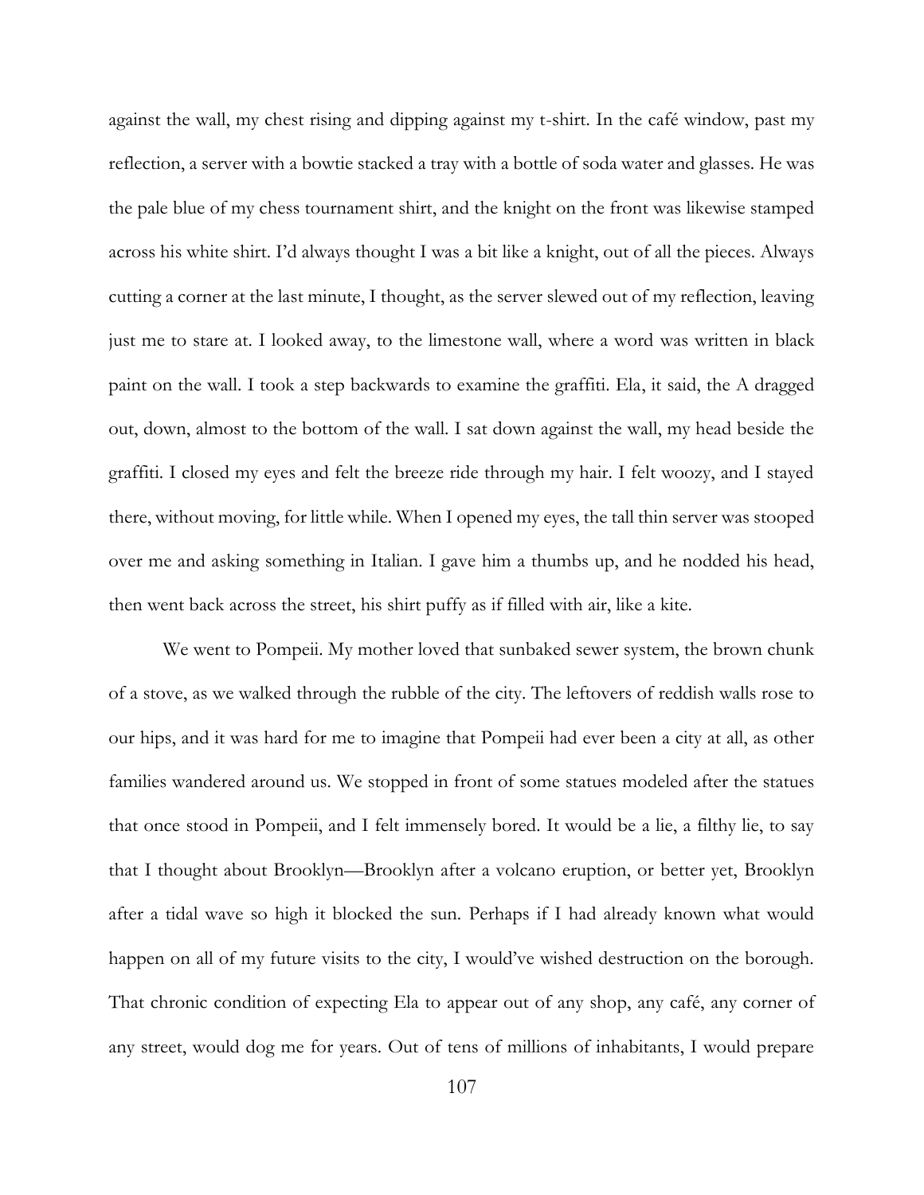against the wall, my chest rising and dipping against my t-shirt. In the café window, past my reflection, a server with a bowtie stacked a tray with a bottle of soda water and glasses. He was the pale blue of my chess tournament shirt, and the knight on the front was likewise stamped across his white shirt. I'd always thought I was a bit like a knight, out of all the pieces. Always cutting a corner at the last minute, I thought, as the server slewed out of my reflection, leaving just me to stare at. I looked away, to the limestone wall, where a word was written in black paint on the wall. I took a step backwards to examine the graffiti. Ela, it said, the A dragged out, down, almost to the bottom of the wall. I sat down against the wall, my head beside the graffiti. I closed my eyes and felt the breeze ride through my hair. I felt woozy, and I stayed there, without moving, for little while. When I opened my eyes, the tall thin server was stooped over me and asking something in Italian. I gave him a thumbs up, and he nodded his head, then went back across the street, his shirt puffy as if filled with air, like a kite.

We went to Pompeii. My mother loved that sunbaked sewer system, the brown chunk of a stove, as we walked through the rubble of the city. The leftovers of reddish walls rose to our hips, and it was hard for me to imagine that Pompeii had ever been a city at all, as other families wandered around us. We stopped in front of some statues modeled after the statues that once stood in Pompeii, and I felt immensely bored. It would be a lie, a filthy lie, to say that I thought about Brooklyn—Brooklyn after a volcano eruption, or better yet, Brooklyn after a tidal wave so high it blocked the sun. Perhaps if I had already known what would happen on all of my future visits to the city, I would've wished destruction on the borough. That chronic condition of expecting Ela to appear out of any shop, any café, any corner of any street, would dog me for years. Out of tens of millions of inhabitants, I would prepare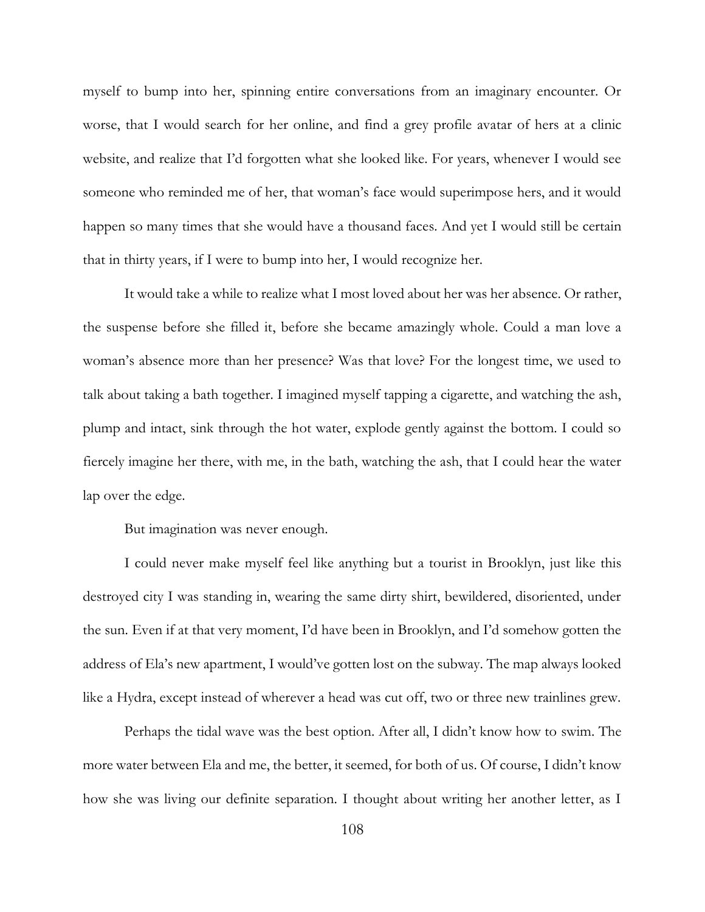myself to bump into her, spinning entire conversations from an imaginary encounter. Or worse, that I would search for her online, and find a grey profile avatar of hers at a clinic website, and realize that I'd forgotten what she looked like. For years, whenever I would see someone who reminded me of her, that woman's face would superimpose hers, and it would happen so many times that she would have a thousand faces. And yet I would still be certain that in thirty years, if I were to bump into her, I would recognize her.

It would take a while to realize what I most loved about her was her absence. Or rather, the suspense before she filled it, before she became amazingly whole. Could a man love a woman's absence more than her presence? Was that love? For the longest time, we used to talk about taking a bath together. I imagined myself tapping a cigarette, and watching the ash, plump and intact, sink through the hot water, explode gently against the bottom. I could so fiercely imagine her there, with me, in the bath, watching the ash, that I could hear the water lap over the edge.

But imagination was never enough.

I could never make myself feel like anything but a tourist in Brooklyn, just like this destroyed city I was standing in, wearing the same dirty shirt, bewildered, disoriented, under the sun. Even if at that very moment, I'd have been in Brooklyn, and I'd somehow gotten the address of Ela's new apartment, I would've gotten lost on the subway. The map always looked like a Hydra, except instead of wherever a head was cut off, two or three new trainlines grew.

Perhaps the tidal wave was the best option. After all, I didn't know how to swim. The more water between Ela and me, the better, it seemed, for both of us. Of course, I didn't know how she was living our definite separation. I thought about writing her another letter, as I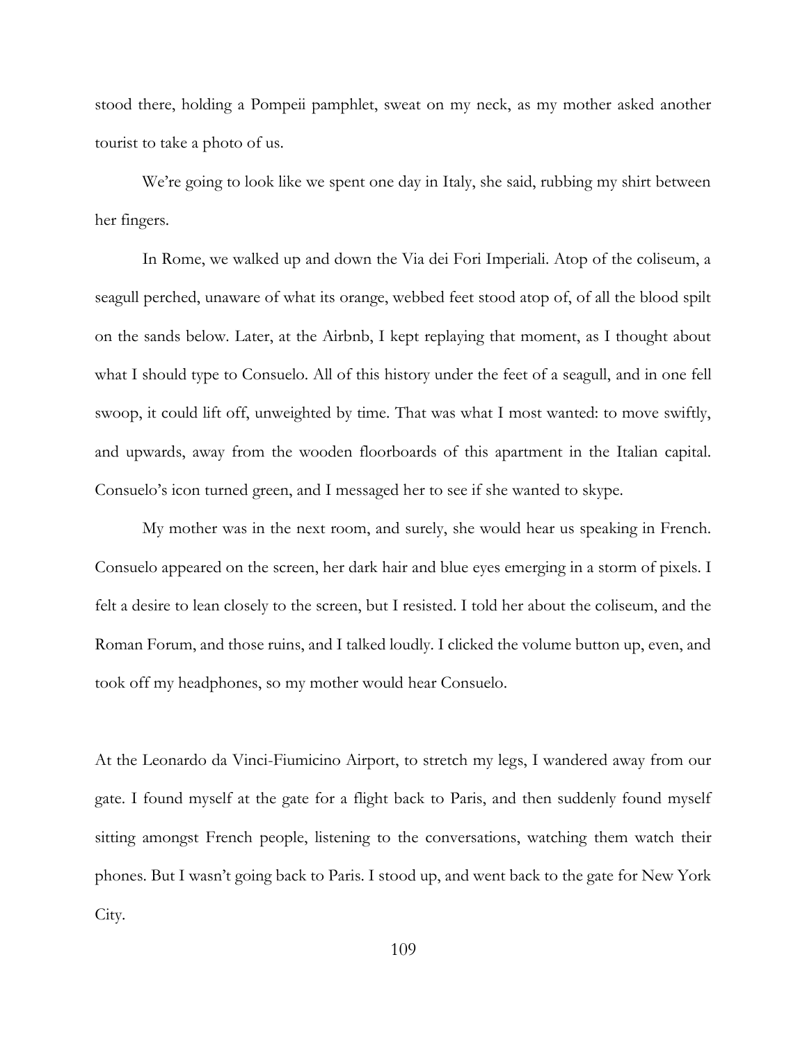stood there, holding a Pompeii pamphlet, sweat on my neck, as my mother asked another tourist to take a photo of us.

We're going to look like we spent one day in Italy, she said, rubbing my shirt between her fingers.

In Rome, we walked up and down the Via dei Fori Imperiali. Atop of the coliseum, a seagull perched, unaware of what its orange, webbed feet stood atop of, of all the blood spilt on the sands below. Later, at the Airbnb, I kept replaying that moment, as I thought about what I should type to Consuelo. All of this history under the feet of a seagull, and in one fell swoop, it could lift off, unweighted by time. That was what I most wanted: to move swiftly, and upwards, away from the wooden floorboards of this apartment in the Italian capital. Consuelo's icon turned green, and I messaged her to see if she wanted to skype.

My mother was in the next room, and surely, she would hear us speaking in French. Consuelo appeared on the screen, her dark hair and blue eyes emerging in a storm of pixels. I felt a desire to lean closely to the screen, but I resisted. I told her about the coliseum, and the Roman Forum, and those ruins, and I talked loudly. I clicked the volume button up, even, and took off my headphones, so my mother would hear Consuelo.

At the Leonardo da Vinci-Fiumicino Airport, to stretch my legs, I wandered away from our gate. I found myself at the gate for a flight back to Paris, and then suddenly found myself sitting amongst French people, listening to the conversations, watching them watch their phones. But I wasn't going back to Paris. I stood up, and went back to the gate for New York City.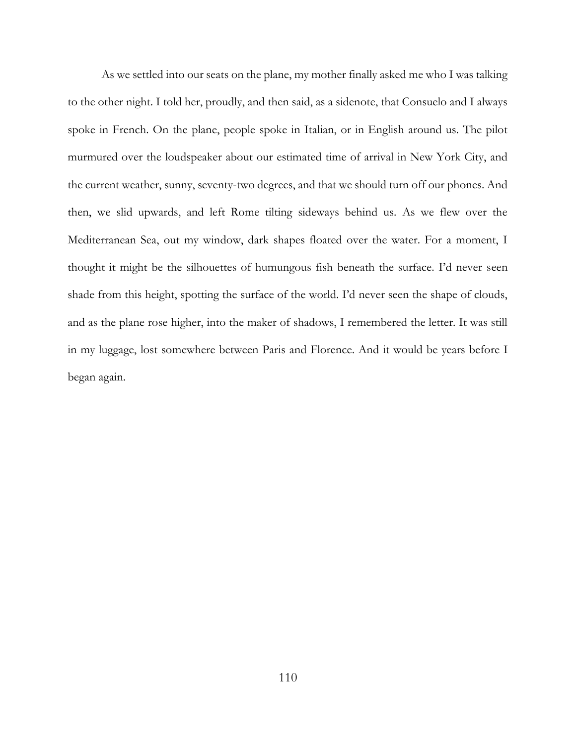As we settled into our seats on the plane, my mother finally asked me who I was talking to the other night. I told her, proudly, and then said, as a sidenote, that Consuelo and I always spoke in French. On the plane, people spoke in Italian, or in English around us. The pilot murmured over the loudspeaker about our estimated time of arrival in New York City, and the current weather, sunny, seventy-two degrees, and that we should turn off our phones. And then, we slid upwards, and left Rome tilting sideways behind us. As we flew over the Mediterranean Sea, out my window, dark shapes floated over the water. For a moment, I thought it might be the silhouettes of humungous fish beneath the surface. I'd never seen shade from this height, spotting the surface of the world. I'd never seen the shape of clouds, and as the plane rose higher, into the maker of shadows, I remembered the letter. It was still in my luggage, lost somewhere between Paris and Florence. And it would be years before I began again.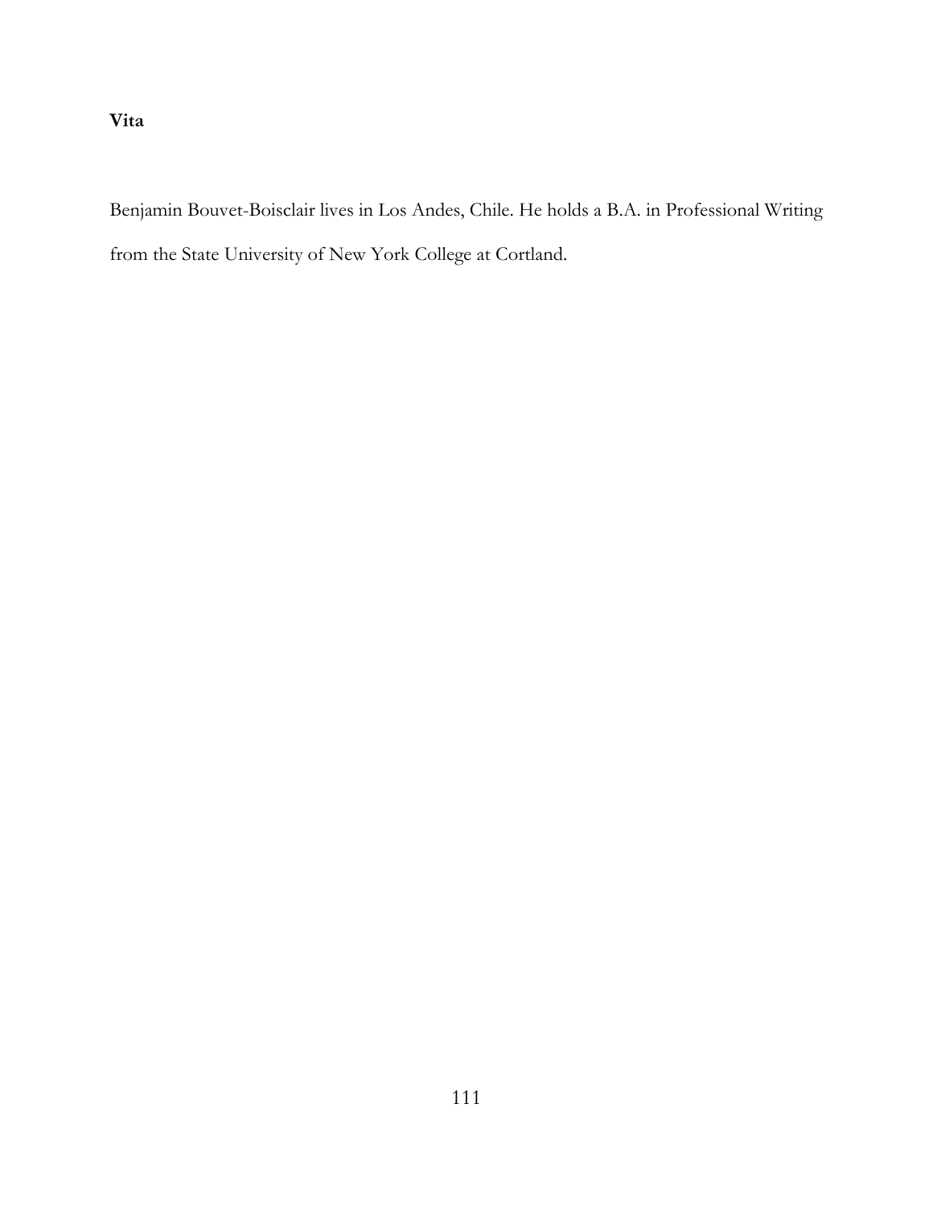## Vita

Benjamin Bouvet-Boisclair lives in Los Andes, Chile. He holds a B.A. in Professional Writing from the State University of New York College at Cortland.